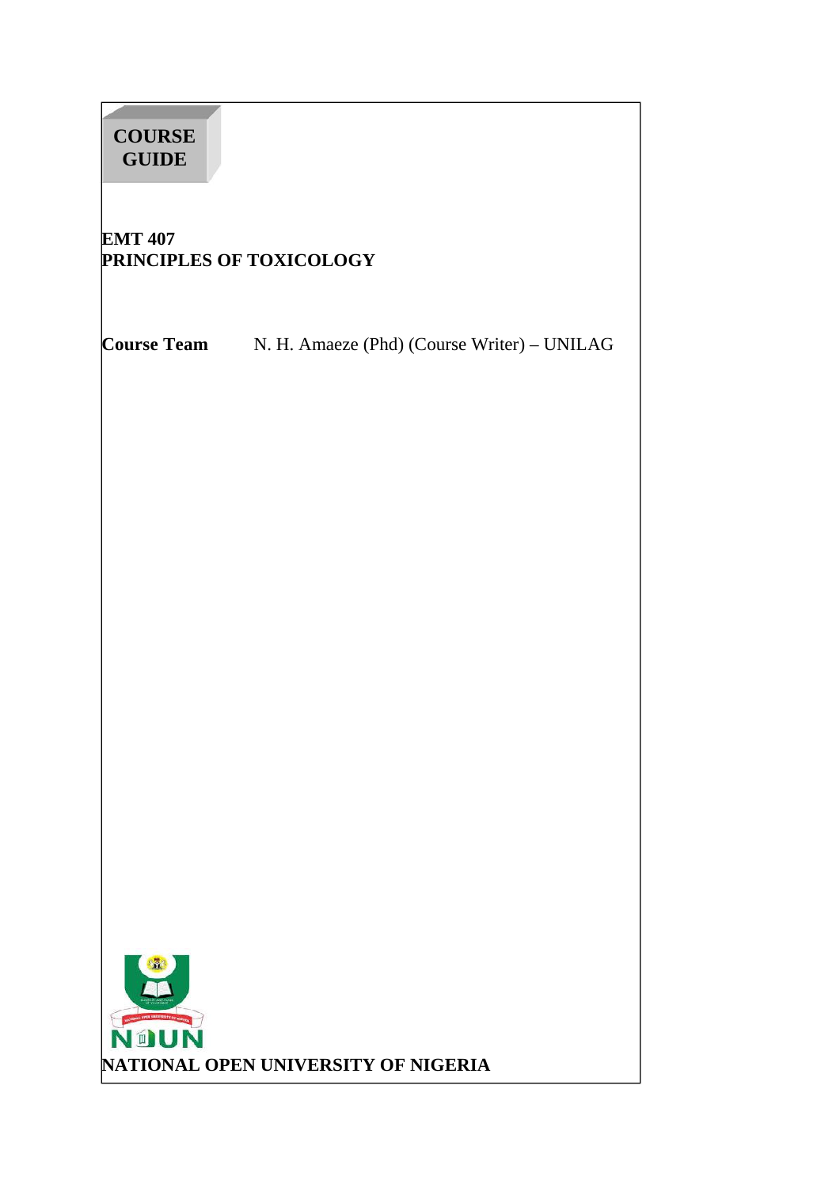# COURSE GUIDE

## EMT 407
## PRINCIPLES OF TOXICOLOGY

**Course Team** N. H. Amaeze (Phd) (Course Writer) – UNILAG

NOUN

**NATIONAL OPEN UNIVERSITY OF NIGERIA**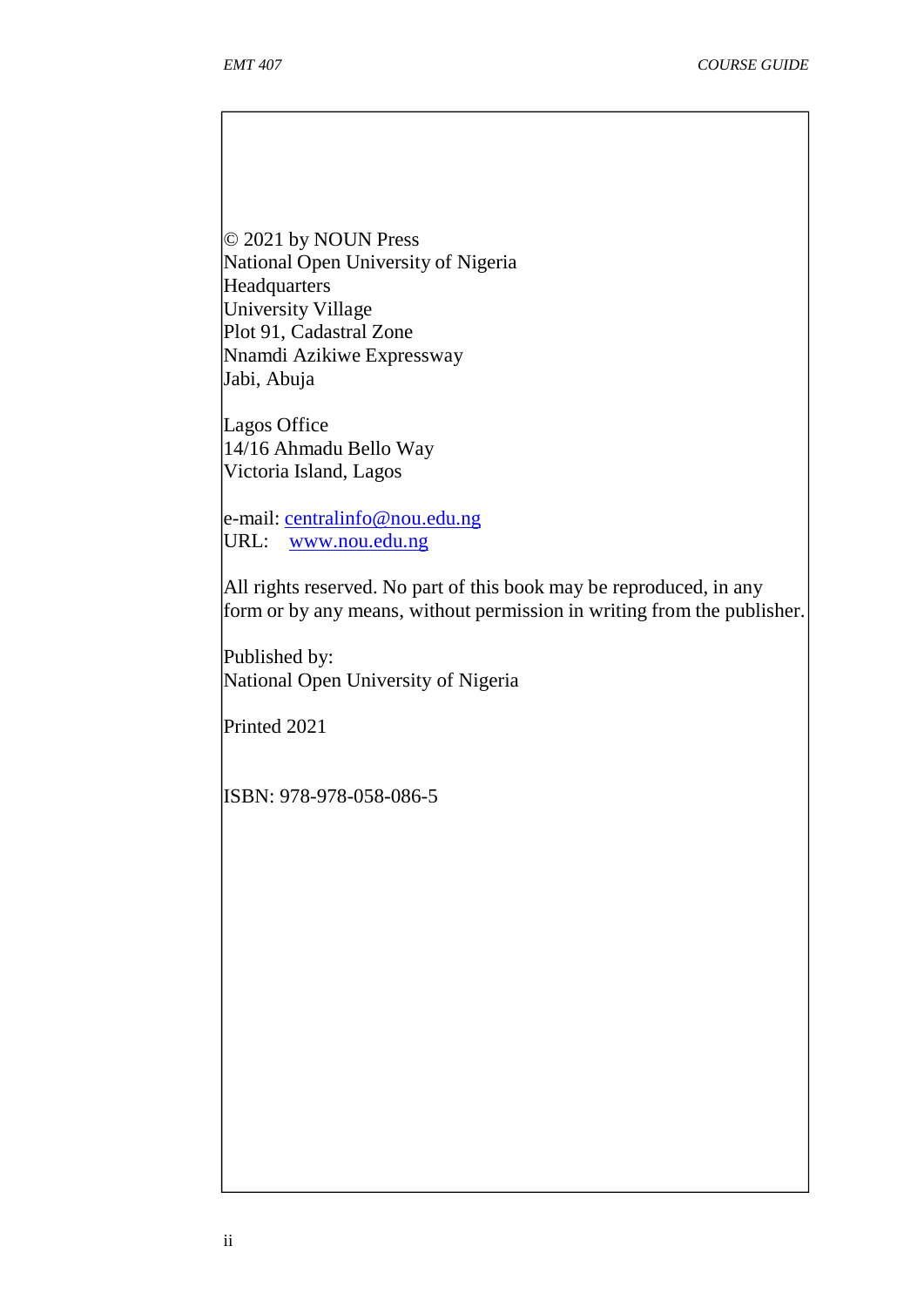© 2021 by NOUN Press
National Open University of Nigeria
Headquarters
University Village
Plot 91, Cadastral Zone
Nnamdi Azikiwe Expressway
Jabi, Abuja

Lagos Office
14/16 Ahmadu Bello Way
Victoria Island, Lagos

e-mail: centralinfo@nou.edu.ng
URL: www.nou.edu.ng

All rights reserved. No part of this book may be reproduced, in any form or by any means, without permission in writing from the publisher.

Published by:
National Open University of Nigeria

Printed 2021

ISBN: 978-978-058-086-5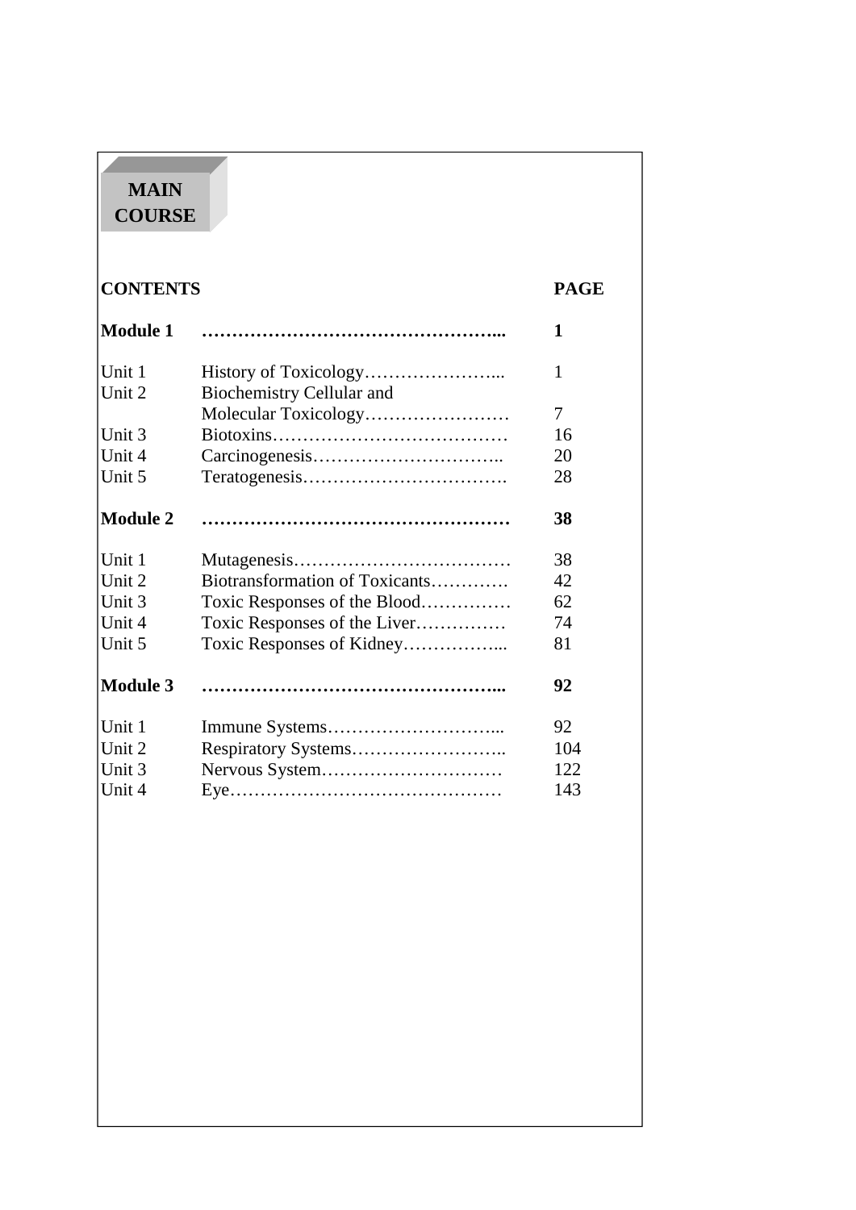# MAIN COURSE

| CONTENTS | | PAGE |
|---|---|---|
| **Module 1** | **…………………………………………...** | **1** |
| Unit 1 | History of Toxicology…………………... | 1 |
| Unit 2 | Biochemistry Cellular and Molecular Toxicology…………………… | 7 |
| Unit 3 | Biotoxins………………………………… | 16 |
| Unit 4 | Carcinogenesis………………………….. | 20 |
| Unit 5 | Teratogenesis……………………………. | 28 |
| **Module 2** | **……………………………………………** | **38** |
| Unit 1 | Mutagenesis……………………………… | 38 |
| Unit 2 | Biotransformation of Toxicants…………. | 42 |
| Unit 3 | Toxic Responses of the Blood…………… | 62 |
| Unit 4 | Toxic Responses of the Liver…………… | 74 |
| Unit 5 | Toxic Responses of Kidney……………... | 81 |
| **Module 3** | **…………………………………………...** | **92** |
| Unit 1 | Immune Systems………………………... | 92 |
| Unit 2 | Respiratory Systems…………………….. | 104 |
| Unit 3 | Nervous System………………………… | 122 |
| Unit 4 | Eye……………………………………… | 143 |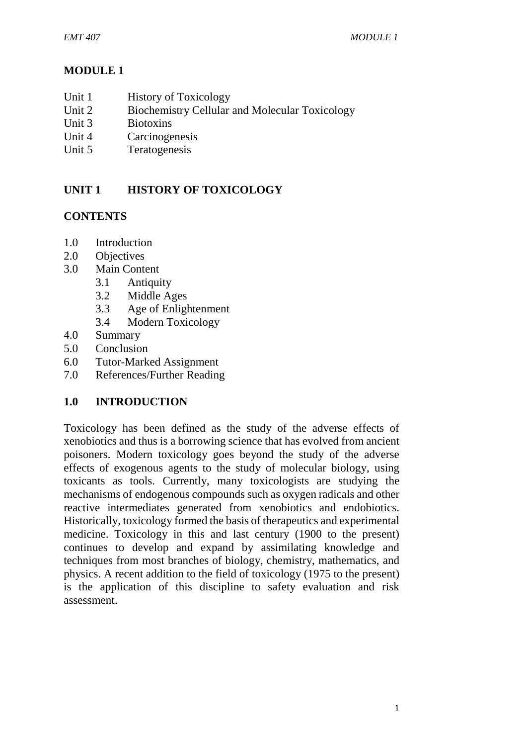## MODULE 1

- Unit 1 History of Toxicology
- Unit 2 Biochemistry Cellular and Molecular Toxicology
- Unit 3 Biotoxins
- Unit 4 Carcinogenesis
- Unit 5 Teratogenesis

## UNIT 1 HISTORY OF TOXICOLOGY

### CONTENTS

- 1.0 Introduction
- 2.0 Objectives
- 3.0 Main Content
  - 3.1 Antiquity
  - 3.2 Middle Ages
  - 3.3 Age of Enlightenment
  - 3.4 Modern Toxicology
- 4.0 Summary
- 5.0 Conclusion
- 6.0 Tutor-Marked Assignment
- 7.0 References/Further Reading

### 1.0 INTRODUCTION

Toxicology has been defined as the study of the adverse effects of xenobiotics and thus is a borrowing science that has evolved from ancient poisoners. Modern toxicology goes beyond the study of the adverse effects of exogenous agents to the study of molecular biology, using toxicants as tools. Currently, many toxicologists are studying the mechanisms of endogenous compounds such as oxygen radicals and other reactive intermediates generated from xenobiotics and endobiotics. Historically, toxicology formed the basis of therapeutics and experimental medicine. Toxicology in this and last century (1900 to the present) continues to develop and expand by assimilating knowledge and techniques from most branches of biology, chemistry, mathematics, and physics. A recent addition to the field of toxicology (1975 to the present) is the application of this discipline to safety evaluation and risk assessment.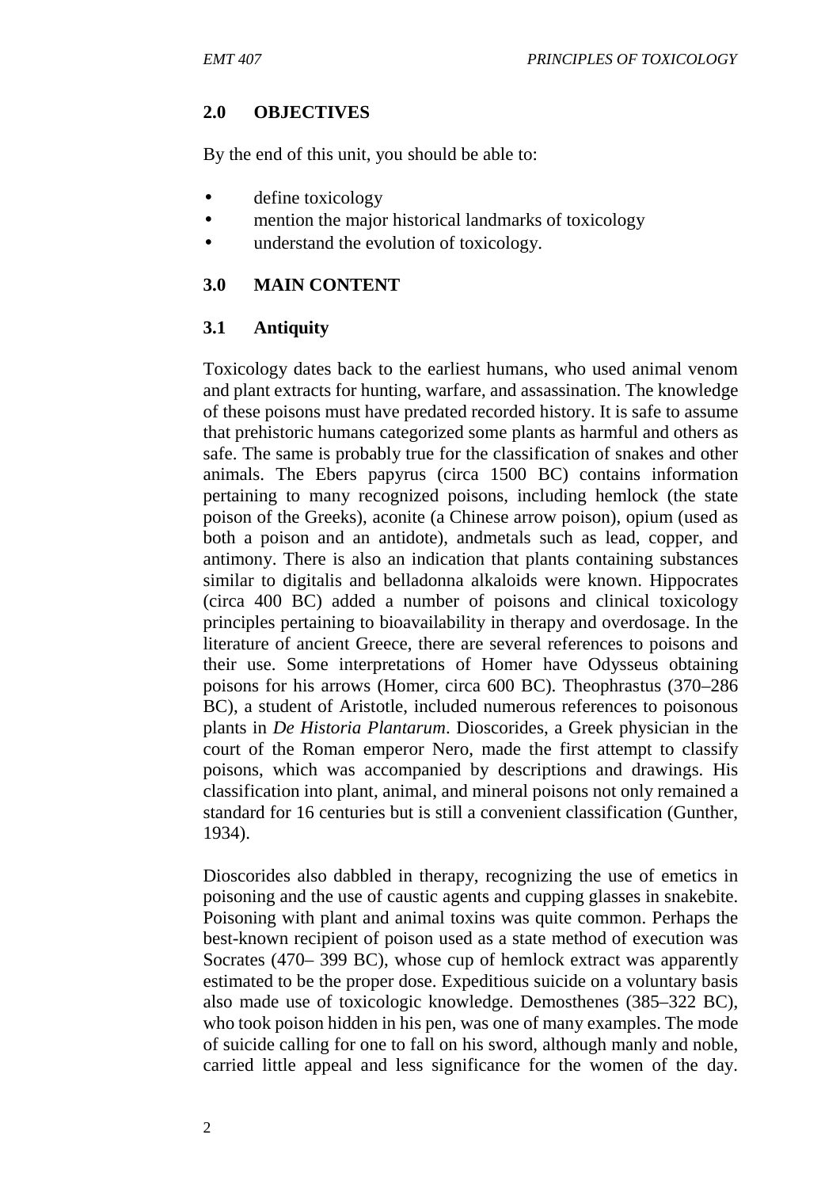## 2.0 OBJECTIVES

By the end of this unit, you should be able to:

- define toxicology
- mention the major historical landmarks of toxicology
- understand the evolution of toxicology.

## 3.0 MAIN CONTENT

### 3.1 Antiquity

Toxicology dates back to the earliest humans, who used animal venom and plant extracts for hunting, warfare, and assassination. The knowledge of these poisons must have predated recorded history. It is safe to assume that prehistoric humans categorized some plants as harmful and others as safe. The same is probably true for the classification of snakes and other animals. The Ebers papyrus (circa 1500 BC) contains information pertaining to many recognized poisons, including hemlock (the state poison of the Greeks), aconite (a Chinese arrow poison), opium (used as both a poison and an antidote), andmetals such as lead, copper, and antimony. There is also an indication that plants containing substances similar to digitalis and belladonna alkaloids were known. Hippocrates (circa 400 BC) added a number of poisons and clinical toxicology principles pertaining to bioavailability in therapy and overdosage. In the literature of ancient Greece, there are several references to poisons and their use. Some interpretations of Homer have Odysseus obtaining poisons for his arrows (Homer, circa 600 BC). Theophrastus (370–286 BC), a student of Aristotle, included numerous references to poisonous plants in *De Historia Plantarum*. Dioscorides, a Greek physician in the court of the Roman emperor Nero, made the first attempt to classify poisons, which was accompanied by descriptions and drawings. His classification into plant, animal, and mineral poisons not only remained a standard for 16 centuries but is still a convenient classification (Gunther, 1934).

Dioscorides also dabbled in therapy, recognizing the use of emetics in poisoning and the use of caustic agents and cupping glasses in snakebite. Poisoning with plant and animal toxins was quite common. Perhaps the best-known recipient of poison used as a state method of execution was Socrates (470– 399 BC), whose cup of hemlock extract was apparently estimated to be the proper dose. Expeditious suicide on a voluntary basis also made use of toxicologic knowledge. Demosthenes (385–322 BC), who took poison hidden in his pen, was one of many examples. The mode of suicide calling for one to fall on his sword, although manly and noble, carried little appeal and less significance for the women of the day.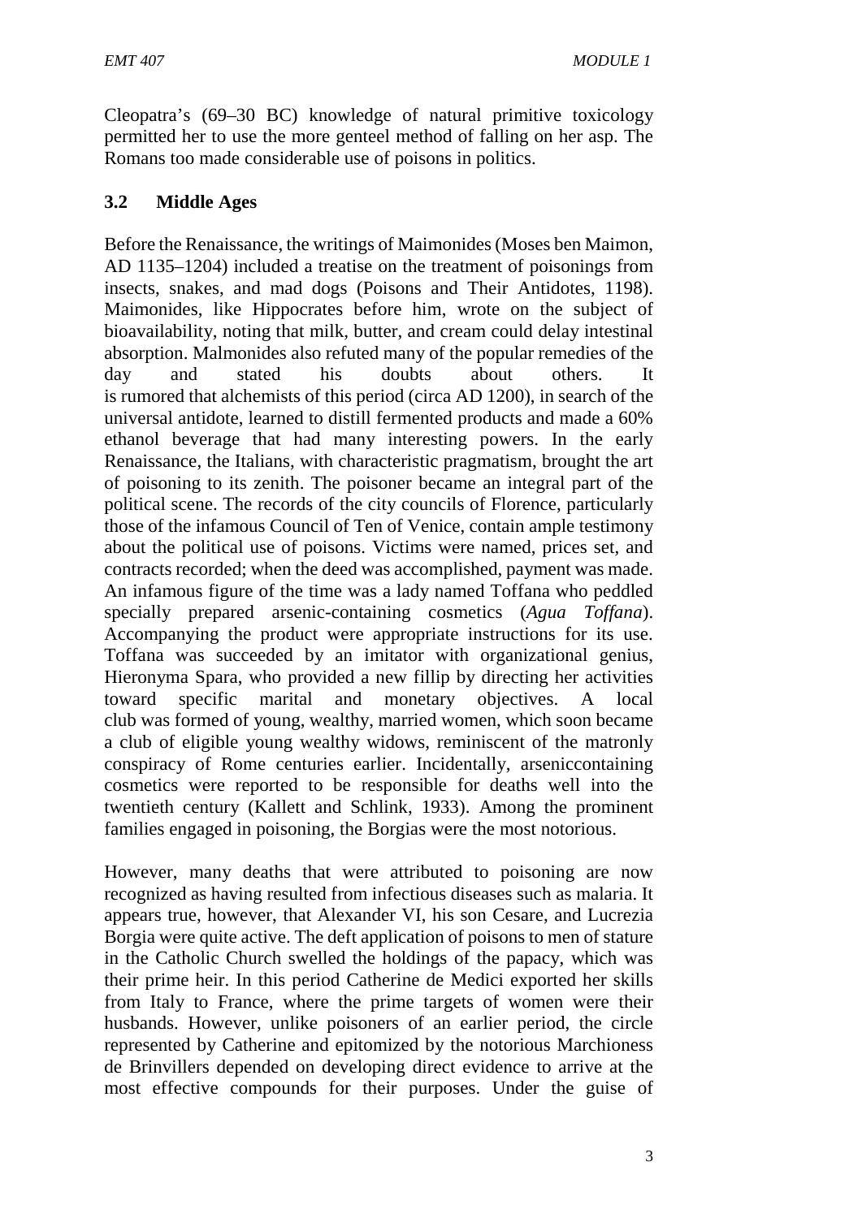Cleopatra's (69–30 BC) knowledge of natural primitive toxicology permitted her to use the more genteel method of falling on her asp. The Romans too made considerable use of poisons in politics.

### 3.2 Middle Ages

Before the Renaissance, the writings of Maimonides (Moses ben Maimon, AD 1135–1204) included a treatise on the treatment of poisonings from insects, snakes, and mad dogs (Poisons and Their Antidotes, 1198). Maimonides, like Hippocrates before him, wrote on the subject of bioavailability, noting that milk, butter, and cream could delay intestinal absorption. Malmonides also refuted many of the popular remedies of the day and stated his doubts about others. It is rumored that alchemists of this period (circa AD 1200), in search of the universal antidote, learned to distill fermented products and made a 60% ethanol beverage that had many interesting powers. In the early Renaissance, the Italians, with characteristic pragmatism, brought the art of poisoning to its zenith. The poisoner became an integral part of the political scene. The records of the city councils of Florence, particularly those of the infamous Council of Ten of Venice, contain ample testimony about the political use of poisons. Victims were named, prices set, and contracts recorded; when the deed was accomplished, payment was made. An infamous figure of the time was a lady named Toffana who peddled specially prepared arsenic-containing cosmetics (*Agua Toffana*). Accompanying the product were appropriate instructions for its use. Toffana was succeeded by an imitator with organizational genius, Hieronyma Spara, who provided a new fillip by directing her activities toward specific marital and monetary objectives. A local club was formed of young, wealthy, married women, which soon became a club of eligible young wealthy widows, reminiscent of the matronly conspiracy of Rome centuries earlier. Incidentally, arseniccontaining cosmetics were reported to be responsible for deaths well into the twentieth century (Kallett and Schlink, 1933). Among the prominent families engaged in poisoning, the Borgias were the most notorious.

However, many deaths that were attributed to poisoning are now recognized as having resulted from infectious diseases such as malaria. It appears true, however, that Alexander VI, his son Cesare, and Lucrezia Borgia were quite active. The deft application of poisons to men of stature in the Catholic Church swelled the holdings of the papacy, which was their prime heir. In this period Catherine de Medici exported her skills from Italy to France, where the prime targets of women were their husbands. However, unlike poisoners of an earlier period, the circle represented by Catherine and epitomized by the notorious Marchioness de Brinvillers depended on developing direct evidence to arrive at the most effective compounds for their purposes. Under the guise of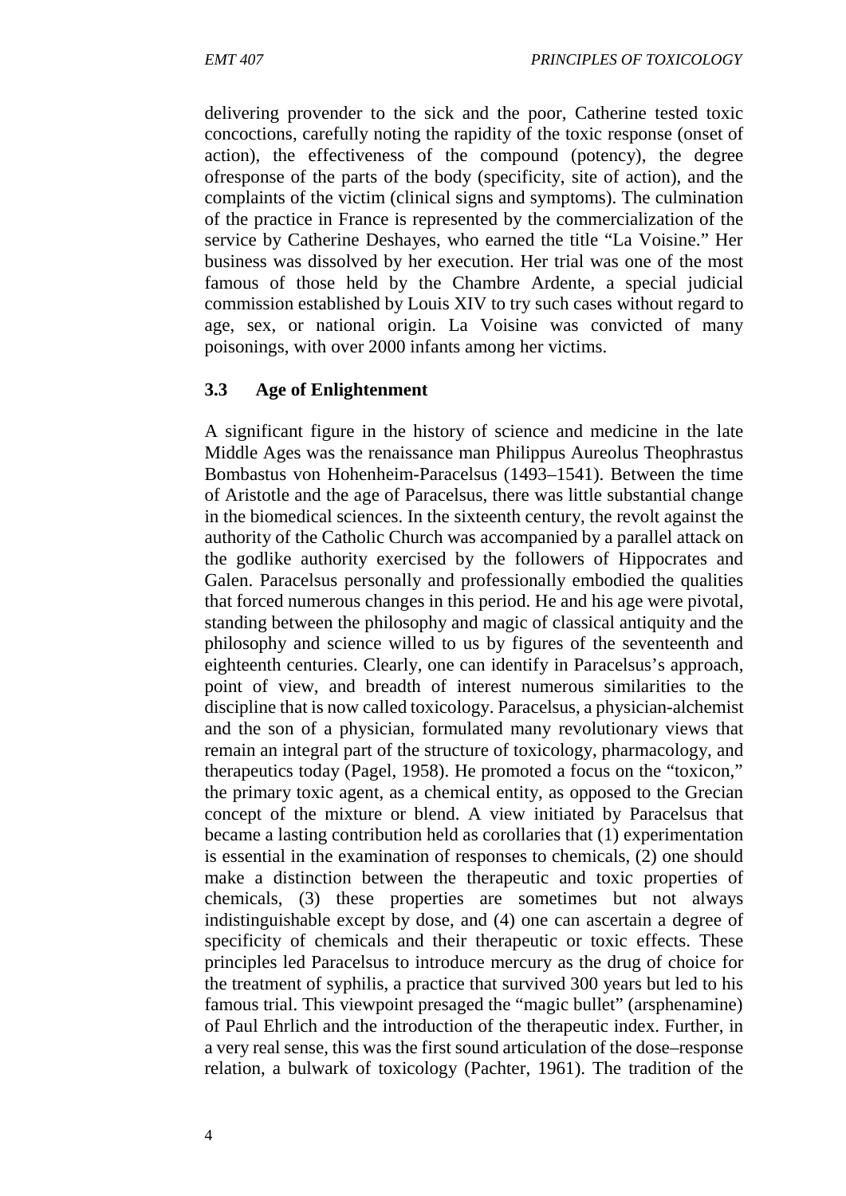delivering provender to the sick and the poor, Catherine tested toxic concoctions, carefully noting the rapidity of the toxic response (onset of action), the effectiveness of the compound (potency), the degree ofresponse of the parts of the body (specificity, site of action), and the complaints of the victim (clinical signs and symptoms). The culmination of the practice in France is represented by the commercialization of the service by Catherine Deshayes, who earned the title "La Voisine." Her business was dissolved by her execution. Her trial was one of the most famous of those held by the Chambre Ardente, a special judicial commission established by Louis XIV to try such cases without regard to age, sex, or national origin. La Voisine was convicted of many poisonings, with over 2000 infants among her victims.

### 3.3 Age of Enlightenment

A significant figure in the history of science and medicine in the late Middle Ages was the renaissance man Philippus Aureolus Theophrastus Bombastus von Hohenheim-Paracelsus (1493–1541). Between the time of Aristotle and the age of Paracelsus, there was little substantial change in the biomedical sciences. In the sixteenth century, the revolt against the authority of the Catholic Church was accompanied by a parallel attack on the godlike authority exercised by the followers of Hippocrates and Galen. Paracelsus personally and professionally embodied the qualities that forced numerous changes in this period. He and his age were pivotal, standing between the philosophy and magic of classical antiquity and the philosophy and science willed to us by figures of the seventeenth and eighteenth centuries. Clearly, one can identify in Paracelsus's approach, point of view, and breadth of interest numerous similarities to the discipline that is now called toxicology. Paracelsus, a physician-alchemist and the son of a physician, formulated many revolutionary views that remain an integral part of the structure of toxicology, pharmacology, and therapeutics today (Pagel, 1958). He promoted a focus on the "toxicon," the primary toxic agent, as a chemical entity, as opposed to the Grecian concept of the mixture or blend. A view initiated by Paracelsus that became a lasting contribution held as corollaries that (1) experimentation is essential in the examination of responses to chemicals, (2) one should make a distinction between the therapeutic and toxic properties of chemicals, (3) these properties are sometimes but not always indistinguishable except by dose, and (4) one can ascertain a degree of specificity of chemicals and their therapeutic or toxic effects. These principles led Paracelsus to introduce mercury as the drug of choice for the treatment of syphilis, a practice that survived 300 years but led to his famous trial. This viewpoint presaged the "magic bullet" (arsphenamine) of Paul Ehrlich and the introduction of the therapeutic index. Further, in a very real sense, this was the first sound articulation of the dose–response relation, a bulwark of toxicology (Pachter, 1961). The tradition of the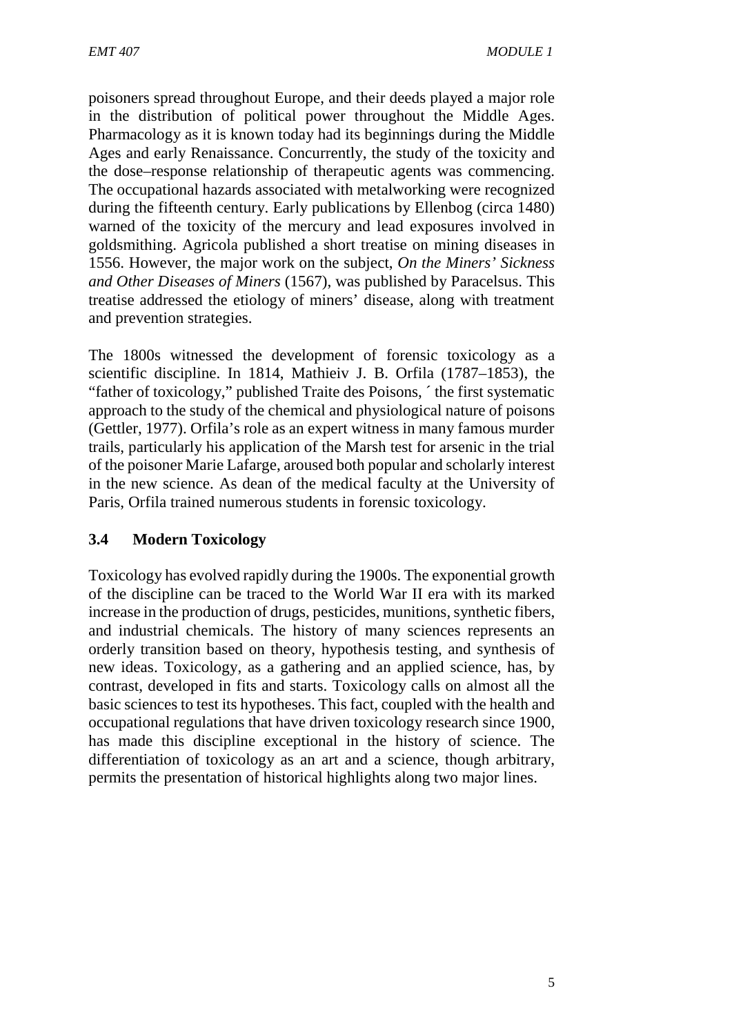poisoners spread throughout Europe, and their deeds played a major role in the distribution of political power throughout the Middle Ages. Pharmacology as it is known today had its beginnings during the Middle Ages and early Renaissance. Concurrently, the study of the toxicity and the dose–response relationship of therapeutic agents was commencing. The occupational hazards associated with metalworking were recognized during the fifteenth century. Early publications by Ellenbog (circa 1480) warned of the toxicity of the mercury and lead exposures involved in goldsmithing. Agricola published a short treatise on mining diseases in 1556. However, the major work on the subject, *On the Miners' Sickness and Other Diseases of Miners* (1567), was published by Paracelsus. This treatise addressed the etiology of miners' disease, along with treatment and prevention strategies.

The 1800s witnessed the development of forensic toxicology as a scientific discipline. In 1814, Mathieiv J. B. Orfila (1787–1853), the "father of toxicology," published Traite des Poisons, ´ the first systematic approach to the study of the chemical and physiological nature of poisons (Gettler, 1977). Orfila's role as an expert witness in many famous murder trails, particularly his application of the Marsh test for arsenic in the trial of the poisoner Marie Lafarge, aroused both popular and scholarly interest in the new science. As dean of the medical faculty at the University of Paris, Orfila trained numerous students in forensic toxicology.

### 3.4 Modern Toxicology

Toxicology has evolved rapidly during the 1900s. The exponential growth of the discipline can be traced to the World War II era with its marked increase in the production of drugs, pesticides, munitions, synthetic fibers, and industrial chemicals. The history of many sciences represents an orderly transition based on theory, hypothesis testing, and synthesis of new ideas. Toxicology, as a gathering and an applied science, has, by contrast, developed in fits and starts. Toxicology calls on almost all the basic sciences to test its hypotheses. This fact, coupled with the health and occupational regulations that have driven toxicology research since 1900, has made this discipline exceptional in the history of science. The differentiation of toxicology as an art and a science, though arbitrary, permits the presentation of historical highlights along two major lines.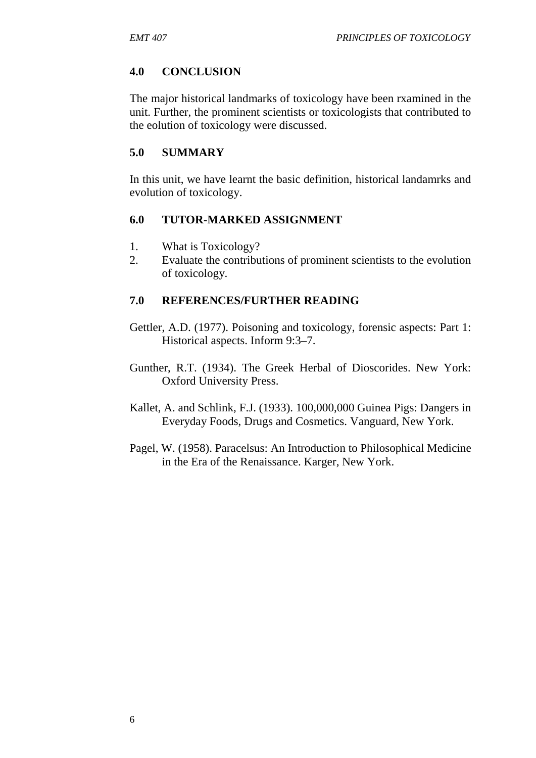## 4.0 CONCLUSION

The major historical landmarks of toxicology have been rxamined in the unit. Further, the prominent scientists or toxicologists that contributed to the eolution of toxicology were discussed.

## 5.0 SUMMARY

In this unit, we have learnt the basic definition, historical landamrks and evolution of toxicology.

## 6.0 TUTOR-MARKED ASSIGNMENT

1. What is Toxicology?
2. Evaluate the contributions of prominent scientists to the evolution of toxicology.

## 7.0 REFERENCES/FURTHER READING

Gettler, A.D. (1977). Poisoning and toxicology, forensic aspects: Part 1: Historical aspects. Inform 9:3–7.

Gunther, R.T. (1934). The Greek Herbal of Dioscorides. New York: Oxford University Press.

Kallet, A. and Schlink, F.J. (1933). 100,000,000 Guinea Pigs: Dangers in Everyday Foods, Drugs and Cosmetics. Vanguard, New York.

Pagel, W. (1958). Paracelsus: An Introduction to Philosophical Medicine in the Era of the Renaissance. Karger, New York.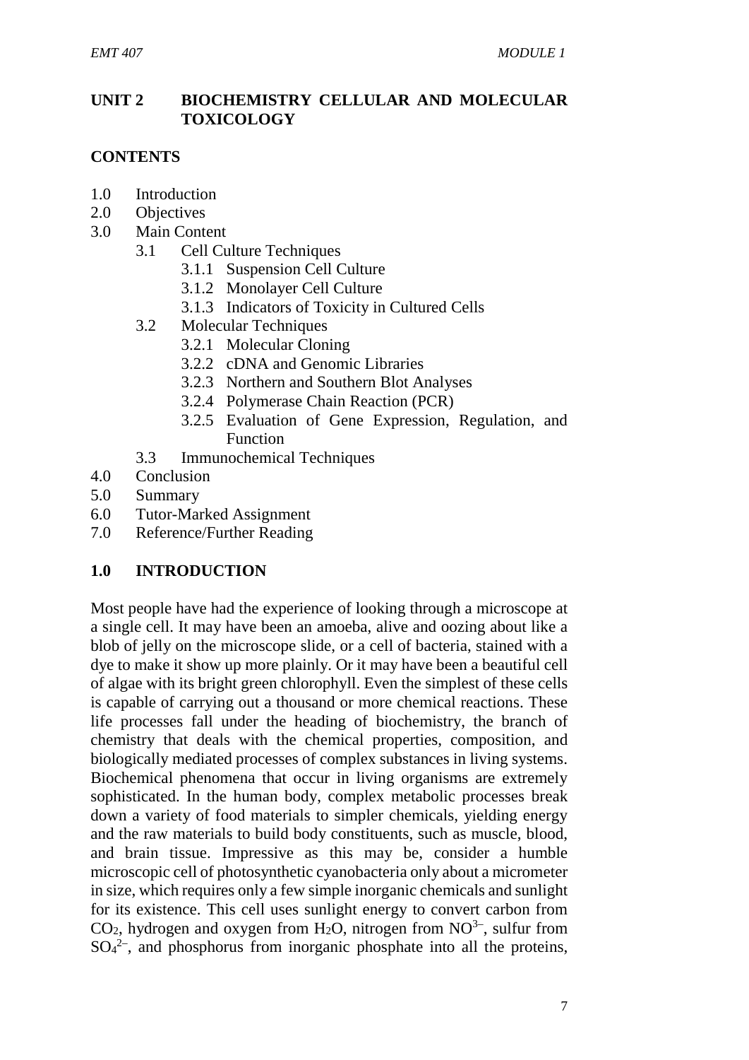## UNIT 2 BIOCHEMISTRY CELLULAR AND MOLECULAR TOXICOLOGY

### CONTENTS

- 1.0 Introduction
- 2.0 Objectives
- 3.0 Main Content
  - 3.1 Cell Culture Techniques
    - 3.1.1 Suspension Cell Culture
    - 3.1.2 Monolayer Cell Culture
    - 3.1.3 Indicators of Toxicity in Cultured Cells
  - 3.2 Molecular Techniques
    - 3.2.1 Molecular Cloning
    - 3.2.2 cDNA and Genomic Libraries
    - 3.2.3 Northern and Southern Blot Analyses
    - 3.2.4 Polymerase Chain Reaction (PCR)
    - 3.2.5 Evaluation of Gene Expression, Regulation, and Function
  - 3.3 Immunochemical Techniques
- 4.0 Conclusion
- 5.0 Summary
- 6.0 Tutor-Marked Assignment
- 7.0 Reference/Further Reading

### 1.0 INTRODUCTION

Most people have had the experience of looking through a microscope at a single cell. It may have been an amoeba, alive and oozing about like a blob of jelly on the microscope slide, or a cell of bacteria, stained with a dye to make it show up more plainly. Or it may have been a beautiful cell of algae with its bright green chlorophyll. Even the simplest of these cells is capable of carrying out a thousand or more chemical reactions. These life processes fall under the heading of biochemistry, the branch of chemistry that deals with the chemical properties, composition, and biologically mediated processes of complex substances in living systems. Biochemical phenomena that occur in living organisms are extremely sophisticated. In the human body, complex metabolic processes break down a variety of food materials to simpler chemicals, yielding energy and the raw materials to build body constituents, such as muscle, blood, and brain tissue. Impressive as this may be, consider a humble microscopic cell of photosynthetic cyanobacteria only about a micrometer in size, which requires only a few simple inorganic chemicals and sunlight for its existence. This cell uses sunlight energy to convert carbon from $CO_2$, hydrogen and oxygen from $H_2O$, nitrogen from $NO^{3-}$, sulfur from $SO_4^{2-}$, and phosphorus from inorganic phosphate into all the proteins,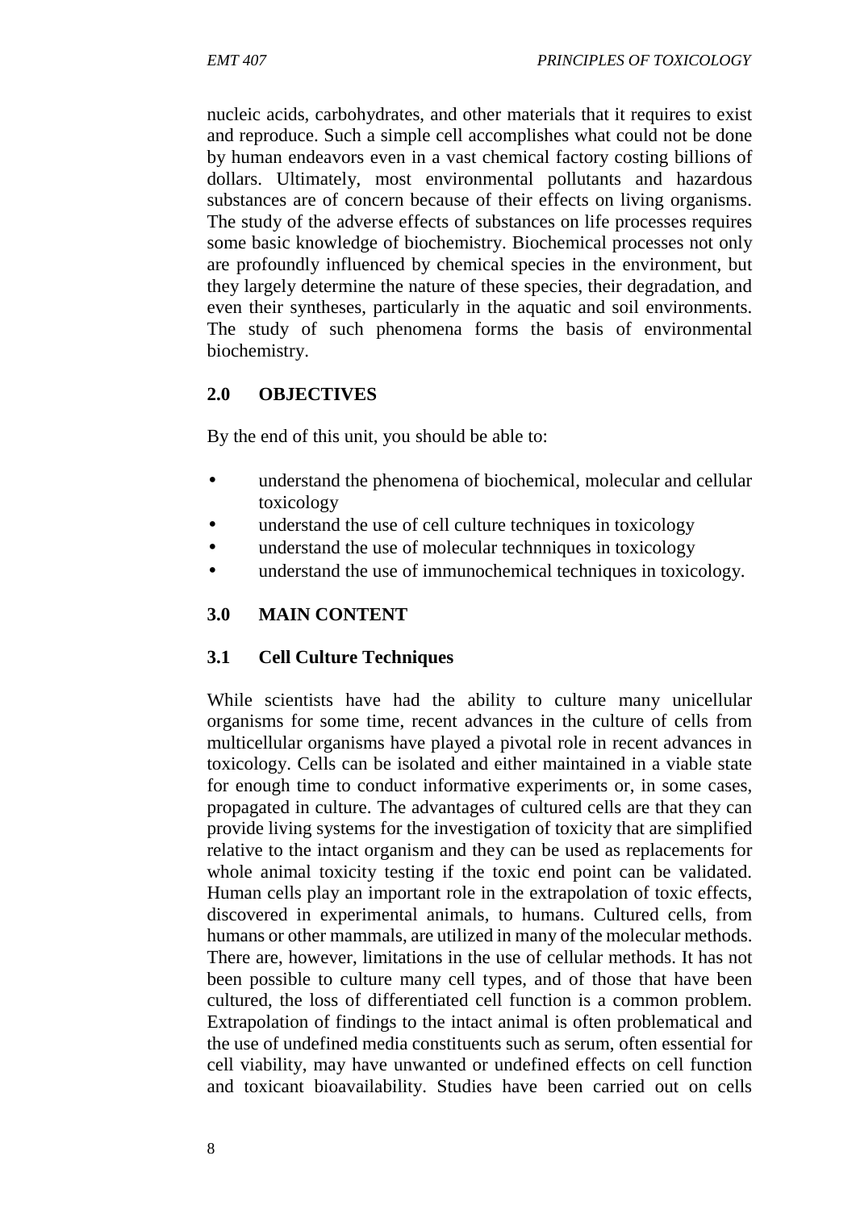nucleic acids, carbohydrates, and other materials that it requires to exist and reproduce. Such a simple cell accomplishes what could not be done by human endeavors even in a vast chemical factory costing billions of dollars. Ultimately, most environmental pollutants and hazardous substances are of concern because of their effects on living organisms. The study of the adverse effects of substances on life processes requires some basic knowledge of biochemistry. Biochemical processes not only are profoundly influenced by chemical species in the environment, but they largely determine the nature of these species, their degradation, and even their syntheses, particularly in the aquatic and soil environments. The study of such phenomena forms the basis of environmental biochemistry.

## 2.0 OBJECTIVES

By the end of this unit, you should be able to:

- understand the phenomena of biochemical, molecular and cellular toxicology
- understand the use of cell culture techniques in toxicology
- understand the use of molecular technniques in toxicology
- understand the use of immunochemical techniques in toxicology.

## 3.0 MAIN CONTENT

### 3.1 Cell Culture Techniques

While scientists have had the ability to culture many unicellular organisms for some time, recent advances in the culture of cells from multicellular organisms have played a pivotal role in recent advances in toxicology. Cells can be isolated and either maintained in a viable state for enough time to conduct informative experiments or, in some cases, propagated in culture. The advantages of cultured cells are that they can provide living systems for the investigation of toxicity that are simplified relative to the intact organism and they can be used as replacements for whole animal toxicity testing if the toxic end point can be validated. Human cells play an important role in the extrapolation of toxic effects, discovered in experimental animals, to humans. Cultured cells, from humans or other mammals, are utilized in many of the molecular methods. There are, however, limitations in the use of cellular methods. It has not been possible to culture many cell types, and of those that have been cultured, the loss of differentiated cell function is a common problem. Extrapolation of findings to the intact animal is often problematical and the use of undefined media constituents such as serum, often essential for cell viability, may have unwanted or undefined effects on cell function and toxicant bioavailability. Studies have been carried out on cells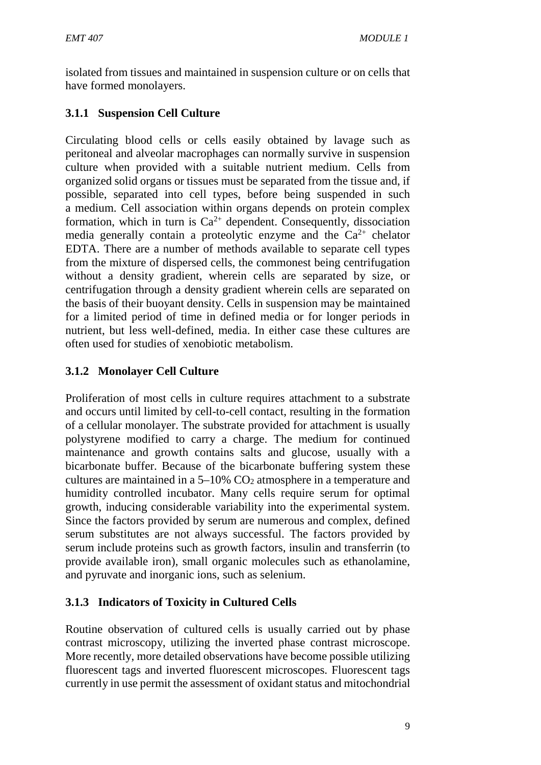isolated from tissues and maintained in suspension culture or on cells that have formed monolayers.

### 3.1.1 Suspension Cell Culture

Circulating blood cells or cells easily obtained by lavage such as peritoneal and alveolar macrophages can normally survive in suspension culture when provided with a suitable nutrient medium. Cells from organized solid organs or tissues must be separated from the tissue and, if possible, separated into cell types, before being suspended in such a medium. Cell association within organs depends on protein complex formation, which in turn is $Ca^{2+}$ dependent. Consequently, dissociation media generally contain a proteolytic enzyme and the $Ca^{2+}$ chelator EDTA. There are a number of methods available to separate cell types from the mixture of dispersed cells, the commonest being centrifugation without a density gradient, wherein cells are separated by size, or centrifugation through a density gradient wherein cells are separated on the basis of their buoyant density. Cells in suspension may be maintained for a limited period of time in defined media or for longer periods in nutrient, but less well-defined, media. In either case these cultures are often used for studies of xenobiotic metabolism.

### 3.1.2 Monolayer Cell Culture

Proliferation of most cells in culture requires attachment to a substrate and occurs until limited by cell-to-cell contact, resulting in the formation of a cellular monolayer. The substrate provided for attachment is usually polystyrene modified to carry a charge. The medium for continued maintenance and growth contains salts and glucose, usually with a bicarbonate buffer. Because of the bicarbonate buffering system these cultures are maintained in a 5–10% $CO_2$ atmosphere in a temperature and humidity controlled incubator. Many cells require serum for optimal growth, inducing considerable variability into the experimental system. Since the factors provided by serum are numerous and complex, defined serum substitutes are not always successful. The factors provided by serum include proteins such as growth factors, insulin and transferrin (to provide available iron), small organic molecules such as ethanolamine, and pyruvate and inorganic ions, such as selenium.

### 3.1.3 Indicators of Toxicity in Cultured Cells

Routine observation of cultured cells is usually carried out by phase contrast microscopy, utilizing the inverted phase contrast microscope. More recently, more detailed observations have become possible utilizing fluorescent tags and inverted fluorescent microscopes. Fluorescent tags currently in use permit the assessment of oxidant status and mitochondrial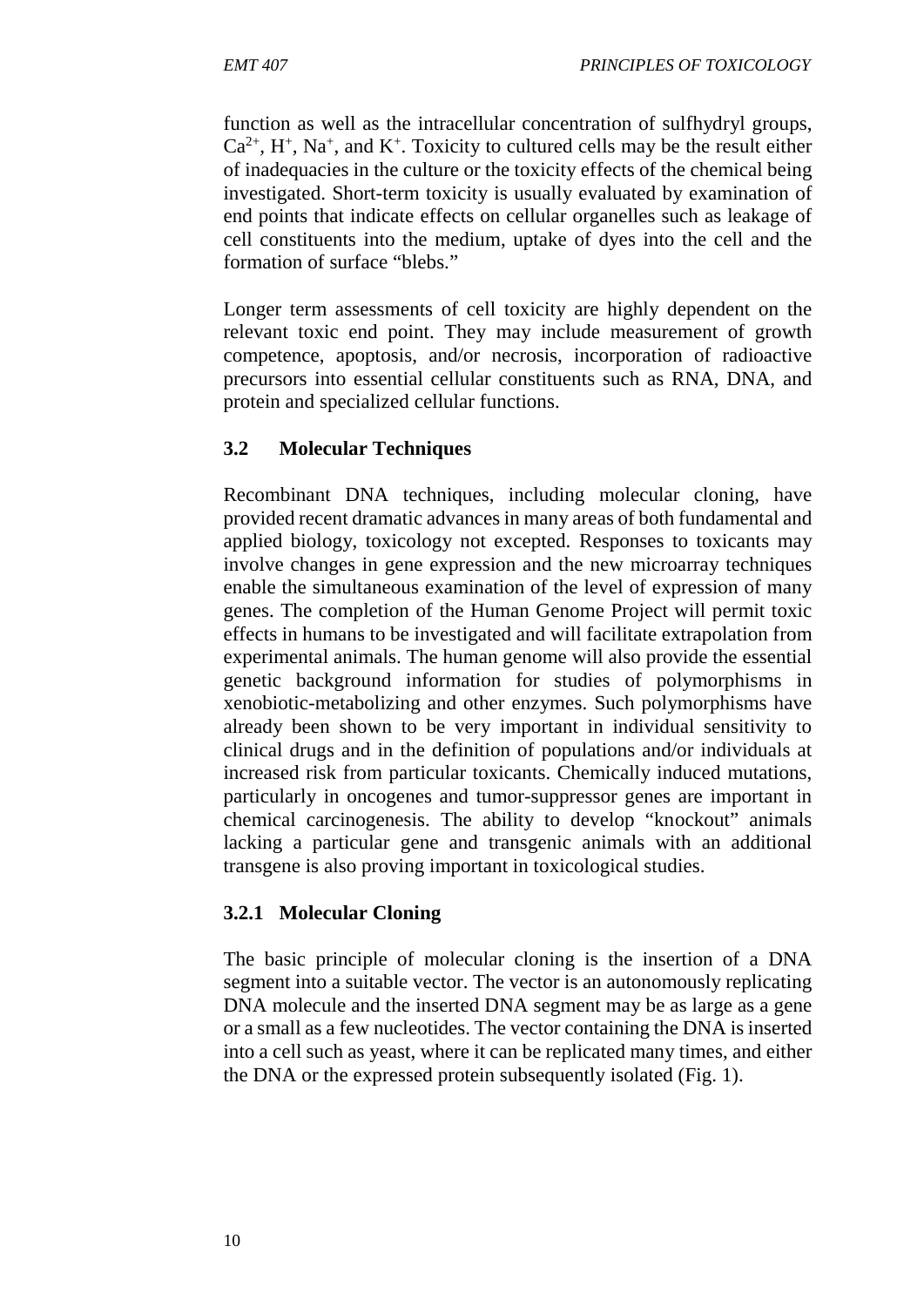function as well as the intracellular concentration of sulfhydryl groups, $Ca^{2+}$, $H^{+}$, $Na^{+}$, and $K^{+}$. Toxicity to cultured cells may be the result either of inadequacies in the culture or the toxicity effects of the chemical being investigated. Short-term toxicity is usually evaluated by examination of end points that indicate effects on cellular organelles such as leakage of cell constituents into the medium, uptake of dyes into the cell and the formation of surface "blebs."

Longer term assessments of cell toxicity are highly dependent on the relevant toxic end point. They may include measurement of growth competence, apoptosis, and/or necrosis, incorporation of radioactive precursors into essential cellular constituents such as RNA, DNA, and protein and specialized cellular functions.

### 3.2 Molecular Techniques

Recombinant DNA techniques, including molecular cloning, have provided recent dramatic advances in many areas of both fundamental and applied biology, toxicology not excepted. Responses to toxicants may involve changes in gene expression and the new microarray techniques enable the simultaneous examination of the level of expression of many genes. The completion of the Human Genome Project will permit toxic effects in humans to be investigated and will facilitate extrapolation from experimental animals. The human genome will also provide the essential genetic background information for studies of polymorphisms in xenobiotic-metabolizing and other enzymes. Such polymorphisms have already been shown to be very important in individual sensitivity to clinical drugs and in the definition of populations and/or individuals at increased risk from particular toxicants. Chemically induced mutations, particularly in oncogenes and tumor-suppressor genes are important in chemical carcinogenesis. The ability to develop "knockout" animals lacking a particular gene and transgenic animals with an additional transgene is also proving important in toxicological studies.

#### 3.2.1 Molecular Cloning

The basic principle of molecular cloning is the insertion of a DNA segment into a suitable vector. The vector is an autonomously replicating DNA molecule and the inserted DNA segment may be as large as a gene or a small as a few nucleotides. The vector containing the DNA is inserted into a cell such as yeast, where it can be replicated many times, and either the DNA or the expressed protein subsequently isolated (Fig. 1).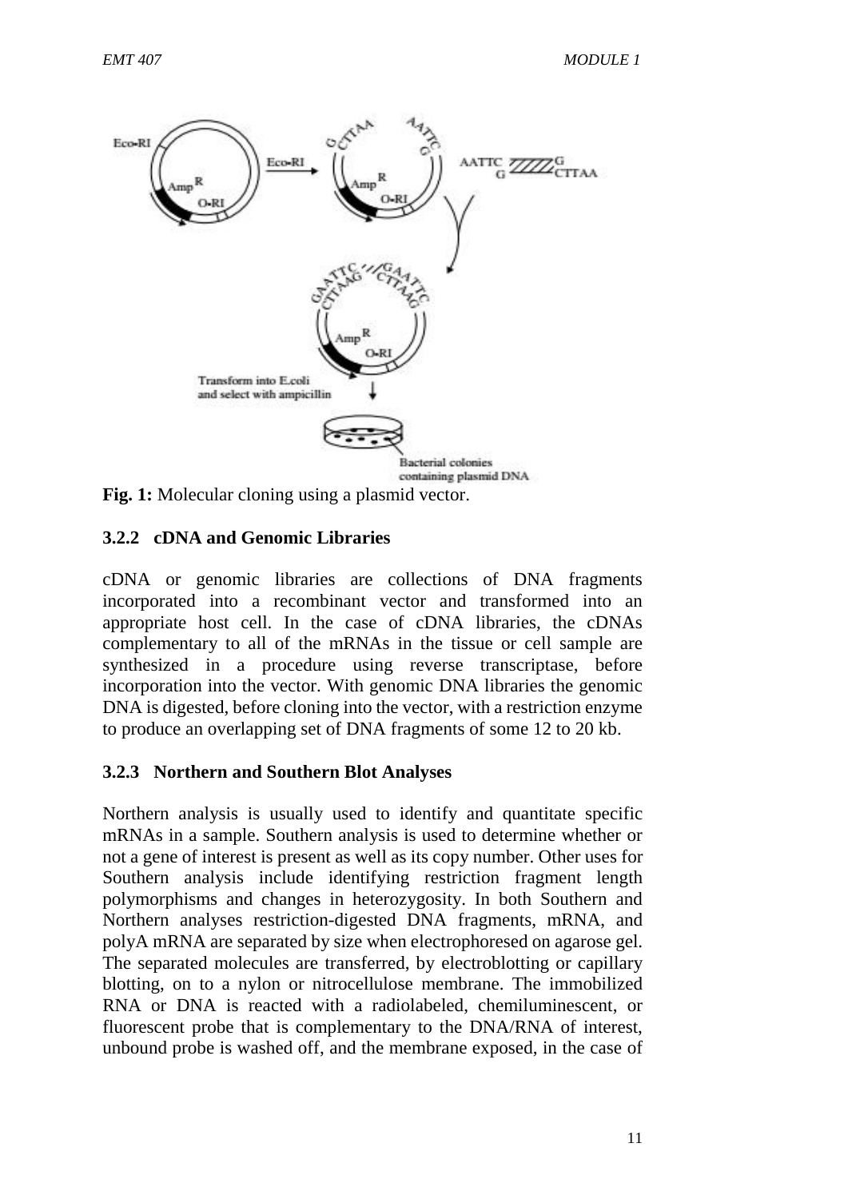**Fig. 1:** Molecular cloning using a plasmid vector.

### 3.2.2 cDNA and Genomic Libraries

cDNA or genomic libraries are collections of DNA fragments incorporated into a recombinant vector and transformed into an appropriate host cell. In the case of cDNA libraries, the cDNAs complementary to all of the mRNAs in the tissue or cell sample are synthesized in a procedure using reverse transcriptase, before incorporation into the vector. With genomic DNA libraries the genomic DNA is digested, before cloning into the vector, with a restriction enzyme to produce an overlapping set of DNA fragments of some 12 to 20 kb.

### 3.2.3 Northern and Southern Blot Analyses

Northern analysis is usually used to identify and quantitate specific mRNAs in a sample. Southern analysis is used to determine whether or not a gene of interest is present as well as its copy number. Other uses for Southern analysis include identifying restriction fragment length polymorphisms and changes in heterozygosity. In both Southern and Northern analyses restriction-digested DNA fragments, mRNA, and polyA mRNA are separated by size when electrophoresed on agarose gel. The separated molecules are transferred, by electroblotting or capillary blotting, on to a nylon or nitrocellulose membrane. The immobilized RNA or DNA is reacted with a radiolabeled, chemiluminescent, or fluorescent probe that is complementary to the DNA/RNA of interest, unbound probe is washed off, and the membrane exposed, in the case of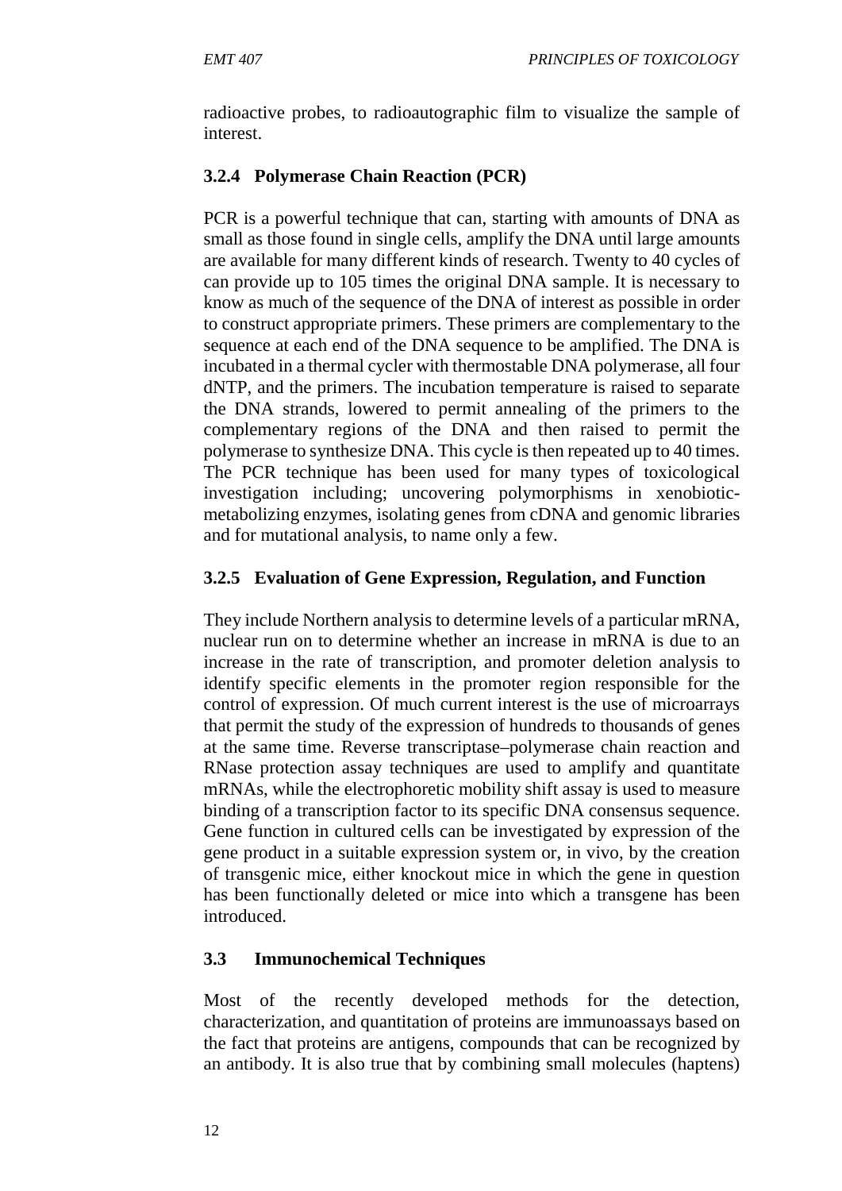radioactive probes, to radioautographic film to visualize the sample of interest.

### 3.2.4 Polymerase Chain Reaction (PCR)

PCR is a powerful technique that can, starting with amounts of DNA as small as those found in single cells, amplify the DNA until large amounts are available for many different kinds of research. Twenty to 40 cycles of can provide up to 105 times the original DNA sample. It is necessary to know as much of the sequence of the DNA of interest as possible in order to construct appropriate primers. These primers are complementary to the sequence at each end of the DNA sequence to be amplified. The DNA is incubated in a thermal cycler with thermostable DNA polymerase, all four dNTP, and the primers. The incubation temperature is raised to separate the DNA strands, lowered to permit annealing of the primers to the complementary regions of the DNA and then raised to permit the polymerase to synthesize DNA. This cycle is then repeated up to 40 times. The PCR technique has been used for many types of toxicological investigation including; uncovering polymorphisms in xenobiotic-metabolizing enzymes, isolating genes from cDNA and genomic libraries and for mutational analysis, to name only a few.

### 3.2.5 Evaluation of Gene Expression, Regulation, and Function

They include Northern analysis to determine levels of a particular mRNA, nuclear run on to determine whether an increase in mRNA is due to an increase in the rate of transcription, and promoter deletion analysis to identify specific elements in the promoter region responsible for the control of expression. Of much current interest is the use of microarrays that permit the study of the expression of hundreds to thousands of genes at the same time. Reverse transcriptase–polymerase chain reaction and RNase protection assay techniques are used to amplify and quantitate mRNAs, while the electrophoretic mobility shift assay is used to measure binding of a transcription factor to its specific DNA consensus sequence. Gene function in cultured cells can be investigated by expression of the gene product in a suitable expression system or, in vivo, by the creation of transgenic mice, either knockout mice in which the gene in question has been functionally deleted or mice into which a transgene has been introduced.

## 3.3 Immunochemical Techniques

Most of the recently developed methods for the detection, characterization, and quantitation of proteins are immunoassays based on the fact that proteins are antigens, compounds that can be recognized by an antibody. It is also true that by combining small molecules (haptens)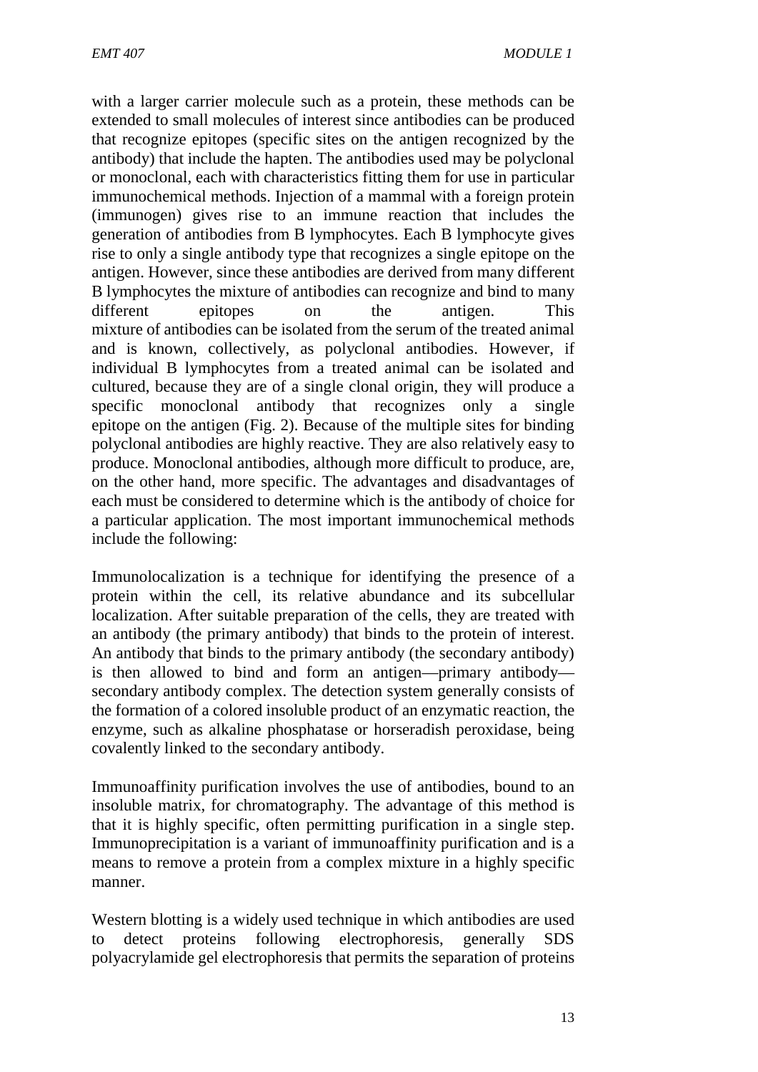with a larger carrier molecule such as a protein, these methods can be extended to small molecules of interest since antibodies can be produced that recognize epitopes (specific sites on the antigen recognized by the antibody) that include the hapten. The antibodies used may be polyclonal or monoclonal, each with characteristics fitting them for use in particular immunochemical methods. Injection of a mammal with a foreign protein (immunogen) gives rise to an immune reaction that includes the generation of antibodies from B lymphocytes. Each B lymphocyte gives rise to only a single antibody type that recognizes a single epitope on the antigen. However, since these antibodies are derived from many different B lymphocytes the mixture of antibodies can recognize and bind to many different epitopes on the antigen. This mixture of antibodies can be isolated from the serum of the treated animal and is known, collectively, as polyclonal antibodies. However, if individual B lymphocytes from a treated animal can be isolated and cultured, because they are of a single clonal origin, they will produce a specific monoclonal antibody that recognizes only a single epitope on the antigen (Fig. 2). Because of the multiple sites for binding polyclonal antibodies are highly reactive. They are also relatively easy to produce. Monoclonal antibodies, although more difficult to produce, are, on the other hand, more specific. The advantages and disadvantages of each must be considered to determine which is the antibody of choice for a particular application. The most important immunochemical methods include the following:

Immunolocalization is a technique for identifying the presence of a protein within the cell, its relative abundance and its subcellular localization. After suitable preparation of the cells, they are treated with an antibody (the primary antibody) that binds to the protein of interest. An antibody that binds to the primary antibody (the secondary antibody) is then allowed to bind and form an antigen—primary antibody—secondary antibody complex. The detection system generally consists of the formation of a colored insoluble product of an enzymatic reaction, the enzyme, such as alkaline phosphatase or horseradish peroxidase, being covalently linked to the secondary antibody.

Immunoaffinity purification involves the use of antibodies, bound to an insoluble matrix, for chromatography. The advantage of this method is that it is highly specific, often permitting purification in a single step. Immunoprecipitation is a variant of immunoaffinity purification and is a means to remove a protein from a complex mixture in a highly specific manner.

Western blotting is a widely used technique in which antibodies are used to detect proteins following electrophoresis, generally SDS polyacrylamide gel electrophoresis that permits the separation of proteins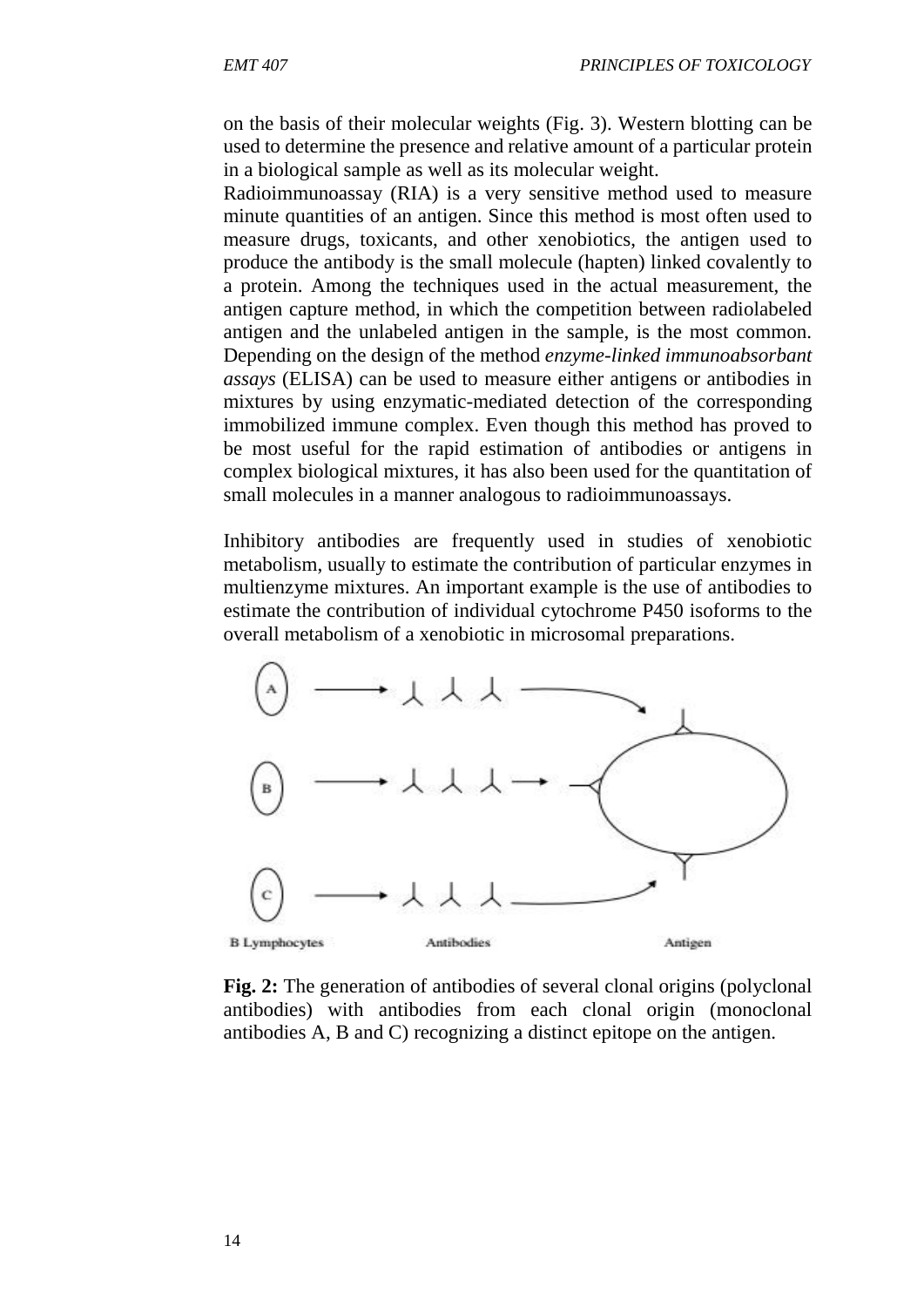on the basis of their molecular weights (Fig. 3). Western blotting can be used to determine the presence and relative amount of a particular protein in a biological sample as well as its molecular weight.

Radioimmunoassay (RIA) is a very sensitive method used to measure minute quantities of an antigen. Since this method is most often used to measure drugs, toxicants, and other xenobiotics, the antigen used to produce the antibody is the small molecule (hapten) linked covalently to a protein. Among the techniques used in the actual measurement, the antigen capture method, in which the competition between radiolabeled antigen and the unlabeled antigen in the sample, is the most common. Depending on the design of the method *enzyme-linked immunoabsorbant assays* (ELISA) can be used to measure either antigens or antibodies in mixtures by using enzymatic-mediated detection of the corresponding immobilized immune complex. Even though this method has proved to be most useful for the rapid estimation of antibodies or antigens in complex biological mixtures, it has also been used for the quantitation of small molecules in a manner analogous to radioimmunoassays.

Inhibitory antibodies are frequently used in studies of xenobiotic metabolism, usually to estimate the contribution of particular enzymes in multienzyme mixtures. An important example is the use of antibodies to estimate the contribution of individual cytochrome P450 isoforms to the overall metabolism of a xenobiotic in microsomal preparations.

**Fig. 2:** The generation of antibodies of several clonal origins (polyclonal antibodies) with antibodies from each clonal origin (monoclonal antibodies A, B and C) recognizing a distinct epitope on the antigen.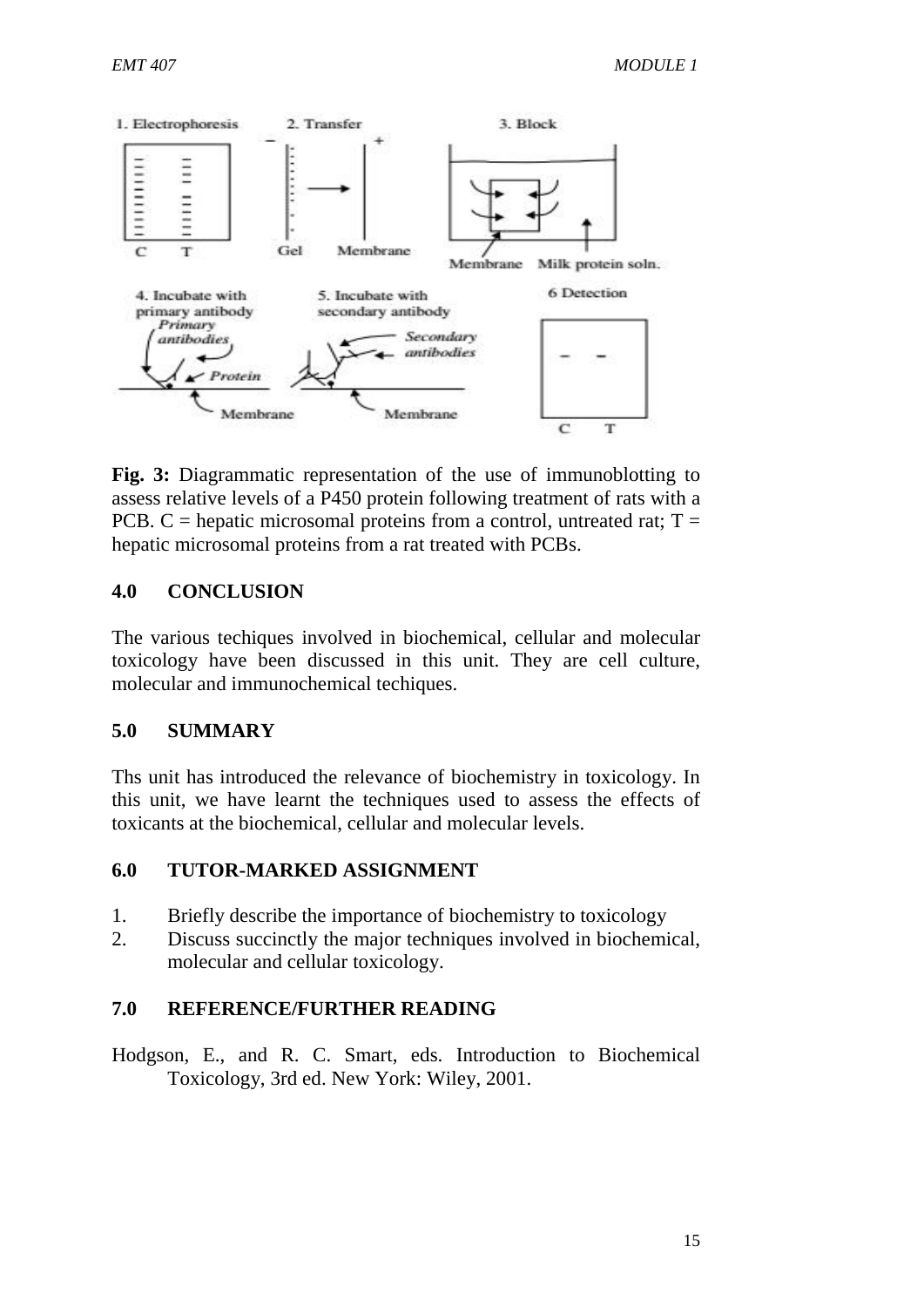**Fig. 3:** Diagrammatic representation of the use of immunoblotting to assess relative levels of a P450 protein following treatment of rats with a PCB. C = hepatic microsomal proteins from a control, untreated rat; T = hepatic microsomal proteins from a rat treated with PCBs.

## 4.0 CONCLUSION

The various techiques involved in biochemical, cellular and molecular toxicology have been discussed in this unit. They are cell culture, molecular and immunochemical techiques.

## 5.0 SUMMARY

Ths unit has introduced the relevance of biochemistry in toxicology. In this unit, we have learnt the techniques used to assess the effects of toxicants at the biochemical, cellular and molecular levels.

## 6.0 TUTOR-MARKED ASSIGNMENT

1. Briefly describe the importance of biochemistry to toxicology
2. Discuss succinctly the major techniques involved in biochemical, molecular and cellular toxicology.

## 7.0 REFERENCE/FURTHER READING

Hodgson, E., and R. C. Smart, eds. Introduction to Biochemical Toxicology, 3rd ed. New York: Wiley, 2001.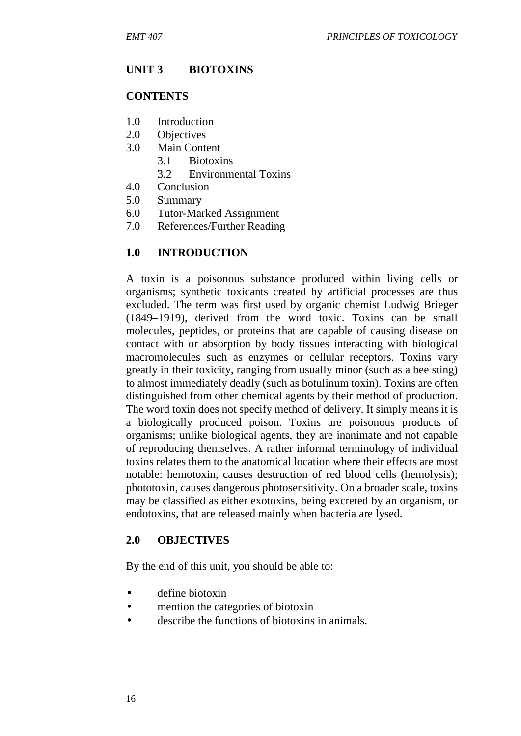## UNIT 3 BIOTOXINS

### CONTENTS

1.0 Introduction
2.0 Objectives
3.0 Main Content
    3.1 Biotoxins
    3.2 Environmental Toxins
4.0 Conclusion
5.0 Summary
6.0 Tutor-Marked Assignment
7.0 References/Further Reading

### 1.0 INTRODUCTION

A toxin is a poisonous substance produced within living cells or organisms; synthetic toxicants created by artificial processes are thus excluded. The term was first used by organic chemist Ludwig Brieger (1849–1919), derived from the word toxic. Toxins can be small molecules, peptides, or proteins that are capable of causing disease on contact with or absorption by body tissues interacting with biological macromolecules such as enzymes or cellular receptors. Toxins vary greatly in their toxicity, ranging from usually minor (such as a bee sting) to almost immediately deadly (such as botulinum toxin). Toxins are often distinguished from other chemical agents by their method of production. The word toxin does not specify method of delivery. It simply means it is a biologically produced poison. Toxins are poisonous products of organisms; unlike biological agents, they are inanimate and not capable of reproducing themselves. A rather informal terminology of individual toxins relates them to the anatomical location where their effects are most notable: hemotoxin, causes destruction of red blood cells (hemolysis); phototoxin, causes dangerous photosensitivity. On a broader scale, toxins may be classified as either exotoxins, being excreted by an organism, or endotoxins, that are released mainly when bacteria are lysed.

### 2.0 OBJECTIVES

By the end of this unit, you should be able to:

- define biotoxin
- mention the categories of biotoxin
- describe the functions of biotoxins in animals.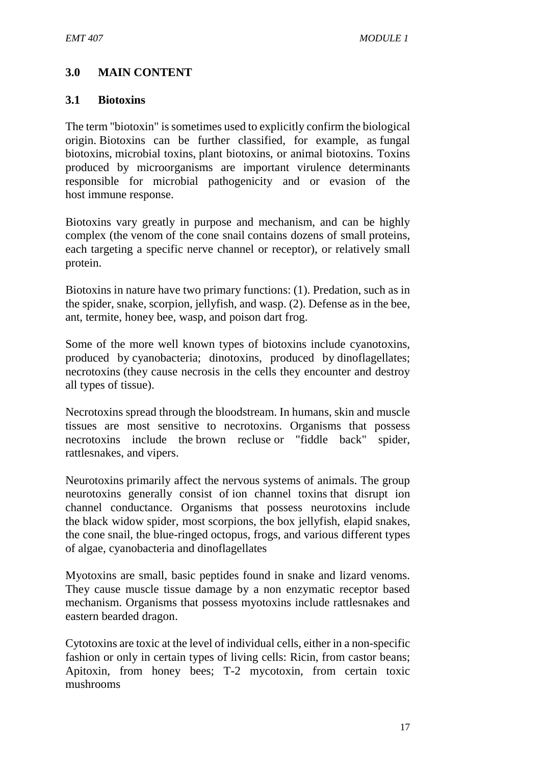## 3.0 MAIN CONTENT

### 3.1 Biotoxins

The term "biotoxin" is sometimes used to explicitly confirm the biological origin. Biotoxins can be further classified, for example, as fungal biotoxins, microbial toxins, plant biotoxins, or animal biotoxins. Toxins produced by microorganisms are important virulence determinants responsible for microbial pathogenicity and or evasion of the host immune response.

Biotoxins vary greatly in purpose and mechanism, and can be highly complex (the venom of the cone snail contains dozens of small proteins, each targeting a specific nerve channel or receptor), or relatively small protein.

Biotoxins in nature have two primary functions: (1). Predation, such as in the spider, snake, scorpion, jellyfish, and wasp. (2). Defense as in the bee, ant, termite, honey bee, wasp, and poison dart frog.

Some of the more well known types of biotoxins include cyanotoxins, produced by cyanobacteria; dinotoxins, produced by dinoflagellates; necrotoxins (they cause necrosis in the cells they encounter and destroy all types of tissue).

Necrotoxins spread through the bloodstream. In humans, skin and muscle tissues are most sensitive to necrotoxins. Organisms that possess necrotoxins include the brown recluse or "fiddle back" spider, rattlesnakes, and vipers.

Neurotoxins primarily affect the nervous systems of animals. The group neurotoxins generally consist of ion channel toxins that disrupt ion channel conductance. Organisms that possess neurotoxins include the black widow spider, most scorpions, the box jellyfish, elapid snakes, the cone snail, the blue-ringed octopus, frogs, and various different types of algae, cyanobacteria and dinoflagellates

Myotoxins are small, basic peptides found in snake and lizard venoms. They cause muscle tissue damage by a non enzymatic receptor based mechanism. Organisms that possess myotoxins include rattlesnakes and eastern bearded dragon.

Cytotoxins are toxic at the level of individual cells, either in a non-specific fashion or only in certain types of living cells: Ricin, from castor beans; Apitoxin, from honey bees; T-2 mycotoxin, from certain toxic mushrooms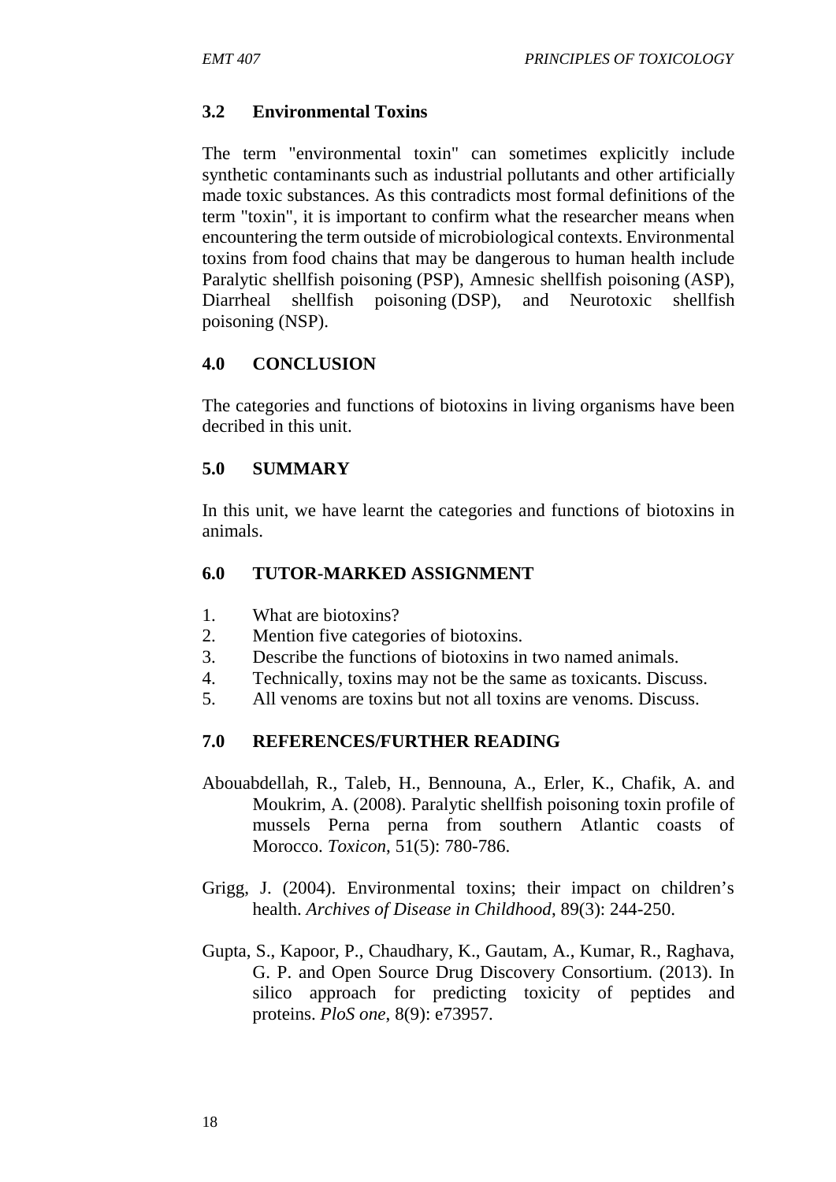### 3.2 Environmental Toxins

The term "environmental toxin" can sometimes explicitly include synthetic contaminants such as industrial pollutants and other artificially made toxic substances. As this contradicts most formal definitions of the term "toxin", it is important to confirm what the researcher means when encountering the term outside of microbiological contexts. Environmental toxins from food chains that may be dangerous to human health include Paralytic shellfish poisoning (PSP), Amnesic shellfish poisoning (ASP), Diarrheal shellfish poisoning (DSP), and Neurotoxic shellfish poisoning (NSP).

## 4.0 CONCLUSION

The categories and functions of biotoxins in living organisms have been decribed in this unit.

## 5.0 SUMMARY

In this unit, we have learnt the categories and functions of biotoxins in animals.

## 6.0 TUTOR-MARKED ASSIGNMENT

1. What are biotoxins?
2. Mention five categories of biotoxins.
3. Describe the functions of biotoxins in two named animals.
4. Technically, toxins may not be the same as toxicants. Discuss.
5. All venoms are toxins but not all toxins are venoms. Discuss.

## 7.0 REFERENCES/FURTHER READING

Abouabdellah, R., Taleb, H., Bennouna, A., Erler, K., Chafik, A. and Moukrim, A. (2008). Paralytic shellfish poisoning toxin profile of mussels Perna perna from southern Atlantic coasts of Morocco. *Toxicon*, 51(5): 780-786.

Grigg, J. (2004). Environmental toxins; their impact on children's health. *Archives of Disease in Childhood*, 89(3): 244-250.

Gupta, S., Kapoor, P., Chaudhary, K., Gautam, A., Kumar, R., Raghava, G. P. and Open Source Drug Discovery Consortium. (2013). In silico approach for predicting toxicity of peptides and proteins. *PloS one*, 8(9): e73957.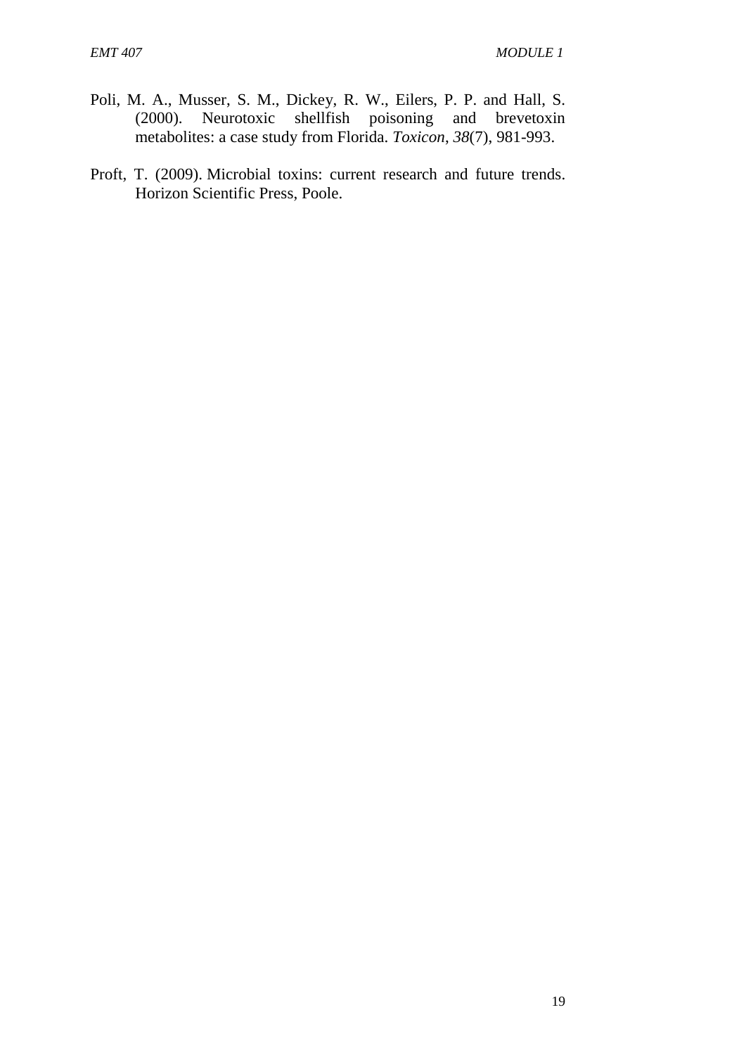Poli, M. A., Musser, S. M., Dickey, R. W., Eilers, P. P. and Hall, S. (2000). Neurotoxic shellfish poisoning and brevetoxin metabolites: a case study from Florida. *Toxicon*, *38*(7), 981-993.

Proft, T. (2009). Microbial toxins: current research and future trends. Horizon Scientific Press, Poole.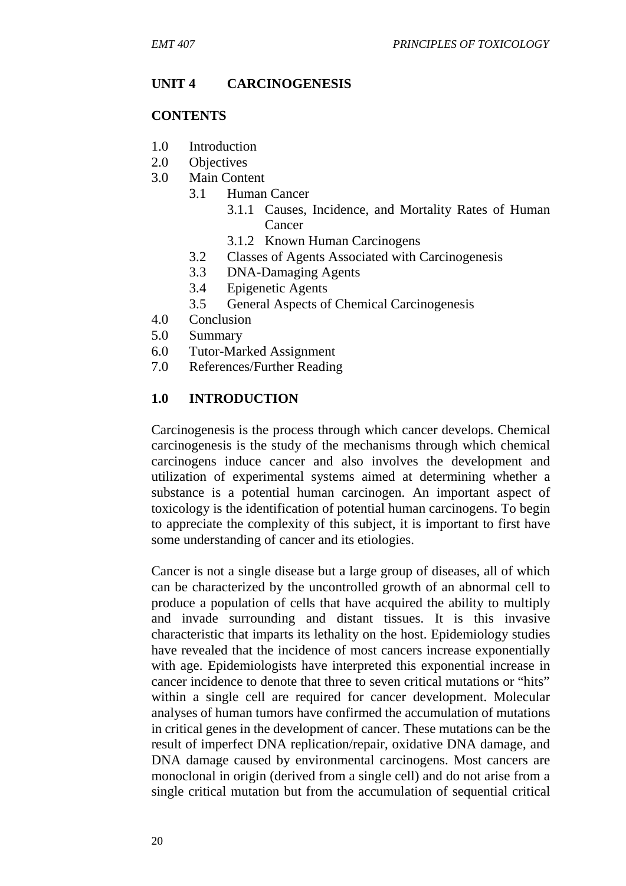## UNIT 4 CARCINOGENESIS

### CONTENTS

1.0 Introduction
2.0 Objectives
3.0 Main Content
   - 3.1 Human Cancer
     - 3.1.1 Causes, Incidence, and Mortality Rates of Human Cancer
     - 3.1.2 Known Human Carcinogens
   - 3.2 Classes of Agents Associated with Carcinogenesis
   - 3.3 DNA-Damaging Agents
   - 3.4 Epigenetic Agents
   - 3.5 General Aspects of Chemical Carcinogenesis

4.0 Conclusion
5.0 Summary
6.0 Tutor-Marked Assignment
7.0 References/Further Reading

### 1.0 INTRODUCTION

Carcinogenesis is the process through which cancer develops. Chemical carcinogenesis is the study of the mechanisms through which chemical carcinogens induce cancer and also involves the development and utilization of experimental systems aimed at determining whether a substance is a potential human carcinogen. An important aspect of toxicology is the identification of potential human carcinogens. To begin to appreciate the complexity of this subject, it is important to first have some understanding of cancer and its etiologies.

Cancer is not a single disease but a large group of diseases, all of which can be characterized by the uncontrolled growth of an abnormal cell to produce a population of cells that have acquired the ability to multiply and invade surrounding and distant tissues. It is this invasive characteristic that imparts its lethality on the host. Epidemiology studies have revealed that the incidence of most cancers increase exponentially with age. Epidemiologists have interpreted this exponential increase in cancer incidence to denote that three to seven critical mutations or "hits" within a single cell are required for cancer development. Molecular analyses of human tumors have confirmed the accumulation of mutations in critical genes in the development of cancer. These mutations can be the result of imperfect DNA replication/repair, oxidative DNA damage, and DNA damage caused by environmental carcinogens. Most cancers are monoclonal in origin (derived from a single cell) and do not arise from a single critical mutation but from the accumulation of sequential critical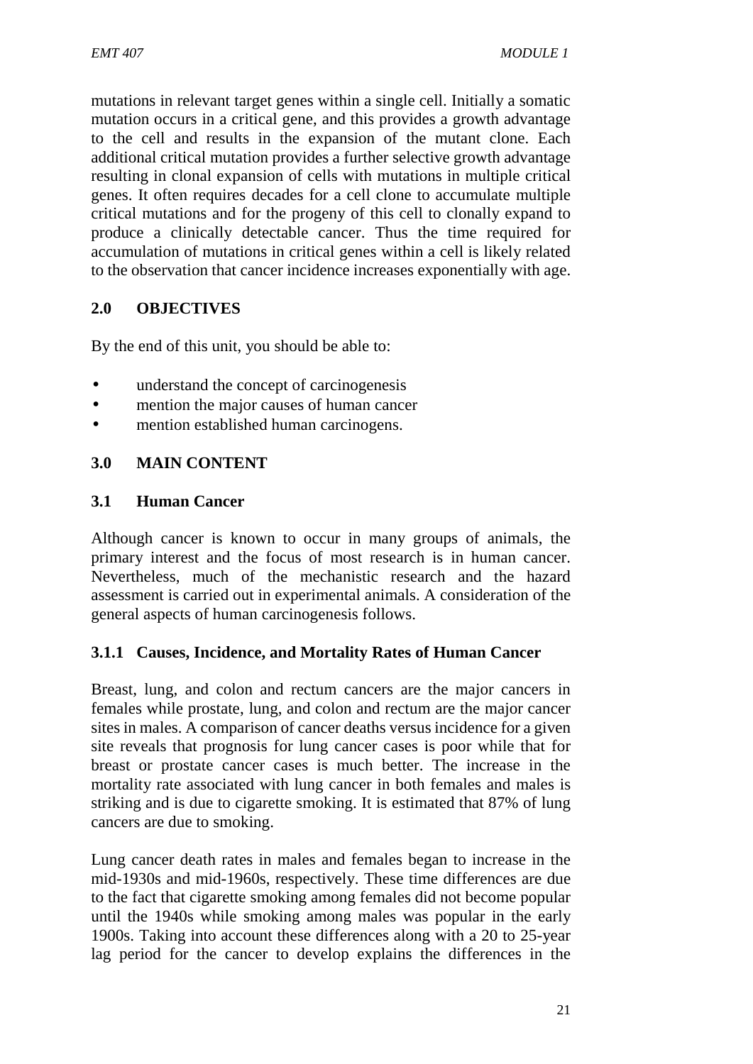mutations in relevant target genes within a single cell. Initially a somatic mutation occurs in a critical gene, and this provides a growth advantage to the cell and results in the expansion of the mutant clone. Each additional critical mutation provides a further selective growth advantage resulting in clonal expansion of cells with mutations in multiple critical genes. It often requires decades for a cell clone to accumulate multiple critical mutations and for the progeny of this cell to clonally expand to produce a clinically detectable cancer. Thus the time required for accumulation of mutations in critical genes within a cell is likely related to the observation that cancer incidence increases exponentially with age.

## 2.0 OBJECTIVES

By the end of this unit, you should be able to:

- understand the concept of carcinogenesis
- mention the major causes of human cancer
- mention established human carcinogens.

## 3.0 MAIN CONTENT

### 3.1 Human Cancer

Although cancer is known to occur in many groups of animals, the primary interest and the focus of most research is in human cancer. Nevertheless, much of the mechanistic research and the hazard assessment is carried out in experimental animals. A consideration of the general aspects of human carcinogenesis follows.

#### 3.1.1 Causes, Incidence, and Mortality Rates of Human Cancer

Breast, lung, and colon and rectum cancers are the major cancers in females while prostate, lung, and colon and rectum are the major cancer sites in males. A comparison of cancer deaths versus incidence for a given site reveals that prognosis for lung cancer cases is poor while that for breast or prostate cancer cases is much better. The increase in the mortality rate associated with lung cancer in both females and males is striking and is due to cigarette smoking. It is estimated that 87% of lung cancers are due to smoking.

Lung cancer death rates in males and females began to increase in the mid-1930s and mid-1960s, respectively. These time differences are due to the fact that cigarette smoking among females did not become popular until the 1940s while smoking among males was popular in the early 1900s. Taking into account these differences along with a 20 to 25-year lag period for the cancer to develop explains the differences in the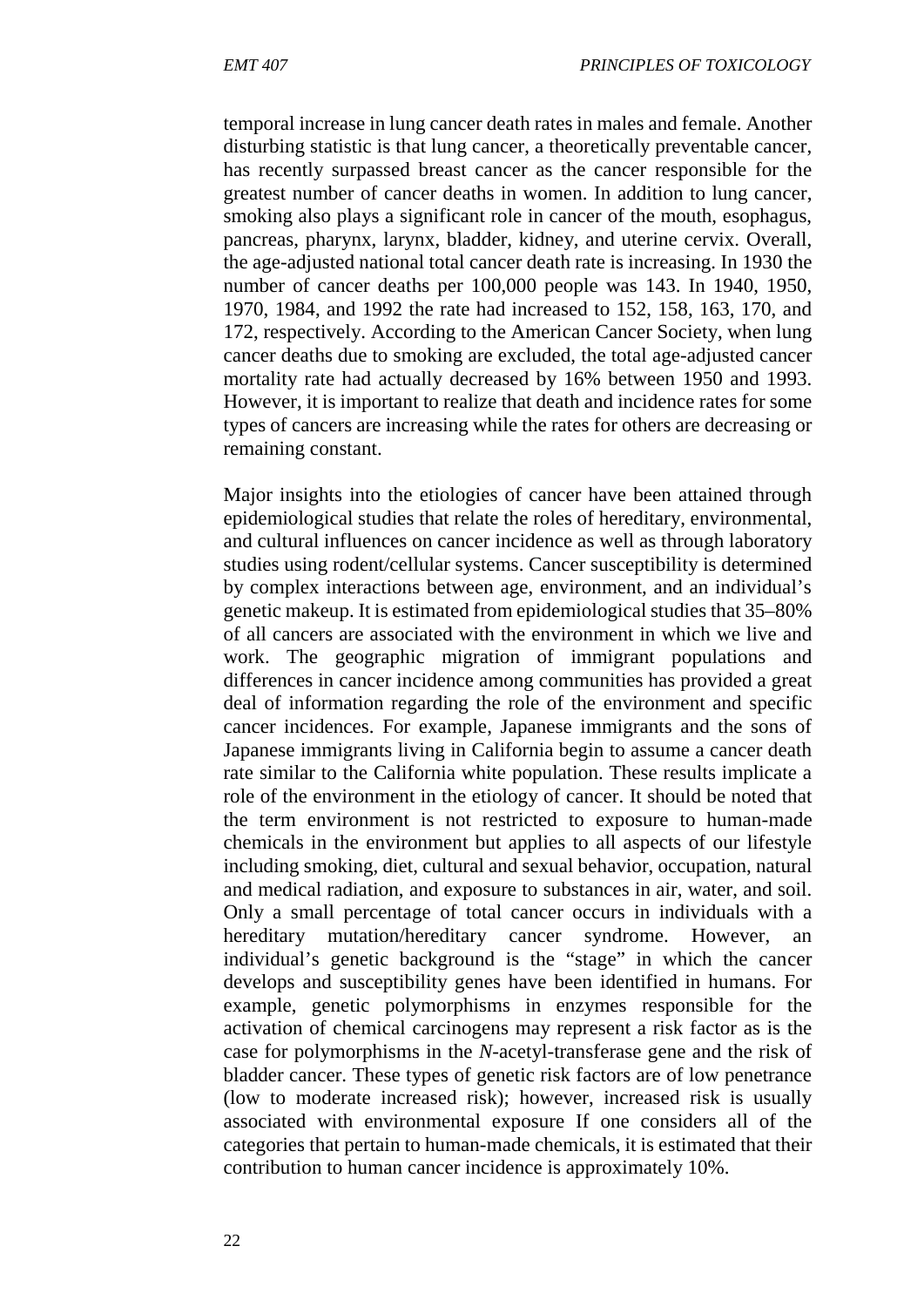temporal increase in lung cancer death rates in males and female. Another disturbing statistic is that lung cancer, a theoretically preventable cancer, has recently surpassed breast cancer as the cancer responsible for the greatest number of cancer deaths in women. In addition to lung cancer, smoking also plays a significant role in cancer of the mouth, esophagus, pancreas, pharynx, larynx, bladder, kidney, and uterine cervix. Overall, the age-adjusted national total cancer death rate is increasing. In 1930 the number of cancer deaths per 100,000 people was 143. In 1940, 1950, 1970, 1984, and 1992 the rate had increased to 152, 158, 163, 170, and 172, respectively. According to the American Cancer Society, when lung cancer deaths due to smoking are excluded, the total age-adjusted cancer mortality rate had actually decreased by 16% between 1950 and 1993. However, it is important to realize that death and incidence rates for some types of cancers are increasing while the rates for others are decreasing or remaining constant.

Major insights into the etiologies of cancer have been attained through epidemiological studies that relate the roles of hereditary, environmental, and cultural influences on cancer incidence as well as through laboratory studies using rodent/cellular systems. Cancer susceptibility is determined by complex interactions between age, environment, and an individual's genetic makeup. It is estimated from epidemiological studies that 35–80% of all cancers are associated with the environment in which we live and work. The geographic migration of immigrant populations and differences in cancer incidence among communities has provided a great deal of information regarding the role of the environment and specific cancer incidences. For example, Japanese immigrants and the sons of Japanese immigrants living in California begin to assume a cancer death rate similar to the California white population. These results implicate a role of the environment in the etiology of cancer. It should be noted that the term environment is not restricted to exposure to human-made chemicals in the environment but applies to all aspects of our lifestyle including smoking, diet, cultural and sexual behavior, occupation, natural and medical radiation, and exposure to substances in air, water, and soil. Only a small percentage of total cancer occurs in individuals with a hereditary mutation/hereditary cancer syndrome. However, an individual's genetic background is the "stage" in which the cancer develops and susceptibility genes have been identified in humans. For example, genetic polymorphisms in enzymes responsible for the activation of chemical carcinogens may represent a risk factor as is the case for polymorphisms in the *N*-acetyl-transferase gene and the risk of bladder cancer. These types of genetic risk factors are of low penetrance (low to moderate increased risk); however, increased risk is usually associated with environmental exposure If one considers all of the categories that pertain to human-made chemicals, it is estimated that their contribution to human cancer incidence is approximately 10%.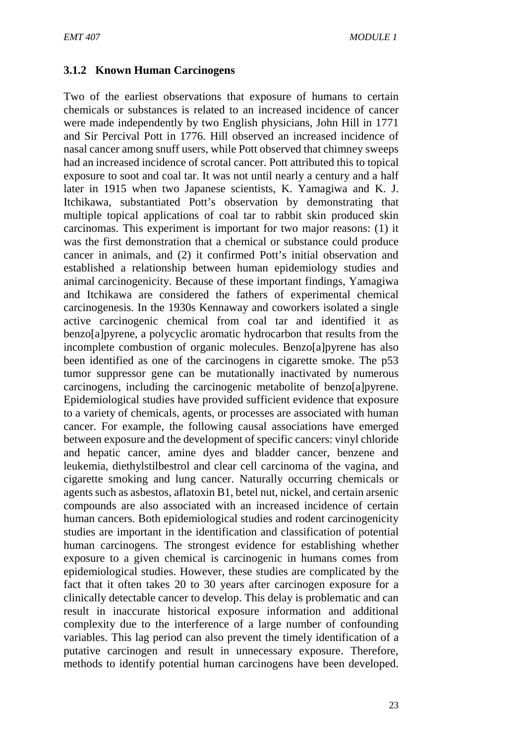### 3.1.2 Known Human Carcinogens

Two of the earliest observations that exposure of humans to certain chemicals or substances is related to an increased incidence of cancer were made independently by two English physicians, John Hill in 1771 and Sir Percival Pott in 1776. Hill observed an increased incidence of nasal cancer among snuff users, while Pott observed that chimney sweeps had an increased incidence of scrotal cancer. Pott attributed this to topical exposure to soot and coal tar. It was not until nearly a century and a half later in 1915 when two Japanese scientists, K. Yamagiwa and K. J. Itchikawa, substantiated Pott's observation by demonstrating that multiple topical applications of coal tar to rabbit skin produced skin carcinomas. This experiment is important for two major reasons: (1) it was the first demonstration that a chemical or substance could produce cancer in animals, and (2) it confirmed Pott's initial observation and established a relationship between human epidemiology studies and animal carcinogenicity. Because of these important findings, Yamagiwa and Itchikawa are considered the fathers of experimental chemical carcinogenesis. In the 1930s Kennaway and coworkers isolated a single active carcinogenic chemical from coal tar and identified it as benzo[a]pyrene, a polycyclic aromatic hydrocarbon that results from the incomplete combustion of organic molecules. Benzo[a]pyrene has also been identified as one of the carcinogens in cigarette smoke. The p53 tumor suppressor gene can be mutationally inactivated by numerous carcinogens, including the carcinogenic metabolite of benzo[a]pyrene. Epidemiological studies have provided sufficient evidence that exposure to a variety of chemicals, agents, or processes are associated with human cancer. For example, the following causal associations have emerged between exposure and the development of specific cancers: vinyl chloride and hepatic cancer, amine dyes and bladder cancer, benzene and leukemia, diethylstilbestrol and clear cell carcinoma of the vagina, and cigarette smoking and lung cancer. Naturally occurring chemicals or agents such as asbestos, aflatoxin B1, betel nut, nickel, and certain arsenic compounds are also associated with an increased incidence of certain human cancers. Both epidemiological studies and rodent carcinogenicity studies are important in the identification and classification of potential human carcinogens. The strongest evidence for establishing whether exposure to a given chemical is carcinogenic in humans comes from epidemiological studies. However, these studies are complicated by the fact that it often takes 20 to 30 years after carcinogen exposure for a clinically detectable cancer to develop. This delay is problematic and can result in inaccurate historical exposure information and additional complexity due to the interference of a large number of confounding variables. This lag period can also prevent the timely identification of a putative carcinogen and result in unnecessary exposure. Therefore, methods to identify potential human carcinogens have been developed.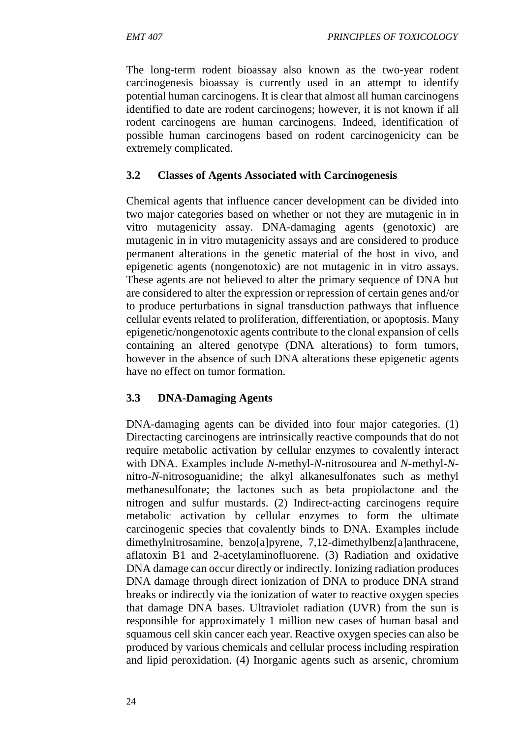The long-term rodent bioassay also known as the two-year rodent carcinogenesis bioassay is currently used in an attempt to identify potential human carcinogens. It is clear that almost all human carcinogens identified to date are rodent carcinogens; however, it is not known if all rodent carcinogens are human carcinogens. Indeed, identification of possible human carcinogens based on rodent carcinogenicity can be extremely complicated.

### 3.2 Classes of Agents Associated with Carcinogenesis

Chemical agents that influence cancer development can be divided into two major categories based on whether or not they are mutagenic in in vitro mutagenicity assay. DNA-damaging agents (genotoxic) are mutagenic in in vitro mutagenicity assays and are considered to produce permanent alterations in the genetic material of the host in vivo, and epigenetic agents (nongenotoxic) are not mutagenic in in vitro assays. These agents are not believed to alter the primary sequence of DNA but are considered to alter the expression or repression of certain genes and/or to produce perturbations in signal transduction pathways that influence cellular events related to proliferation, differentiation, or apoptosis. Many epigenetic/nongenotoxic agents contribute to the clonal expansion of cells containing an altered genotype (DNA alterations) to form tumors, however in the absence of such DNA alterations these epigenetic agents have no effect on tumor formation.

### 3.3 DNA-Damaging Agents

DNA-damaging agents can be divided into four major categories. (1) Directacting carcinogens are intrinsically reactive compounds that do not require metabolic activation by cellular enzymes to covalently interact with DNA. Examples include *N*-methyl-*N*-nitrosourea and *N*-methyl-*N*-nitro-*N*-nitrosoguanidine; the alkyl alkanesulfonates such as methyl methanesulfonate; the lactones such as beta propiolactone and the nitrogen and sulfur mustards. (2) Indirect-acting carcinogens require metabolic activation by cellular enzymes to form the ultimate carcinogenic species that covalently binds to DNA. Examples include dimethylnitrosamine, benzo[a]pyrene, 7,12-dimethylbenz[a]anthracene, aflatoxin B1 and 2-acetylaminofluorene. (3) Radiation and oxidative DNA damage can occur directly or indirectly. Ionizing radiation produces DNA damage through direct ionization of DNA to produce DNA strand breaks or indirectly via the ionization of water to reactive oxygen species that damage DNA bases. Ultraviolet radiation (UVR) from the sun is responsible for approximately 1 million new cases of human basal and squamous cell skin cancer each year. Reactive oxygen species can also be produced by various chemicals and cellular process including respiration and lipid peroxidation. (4) Inorganic agents such as arsenic, chromium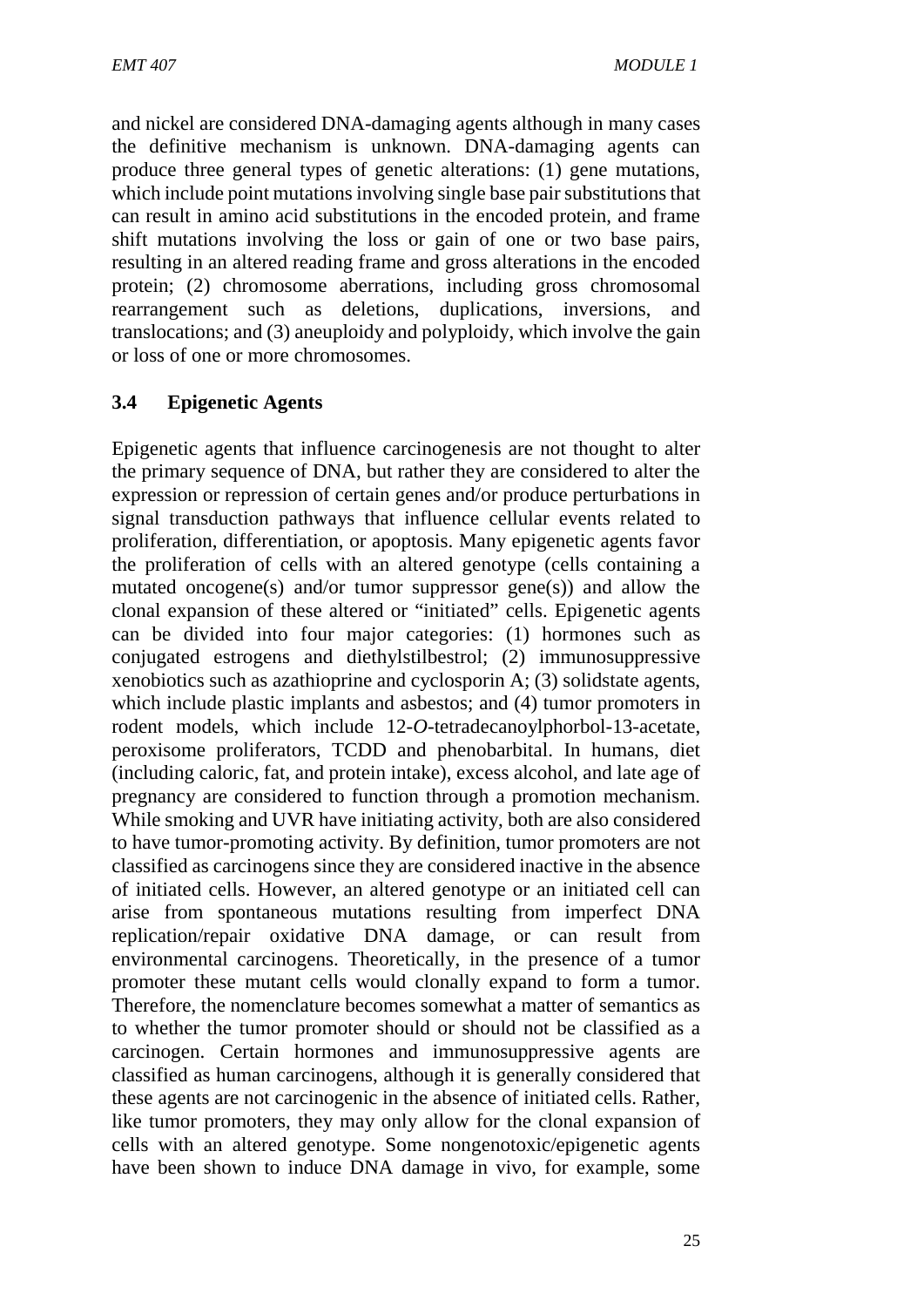and nickel are considered DNA-damaging agents although in many cases the definitive mechanism is unknown. DNA-damaging agents can produce three general types of genetic alterations: (1) gene mutations, which include point mutations involving single base pair substitutions that can result in amino acid substitutions in the encoded protein, and frame shift mutations involving the loss or gain of one or two base pairs, resulting in an altered reading frame and gross alterations in the encoded protein; (2) chromosome aberrations, including gross chromosomal rearrangement such as deletions, duplications, inversions, and translocations; and (3) aneuploidy and polyploidy, which involve the gain or loss of one or more chromosomes.

### 3.4 Epigenetic Agents

Epigenetic agents that influence carcinogenesis are not thought to alter the primary sequence of DNA, but rather they are considered to alter the expression or repression of certain genes and/or produce perturbations in signal transduction pathways that influence cellular events related to proliferation, differentiation, or apoptosis. Many epigenetic agents favor the proliferation of cells with an altered genotype (cells containing a mutated oncogene(s) and/or tumor suppressor gene(s)) and allow the clonal expansion of these altered or "initiated" cells. Epigenetic agents can be divided into four major categories: (1) hormones such as conjugated estrogens and diethylstilbestrol; (2) immunosuppressive xenobiotics such as azathioprine and cyclosporin A; (3) solidstate agents, which include plastic implants and asbestos; and (4) tumor promoters in rodent models, which include 12-*O*-tetradecanoylphorbol-13-acetate, peroxisome proliferators, TCDD and phenobarbital. In humans, diet (including caloric, fat, and protein intake), excess alcohol, and late age of pregnancy are considered to function through a promotion mechanism. While smoking and UVR have initiating activity, both are also considered to have tumor-promoting activity. By definition, tumor promoters are not classified as carcinogens since they are considered inactive in the absence of initiated cells. However, an altered genotype or an initiated cell can arise from spontaneous mutations resulting from imperfect DNA replication/repair oxidative DNA damage, or can result from environmental carcinogens. Theoretically, in the presence of a tumor promoter these mutant cells would clonally expand to form a tumor. Therefore, the nomenclature becomes somewhat a matter of semantics as to whether the tumor promoter should or should not be classified as a carcinogen. Certain hormones and immunosuppressive agents are classified as human carcinogens, although it is generally considered that these agents are not carcinogenic in the absence of initiated cells. Rather, like tumor promoters, they may only allow for the clonal expansion of cells with an altered genotype. Some nongenotoxic/epigenetic agents have been shown to induce DNA damage in vivo, for example, some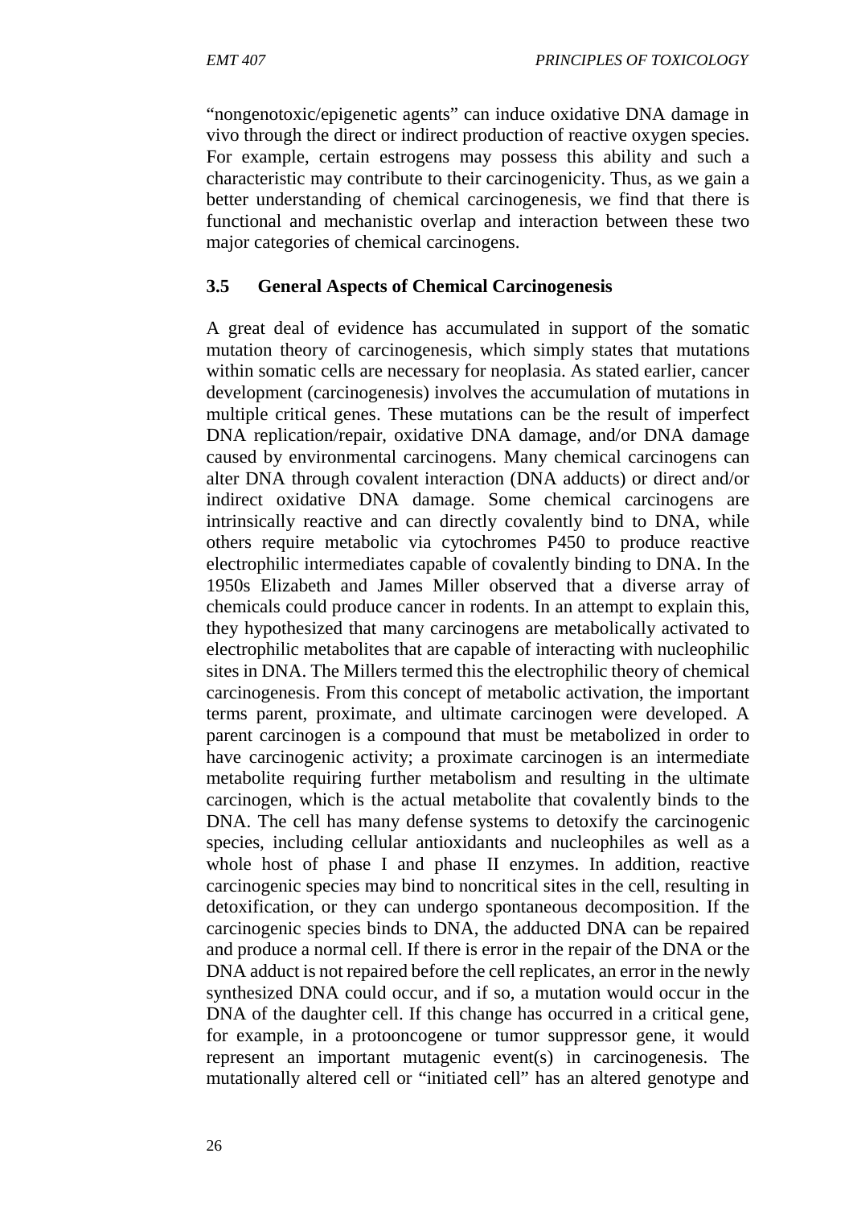"nongenotoxic/epigenetic agents" can induce oxidative DNA damage in vivo through the direct or indirect production of reactive oxygen species. For example, certain estrogens may possess this ability and such a characteristic may contribute to their carcinogenicity. Thus, as we gain a better understanding of chemical carcinogenesis, we find that there is functional and mechanistic overlap and interaction between these two major categories of chemical carcinogens.

### 3.5 General Aspects of Chemical Carcinogenesis

A great deal of evidence has accumulated in support of the somatic mutation theory of carcinogenesis, which simply states that mutations within somatic cells are necessary for neoplasia. As stated earlier, cancer development (carcinogenesis) involves the accumulation of mutations in multiple critical genes. These mutations can be the result of imperfect DNA replication/repair, oxidative DNA damage, and/or DNA damage caused by environmental carcinogens. Many chemical carcinogens can alter DNA through covalent interaction (DNA adducts) or direct and/or indirect oxidative DNA damage. Some chemical carcinogens are intrinsically reactive and can directly covalently bind to DNA, while others require metabolic via cytochromes P450 to produce reactive electrophilic intermediates capable of covalently binding to DNA. In the 1950s Elizabeth and James Miller observed that a diverse array of chemicals could produce cancer in rodents. In an attempt to explain this, they hypothesized that many carcinogens are metabolically activated to electrophilic metabolites that are capable of interacting with nucleophilic sites in DNA. The Millers termed this the electrophilic theory of chemical carcinogenesis. From this concept of metabolic activation, the important terms parent, proximate, and ultimate carcinogen were developed. A parent carcinogen is a compound that must be metabolized in order to have carcinogenic activity; a proximate carcinogen is an intermediate metabolite requiring further metabolism and resulting in the ultimate carcinogen, which is the actual metabolite that covalently binds to the DNA. The cell has many defense systems to detoxify the carcinogenic species, including cellular antioxidants and nucleophiles as well as a whole host of phase I and phase II enzymes. In addition, reactive carcinogenic species may bind to noncritical sites in the cell, resulting in detoxification, or they can undergo spontaneous decomposition. If the carcinogenic species binds to DNA, the adducted DNA can be repaired and produce a normal cell. If there is error in the repair of the DNA or the DNA adduct is not repaired before the cell replicates, an error in the newly synthesized DNA could occur, and if so, a mutation would occur in the DNA of the daughter cell. If this change has occurred in a critical gene, for example, in a protooncogene or tumor suppressor gene, it would represent an important mutagenic event(s) in carcinogenesis. The mutationally altered cell or "initiated cell" has an altered genotype and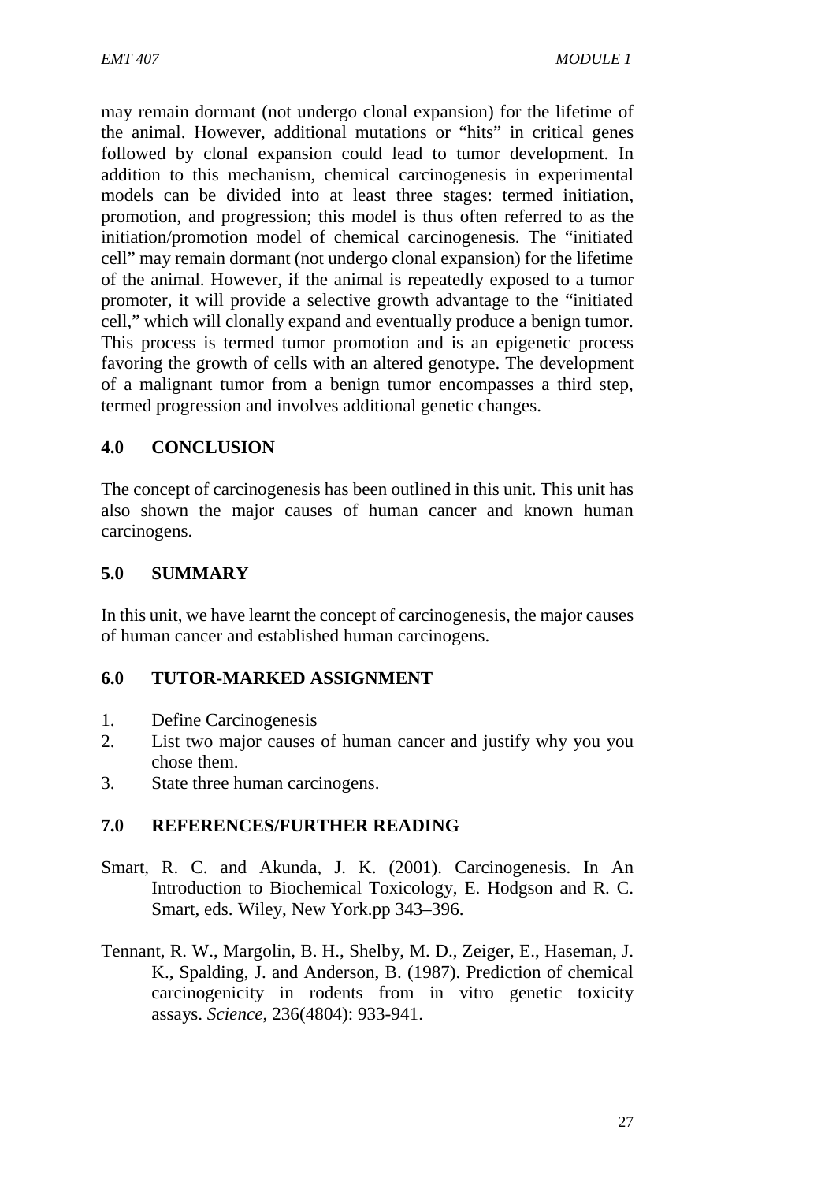may remain dormant (not undergo clonal expansion) for the lifetime of the animal. However, additional mutations or "hits" in critical genes followed by clonal expansion could lead to tumor development. In addition to this mechanism, chemical carcinogenesis in experimental models can be divided into at least three stages: termed initiation, promotion, and progression; this model is thus often referred to as the initiation/promotion model of chemical carcinogenesis. The "initiated cell" may remain dormant (not undergo clonal expansion) for the lifetime of the animal. However, if the animal is repeatedly exposed to a tumor promoter, it will provide a selective growth advantage to the "initiated cell," which will clonally expand and eventually produce a benign tumor. This process is termed tumor promotion and is an epigenetic process favoring the growth of cells with an altered genotype. The development of a malignant tumor from a benign tumor encompasses a third step, termed progression and involves additional genetic changes.

## 4.0 CONCLUSION

The concept of carcinogenesis has been outlined in this unit. This unit has also shown the major causes of human cancer and known human carcinogens.

## 5.0 SUMMARY

In this unit, we have learnt the concept of carcinogenesis, the major causes of human cancer and established human carcinogens.

## 6.0 TUTOR-MARKED ASSIGNMENT

1. Define Carcinogenesis
2. List two major causes of human cancer and justify why you you chose them.
3. State three human carcinogens.

## 7.0 REFERENCES/FURTHER READING

Smart, R. C. and Akunda, J. K. (2001). Carcinogenesis. In An Introduction to Biochemical Toxicology, E. Hodgson and R. C. Smart, eds. Wiley, New York.pp 343–396.

Tennant, R. W., Margolin, B. H., Shelby, M. D., Zeiger, E., Haseman, J. K., Spalding, J. and Anderson, B. (1987). Prediction of chemical carcinogenicity in rodents from in vitro genetic toxicity assays. *Science*, 236(4804): 933-941.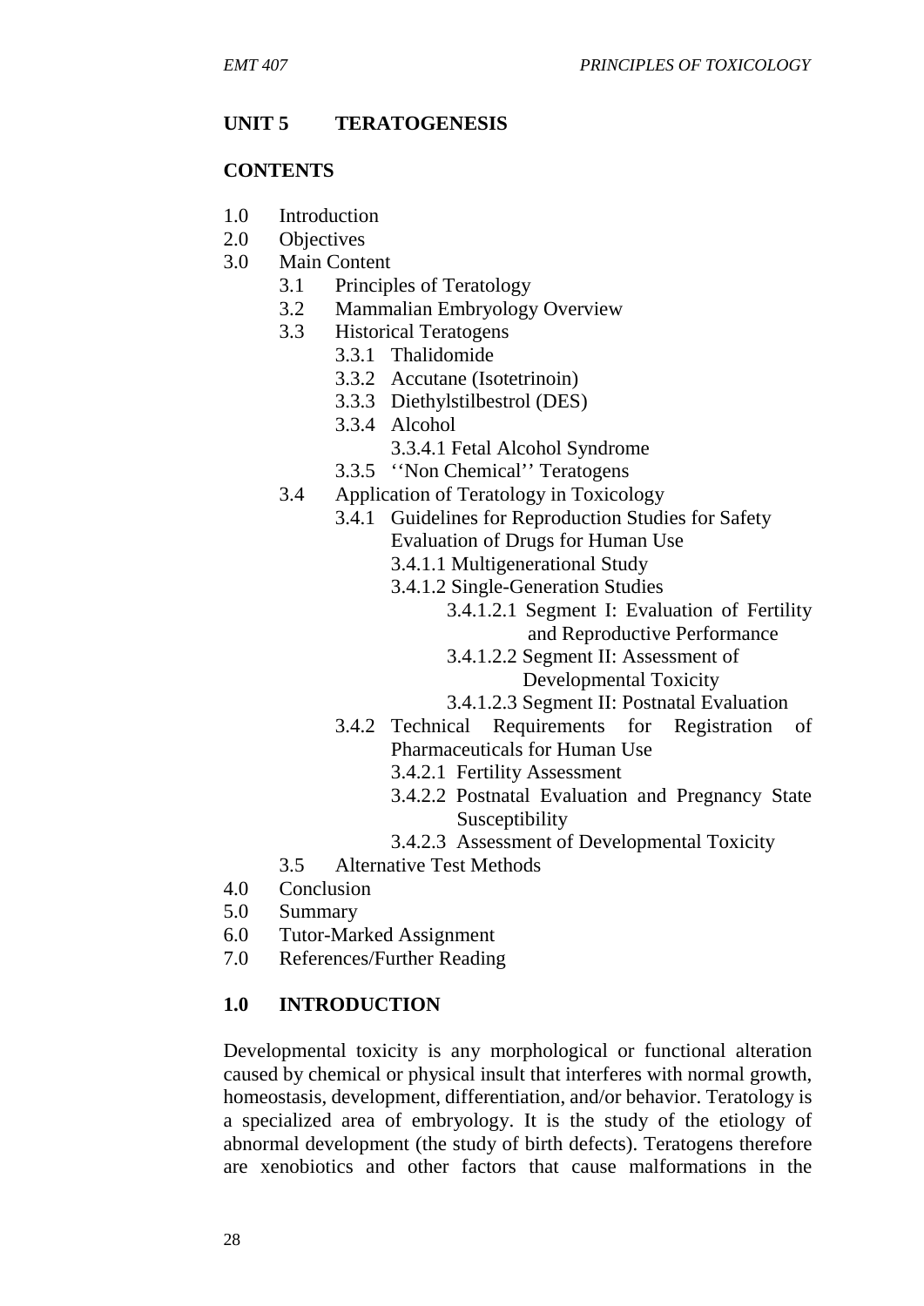## UNIT 5 TERATOGENESIS

### CONTENTS

- 1.0 Introduction
- 2.0 Objectives
- 3.0 Main Content
  - 3.1 Principles of Teratology
  - 3.2 Mammalian Embryology Overview
  - 3.3 Historical Teratogens
    - 3.3.1 Thalidomide
    - 3.3.2 Accutane (Isotetrinoin)
    - 3.3.3 Diethylstilbestrol (DES)
    - 3.3.4 Alcohol
      - 3.3.4.1 Fetal Alcohol Syndrome
    - 3.3.5 ''Non Chemical'' Teratogens
  - 3.4 Application of Teratology in Toxicology
    - 3.4.1 Guidelines for Reproduction Studies for Safety Evaluation of Drugs for Human Use
      - 3.4.1.1 Multigenerational Study
      - 3.4.1.2 Single-Generation Studies
        - 3.4.1.2.1 Segment I: Evaluation of Fertility and Reproductive Performance
        - 3.4.1.2.2 Segment II: Assessment of Developmental Toxicity
        - 3.4.1.2.3 Segment II: Postnatal Evaluation
    - 3.4.2 Technical Requirements for Registration of Pharmaceuticals for Human Use
      - 3.4.2.1 Fertility Assessment
      - 3.4.2.2 Postnatal Evaluation and Pregnancy State Susceptibility
      - 3.4.2.3 Assessment of Developmental Toxicity
  - 3.5 Alternative Test Methods
- 4.0 Conclusion
- 5.0 Summary
- 6.0 Tutor-Marked Assignment
- 7.0 References/Further Reading

### 1.0 INTRODUCTION

Developmental toxicity is any morphological or functional alteration caused by chemical or physical insult that interferes with normal growth, homeostasis, development, differentiation, and/or behavior. Teratology is a specialized area of embryology. It is the study of the etiology of abnormal development (the study of birth defects). Teratogens therefore are xenobiotics and other factors that cause malformations in the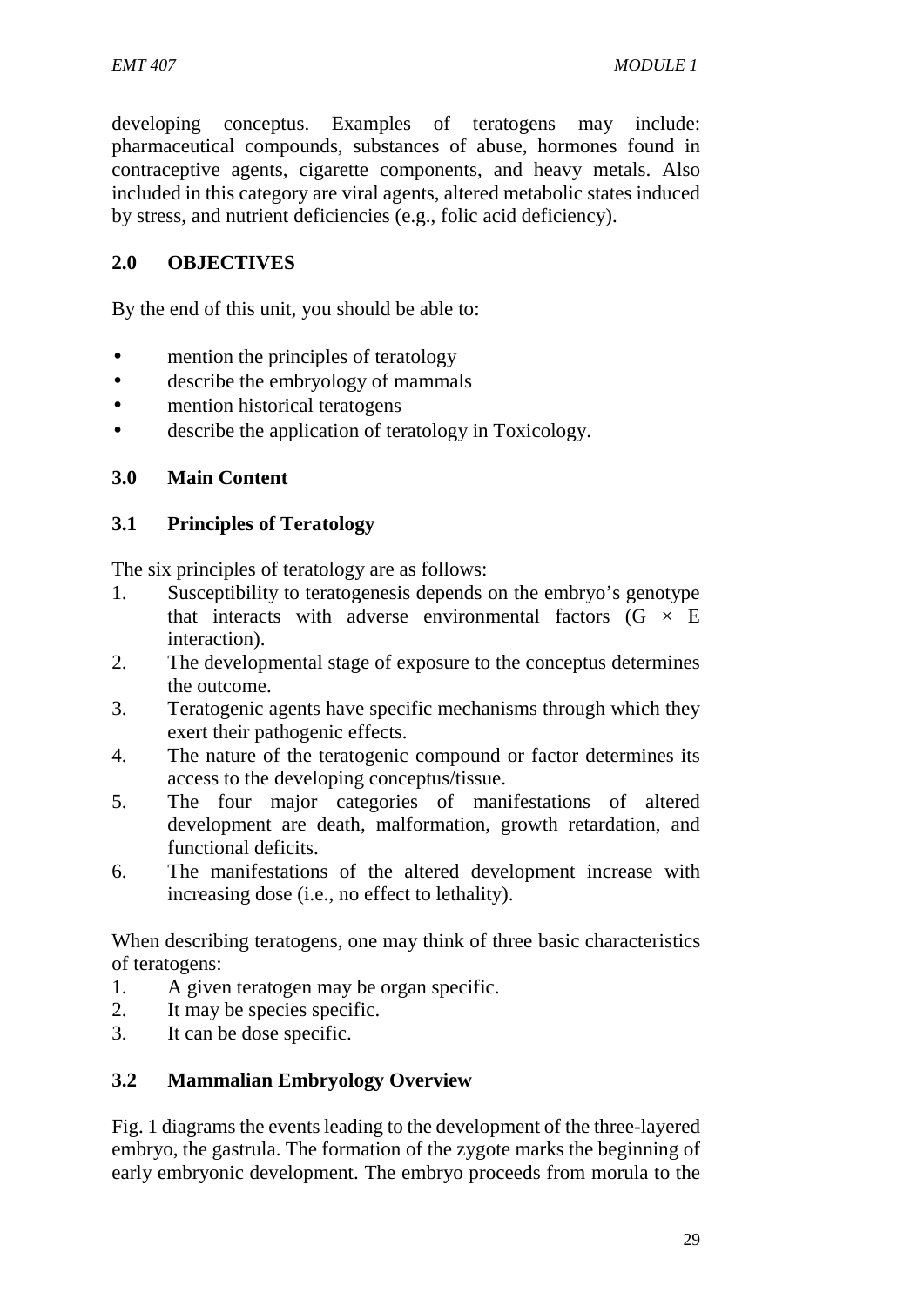developing conceptus. Examples of teratogens may include: pharmaceutical compounds, substances of abuse, hormones found in contraceptive agents, cigarette components, and heavy metals. Also included in this category are viral agents, altered metabolic states induced by stress, and nutrient deficiencies (e.g., folic acid deficiency).

## 2.0 OBJECTIVES

By the end of this unit, you should be able to:

- mention the principles of teratology
- describe the embryology of mammals
- mention historical teratogens
- describe the application of teratology in Toxicology.

## 3.0 Main Content

### 3.1 Principles of Teratology

The six principles of teratology are as follows:

1. Susceptibility to teratogenesis depends on the embryo's genotype that interacts with adverse environmental factors (G × E interaction).
2. The developmental stage of exposure to the conceptus determines the outcome.
3. Teratogenic agents have specific mechanisms through which they exert their pathogenic effects.
4. The nature of the teratogenic compound or factor determines its access to the developing conceptus/tissue.
5. The four major categories of manifestations of altered development are death, malformation, growth retardation, and functional deficits.
6. The manifestations of the altered development increase with increasing dose (i.e., no effect to lethality).

When describing teratogens, one may think of three basic characteristics of teratogens:

1. A given teratogen may be organ specific.
2. It may be species specific.
3. It can be dose specific.

### 3.2 Mammalian Embryology Overview

Fig. 1 diagrams the events leading to the development of the three-layered embryo, the gastrula. The formation of the zygote marks the beginning of early embryonic development. The embryo proceeds from morula to the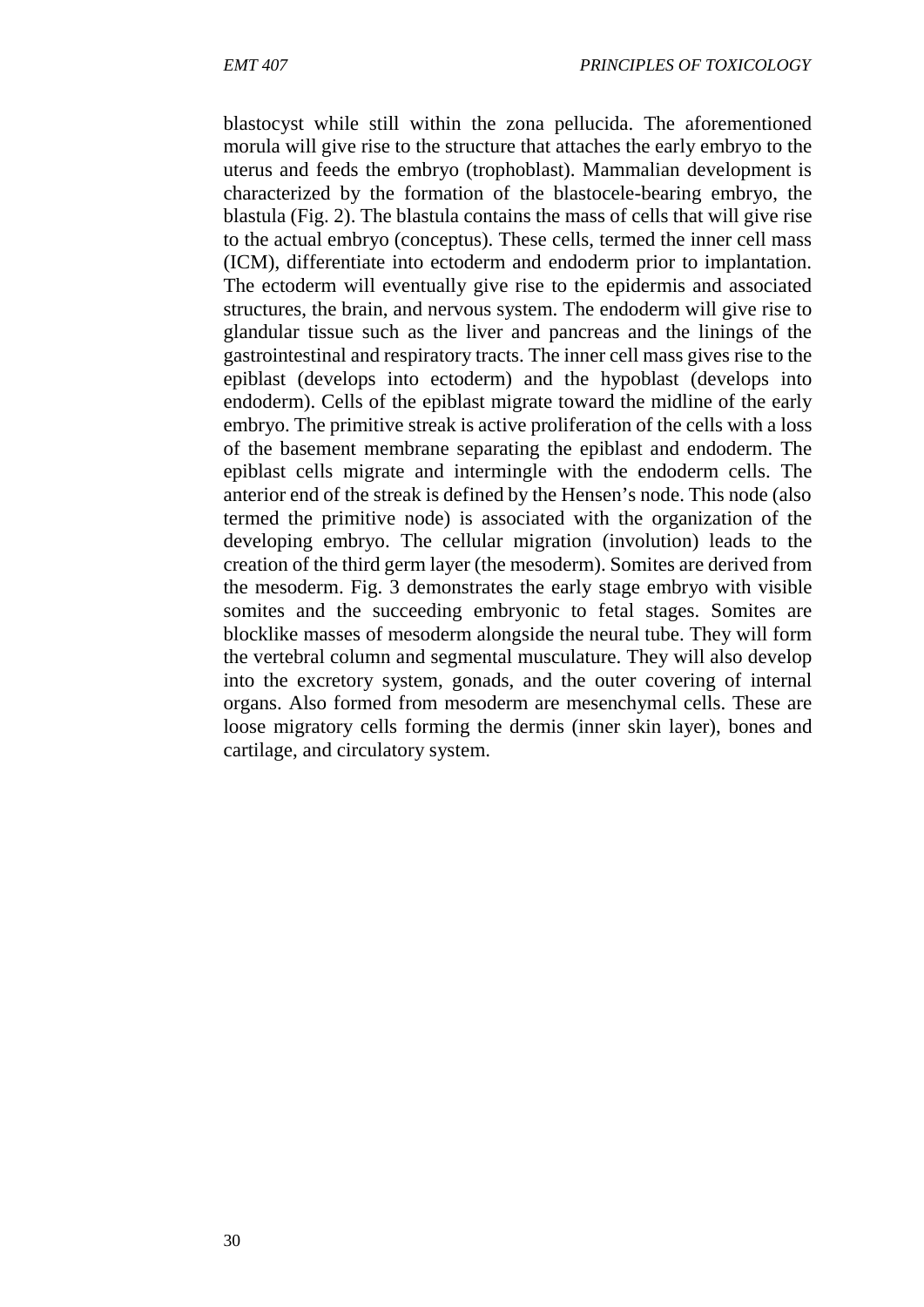blastocyst while still within the zona pellucida. The aforementioned morula will give rise to the structure that attaches the early embryo to the uterus and feeds the embryo (trophoblast). Mammalian development is characterized by the formation of the blastocele-bearing embryo, the blastula (Fig. 2). The blastula contains the mass of cells that will give rise to the actual embryo (conceptus). These cells, termed the inner cell mass (ICM), differentiate into ectoderm and endoderm prior to implantation. The ectoderm will eventually give rise to the epidermis and associated structures, the brain, and nervous system. The endoderm will give rise to glandular tissue such as the liver and pancreas and the linings of the gastrointestinal and respiratory tracts. The inner cell mass gives rise to the epiblast (develops into ectoderm) and the hypoblast (develops into endoderm). Cells of the epiblast migrate toward the midline of the early embryo. The primitive streak is active proliferation of the cells with a loss of the basement membrane separating the epiblast and endoderm. The epiblast cells migrate and intermingle with the endoderm cells. The anterior end of the streak is defined by the Hensen's node. This node (also termed the primitive node) is associated with the organization of the developing embryo. The cellular migration (involution) leads to the creation of the third germ layer (the mesoderm). Somites are derived from the mesoderm. Fig. 3 demonstrates the early stage embryo with visible somites and the succeeding embryonic to fetal stages. Somites are blocklike masses of mesoderm alongside the neural tube. They will form the vertebral column and segmental musculature. They will also develop into the excretory system, gonads, and the outer covering of internal organs. Also formed from mesoderm are mesenchymal cells. These are loose migratory cells forming the dermis (inner skin layer), bones and cartilage, and circulatory system.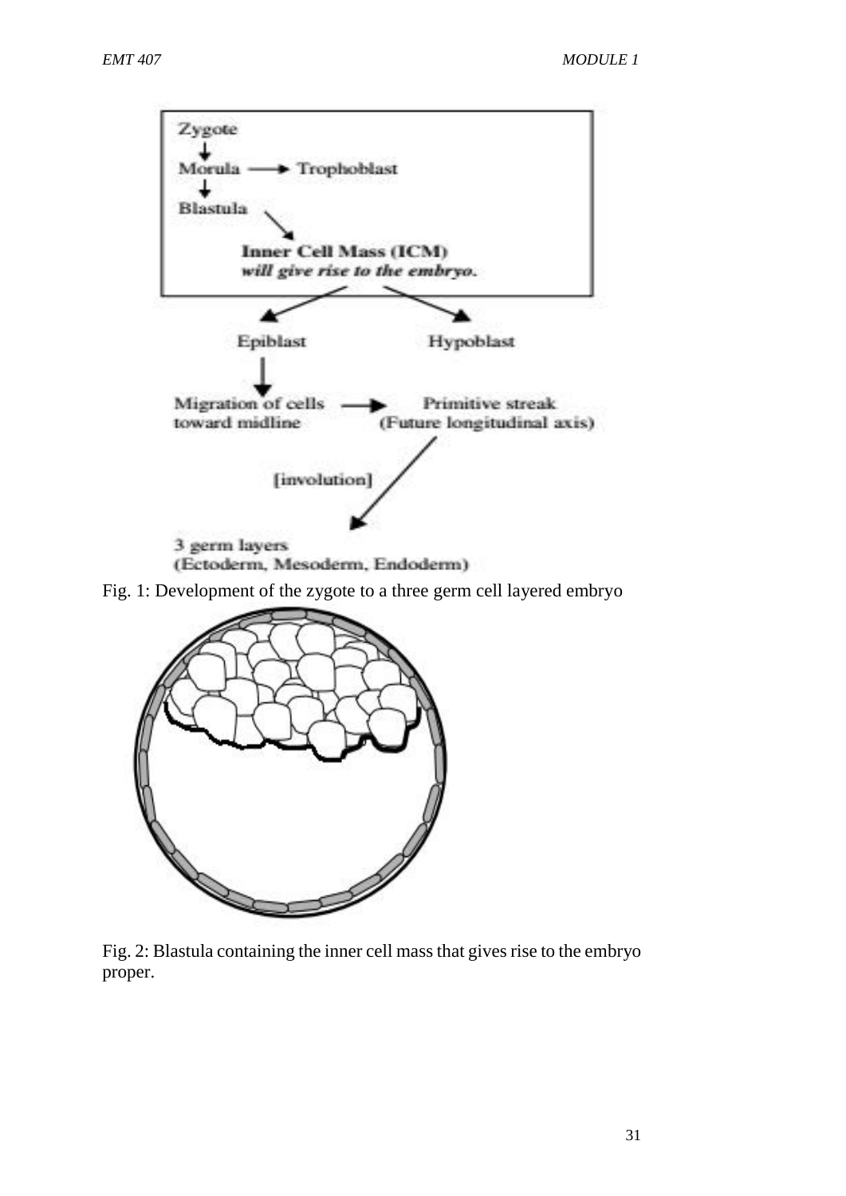Zygote
↓
Morula → Trophoblast
↓
Blastula

**Inner Cell Mass (ICM)**
***will give rise to the embryo.***

Epiblast Hypoblast

Migration of cells toward midline → Primitive streak (Future longitudinal axis)

[involution]

3 germ layers
(Ectoderm, Mesoderm, Endoderm)

Fig. 1: Development of the zygote to a three germ cell layered embryo

Fig. 2: Blastula containing the inner cell mass that gives rise to the embryo proper.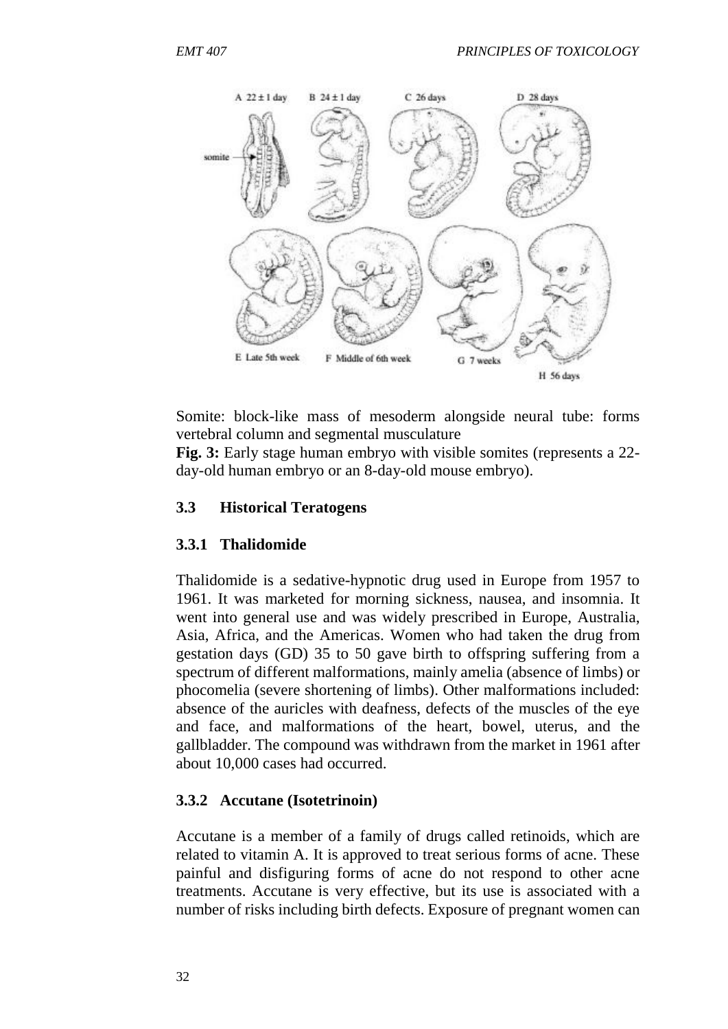Somite: block-like mass of mesoderm alongside neural tube: forms vertebral column and segmental musculature

**Fig. 3:** Early stage human embryo with visible somites (represents a 22-day-old human embryo or an 8-day-old mouse embryo).

### 3.3 Historical Teratogens

#### 3.3.1 Thalidomide

Thalidomide is a sedative-hypnotic drug used in Europe from 1957 to 1961. It was marketed for morning sickness, nausea, and insomnia. It went into general use and was widely prescribed in Europe, Australia, Asia, Africa, and the Americas. Women who had taken the drug from gestation days (GD) 35 to 50 gave birth to offspring suffering from a spectrum of different malformations, mainly amelia (absence of limbs) or phocomelia (severe shortening of limbs). Other malformations included: absence of the auricles with deafness, defects of the muscles of the eye and face, and malformations of the heart, bowel, uterus, and the gallbladder. The compound was withdrawn from the market in 1961 after about 10,000 cases had occurred.

#### 3.3.2 Accutane (Isotetrinoin)

Accutane is a member of a family of drugs called retinoids, which are related to vitamin A. It is approved to treat serious forms of acne. These painful and disfiguring forms of acne do not respond to other acne treatments. Accutane is very effective, but its use is associated with a number of risks including birth defects. Exposure of pregnant women can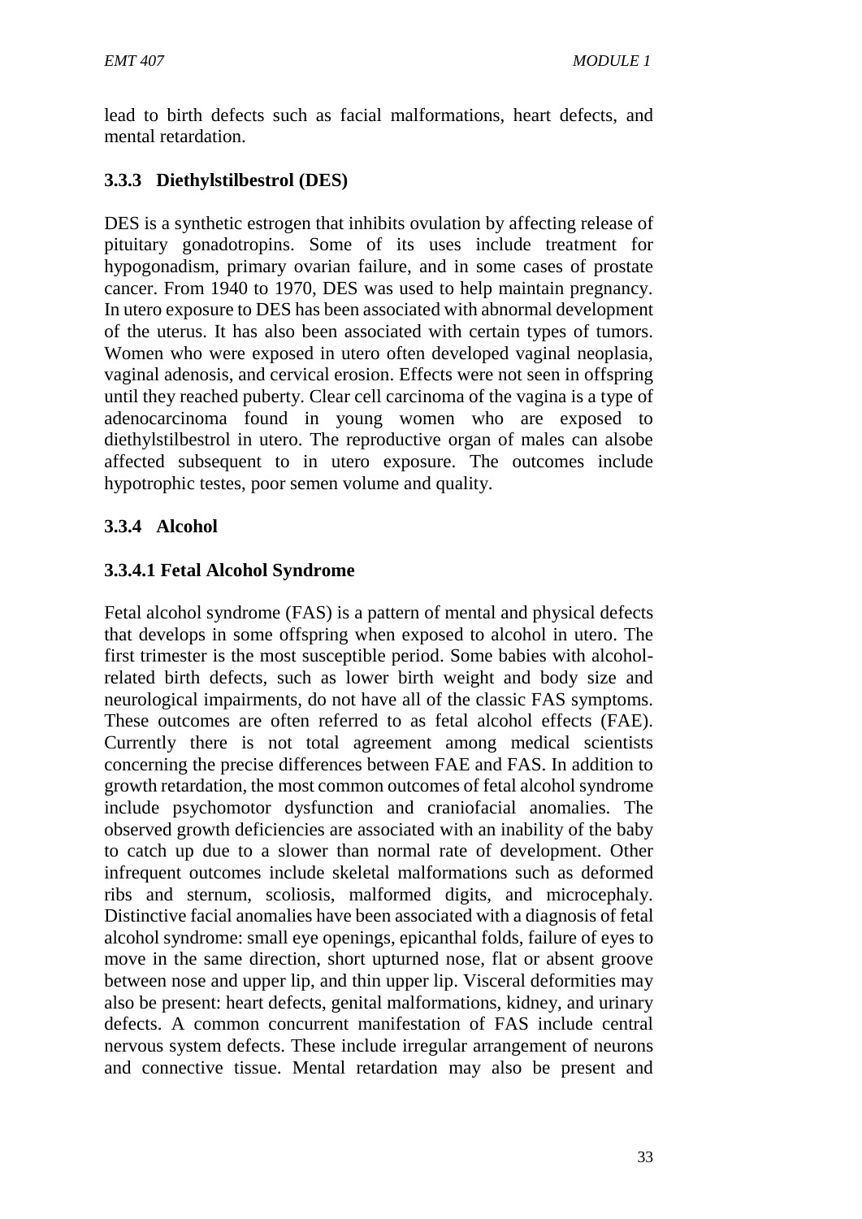lead to birth defects such as facial malformations, heart defects, and mental retardation.

### 3.3.3 Diethylstilbestrol (DES)

DES is a synthetic estrogen that inhibits ovulation by affecting release of pituitary gonadotropins. Some of its uses include treatment for hypogonadism, primary ovarian failure, and in some cases of prostate cancer. From 1940 to 1970, DES was used to help maintain pregnancy. In utero exposure to DES has been associated with abnormal development of the uterus. It has also been associated with certain types of tumors. Women who were exposed in utero often developed vaginal neoplasia, vaginal adenosis, and cervical erosion. Effects were not seen in offspring until they reached puberty. Clear cell carcinoma of the vagina is a type of adenocarcinoma found in young women who are exposed to diethylstilbestrol in utero. The reproductive organ of males can alsobe affected subsequent to in utero exposure. The outcomes include hypotrophic testes, poor semen volume and quality.

### 3.3.4 Alcohol

#### 3.3.4.1 Fetal Alcohol Syndrome

Fetal alcohol syndrome (FAS) is a pattern of mental and physical defects that develops in some offspring when exposed to alcohol in utero. The first trimester is the most susceptible period. Some babies with alcohol-related birth defects, such as lower birth weight and body size and neurological impairments, do not have all of the classic FAS symptoms. These outcomes are often referred to as fetal alcohol effects (FAE). Currently there is not total agreement among medical scientists concerning the precise differences between FAE and FAS. In addition to growth retardation, the most common outcomes of fetal alcohol syndrome include psychomotor dysfunction and craniofacial anomalies. The observed growth deficiencies are associated with an inability of the baby to catch up due to a slower than normal rate of development. Other infrequent outcomes include skeletal malformations such as deformed ribs and sternum, scoliosis, malformed digits, and microcephaly. Distinctive facial anomalies have been associated with a diagnosis of fetal alcohol syndrome: small eye openings, epicanthal folds, failure of eyes to move in the same direction, short upturned nose, flat or absent groove between nose and upper lip, and thin upper lip. Visceral deformities may also be present: heart defects, genital malformations, kidney, and urinary defects. A common concurrent manifestation of FAS include central nervous system defects. These include irregular arrangement of neurons and connective tissue. Mental retardation may also be present and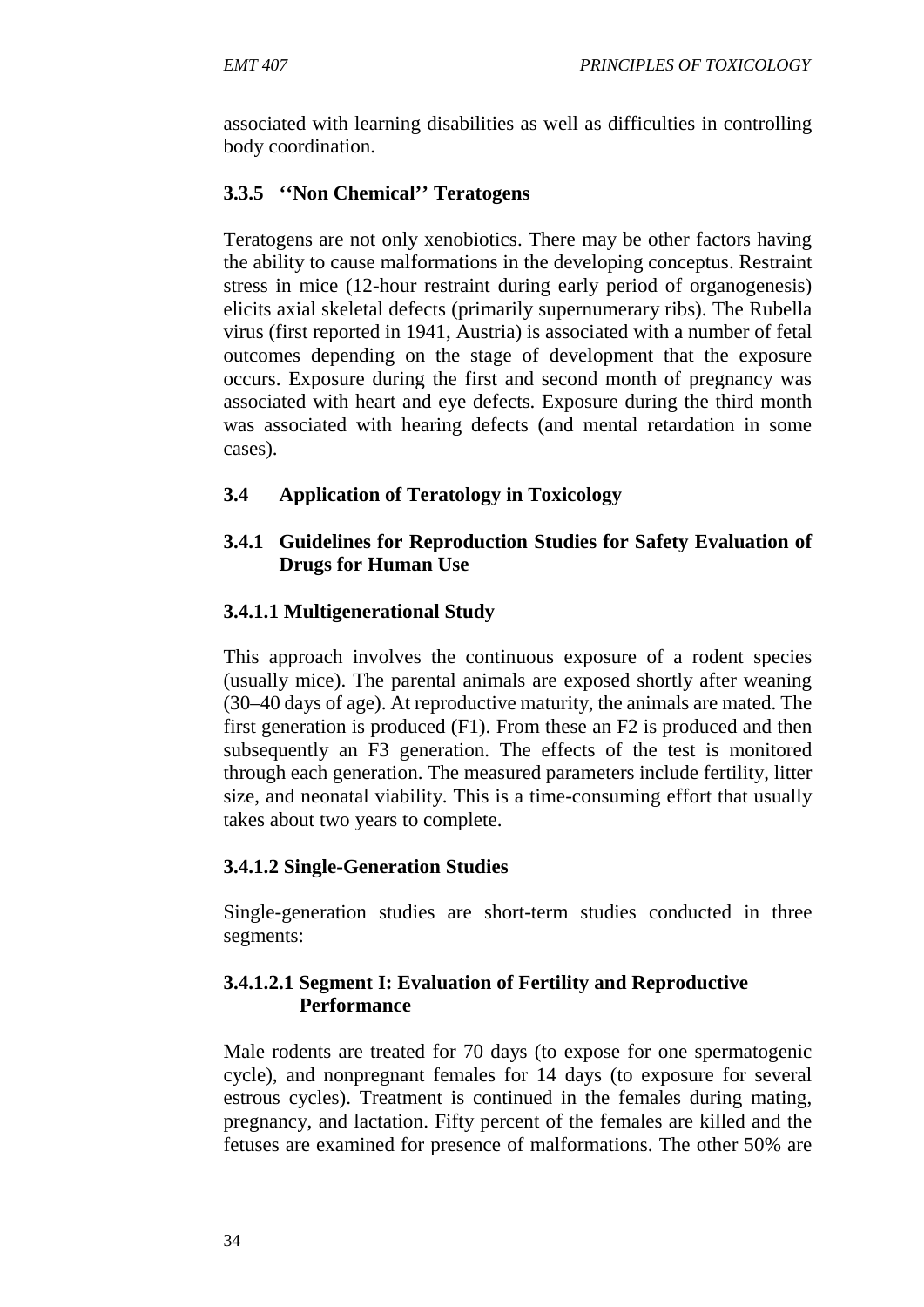associated with learning disabilities as well as difficulties in controlling body coordination.

### 3.3.5 ''Non Chemical'' Teratogens

Teratogens are not only xenobiotics. There may be other factors having the ability to cause malformations in the developing conceptus. Restraint stress in mice (12-hour restraint during early period of organogenesis) elicits axial skeletal defects (primarily supernumerary ribs). The Rubella virus (first reported in 1941, Austria) is associated with a number of fetal outcomes depending on the stage of development that the exposure occurs. Exposure during the first and second month of pregnancy was associated with heart and eye defects. Exposure during the third month was associated with hearing defects (and mental retardation in some cases).

## 3.4 Application of Teratology in Toxicology

### 3.4.1 Guidelines for Reproduction Studies for Safety Evaluation of Drugs for Human Use

#### 3.4.1.1 Multigenerational Study

This approach involves the continuous exposure of a rodent species (usually mice). The parental animals are exposed shortly after weaning (30–40 days of age). At reproductive maturity, the animals are mated. The first generation is produced (F1). From these an F2 is produced and then subsequently an F3 generation. The effects of the test is monitored through each generation. The measured parameters include fertility, litter size, and neonatal viability. This is a time-consuming effort that usually takes about two years to complete.

#### 3.4.1.2 Single-Generation Studies

Single-generation studies are short-term studies conducted in three segments:

##### 3.4.1.2.1 Segment I: Evaluation of Fertility and Reproductive Performance

Male rodents are treated for 70 days (to expose for one spermatogenic cycle), and nonpregnant females for 14 days (to exposure for several estrous cycles). Treatment is continued in the females during mating, pregnancy, and lactation. Fifty percent of the females are killed and the fetuses are examined for presence of malformations. The other 50% are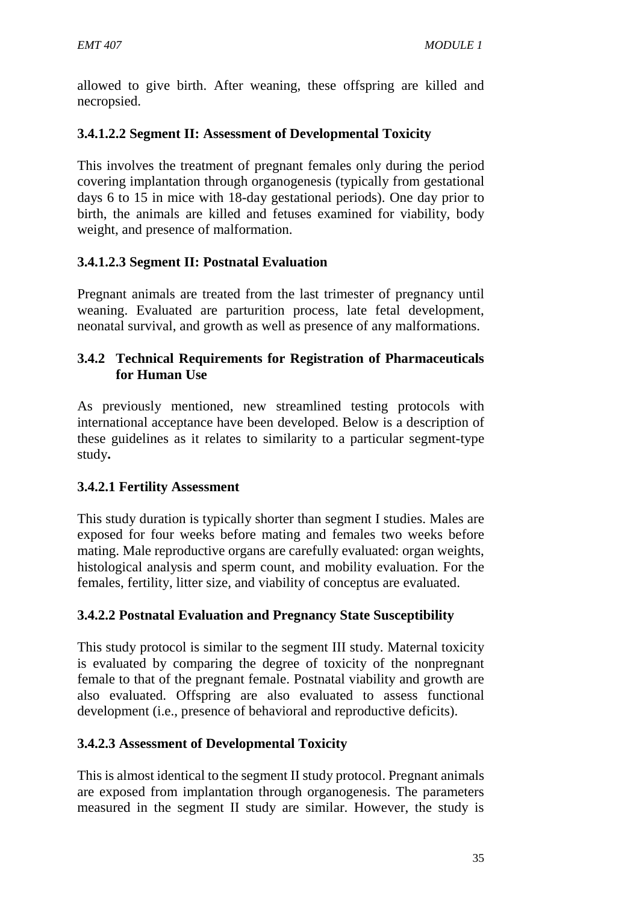allowed to give birth. After weaning, these offspring are killed and necropsied.

#### 3.4.1.2.2 Segment II: Assessment of Developmental Toxicity

This involves the treatment of pregnant females only during the period covering implantation through organogenesis (typically from gestational days 6 to 15 in mice with 18-day gestational periods). One day prior to birth, the animals are killed and fetuses examined for viability, body weight, and presence of malformation.

#### 3.4.1.2.3 Segment II: Postnatal Evaluation

Pregnant animals are treated from the last trimester of pregnancy until weaning. Evaluated are parturition process, late fetal development, neonatal survival, and growth as well as presence of any malformations.

### 3.4.2 Technical Requirements for Registration of Pharmaceuticals for Human Use

As previously mentioned, new streamlined testing protocols with international acceptance have been developed. Below is a description of these guidelines as it relates to similarity to a particular segment-type study**.**

#### 3.4.2.1 Fertility Assessment

This study duration is typically shorter than segment I studies. Males are exposed for four weeks before mating and females two weeks before mating. Male reproductive organs are carefully evaluated: organ weights, histological analysis and sperm count, and mobility evaluation. For the females, fertility, litter size, and viability of conceptus are evaluated.

#### 3.4.2.2 Postnatal Evaluation and Pregnancy State Susceptibility

This study protocol is similar to the segment III study. Maternal toxicity is evaluated by comparing the degree of toxicity of the nonpregnant female to that of the pregnant female. Postnatal viability and growth are also evaluated. Offspring are also evaluated to assess functional development (i.e., presence of behavioral and reproductive deficits).

#### 3.4.2.3 Assessment of Developmental Toxicity

This is almost identical to the segment II study protocol. Pregnant animals are exposed from implantation through organogenesis. The parameters measured in the segment II study are similar. However, the study is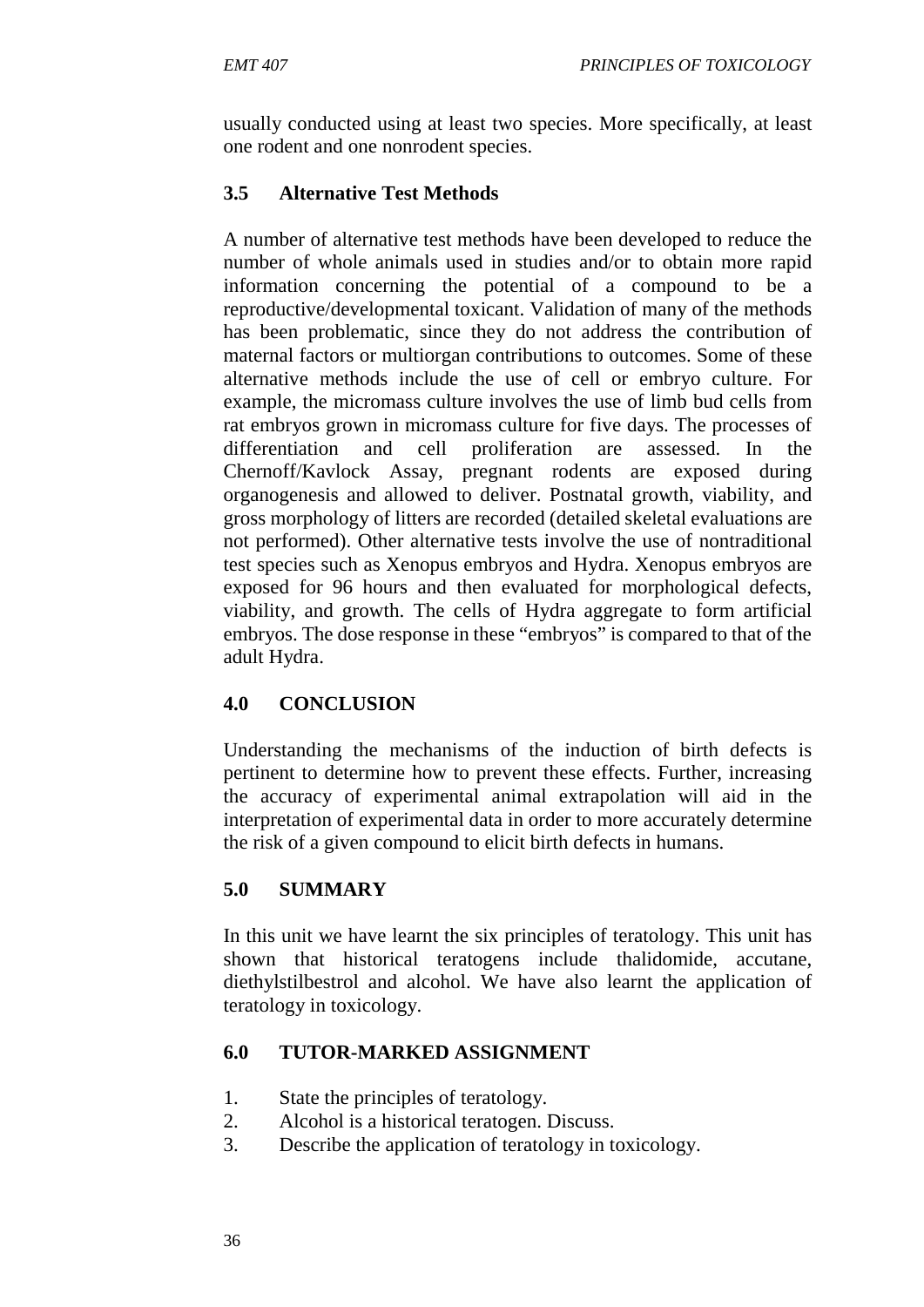usually conducted using at least two species. More specifically, at least one rodent and one nonrodent species.

### 3.5 Alternative Test Methods

A number of alternative test methods have been developed to reduce the number of whole animals used in studies and/or to obtain more rapid information concerning the potential of a compound to be a reproductive/developmental toxicant. Validation of many of the methods has been problematic, since they do not address the contribution of maternal factors or multiorgan contributions to outcomes. Some of these alternative methods include the use of cell or embryo culture. For example, the micromass culture involves the use of limb bud cells from rat embryos grown in micromass culture for five days. The processes of differentiation and cell proliferation are assessed. In the Chernoff/Kavlock Assay, pregnant rodents are exposed during organogenesis and allowed to deliver. Postnatal growth, viability, and gross morphology of litters are recorded (detailed skeletal evaluations are not performed). Other alternative tests involve the use of nontraditional test species such as Xenopus embryos and Hydra. Xenopus embryos are exposed for 96 hours and then evaluated for morphological defects, viability, and growth. The cells of Hydra aggregate to form artificial embryos. The dose response in these "embryos" is compared to that of the adult Hydra.

## 4.0 CONCLUSION

Understanding the mechanisms of the induction of birth defects is pertinent to determine how to prevent these effects. Further, increasing the accuracy of experimental animal extrapolation will aid in the interpretation of experimental data in order to more accurately determine the risk of a given compound to elicit birth defects in humans.

## 5.0 SUMMARY

In this unit we have learnt the six principles of teratology. This unit has shown that historical teratogens include thalidomide, accutane, diethylstilbestrol and alcohol. We have also learnt the application of teratology in toxicology.

## 6.0 TUTOR-MARKED ASSIGNMENT

1. State the principles of teratology.
2. Alcohol is a historical teratogen. Discuss.
3. Describe the application of teratology in toxicology.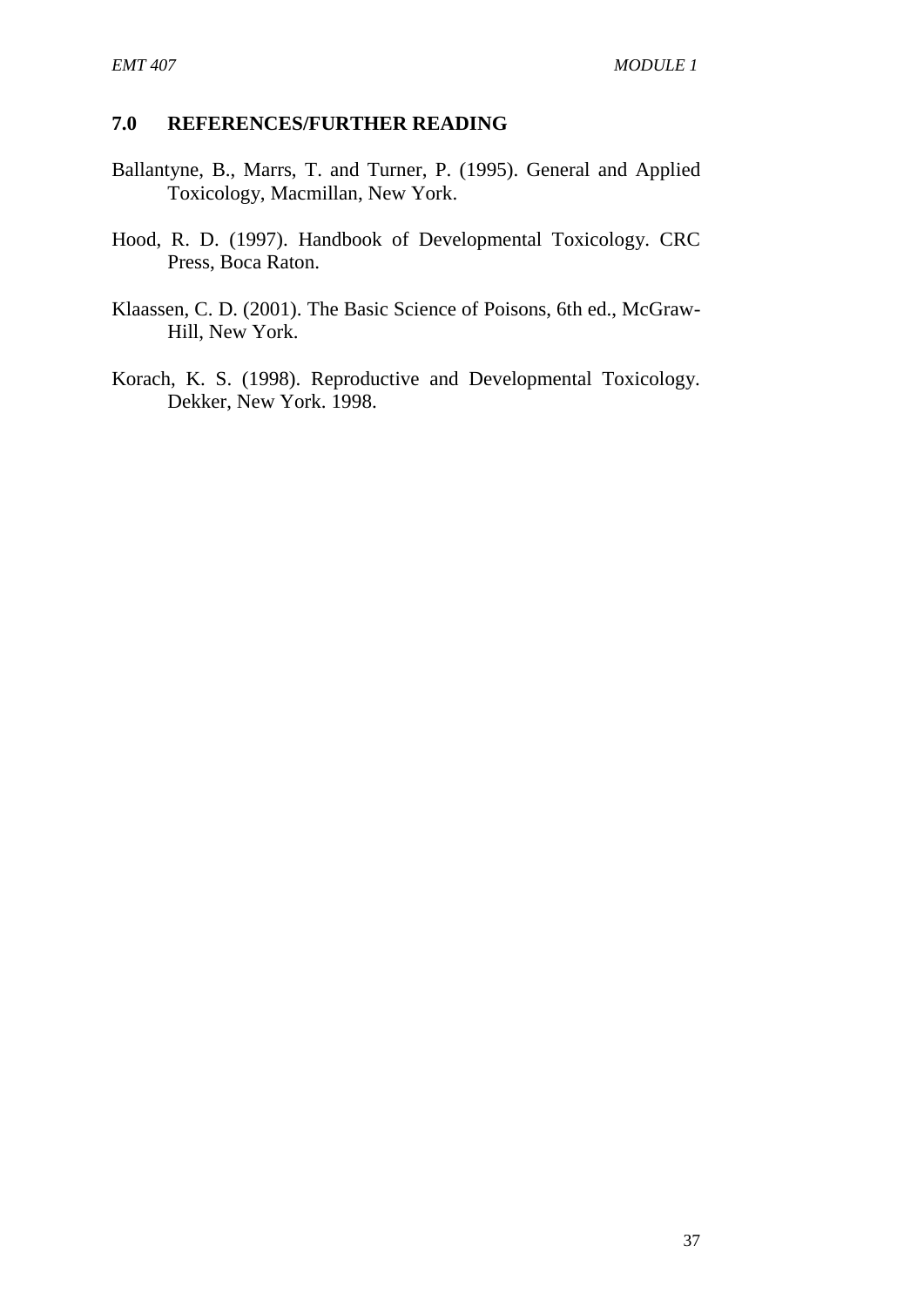## 7.0 REFERENCES/FURTHER READING

Ballantyne, B., Marrs, T. and Turner, P. (1995). General and Applied Toxicology, Macmillan, New York.

Hood, R. D. (1997). Handbook of Developmental Toxicology. CRC Press, Boca Raton.

Klaassen, C. D. (2001). The Basic Science of Poisons, 6th ed., McGraw-Hill, New York.

Korach, K. S. (1998). Reproductive and Developmental Toxicology. Dekker, New York. 1998.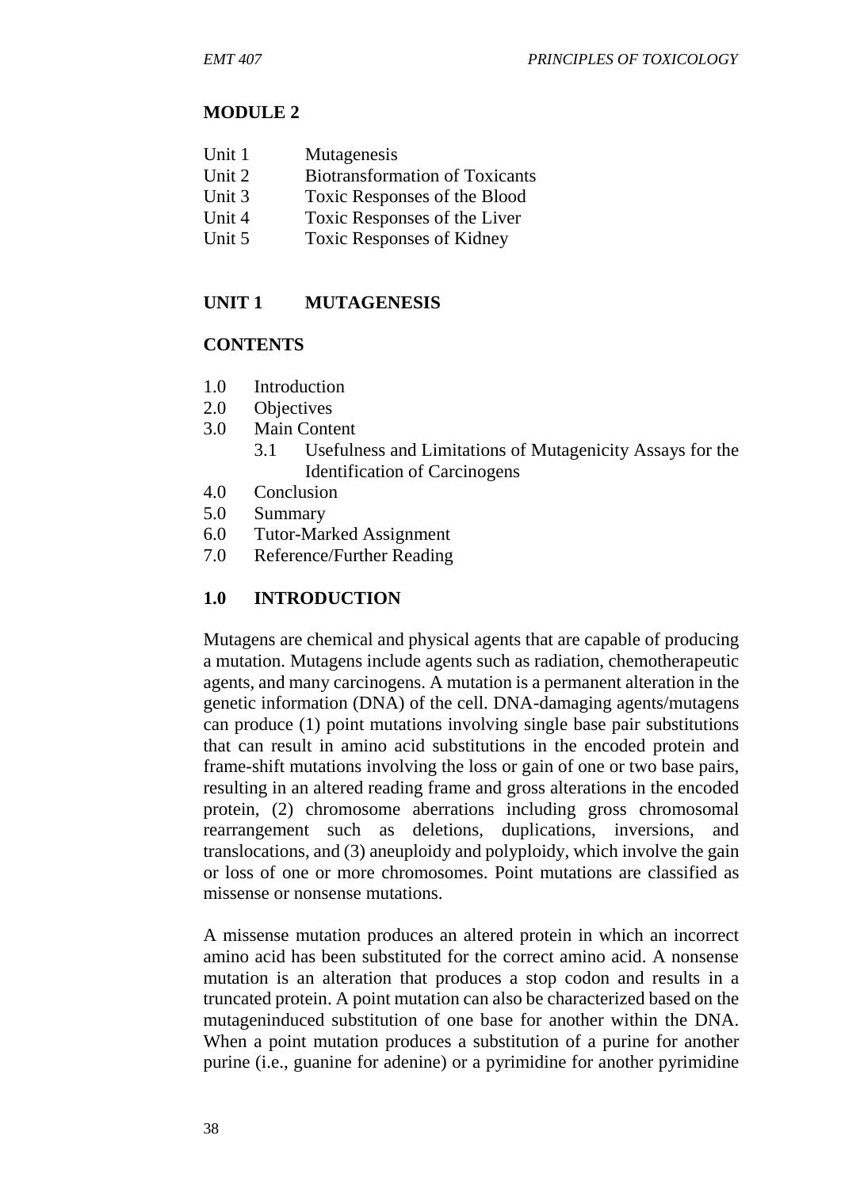## MODULE 2

| | |
|---|---|
| Unit 1 | Mutagenesis |
| Unit 2 | Biotransformation of Toxicants |
| Unit 3 | Toxic Responses of the Blood |
| Unit 4 | Toxic Responses of the Liver |
| Unit 5 | Toxic Responses of Kidney |

## UNIT 1 MUTAGENESIS

### CONTENTS

1.0 Introduction
2.0 Objectives
3.0 Main Content
    3.1 Usefulness and Limitations of Mutagenicity Assays for the Identification of Carcinogens
4.0 Conclusion
5.0 Summary
6.0 Tutor-Marked Assignment
7.0 Reference/Further Reading

### 1.0 INTRODUCTION

Mutagens are chemical and physical agents that are capable of producing a mutation. Mutagens include agents such as radiation, chemotherapeutic agents, and many carcinogens. A mutation is a permanent alteration in the genetic information (DNA) of the cell. DNA-damaging agents/mutagens can produce (1) point mutations involving single base pair substitutions that can result in amino acid substitutions in the encoded protein and frame-shift mutations involving the loss or gain of one or two base pairs, resulting in an altered reading frame and gross alterations in the encoded protein, (2) chromosome aberrations including gross chromosomal rearrangement such as deletions, duplications, inversions, and translocations, and (3) aneuploidy and polyploidy, which involve the gain or loss of one or more chromosomes. Point mutations are classified as missense or nonsense mutations.

A missense mutation produces an altered protein in which an incorrect amino acid has been substituted for the correct amino acid. A nonsense mutation is an alteration that produces a stop codon and results in a truncated protein. A point mutation can also be characterized based on the mutageninduced substitution of one base for another within the DNA. When a point mutation produces a substitution of a purine for another purine (i.e., guanine for adenine) or a pyrimidine for another pyrimidine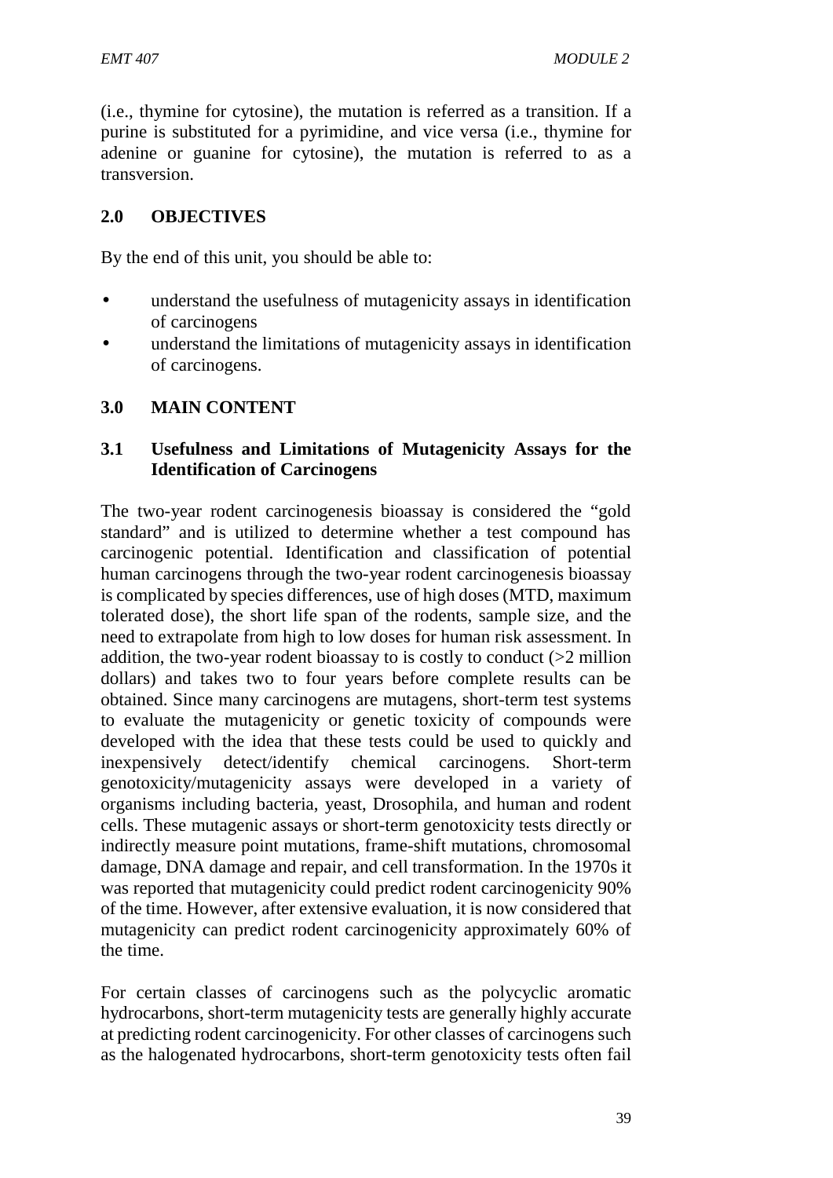(i.e., thymine for cytosine), the mutation is referred as a transition. If a purine is substituted for a pyrimidine, and vice versa (i.e., thymine for adenine or guanine for cytosine), the mutation is referred to as a transversion.

## 2.0 OBJECTIVES

By the end of this unit, you should be able to:

- understand the usefulness of mutagenicity assays in identification of carcinogens
- understand the limitations of mutagenicity assays in identification of carcinogens.

## 3.0 MAIN CONTENT

### 3.1 Usefulness and Limitations of Mutagenicity Assays for the Identification of Carcinogens

The two-year rodent carcinogenesis bioassay is considered the "gold standard" and is utilized to determine whether a test compound has carcinogenic potential. Identification and classification of potential human carcinogens through the two-year rodent carcinogenesis bioassay is complicated by species differences, use of high doses (MTD, maximum tolerated dose), the short life span of the rodents, sample size, and the need to extrapolate from high to low doses for human risk assessment. In addition, the two-year rodent bioassay to is costly to conduct (>2 million dollars) and takes two to four years before complete results can be obtained. Since many carcinogens are mutagens, short-term test systems to evaluate the mutagenicity or genetic toxicity of compounds were developed with the idea that these tests could be used to quickly and inexpensively detect/identify chemical carcinogens. Short-term genotoxicity/mutagenicity assays were developed in a variety of organisms including bacteria, yeast, Drosophila, and human and rodent cells. These mutagenic assays or short-term genotoxicity tests directly or indirectly measure point mutations, frame-shift mutations, chromosomal damage, DNA damage and repair, and cell transformation. In the 1970s it was reported that mutagenicity could predict rodent carcinogenicity 90% of the time. However, after extensive evaluation, it is now considered that mutagenicity can predict rodent carcinogenicity approximately 60% of the time.

For certain classes of carcinogens such as the polycyclic aromatic hydrocarbons, short-term mutagenicity tests are generally highly accurate at predicting rodent carcinogenicity. For other classes of carcinogens such as the halogenated hydrocarbons, short-term genotoxicity tests often fail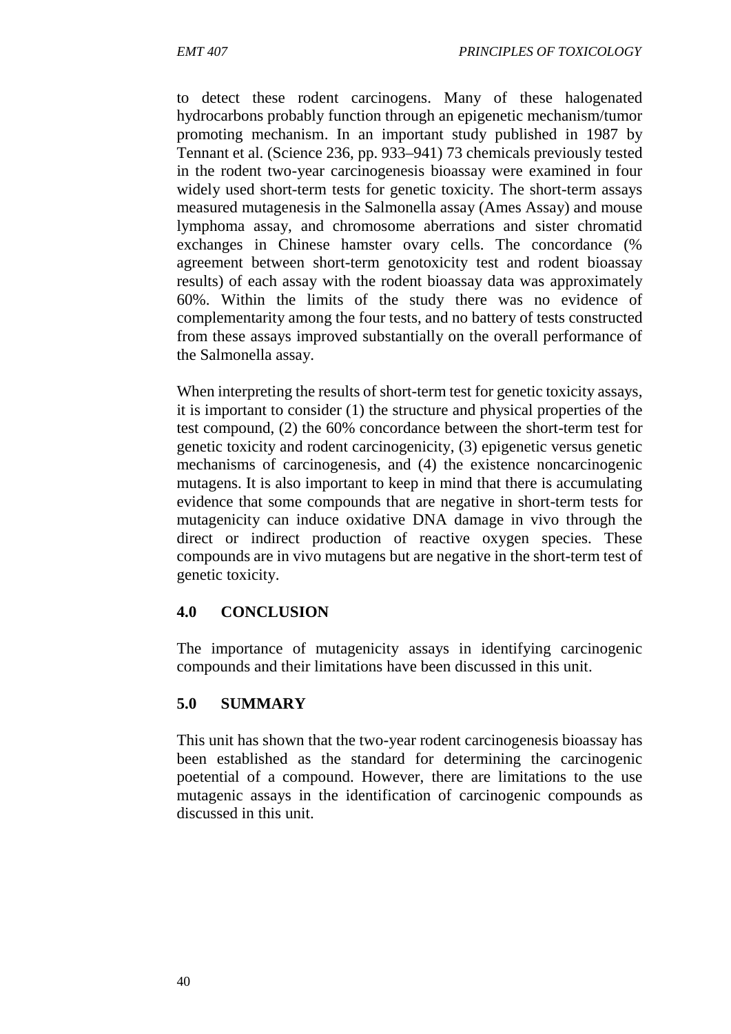to detect these rodent carcinogens. Many of these halogenated hydrocarbons probably function through an epigenetic mechanism/tumor promoting mechanism. In an important study published in 1987 by Tennant et al. (Science 236, pp. 933–941) 73 chemicals previously tested in the rodent two-year carcinogenesis bioassay were examined in four widely used short-term tests for genetic toxicity. The short-term assays measured mutagenesis in the Salmonella assay (Ames Assay) and mouse lymphoma assay, and chromosome aberrations and sister chromatid exchanges in Chinese hamster ovary cells. The concordance (% agreement between short-term genotoxicity test and rodent bioassay results) of each assay with the rodent bioassay data was approximately 60%. Within the limits of the study there was no evidence of complementarity among the four tests, and no battery of tests constructed from these assays improved substantially on the overall performance of the Salmonella assay.

When interpreting the results of short-term test for genetic toxicity assays, it is important to consider (1) the structure and physical properties of the test compound, (2) the 60% concordance between the short-term test for genetic toxicity and rodent carcinogenicity, (3) epigenetic versus genetic mechanisms of carcinogenesis, and (4) the existence noncarcinogenic mutagens. It is also important to keep in mind that there is accumulating evidence that some compounds that are negative in short-term tests for mutagenicity can induce oxidative DNA damage in vivo through the direct or indirect production of reactive oxygen species. These compounds are in vivo mutagens but are negative in the short-term test of genetic toxicity.

## 4.0 CONCLUSION

The importance of mutagenicity assays in identifying carcinogenic compounds and their limitations have been discussed in this unit.

## 5.0 SUMMARY

This unit has shown that the two-year rodent carcinogenesis bioassay has been established as the standard for determining the carcinogenic poetential of a compound. However, there are limitations to the use mutagenic assays in the identification of carcinogenic compounds as discussed in this unit.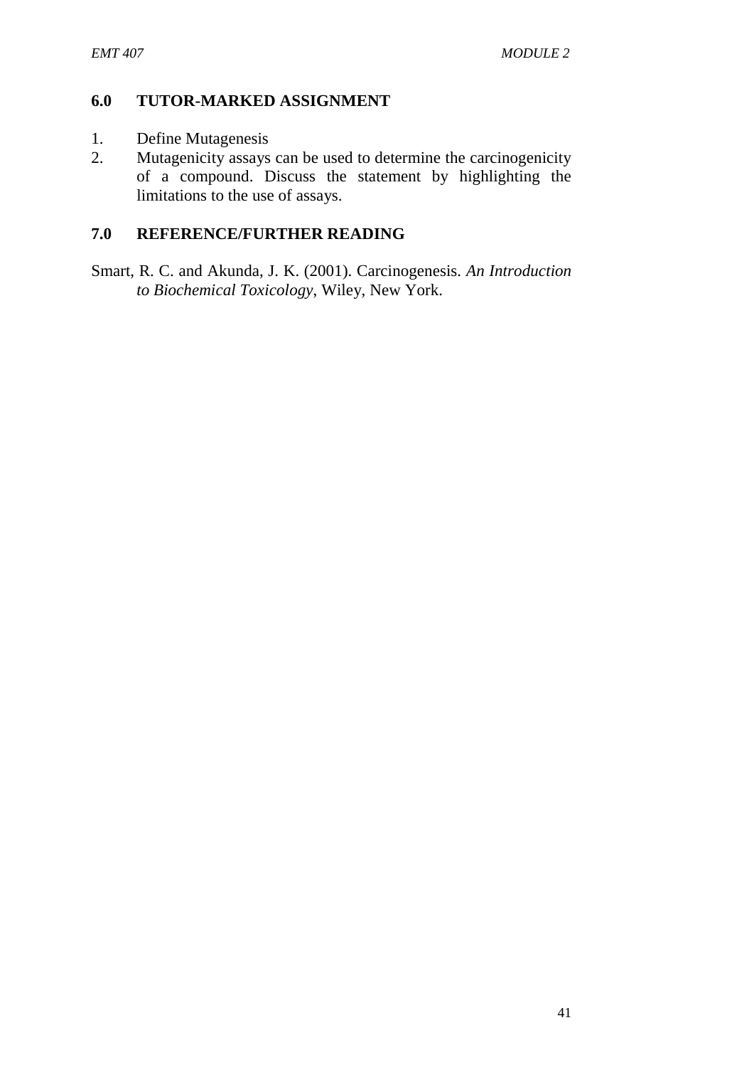## 6.0 TUTOR-MARKED ASSIGNMENT

1. Define Mutagenesis
2. Mutagenicity assays can be used to determine the carcinogenicity of a compound. Discuss the statement by highlighting the limitations to the use of assays.

## 7.0 REFERENCE/FURTHER READING

Smart, R. C. and Akunda, J. K. (2001). Carcinogenesis. *An Introduction to Biochemical Toxicology*, Wiley, New York.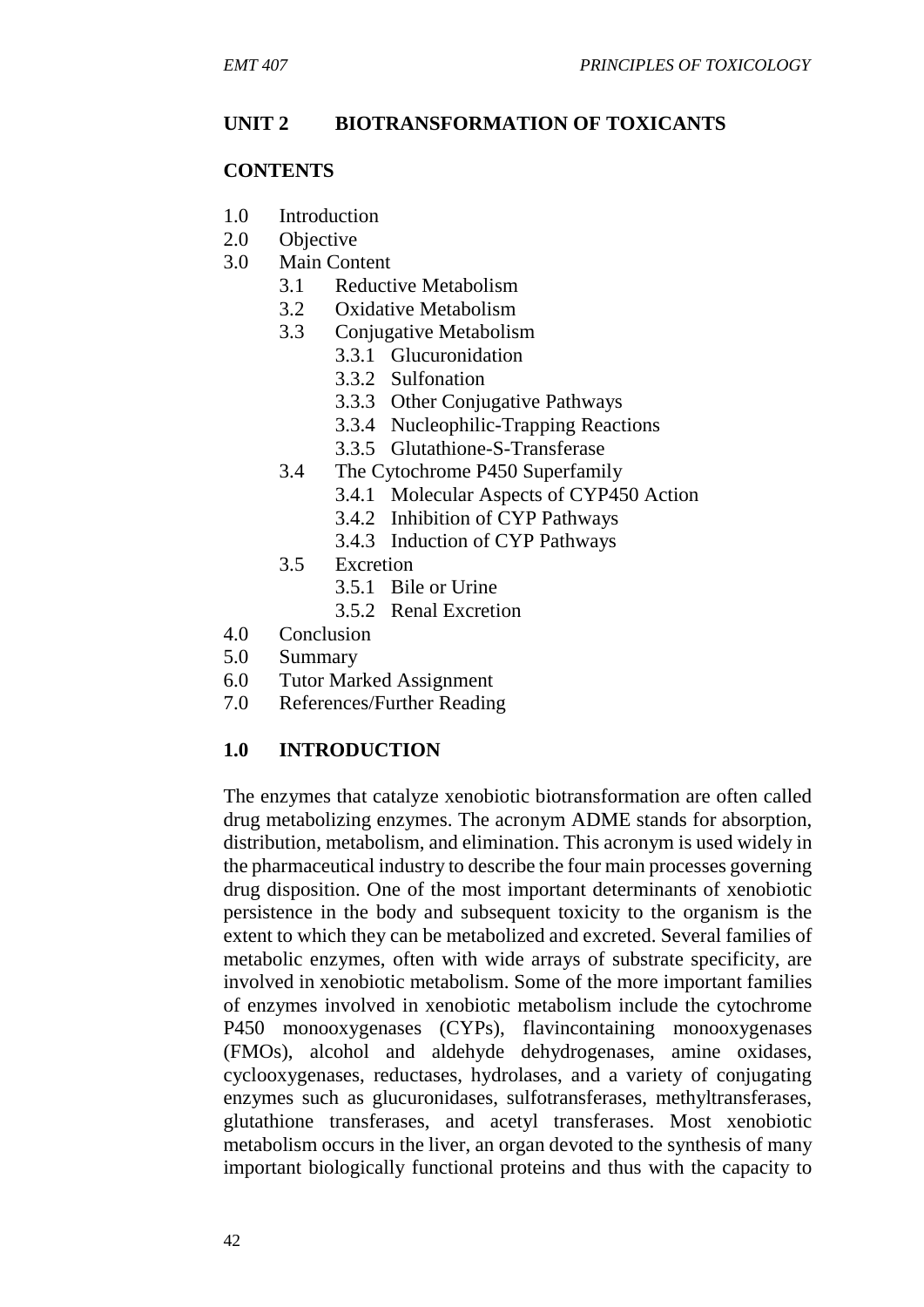## UNIT 2 BIOTRANSFORMATION OF TOXICANTS

**CONTENTS**

- 1.0 Introduction
- 2.0 Objective
- 3.0 Main Content
  - 3.1 Reductive Metabolism
  - 3.2 Oxidative Metabolism
  - 3.3 Conjugative Metabolism
    - 3.3.1 Glucuronidation
    - 3.3.2 Sulfonation
    - 3.3.3 Other Conjugative Pathways
    - 3.3.4 Nucleophilic-Trapping Reactions
    - 3.3.5 Glutathione-S-Transferase
  - 3.4 The Cytochrome P450 Superfamily
    - 3.4.1 Molecular Aspects of CYP450 Action
    - 3.4.2 Inhibition of CYP Pathways
    - 3.4.3 Induction of CYP Pathways
  - 3.5 Excretion
    - 3.5.1 Bile or Urine
    - 3.5.2 Renal Excretion
- 4.0 Conclusion
- 5.0 Summary
- 6.0 Tutor Marked Assignment
- 7.0 References/Further Reading

### 1.0 INTRODUCTION

The enzymes that catalyze xenobiotic biotransformation are often called drug metabolizing enzymes. The acronym ADME stands for absorption, distribution, metabolism, and elimination. This acronym is used widely in the pharmaceutical industry to describe the four main processes governing drug disposition. One of the most important determinants of xenobiotic persistence in the body and subsequent toxicity to the organism is the extent to which they can be metabolized and excreted. Several families of metabolic enzymes, often with wide arrays of substrate specificity, are involved in xenobiotic metabolism. Some of the more important families of enzymes involved in xenobiotic metabolism include the cytochrome P450 monooxygenases (CYPs), flavincontaining monooxygenases (FMOs), alcohol and aldehyde dehydrogenases, amine oxidases, cyclooxygenases, reductases, hydrolases, and a variety of conjugating enzymes such as glucuronidases, sulfotransferases, methyltransferases, glutathione transferases, and acetyl transferases. Most xenobiotic metabolism occurs in the liver, an organ devoted to the synthesis of many important biologically functional proteins and thus with the capacity to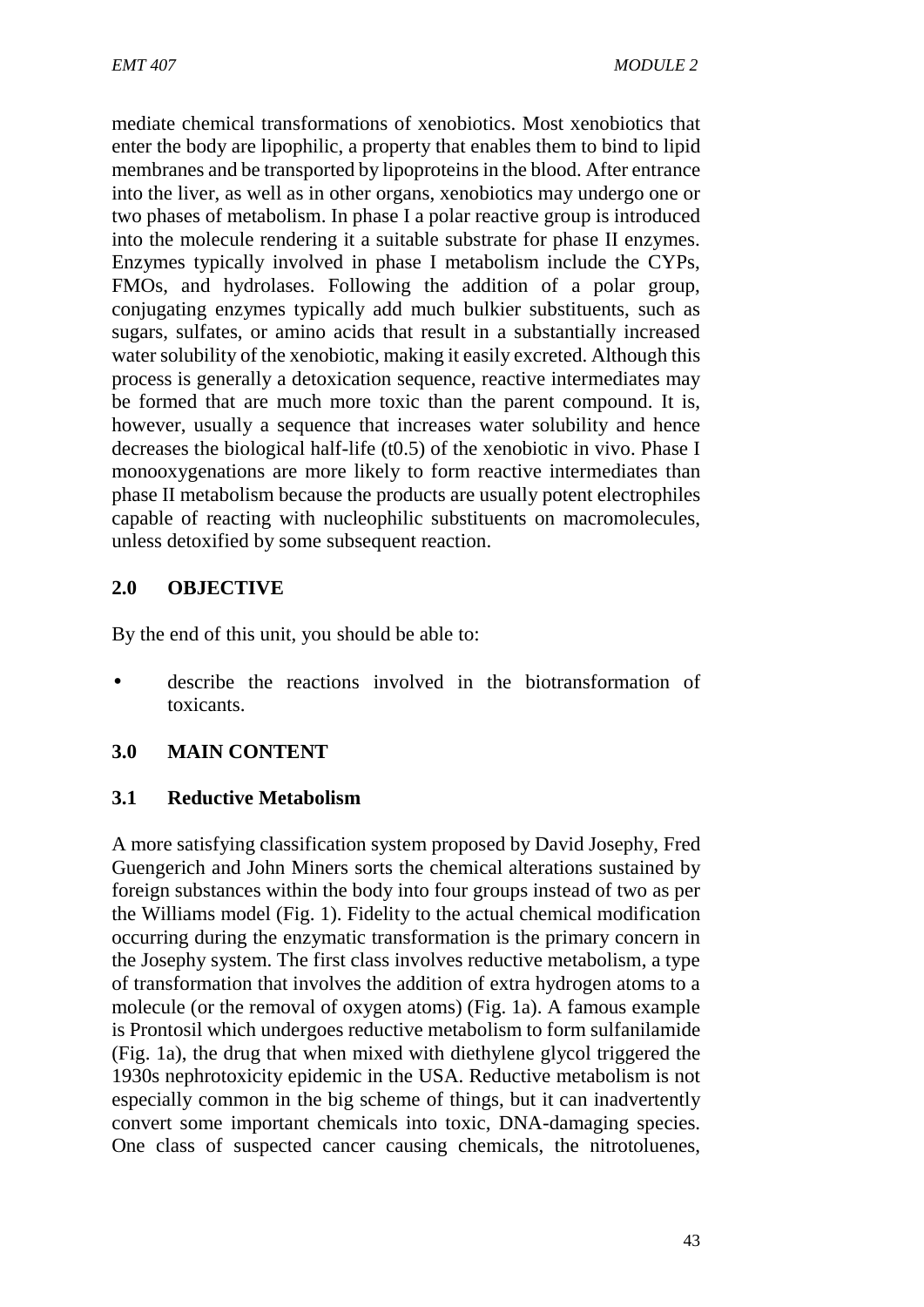mediate chemical transformations of xenobiotics. Most xenobiotics that enter the body are lipophilic, a property that enables them to bind to lipid membranes and be transported by lipoproteins in the blood. After entrance into the liver, as well as in other organs, xenobiotics may undergo one or two phases of metabolism. In phase I a polar reactive group is introduced into the molecule rendering it a suitable substrate for phase II enzymes. Enzymes typically involved in phase I metabolism include the CYPs, FMOs, and hydrolases. Following the addition of a polar group, conjugating enzymes typically add much bulkier substituents, such as sugars, sulfates, or amino acids that result in a substantially increased water solubility of the xenobiotic, making it easily excreted. Although this process is generally a detoxication sequence, reactive intermediates may be formed that are much more toxic than the parent compound. It is, however, usually a sequence that increases water solubility and hence decreases the biological half-life ($t_{0.5}$) of the xenobiotic in vivo. Phase I monooxygenations are more likely to form reactive intermediates than phase II metabolism because the products are usually potent electrophiles capable of reacting with nucleophilic substituents on macromolecules, unless detoxified by some subsequent reaction.

## 2.0 OBJECTIVE

By the end of this unit, you should be able to:

- describe the reactions involved in the biotransformation of toxicants.

## 3.0 MAIN CONTENT

### 3.1 Reductive Metabolism

A more satisfying classification system proposed by David Josephy, Fred Guengerich and John Miners sorts the chemical alterations sustained by foreign substances within the body into four groups instead of two as per the Williams model (Fig. 1). Fidelity to the actual chemical modification occurring during the enzymatic transformation is the primary concern in the Josephy system. The first class involves reductive metabolism, a type of transformation that involves the addition of extra hydrogen atoms to a molecule (or the removal of oxygen atoms) (Fig. 1a). A famous example is Prontosil which undergoes reductive metabolism to form sulfanilamide (Fig. 1a), the drug that when mixed with diethylene glycol triggered the 1930s nephrotoxicity epidemic in the USA. Reductive metabolism is not especially common in the big scheme of things, but it can inadvertently convert some important chemicals into toxic, DNA-damaging species. One class of suspected cancer causing chemicals, the nitrotoluenes,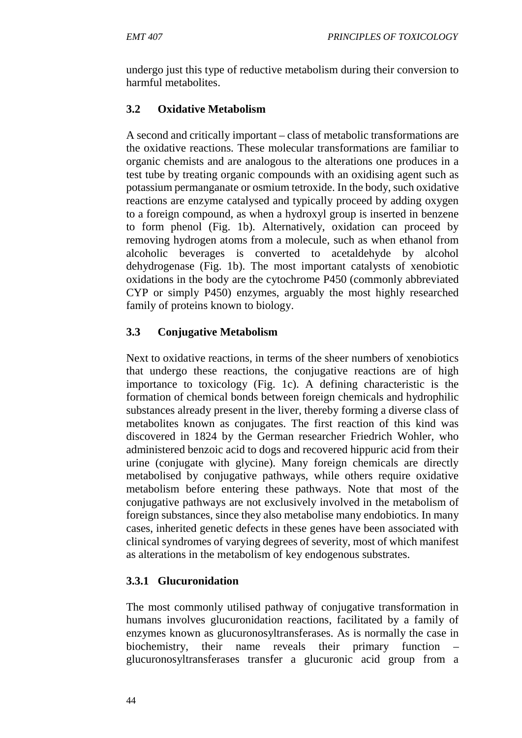undergo just this type of reductive metabolism during their conversion to harmful metabolites.

### 3.2 Oxidative Metabolism

A second and critically important – class of metabolic transformations are the oxidative reactions. These molecular transformations are familiar to organic chemists and are analogous to the alterations one produces in a test tube by treating organic compounds with an oxidising agent such as potassium permanganate or osmium tetroxide. In the body, such oxidative reactions are enzyme catalysed and typically proceed by adding oxygen to a foreign compound, as when a hydroxyl group is inserted in benzene to form phenol (Fig. 1b). Alternatively, oxidation can proceed by removing hydrogen atoms from a molecule, such as when ethanol from alcoholic beverages is converted to acetaldehyde by alcohol dehydrogenase (Fig. 1b). The most important catalysts of xenobiotic oxidations in the body are the cytochrome P450 (commonly abbreviated CYP or simply P450) enzymes, arguably the most highly researched family of proteins known to biology.

### 3.3 Conjugative Metabolism

Next to oxidative reactions, in terms of the sheer numbers of xenobiotics that undergo these reactions, the conjugative reactions are of high importance to toxicology (Fig. 1c). A defining characteristic is the formation of chemical bonds between foreign chemicals and hydrophilic substances already present in the liver, thereby forming a diverse class of metabolites known as conjugates. The first reaction of this kind was discovered in 1824 by the German researcher Friedrich Wohler, who administered benzoic acid to dogs and recovered hippuric acid from their urine (conjugate with glycine). Many foreign chemicals are directly metabolised by conjugative pathways, while others require oxidative metabolism before entering these pathways. Note that most of the conjugative pathways are not exclusively involved in the metabolism of foreign substances, since they also metabolise many endobiotics. In many cases, inherited genetic defects in these genes have been associated with clinical syndromes of varying degrees of severity, most of which manifest as alterations in the metabolism of key endogenous substrates.

#### 3.3.1 Glucuronidation

The most commonly utilised pathway of conjugative transformation in humans involves glucuronidation reactions, facilitated by a family of enzymes known as glucuronosyltransferases. As is normally the case in biochemistry, their name reveals their primary function – glucuronosyltransferases transfer a glucuronic acid group from a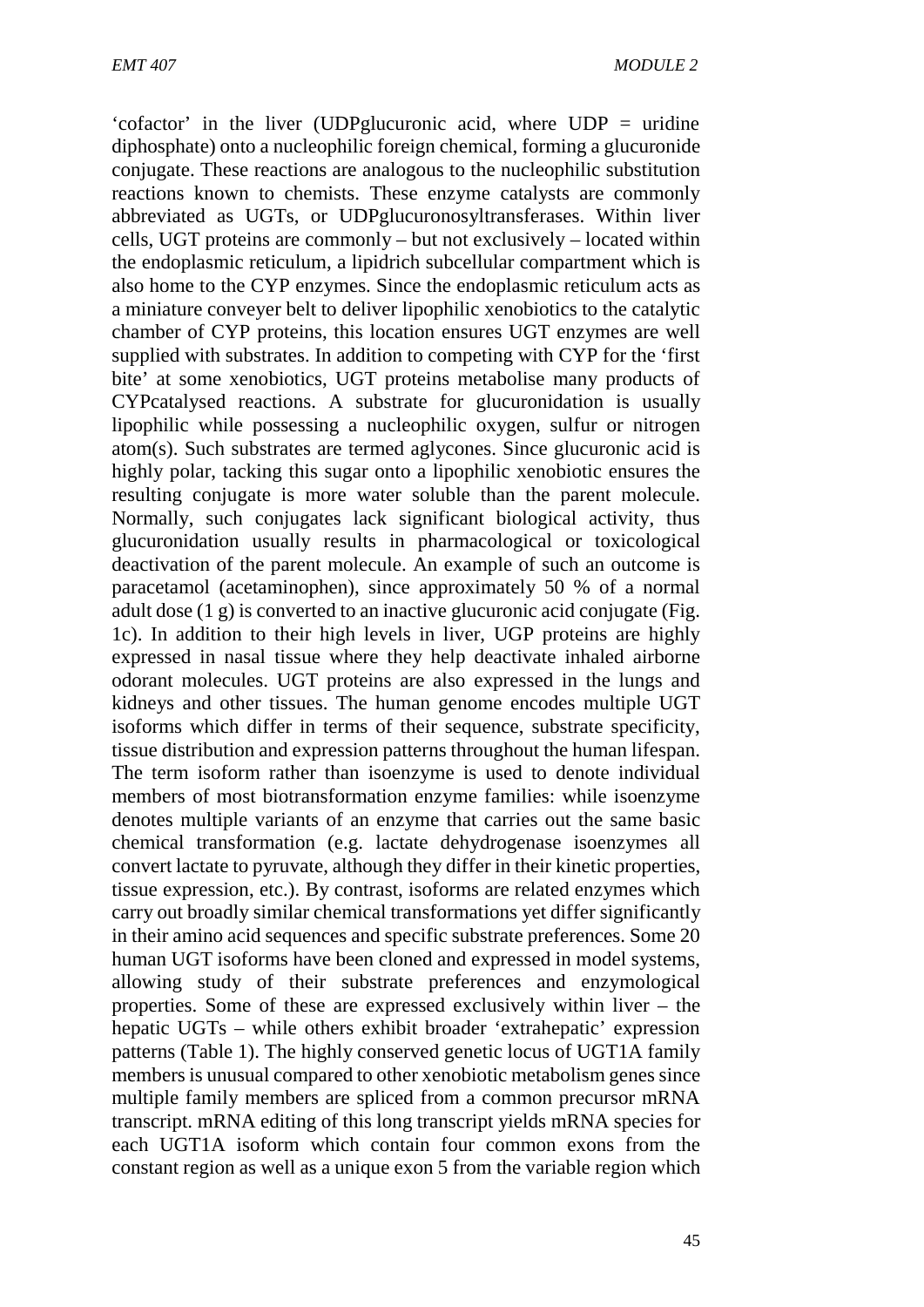'cofactor' in the liver (UDPglucuronic acid, where UDP = uridine diphosphate) onto a nucleophilic foreign chemical, forming a glucuronide conjugate. These reactions are analogous to the nucleophilic substitution reactions known to chemists. These enzyme catalysts are commonly abbreviated as UGTs, or UDPglucuronosyltransferases. Within liver cells, UGT proteins are commonly – but not exclusively – located within the endoplasmic reticulum, a lipidrich subcellular compartment which is also home to the CYP enzymes. Since the endoplasmic reticulum acts as a miniature conveyer belt to deliver lipophilic xenobiotics to the catalytic chamber of CYP proteins, this location ensures UGT enzymes are well supplied with substrates. In addition to competing with CYP for the 'first bite' at some xenobiotics, UGT proteins metabolise many products of CYPcatalysed reactions. A substrate for glucuronidation is usually lipophilic while possessing a nucleophilic oxygen, sulfur or nitrogen atom(s). Such substrates are termed aglycones. Since glucuronic acid is highly polar, tacking this sugar onto a lipophilic xenobiotic ensures the resulting conjugate is more water soluble than the parent molecule. Normally, such conjugates lack significant biological activity, thus glucuronidation usually results in pharmacological or toxicological deactivation of the parent molecule. An example of such an outcome is paracetamol (acetaminophen), since approximately 50 % of a normal adult dose (1 g) is converted to an inactive glucuronic acid conjugate (Fig. 1c). In addition to their high levels in liver, UGP proteins are highly expressed in nasal tissue where they help deactivate inhaled airborne odorant molecules. UGT proteins are also expressed in the lungs and kidneys and other tissues. The human genome encodes multiple UGT isoforms which differ in terms of their sequence, substrate specificity, tissue distribution and expression patterns throughout the human lifespan. The term isoform rather than isoenzyme is used to denote individual members of most biotransformation enzyme families: while isoenzyme denotes multiple variants of an enzyme that carries out the same basic chemical transformation (e.g. lactate dehydrogenase isoenzymes all convert lactate to pyruvate, although they differ in their kinetic properties, tissue expression, etc.). By contrast, isoforms are related enzymes which carry out broadly similar chemical transformations yet differ significantly in their amino acid sequences and specific substrate preferences. Some 20 human UGT isoforms have been cloned and expressed in model systems, allowing study of their substrate preferences and enzymological properties. Some of these are expressed exclusively within liver – the hepatic UGTs – while others exhibit broader 'extrahepatic' expression patterns (Table 1). The highly conserved genetic locus of UGT1A family members is unusual compared to other xenobiotic metabolism genes since multiple family members are spliced from a common precursor mRNA transcript. mRNA editing of this long transcript yields mRNA species for each UGT1A isoform which contain four common exons from the constant region as well as a unique exon 5 from the variable region which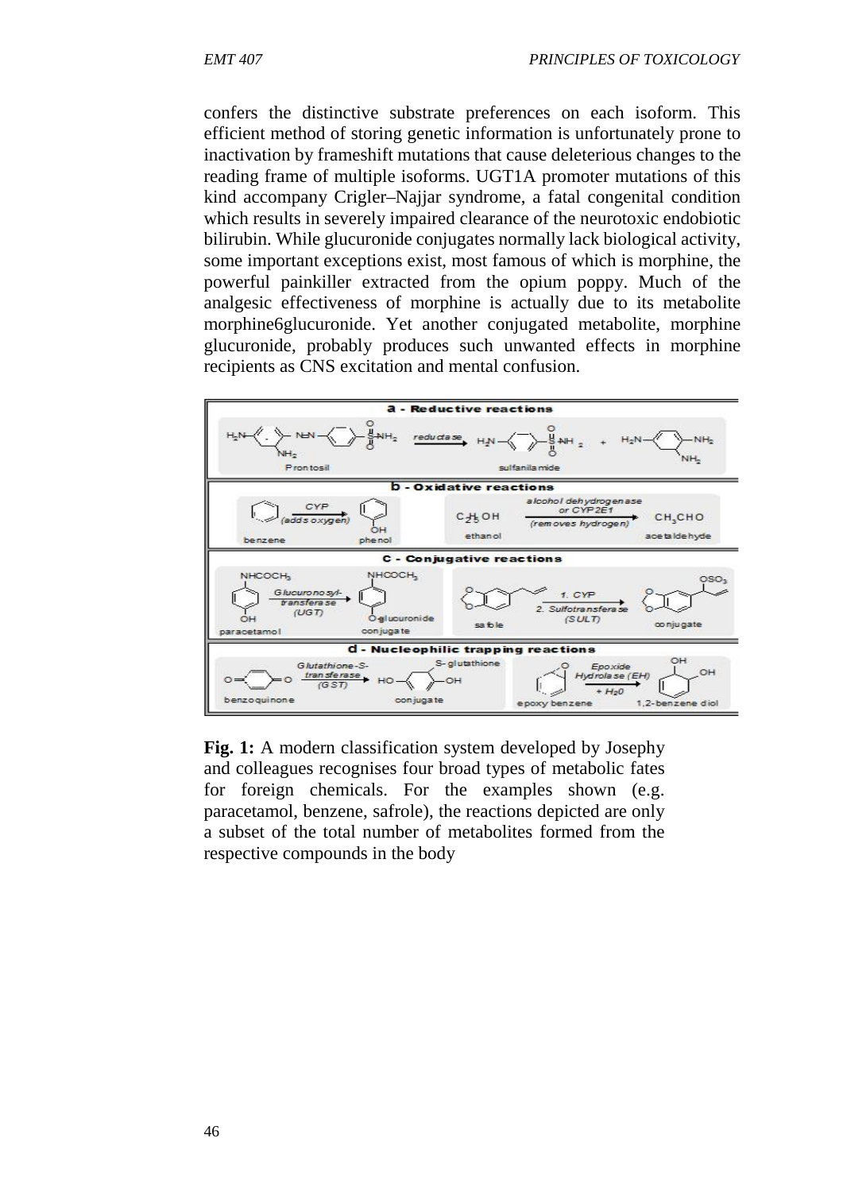confers the distinctive substrate preferences on each isoform. This efficient method of storing genetic information is unfortunately prone to inactivation by frameshift mutations that cause deleterious changes to the reading frame of multiple isoforms. UGT1A promoter mutations of this kind accompany Crigler–Najjar syndrome, a fatal congenital condition which results in severely impaired clearance of the neurotoxic endobiotic bilirubin. While glucuronide conjugates normally lack biological activity, some important exceptions exist, most famous of which is morphine, the powerful painkiller extracted from the opium poppy. Much of the analgesic effectiveness of morphine is actually due to its metabolite morphine6glucuronide. Yet another conjugated metabolite, morphine glucuronide, probably produces such unwanted effects in morphine recipients as CNS excitation and mental confusion.

**Fig. 1:** A modern classification system developed by Josephy and colleagues recognises four broad types of metabolic fates for foreign chemicals. For the examples shown (e.g. paracetamol, benzene, safrole), the reactions depicted are only a subset of the total number of metabolites formed from the respective compounds in the body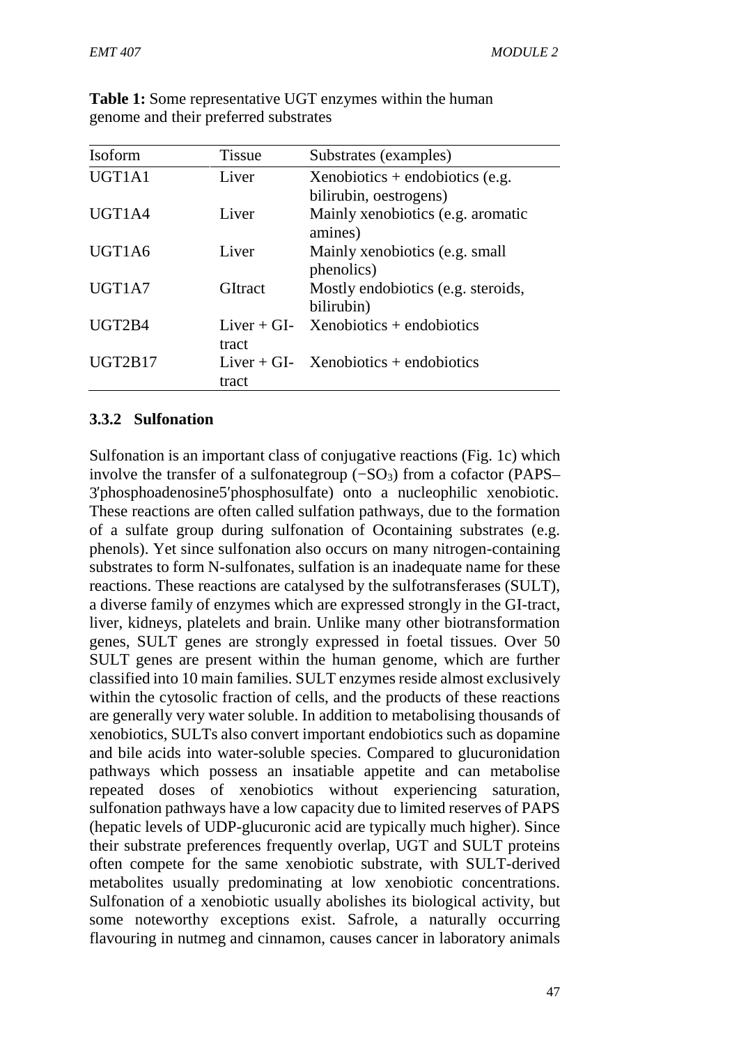**Table 1:** Some representative UGT enzymes within the human genome and their preferred substrates

| Isoform | Tissue | Substrates (examples) |
|---|---|---|
| UGT1A1 | Liver | Xenobiotics + endobiotics (e.g. bilirubin, oestrogens) |
| UGT1A4 | Liver | Mainly xenobiotics (e.g. aromatic amines) |
| UGT1A6 | Liver | Mainly xenobiotics (e.g. small phenolics) |
| UGT1A7 | GItract | Mostly endobiotics (e.g. steroids, bilirubin) |
| UGT2B4 | Liver + GI-tract | Xenobiotics + endobiotics |
| UGT2B17 | Liver + GI-tract | Xenobiotics + endobiotics |

### 3.3.2 Sulfonation

Sulfonation is an important class of conjugative reactions (Fig. 1c) which involve the transfer of a sulfonategroup ($-SO_3$) from a cofactor (PAPS–3′phosphoadenosine5′phosphosulfate) onto a nucleophilic xenobiotic. These reactions are often called sulfation pathways, due to the formation of a sulfate group during sulfonation of Ocontaining substrates (e.g. phenols). Yet since sulfonation also occurs on many nitrogen-containing substrates to form N-sulfonates, sulfation is an inadequate name for these reactions. These reactions are catalysed by the sulfotransferases (SULT), a diverse family of enzymes which are expressed strongly in the GI-tract, liver, kidneys, platelets and brain. Unlike many other biotransformation genes, SULT genes are strongly expressed in foetal tissues. Over 50 SULT genes are present within the human genome, which are further classified into 10 main families. SULT enzymes reside almost exclusively within the cytosolic fraction of cells, and the products of these reactions are generally very water soluble. In addition to metabolising thousands of xenobiotics, SULTs also convert important endobiotics such as dopamine and bile acids into water-soluble species. Compared to glucuronidation pathways which possess an insatiable appetite and can metabolise repeated doses of xenobiotics without experiencing saturation, sulfonation pathways have a low capacity due to limited reserves of PAPS (hepatic levels of UDP-glucuronic acid are typically much higher). Since their substrate preferences frequently overlap, UGT and SULT proteins often compete for the same xenobiotic substrate, with SULT-derived metabolites usually predominating at low xenobiotic concentrations. Sulfonation of a xenobiotic usually abolishes its biological activity, but some noteworthy exceptions exist. Safrole, a naturally occurring flavouring in nutmeg and cinnamon, causes cancer in laboratory animals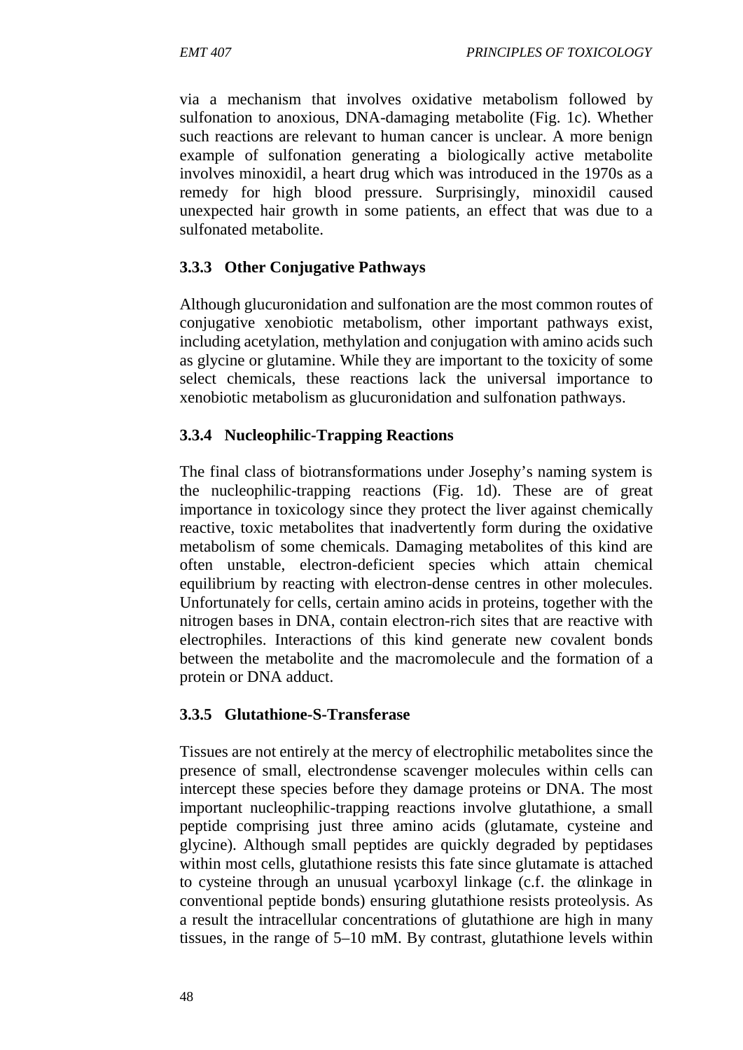via a mechanism that involves oxidative metabolism followed by sulfonation to anoxious, DNA-damaging metabolite (Fig. 1c). Whether such reactions are relevant to human cancer is unclear. A more benign example of sulfonation generating a biologically active metabolite involves minoxidil, a heart drug which was introduced in the 1970s as a remedy for high blood pressure. Surprisingly, minoxidil caused unexpected hair growth in some patients, an effect that was due to a sulfonated metabolite.

### 3.3.3 Other Conjugative Pathways

Although glucuronidation and sulfonation are the most common routes of conjugative xenobiotic metabolism, other important pathways exist, including acetylation, methylation and conjugation with amino acids such as glycine or glutamine. While they are important to the toxicity of some select chemicals, these reactions lack the universal importance to xenobiotic metabolism as glucuronidation and sulfonation pathways.

### 3.3.4 Nucleophilic-Trapping Reactions

The final class of biotransformations under Josephy's naming system is the nucleophilic-trapping reactions (Fig. 1d). These are of great importance in toxicology since they protect the liver against chemically reactive, toxic metabolites that inadvertently form during the oxidative metabolism of some chemicals. Damaging metabolites of this kind are often unstable, electron-deficient species which attain chemical equilibrium by reacting with electron-dense centres in other molecules. Unfortunately for cells, certain amino acids in proteins, together with the nitrogen bases in DNA, contain electron-rich sites that are reactive with electrophiles. Interactions of this kind generate new covalent bonds between the metabolite and the macromolecule and the formation of a protein or DNA adduct.

### 3.3.5 Glutathione-S-Transferase

Tissues are not entirely at the mercy of electrophilic metabolites since the presence of small, electrondense scavenger molecules within cells can intercept these species before they damage proteins or DNA. The most important nucleophilic-trapping reactions involve glutathione, a small peptide comprising just three amino acids (glutamate, cysteine and glycine). Although small peptides are quickly degraded by peptidases within most cells, glutathione resists this fate since glutamate is attached to cysteine through an unusual γcarboxyl linkage (c.f. the αlinkage in conventional peptide bonds) ensuring glutathione resists proteolysis. As a result the intracellular concentrations of glutathione are high in many tissues, in the range of 5–10 mM. By contrast, glutathione levels within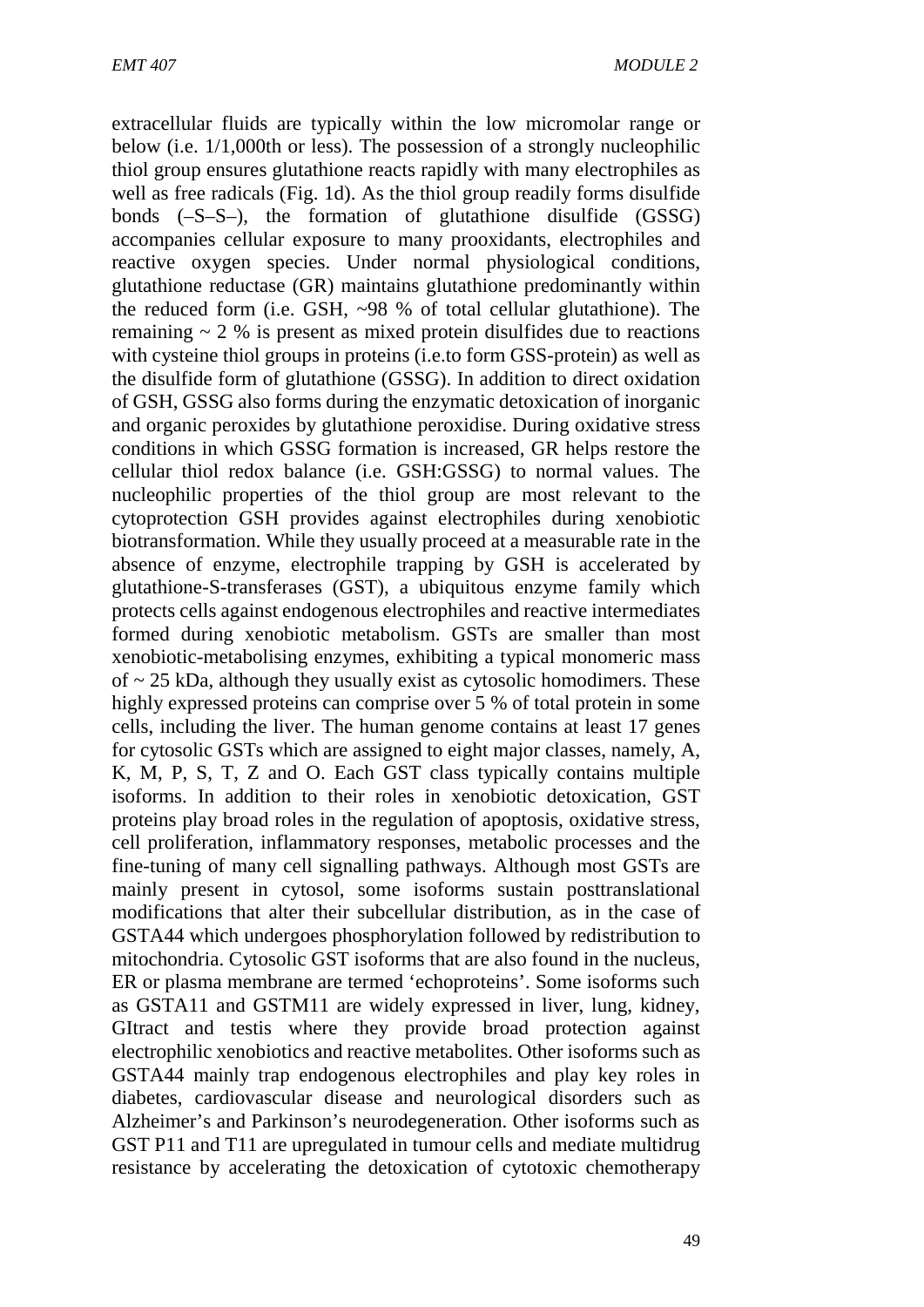extracellular fluids are typically within the low micromolar range or below (i.e. 1/1,000th or less). The possession of a strongly nucleophilic thiol group ensures glutathione reacts rapidly with many electrophiles as well as free radicals (Fig. 1d). As the thiol group readily forms disulfide bonds (–S–S–), the formation of glutathione disulfide (GSSG) accompanies cellular exposure to many prooxidants, electrophiles and reactive oxygen species. Under normal physiological conditions, glutathione reductase (GR) maintains glutathione predominantly within the reduced form (i.e. GSH, ~98 % of total cellular glutathione). The remaining ~ 2 % is present as mixed protein disulfides due to reactions with cysteine thiol groups in proteins (i.e.to form GSS-protein) as well as the disulfide form of glutathione (GSSG). In addition to direct oxidation of GSH, GSSG also forms during the enzymatic detoxication of inorganic and organic peroxides by glutathione peroxidise. During oxidative stress conditions in which GSSG formation is increased, GR helps restore the cellular thiol redox balance (i.e. GSH:GSSG) to normal values. The nucleophilic properties of the thiol group are most relevant to the cytoprotection GSH provides against electrophiles during xenobiotic biotransformation. While they usually proceed at a measurable rate in the absence of enzyme, electrophile trapping by GSH is accelerated by glutathione-S-transferases (GST), a ubiquitous enzyme family which protects cells against endogenous electrophiles and reactive intermediates formed during xenobiotic metabolism. GSTs are smaller than most xenobiotic-metabolising enzymes, exhibiting a typical monomeric mass of ~ 25 kDa, although they usually exist as cytosolic homodimers. These highly expressed proteins can comprise over 5 % of total protein in some cells, including the liver. The human genome contains at least 17 genes for cytosolic GSTs which are assigned to eight major classes, namely, A, K, M, P, S, T, Z and O. Each GST class typically contains multiple isoforms. In addition to their roles in xenobiotic detoxication, GST proteins play broad roles in the regulation of apoptosis, oxidative stress, cell proliferation, inflammatory responses, metabolic processes and the fine-tuning of many cell signalling pathways. Although most GSTs are mainly present in cytosol, some isoforms sustain posttranslational modifications that alter their subcellular distribution, as in the case of GSTA44 which undergoes phosphorylation followed by redistribution to mitochondria. Cytosolic GST isoforms that are also found in the nucleus, ER or plasma membrane are termed 'echoproteins'. Some isoforms such as GSTA11 and GSTM11 are widely expressed in liver, lung, kidney, GItract and testis where they provide broad protection against electrophilic xenobiotics and reactive metabolites. Other isoforms such as GSTA44 mainly trap endogenous electrophiles and play key roles in diabetes, cardiovascular disease and neurological disorders such as Alzheimer's and Parkinson's neurodegeneration. Other isoforms such as GST P11 and T11 are upregulated in tumour cells and mediate multidrug resistance by accelerating the detoxication of cytotoxic chemotherapy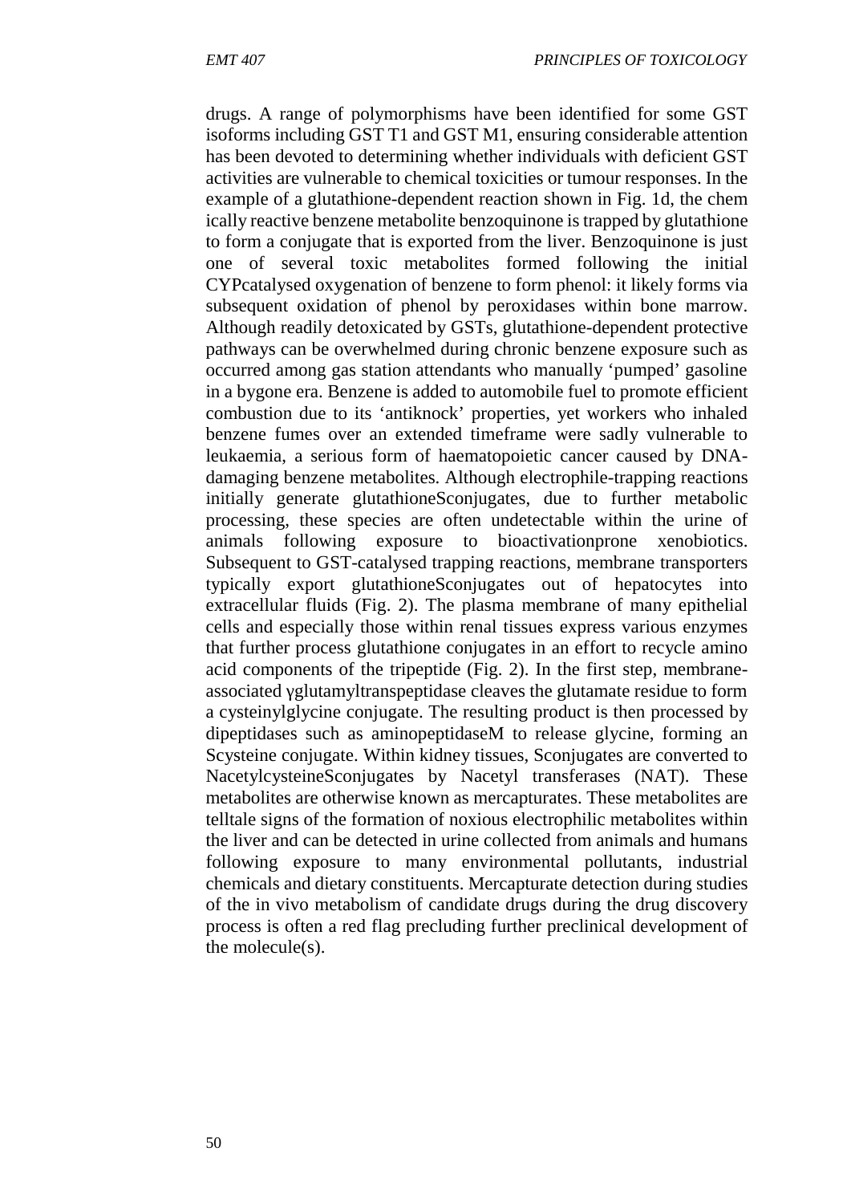drugs. A range of polymorphisms have been identified for some GST isoforms including GST T1 and GST M1, ensuring considerable attention has been devoted to determining whether individuals with deficient GST activities are vulnerable to chemical toxicities or tumour responses. In the example of a glutathione-dependent reaction shown in Fig. 1d, the chem ically reactive benzene metabolite benzoquinone is trapped by glutathione to form a conjugate that is exported from the liver. Benzoquinone is just one of several toxic metabolites formed following the initial CYPcatalysed oxygenation of benzene to form phenol: it likely forms via subsequent oxidation of phenol by peroxidases within bone marrow. Although readily detoxicated by GSTs, glutathione-dependent protective pathways can be overwhelmed during chronic benzene exposure such as occurred among gas station attendants who manually 'pumped' gasoline in a bygone era. Benzene is added to automobile fuel to promote efficient combustion due to its 'antiknock' properties, yet workers who inhaled benzene fumes over an extended timeframe were sadly vulnerable to leukaemia, a serious form of haematopoietic cancer caused by DNA-damaging benzene metabolites. Although electrophile-trapping reactions initially generate glutathioneSconjugates, due to further metabolic processing, these species are often undetectable within the urine of animals following exposure to bioactivationprone xenobiotics. Subsequent to GST-catalysed trapping reactions, membrane transporters typically export glutathioneSconjugates out of hepatocytes into extracellular fluids (Fig. 2). The plasma membrane of many epithelial cells and especially those within renal tissues express various enzymes that further process glutathione conjugates in an effort to recycle amino acid components of the tripeptide (Fig. 2). In the first step, membrane-associated γglutamyltranspeptidase cleaves the glutamate residue to form a cysteinylglycine conjugate. The resulting product is then processed by dipeptidases such as aminopeptidaseM to release glycine, forming an Scysteine conjugate. Within kidney tissues, Sconjugates are converted to NacetylcysteineSconjugates by Nacetyl transferases (NAT). These metabolites are otherwise known as mercapturates. These metabolites are telltale signs of the formation of noxious electrophilic metabolites within the liver and can be detected in urine collected from animals and humans following exposure to many environmental pollutants, industrial chemicals and dietary constituents. Mercapturate detection during studies of the in vivo metabolism of candidate drugs during the drug discovery process is often a red flag precluding further preclinical development of the molecule(s).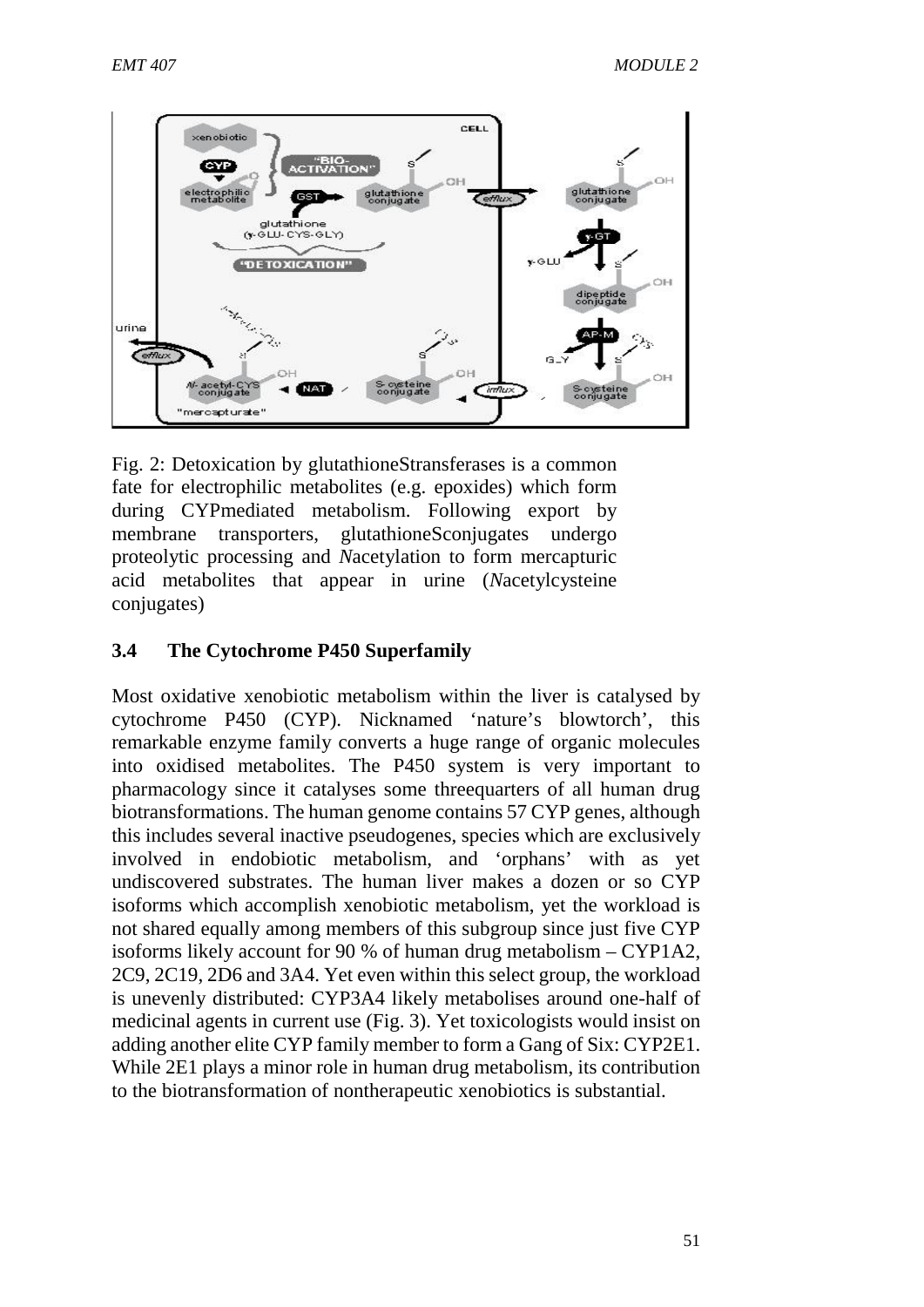Fig. 2: Detoxication by glutathioneStransferases is a common fate for electrophilic metabolites (e.g. epoxides) which form during CYPmediated metabolism. Following export by membrane transporters, glutathioneSconjugates undergo proteolytic processing and *N*acetylation to form mercapturic acid metabolites that appear in urine (*N*acetylcysteine conjugates)

### 3.4 The Cytochrome P450 Superfamily

Most oxidative xenobiotic metabolism within the liver is catalysed by cytochrome P450 (CYP). Nicknamed 'nature's blowtorch', this remarkable enzyme family converts a huge range of organic molecules into oxidised metabolites. The P450 system is very important to pharmacology since it catalyses some threequarters of all human drug biotransformations. The human genome contains 57 CYP genes, although this includes several inactive pseudogenes, species which are exclusively involved in endobiotic metabolism, and 'orphans' with as yet undiscovered substrates. The human liver makes a dozen or so CYP isoforms which accomplish xenobiotic metabolism, yet the workload is not shared equally among members of this subgroup since just five CYP isoforms likely account for 90 % of human drug metabolism – CYP1A2, 2C9, 2C19, 2D6 and 3A4. Yet even within this select group, the workload is unevenly distributed: CYP3A4 likely metabolises around one-half of medicinal agents in current use (Fig. 3). Yet toxicologists would insist on adding another elite CYP family member to form a Gang of Six: CYP2E1. While 2E1 plays a minor role in human drug metabolism, its contribution to the biotransformation of nontherapeutic xenobiotics is substantial.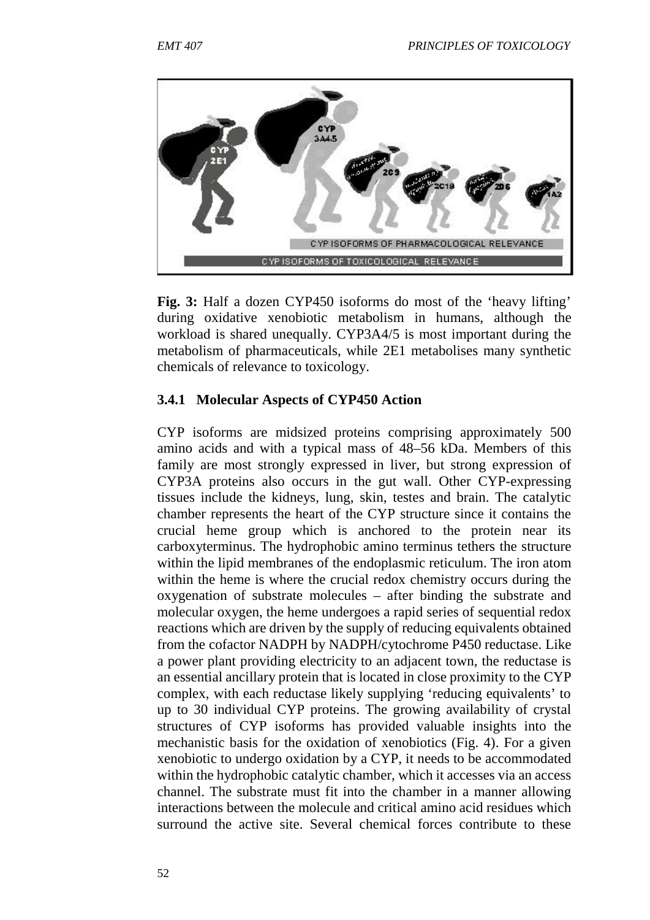**Fig. 3:** Half a dozen CYP450 isoforms do most of the 'heavy lifting' during oxidative xenobiotic metabolism in humans, although the workload is shared unequally. CYP3A4/5 is most important during the metabolism of pharmaceuticals, while 2E1 metabolises many synthetic chemicals of relevance to toxicology.

### 3.4.1 Molecular Aspects of CYP450 Action

CYP isoforms are midsized proteins comprising approximately 500 amino acids and with a typical mass of 48–56 kDa. Members of this family are most strongly expressed in liver, but strong expression of CYP3A proteins also occurs in the gut wall. Other CYP-expressing tissues include the kidneys, lung, skin, testes and brain. The catalytic chamber represents the heart of the CYP structure since it contains the crucial heme group which is anchored to the protein near its carboxyterminus. The hydrophobic amino terminus tethers the structure within the lipid membranes of the endoplasmic reticulum. The iron atom within the heme is where the crucial redox chemistry occurs during the oxygenation of substrate molecules – after binding the substrate and molecular oxygen, the heme undergoes a rapid series of sequential redox reactions which are driven by the supply of reducing equivalents obtained from the cofactor NADPH by NADPH/cytochrome P450 reductase. Like a power plant providing electricity to an adjacent town, the reductase is an essential ancillary protein that is located in close proximity to the CYP complex, with each reductase likely supplying 'reducing equivalents' to up to 30 individual CYP proteins. The growing availability of crystal structures of CYP isoforms has provided valuable insights into the mechanistic basis for the oxidation of xenobiotics (Fig. 4). For a given xenobiotic to undergo oxidation by a CYP, it needs to be accommodated within the hydrophobic catalytic chamber, which it accesses via an access channel. The substrate must fit into the chamber in a manner allowing interactions between the molecule and critical amino acid residues which surround the active site. Several chemical forces contribute to these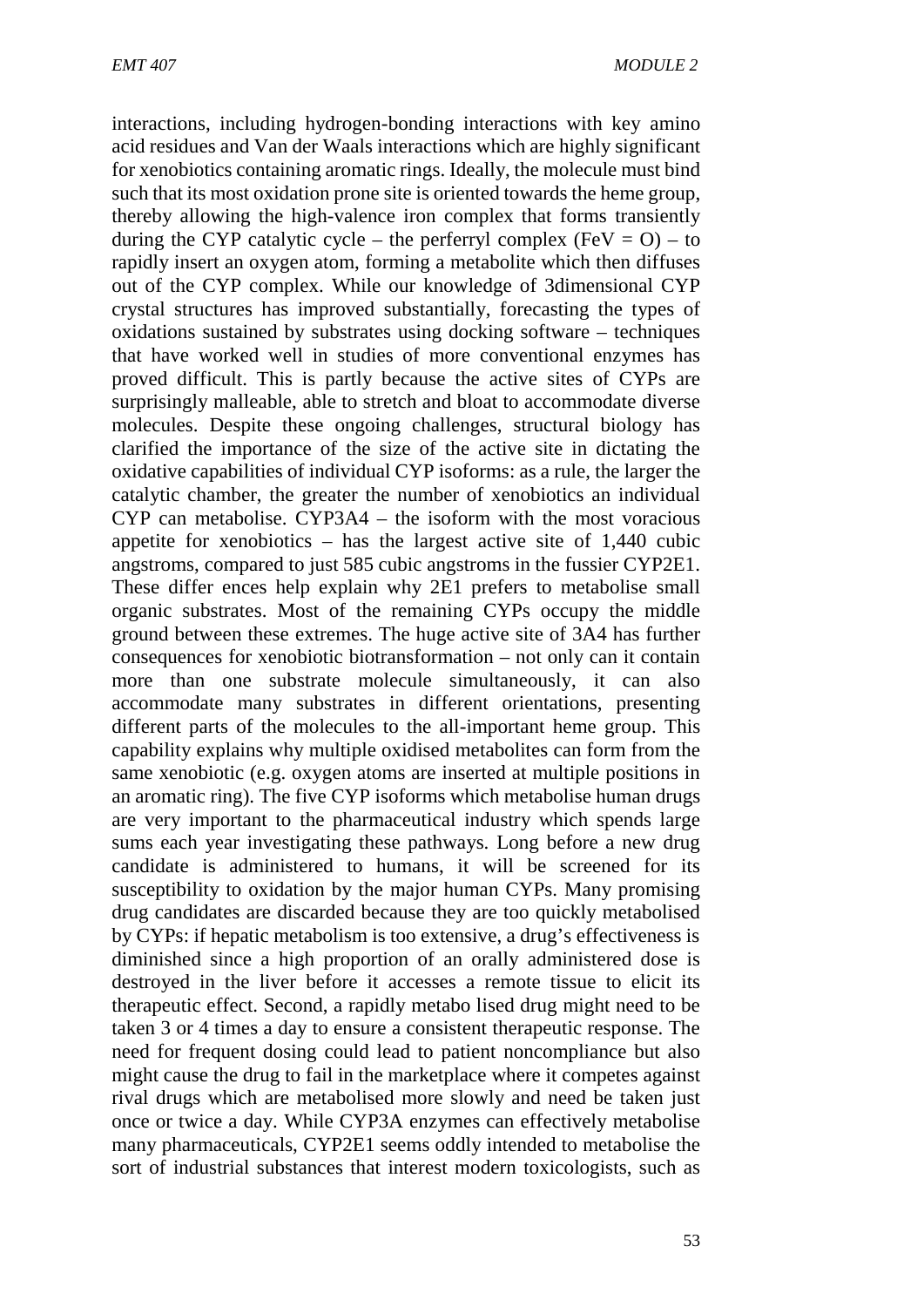interactions, including hydrogen-bonding interactions with key amino acid residues and Van der Waals interactions which are highly significant for xenobiotics containing aromatic rings. Ideally, the molecule must bind such that its most oxidation prone site is oriented towards the heme group, thereby allowing the high-valence iron complex that forms transiently during the CYP catalytic cycle – the perferryl complex (FeV = O) – to rapidly insert an oxygen atom, forming a metabolite which then diffuses out of the CYP complex. While our knowledge of 3dimensional CYP crystal structures has improved substantially, forecasting the types of oxidations sustained by substrates using docking software – techniques that have worked well in studies of more conventional enzymes has proved difficult. This is partly because the active sites of CYPs are surprisingly malleable, able to stretch and bloat to accommodate diverse molecules. Despite these ongoing challenges, structural biology has clarified the importance of the size of the active site in dictating the oxidative capabilities of individual CYP isoforms: as a rule, the larger the catalytic chamber, the greater the number of xenobiotics an individual CYP can metabolise. CYP3A4 – the isoform with the most voracious appetite for xenobiotics – has the largest active site of 1,440 cubic angstroms, compared to just 585 cubic angstroms in the fussier CYP2E1. These differ ences help explain why 2E1 prefers to metabolise small organic substrates. Most of the remaining CYPs occupy the middle ground between these extremes. The huge active site of 3A4 has further consequences for xenobiotic biotransformation – not only can it contain more than one substrate molecule simultaneously, it can also accommodate many substrates in different orientations, presenting different parts of the molecules to the all-important heme group. This capability explains why multiple oxidised metabolites can form from the same xenobiotic (e.g. oxygen atoms are inserted at multiple positions in an aromatic ring). The five CYP isoforms which metabolise human drugs are very important to the pharmaceutical industry which spends large sums each year investigating these pathways. Long before a new drug candidate is administered to humans, it will be screened for its susceptibility to oxidation by the major human CYPs. Many promising drug candidates are discarded because they are too quickly metabolised by CYPs: if hepatic metabolism is too extensive, a drug's effectiveness is diminished since a high proportion of an orally administered dose is destroyed in the liver before it accesses a remote tissue to elicit its therapeutic effect. Second, a rapidly metabo lised drug might need to be taken 3 or 4 times a day to ensure a consistent therapeutic response. The need for frequent dosing could lead to patient noncompliance but also might cause the drug to fail in the marketplace where it competes against rival drugs which are metabolised more slowly and need be taken just once or twice a day. While CYP3A enzymes can effectively metabolise many pharmaceuticals, CYP2E1 seems oddly intended to metabolise the sort of industrial substances that interest modern toxicologists, such as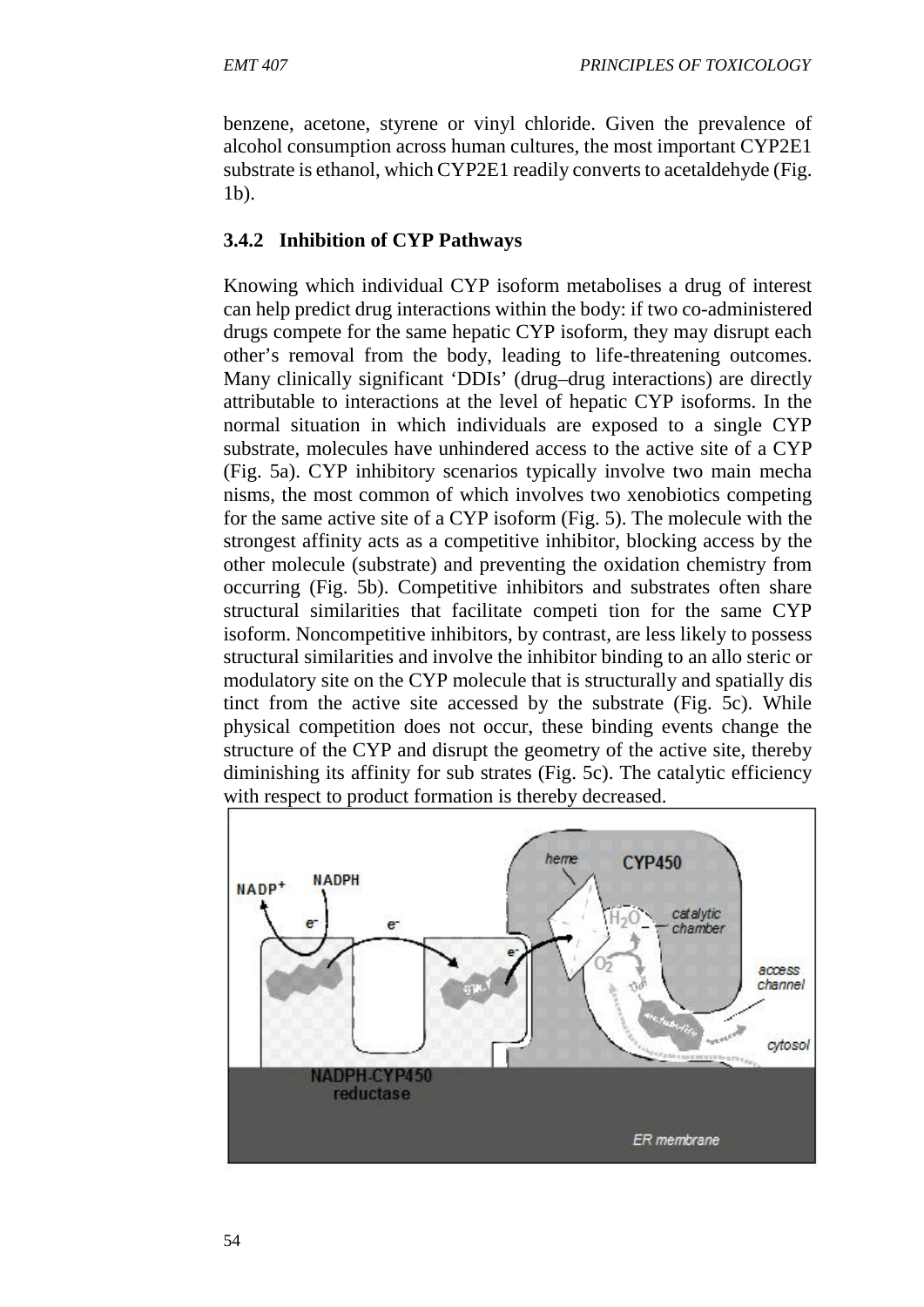benzene, acetone, styrene or vinyl chloride. Given the prevalence of alcohol consumption across human cultures, the most important CYP2E1 substrate is ethanol, which CYP2E1 readily converts to acetaldehyde (Fig. 1b).

### 3.4.2 Inhibition of CYP Pathways

Knowing which individual CYP isoform metabolises a drug of interest can help predict drug interactions within the body: if two co-administered drugs compete for the same hepatic CYP isoform, they may disrupt each other's removal from the body, leading to life-threatening outcomes. Many clinically significant 'DDIs' (drug–drug interactions) are directly attributable to interactions at the level of hepatic CYP isoforms. In the normal situation in which individuals are exposed to a single CYP substrate, molecules have unhindered access to the active site of a CYP (Fig. 5a). CYP inhibitory scenarios typically involve two main mecha nisms, the most common of which involves two xenobiotics competing for the same active site of a CYP isoform (Fig. 5). The molecule with the strongest affinity acts as a competitive inhibitor, blocking access by the other molecule (substrate) and preventing the oxidation chemistry from occurring (Fig. 5b). Competitive inhibitors and substrates often share structural similarities that facilitate competi tion for the same CYP isoform. Noncompetitive inhibitors, by contrast, are less likely to possess structural similarities and involve the inhibitor binding to an allo steric or modulatory site on the CYP molecule that is structurally and spatially dis tinct from the active site accessed by the substrate (Fig. 5c). While physical competition does not occur, these binding events change the structure of the CYP and disrupt the geometry of the active site, thereby diminishing its affinity for sub strates (Fig. 5c). The catalytic efficiency with respect to product formation is thereby decreased.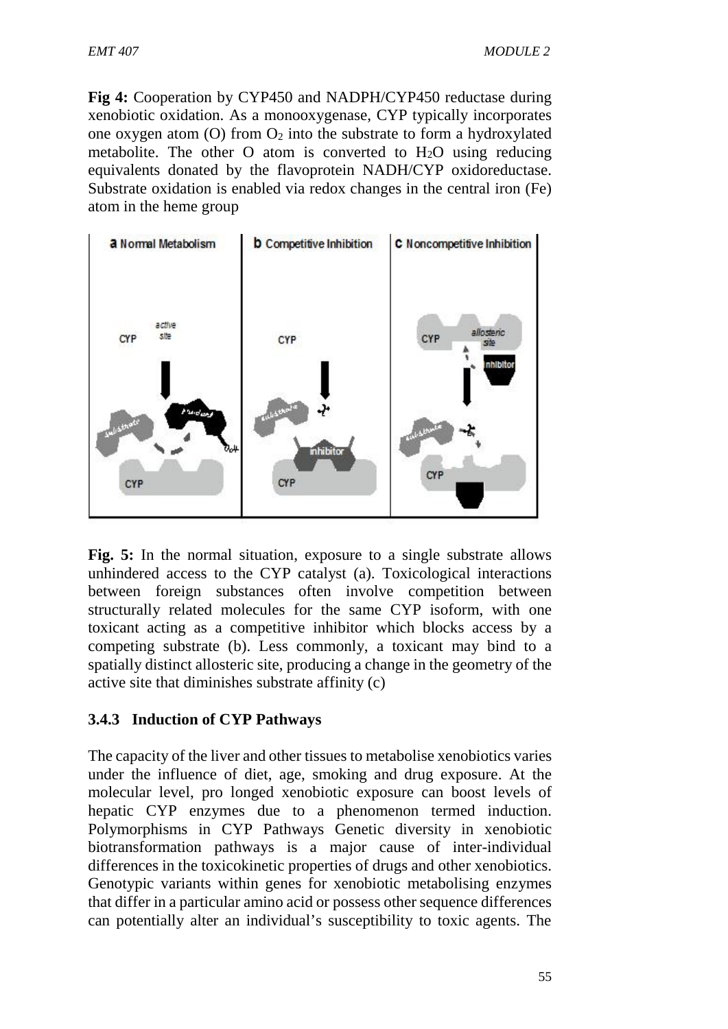**Fig 4:** Cooperation by CYP450 and NADPH/CYP450 reductase during xenobiotic oxidation. As a monooxygenase, CYP typically incorporates one oxygen atom (O) from $O_2$ into the substrate to form a hydroxylated metabolite. The other O atom is converted to $H_2O$ using reducing equivalents donated by the flavoprotein NADH/CYP oxidoreductase. Substrate oxidation is enabled via redox changes in the central iron (Fe) atom in the heme group

**Fig. 5:** In the normal situation, exposure to a single substrate allows unhindered access to the CYP catalyst (a). Toxicological interactions between foreign substances often involve competition between structurally related molecules for the same CYP isoform, with one toxicant acting as a competitive inhibitor which blocks access by a competing substrate (b). Less commonly, a toxicant may bind to a spatially distinct allosteric site, producing a change in the geometry of the active site that diminishes substrate affinity (c)

### 3.4.3 Induction of CYP Pathways

The capacity of the liver and other tissues to metabolise xenobiotics varies under the influence of diet, age, smoking and drug exposure. At the molecular level, pro longed xenobiotic exposure can boost levels of hepatic CYP enzymes due to a phenomenon termed induction. Polymorphisms in CYP Pathways Genetic diversity in xenobiotic biotransformation pathways is a major cause of inter-individual differences in the toxicokinetic properties of drugs and other xenobiotics. Genotypic variants within genes for xenobiotic metabolising enzymes that differ in a particular amino acid or possess other sequence differences can potentially alter an individual's susceptibility to toxic agents. The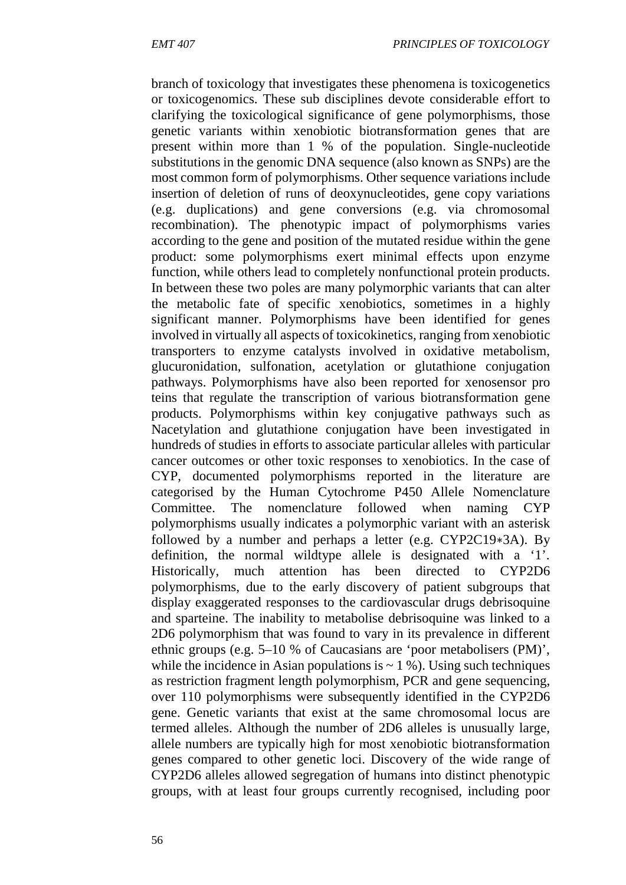branch of toxicology that investigates these phenomena is toxicogenetics or toxicogenomics. These sub disciplines devote considerable effort to clarifying the toxicological significance of gene polymorphisms, those genetic variants within xenobiotic biotransformation genes that are present within more than 1 % of the population. Single-nucleotide substitutions in the genomic DNA sequence (also known as SNPs) are the most common form of polymorphisms. Other sequence variations include insertion of deletion of runs of deoxynucleotides, gene copy variations (e.g. duplications) and gene conversions (e.g. via chromosomal recombination). The phenotypic impact of polymorphisms varies according to the gene and position of the mutated residue within the gene product: some polymorphisms exert minimal effects upon enzyme function, while others lead to completely nonfunctional protein products. In between these two poles are many polymorphic variants that can alter the metabolic fate of specific xenobiotics, sometimes in a highly significant manner. Polymorphisms have been identified for genes involved in virtually all aspects of toxicokinetics, ranging from xenobiotic transporters to enzyme catalysts involved in oxidative metabolism, glucuronidation, sulfonation, acetylation or glutathione conjugation pathways. Polymorphisms have also been reported for xenosensor pro teins that regulate the transcription of various biotransformation gene products. Polymorphisms within key conjugative pathways such as Nacetylation and glutathione conjugation have been investigated in hundreds of studies in efforts to associate particular alleles with particular cancer outcomes or other toxic responses to xenobiotics. In the case of CYP, documented polymorphisms reported in the literature are categorised by the Human Cytochrome P450 Allele Nomenclature Committee. The nomenclature followed when naming CYP polymorphisms usually indicates a polymorphic variant with an asterisk followed by a number and perhaps a letter (e.g. CYP2C19*3A). By definition, the normal wildtype allele is designated with a '1'. Historically, much attention has been directed to CYP2D6 polymorphisms, due to the early discovery of patient subgroups that display exaggerated responses to the cardiovascular drugs debrisoquine and sparteine. The inability to metabolise debrisoquine was linked to a 2D6 polymorphism that was found to vary in its prevalence in different ethnic groups (e.g. 5–10 % of Caucasians are 'poor metabolisers (PM)', while the incidence in Asian populations is ~ 1 %). Using such techniques as restriction fragment length polymorphism, PCR and gene sequencing, over 110 polymorphisms were subsequently identified in the CYP2D6 gene. Genetic variants that exist at the same chromosomal locus are termed alleles. Although the number of 2D6 alleles is unusually large, allele numbers are typically high for most xenobiotic biotransformation genes compared to other genetic loci. Discovery of the wide range of CYP2D6 alleles allowed segregation of humans into distinct phenotypic groups, with at least four groups currently recognised, including poor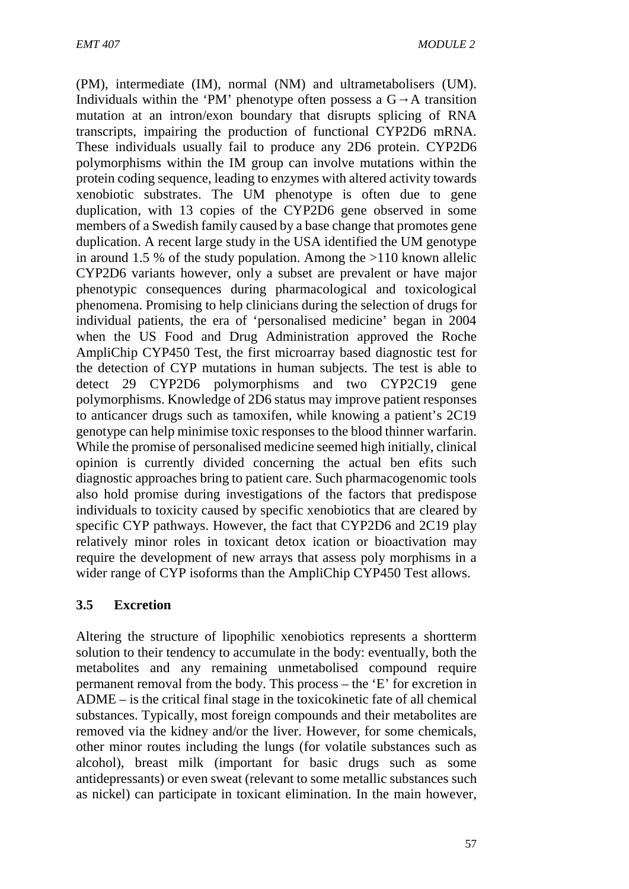(PM), intermediate (IM), normal (NM) and ultrametabolisers (UM). Individuals within the 'PM' phenotype often possess a G→A transition mutation at an intron/exon boundary that disrupts splicing of RNA transcripts, impairing the production of functional CYP2D6 mRNA. These individuals usually fail to produce any 2D6 protein. CYP2D6 polymorphisms within the IM group can involve mutations within the protein coding sequence, leading to enzymes with altered activity towards xenobiotic substrates. The UM phenotype is often due to gene duplication, with 13 copies of the CYP2D6 gene observed in some members of a Swedish family caused by a base change that promotes gene duplication. A recent large study in the USA identified the UM genotype in around 1.5 % of the study population. Among the >110 known allelic CYP2D6 variants however, only a subset are prevalent or have major phenotypic consequences during pharmacological and toxicological phenomena. Promising to help clinicians during the selection of drugs for individual patients, the era of 'personalised medicine' began in 2004 when the US Food and Drug Administration approved the Roche AmpliChip CYP450 Test, the first microarray based diagnostic test for the detection of CYP mutations in human subjects. The test is able to detect 29 CYP2D6 polymorphisms and two CYP2C19 gene polymorphisms. Knowledge of 2D6 status may improve patient responses to anticancer drugs such as tamoxifen, while knowing a patient's 2C19 genotype can help minimise toxic responses to the blood thinner warfarin. While the promise of personalised medicine seemed high initially, clinical opinion is currently divided concerning the actual ben efits such diagnostic approaches bring to patient care. Such pharmacogenomic tools also hold promise during investigations of the factors that predispose individuals to toxicity caused by specific xenobiotics that are cleared by specific CYP pathways. However, the fact that CYP2D6 and 2C19 play relatively minor roles in toxicant detox ication or bioactivation may require the development of new arrays that assess poly morphisms in a wider range of CYP isoforms than the AmpliChip CYP450 Test allows.

### 3.5 Excretion

Altering the structure of lipophilic xenobiotics represents a shortterm solution to their tendency to accumulate in the body: eventually, both the metabolites and any remaining unmetabolised compound require permanent removal from the body. This process – the 'E' for excretion in ADME – is the critical final stage in the toxicokinetic fate of all chemical substances. Typically, most foreign compounds and their metabolites are removed via the kidney and/or the liver. However, for some chemicals, other minor routes including the lungs (for volatile substances such as alcohol), breast milk (important for basic drugs such as some antidepressants) or even sweat (relevant to some metallic substances such as nickel) can participate in toxicant elimination. In the main however,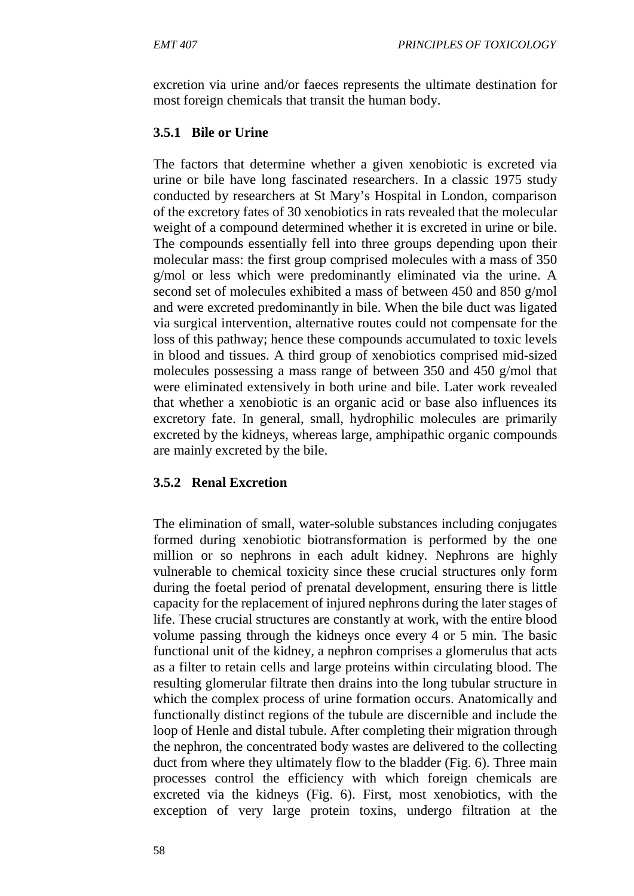excretion via urine and/or faeces represents the ultimate destination for most foreign chemicals that transit the human body.

### 3.5.1 Bile or Urine

The factors that determine whether a given xenobiotic is excreted via urine or bile have long fascinated researchers. In a classic 1975 study conducted by researchers at St Mary's Hospital in London, comparison of the excretory fates of 30 xenobiotics in rats revealed that the molecular weight of a compound determined whether it is excreted in urine or bile. The compounds essentially fell into three groups depending upon their molecular mass: the first group comprised molecules with a mass of 350 g/mol or less which were predominantly eliminated via the urine. A second set of molecules exhibited a mass of between 450 and 850 g/mol and were excreted predominantly in bile. When the bile duct was ligated via surgical intervention, alternative routes could not compensate for the loss of this pathway; hence these compounds accumulated to toxic levels in blood and tissues. A third group of xenobiotics comprised mid-sized molecules possessing a mass range of between 350 and 450 g/mol that were eliminated extensively in both urine and bile. Later work revealed that whether a xenobiotic is an organic acid or base also influences its excretory fate. In general, small, hydrophilic molecules are primarily excreted by the kidneys, whereas large, amphipathic organic compounds are mainly excreted by the bile.

### 3.5.2 Renal Excretion

The elimination of small, water-soluble substances including conjugates formed during xenobiotic biotransformation is performed by the one million or so nephrons in each adult kidney. Nephrons are highly vulnerable to chemical toxicity since these crucial structures only form during the foetal period of prenatal development, ensuring there is little capacity for the replacement of injured nephrons during the later stages of life. These crucial structures are constantly at work, with the entire blood volume passing through the kidneys once every 4 or 5 min. The basic functional unit of the kidney, a nephron comprises a glomerulus that acts as a filter to retain cells and large proteins within circulating blood. The resulting glomerular filtrate then drains into the long tubular structure in which the complex process of urine formation occurs. Anatomically and functionally distinct regions of the tubule are discernible and include the loop of Henle and distal tubule. After completing their migration through the nephron, the concentrated body wastes are delivered to the collecting duct from where they ultimately flow to the bladder (Fig. 6). Three main processes control the efficiency with which foreign chemicals are excreted via the kidneys (Fig. 6). First, most xenobiotics, with the exception of very large protein toxins, undergo filtration at the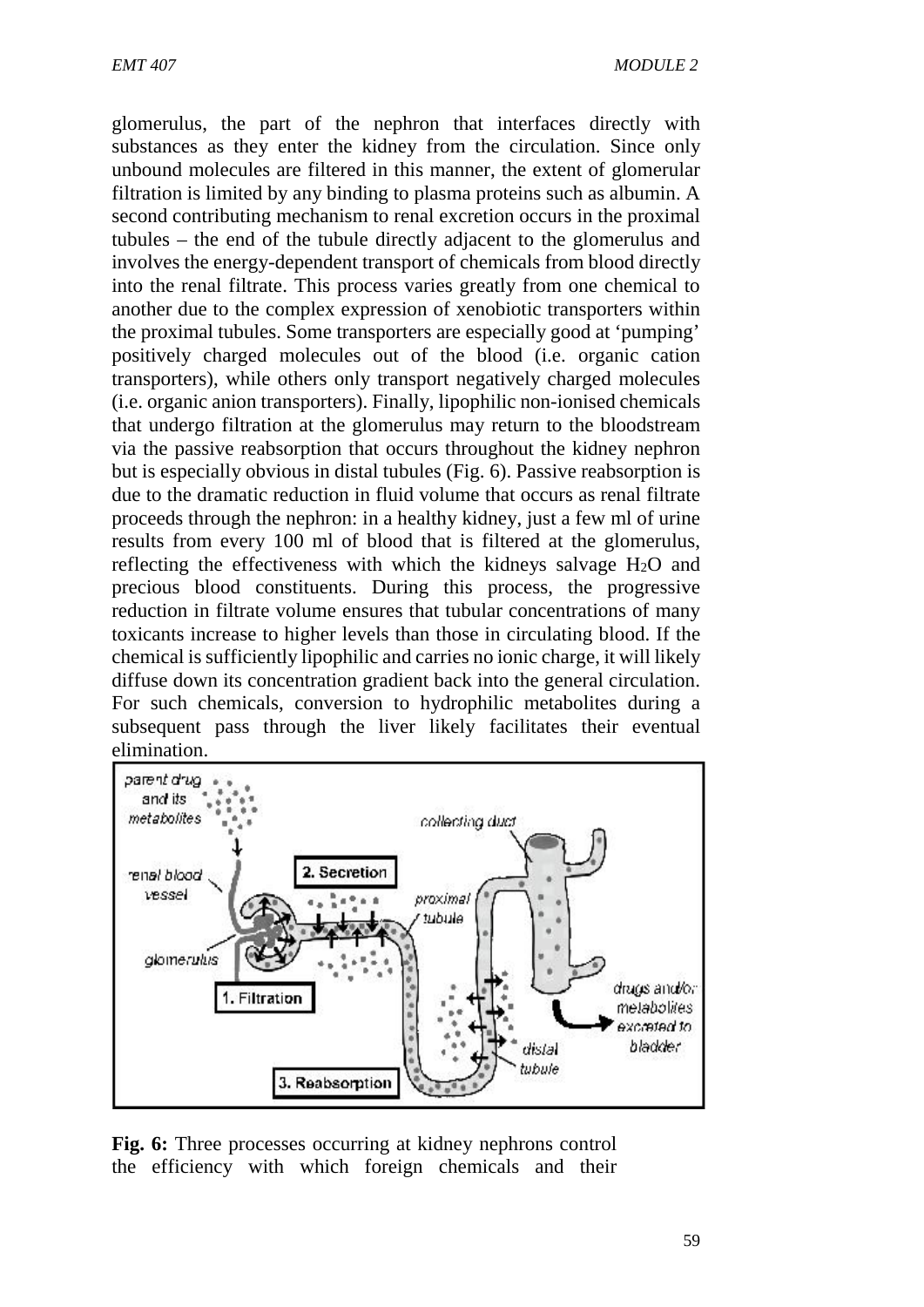glomerulus, the part of the nephron that interfaces directly with substances as they enter the kidney from the circulation. Since only unbound molecules are filtered in this manner, the extent of glomerular filtration is limited by any binding to plasma proteins such as albumin. A second contributing mechanism to renal excretion occurs in the proximal tubules – the end of the tubule directly adjacent to the glomerulus and involves the energy-dependent transport of chemicals from blood directly into the renal filtrate. This process varies greatly from one chemical to another due to the complex expression of xenobiotic transporters within the proximal tubules. Some transporters are especially good at 'pumping' positively charged molecules out of the blood (i.e. organic cation transporters), while others only transport negatively charged molecules (i.e. organic anion transporters). Finally, lipophilic non-ionised chemicals that undergo filtration at the glomerulus may return to the bloodstream via the passive reabsorption that occurs throughout the kidney nephron but is especially obvious in distal tubules (Fig. 6). Passive reabsorption is due to the dramatic reduction in fluid volume that occurs as renal filtrate proceeds through the nephron: in a healthy kidney, just a few ml of urine results from every 100 ml of blood that is filtered at the glomerulus, reflecting the effectiveness with which the kidneys salvage $H_2O$ and precious blood constituents. During this process, the progressive reduction in filtrate volume ensures that tubular concentrations of many toxicants increase to higher levels than those in circulating blood. If the chemical is sufficiently lipophilic and carries no ionic charge, it will likely diffuse down its concentration gradient back into the general circulation. For such chemicals, conversion to hydrophilic metabolites during a subsequent pass through the liver likely facilitates their eventual elimination.

**Fig. 6:** Three processes occurring at kidney nephrons control the efficiency with which foreign chemicals and their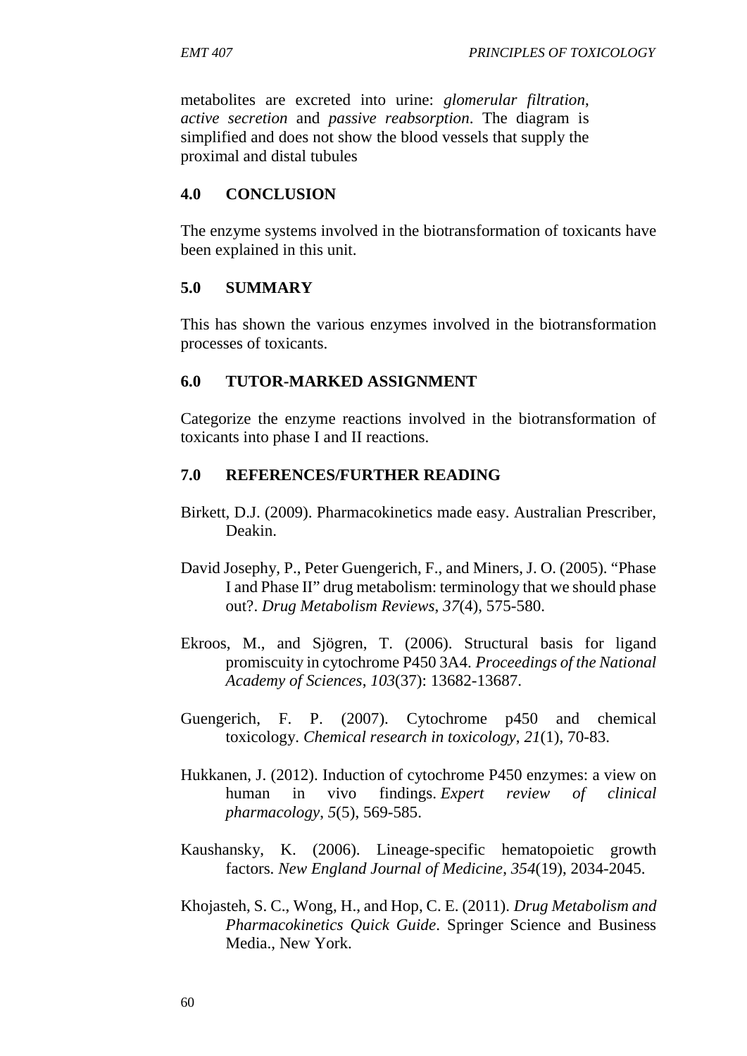metabolites are excreted into urine: *glomerular filtration*, *active secretion* and *passive reabsorption*. The diagram is simplified and does not show the blood vessels that supply the proximal and distal tubules

## 4.0 CONCLUSION

The enzyme systems involved in the biotransformation of toxicants have been explained in this unit.

## 5.0 SUMMARY

This has shown the various enzymes involved in the biotransformation processes of toxicants.

## 6.0 TUTOR-MARKED ASSIGNMENT

Categorize the enzyme reactions involved in the biotransformation of toxicants into phase I and II reactions.

## 7.0 REFERENCES/FURTHER READING

Birkett, D.J. (2009). Pharmacokinetics made easy. Australian Prescriber, Deakin.

David Josephy, P., Peter Guengerich, F., and Miners, J. O. (2005). "Phase I and Phase II" drug metabolism: terminology that we should phase out?. *Drug Metabolism Reviews*, *37*(4), 575-580.

Ekroos, M., and Sjögren, T. (2006). Structural basis for ligand promiscuity in cytochrome P450 3A4. *Proceedings of the National Academy of Sciences*, *103*(37): 13682-13687.

Guengerich, F. P. (2007). Cytochrome p450 and chemical toxicology. *Chemical research in toxicology*, *21*(1), 70-83.

Hukkanen, J. (2012). Induction of cytochrome P450 enzymes: a view on human in vivo findings. *Expert review of clinical pharmacology*, *5*(5), 569-585.

Kaushansky, K. (2006). Lineage-specific hematopoietic growth factors. *New England Journal of Medicine*, *354*(19), 2034-2045.

Khojasteh, S. C., Wong, H., and Hop, C. E. (2011). *Drug Metabolism and Pharmacokinetics Quick Guide*. Springer Science and Business Media., New York.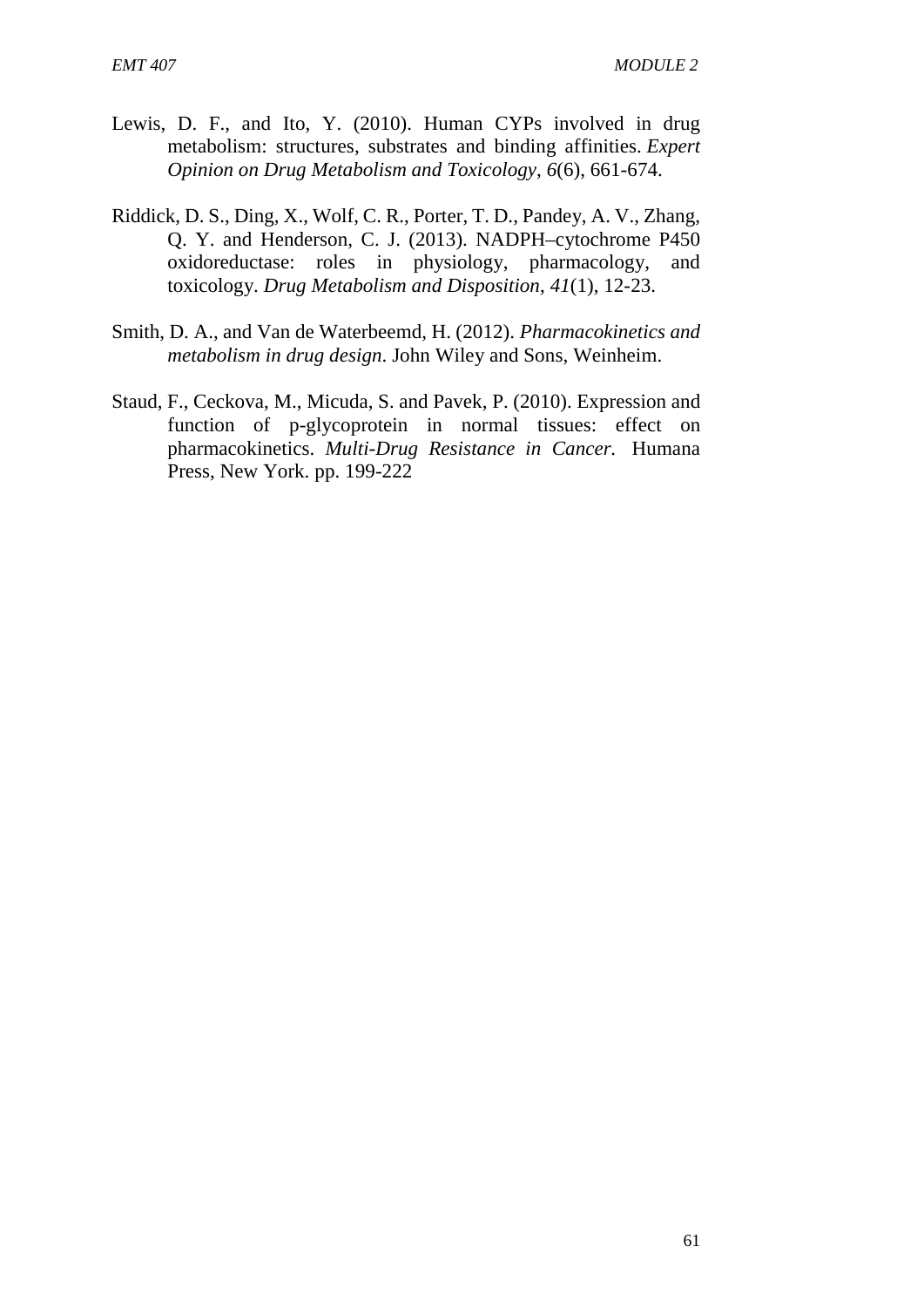Lewis, D. F., and Ito, Y. (2010). Human CYPs involved in drug metabolism: structures, substrates and binding affinities. *Expert Opinion on Drug Metabolism and Toxicology*, *6*(6), 661-674.

Riddick, D. S., Ding, X., Wolf, C. R., Porter, T. D., Pandey, A. V., Zhang, Q. Y. and Henderson, C. J. (2013). NADPH–cytochrome P450 oxidoreductase: roles in physiology, pharmacology, and toxicology. *Drug Metabolism and Disposition*, *41*(1), 12-23.

Smith, D. A., and Van de Waterbeemd, H. (2012). *Pharmacokinetics and metabolism in drug design*. John Wiley and Sons, Weinheim.

Staud, F., Ceckova, M., Micuda, S. and Pavek, P. (2010). Expression and function of p-glycoprotein in normal tissues: effect on pharmacokinetics. *Multi-Drug Resistance in Cancer.* Humana Press, New York. pp. 199-222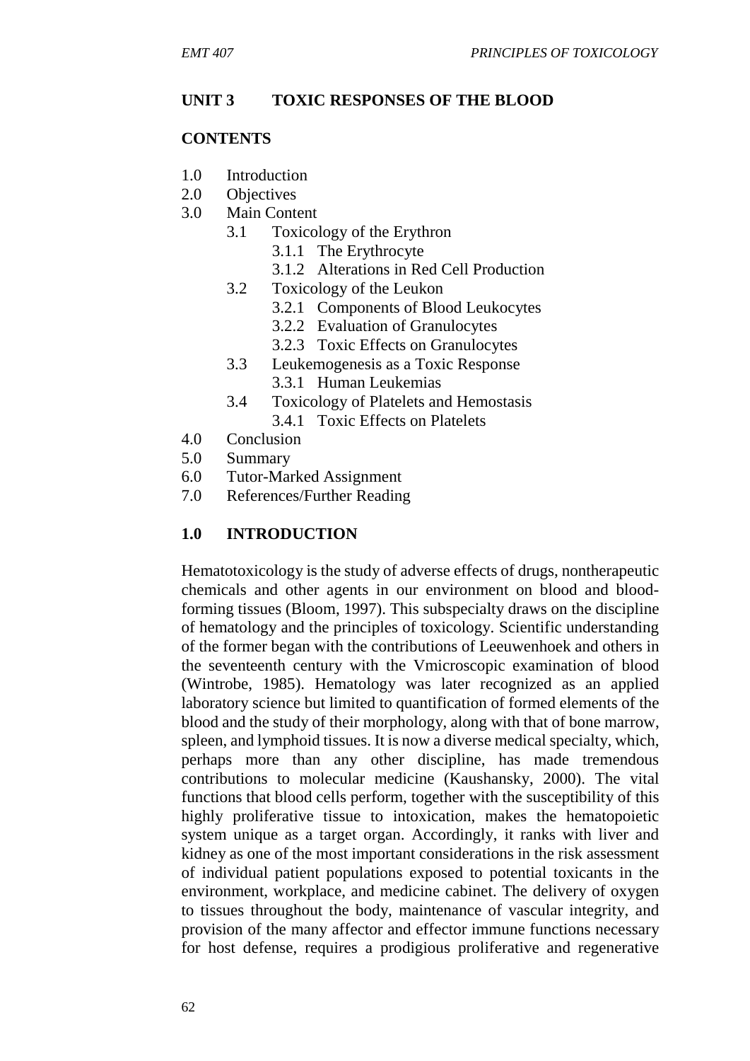## UNIT 3 TOXIC RESPONSES OF THE BLOOD

### CONTENTS

- 1.0 Introduction
- 2.0 Objectives
- 3.0 Main Content
  - 3.1 Toxicology of the Erythron
    - 3.1.1 The Erythrocyte
    - 3.1.2 Alterations in Red Cell Production
  - 3.2 Toxicology of the Leukon
    - 3.2.1 Components of Blood Leukocytes
    - 3.2.2 Evaluation of Granulocytes
    - 3.2.3 Toxic Effects on Granulocytes
  - 3.3 Leukemogenesis as a Toxic Response
    - 3.3.1 Human Leukemias
  - 3.4 Toxicology of Platelets and Hemostasis
    - 3.4.1 Toxic Effects on Platelets
- 4.0 Conclusion
- 5.0 Summary
- 6.0 Tutor-Marked Assignment
- 7.0 References/Further Reading

### 1.0 INTRODUCTION

Hematotoxicology is the study of adverse effects of drugs, nontherapeutic chemicals and other agents in our environment on blood and blood-forming tissues (Bloom, 1997). This subspecialty draws on the discipline of hematology and the principles of toxicology. Scientific understanding of the former began with the contributions of Leeuwenhoek and others in the seventeenth century with the Vmicroscopic examination of blood (Wintrobe, 1985). Hematology was later recognized as an applied laboratory science but limited to quantification of formed elements of the blood and the study of their morphology, along with that of bone marrow, spleen, and lymphoid tissues. It is now a diverse medical specialty, which, perhaps more than any other discipline, has made tremendous contributions to molecular medicine (Kaushansky, 2000). The vital functions that blood cells perform, together with the susceptibility of this highly proliferative tissue to intoxication, makes the hematopoietic system unique as a target organ. Accordingly, it ranks with liver and kidney as one of the most important considerations in the risk assessment of individual patient populations exposed to potential toxicants in the environment, workplace, and medicine cabinet. The delivery of oxygen to tissues throughout the body, maintenance of vascular integrity, and provision of the many affector and effector immune functions necessary for host defense, requires a prodigious proliferative and regenerative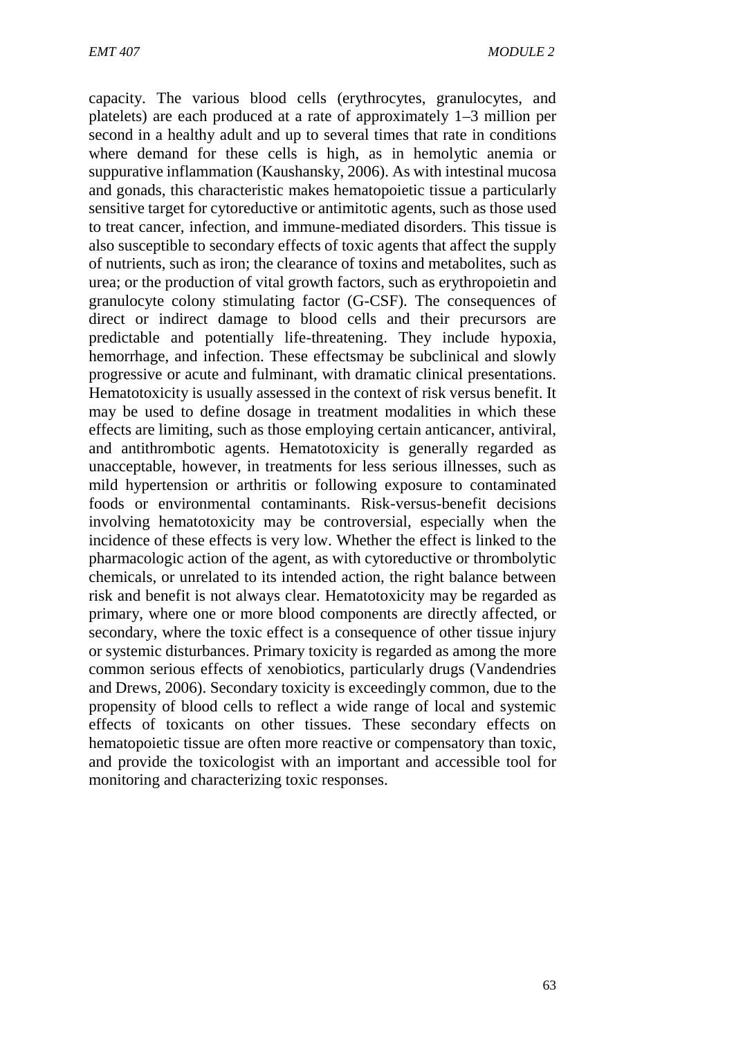capacity. The various blood cells (erythrocytes, granulocytes, and platelets) are each produced at a rate of approximately 1–3 million per second in a healthy adult and up to several times that rate in conditions where demand for these cells is high, as in hemolytic anemia or suppurative inflammation (Kaushansky, 2006). As with intestinal mucosa and gonads, this characteristic makes hematopoietic tissue a particularly sensitive target for cytoreductive or antimitotic agents, such as those used to treat cancer, infection, and immune-mediated disorders. This tissue is also susceptible to secondary effects of toxic agents that affect the supply of nutrients, such as iron; the clearance of toxins and metabolites, such as urea; or the production of vital growth factors, such as erythropoietin and granulocyte colony stimulating factor (G-CSF). The consequences of direct or indirect damage to blood cells and their precursors are predictable and potentially life-threatening. They include hypoxia, hemorrhage, and infection. These effectsmay be subclinical and slowly progressive or acute and fulminant, with dramatic clinical presentations. Hematotoxicity is usually assessed in the context of risk versus benefit. It may be used to define dosage in treatment modalities in which these effects are limiting, such as those employing certain anticancer, antiviral, and antithrombotic agents. Hematotoxicity is generally regarded as unacceptable, however, in treatments for less serious illnesses, such as mild hypertension or arthritis or following exposure to contaminated foods or environmental contaminants. Risk-versus-benefit decisions involving hematotoxicity may be controversial, especially when the incidence of these effects is very low. Whether the effect is linked to the pharmacologic action of the agent, as with cytoreductive or thrombolytic chemicals, or unrelated to its intended action, the right balance between risk and benefit is not always clear. Hematotoxicity may be regarded as primary, where one or more blood components are directly affected, or secondary, where the toxic effect is a consequence of other tissue injury or systemic disturbances. Primary toxicity is regarded as among the more common serious effects of xenobiotics, particularly drugs (Vandendries and Drews, 2006). Secondary toxicity is exceedingly common, due to the propensity of blood cells to reflect a wide range of local and systemic effects of toxicants on other tissues. These secondary effects on hematopoietic tissue are often more reactive or compensatory than toxic, and provide the toxicologist with an important and accessible tool for monitoring and characterizing toxic responses.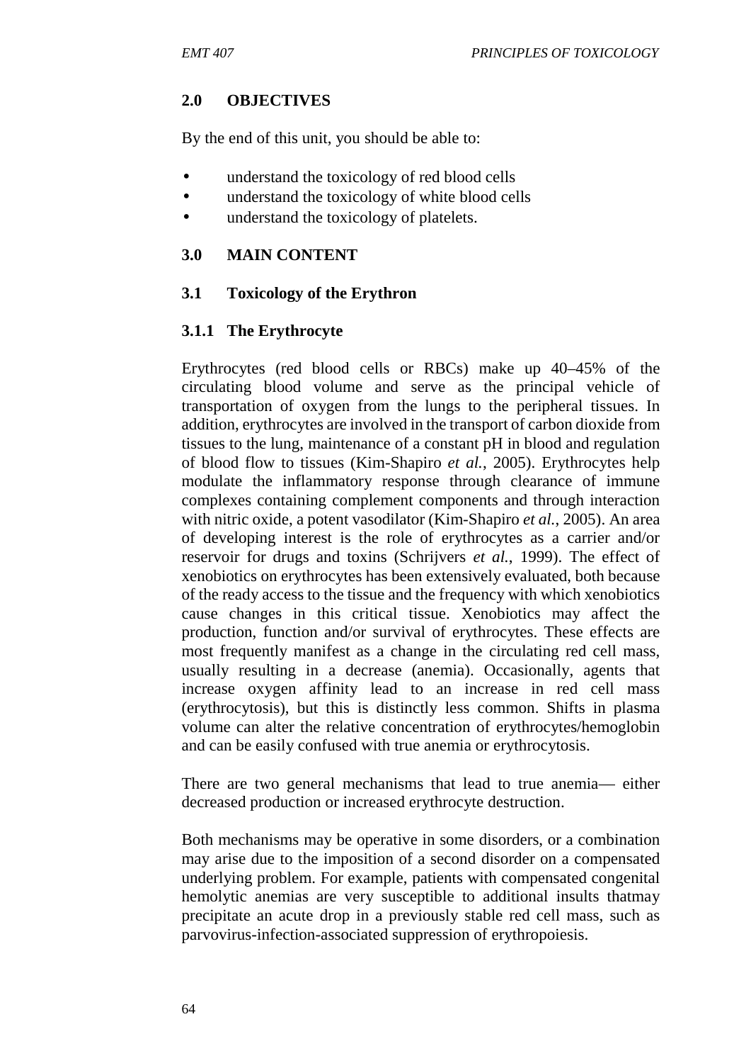## 2.0 OBJECTIVES

By the end of this unit, you should be able to:

- understand the toxicology of red blood cells
- understand the toxicology of white blood cells
- understand the toxicology of platelets.

## 3.0 MAIN CONTENT

### 3.1 Toxicology of the Erythron

#### 3.1.1 The Erythrocyte

Erythrocytes (red blood cells or RBCs) make up 40–45% of the circulating blood volume and serve as the principal vehicle of transportation of oxygen from the lungs to the peripheral tissues. In addition, erythrocytes are involved in the transport of carbon dioxide from tissues to the lung, maintenance of a constant pH in blood and regulation of blood flow to tissues (Kim-Shapiro *et al.*, 2005). Erythrocytes help modulate the inflammatory response through clearance of immune complexes containing complement components and through interaction with nitric oxide, a potent vasodilator (Kim-Shapiro *et al.*, 2005). An area of developing interest is the role of erythrocytes as a carrier and/or reservoir for drugs and toxins (Schrijvers *et al.*, 1999). The effect of xenobiotics on erythrocytes has been extensively evaluated, both because of the ready access to the tissue and the frequency with which xenobiotics cause changes in this critical tissue. Xenobiotics may affect the production, function and/or survival of erythrocytes. These effects are most frequently manifest as a change in the circulating red cell mass, usually resulting in a decrease (anemia). Occasionally, agents that increase oxygen affinity lead to an increase in red cell mass (erythrocytosis), but this is distinctly less common. Shifts in plasma volume can alter the relative concentration of erythrocytes/hemoglobin and can be easily confused with true anemia or erythrocytosis.

There are two general mechanisms that lead to true anemia— either decreased production or increased erythrocyte destruction.

Both mechanisms may be operative in some disorders, or a combination may arise due to the imposition of a second disorder on a compensated underlying problem. For example, patients with compensated congenital hemolytic anemias are very susceptible to additional insults thatmay precipitate an acute drop in a previously stable red cell mass, such as parvovirus-infection-associated suppression of erythropoiesis.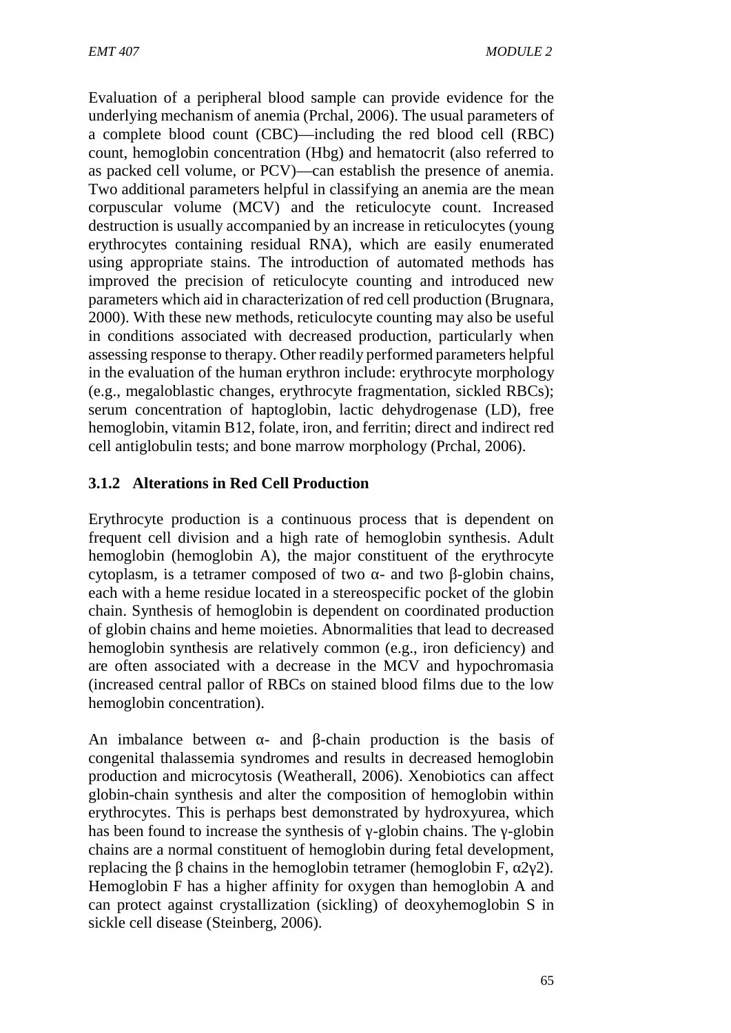Evaluation of a peripheral blood sample can provide evidence for the underlying mechanism of anemia (Prchal, 2006). The usual parameters of a complete blood count (CBC)—including the red blood cell (RBC) count, hemoglobin concentration (Hbg) and hematocrit (also referred to as packed cell volume, or PCV)—can establish the presence of anemia. Two additional parameters helpful in classifying an anemia are the mean corpuscular volume (MCV) and the reticulocyte count. Increased destruction is usually accompanied by an increase in reticulocytes (young erythrocytes containing residual RNA), which are easily enumerated using appropriate stains. The introduction of automated methods has improved the precision of reticulocyte counting and introduced new parameters which aid in characterization of red cell production (Brugnara, 2000). With these new methods, reticulocyte counting may also be useful in conditions associated with decreased production, particularly when assessing response to therapy. Other readily performed parameters helpful in the evaluation of the human erythron include: erythrocyte morphology (e.g., megaloblastic changes, erythrocyte fragmentation, sickled RBCs); serum concentration of haptoglobin, lactic dehydrogenase (LD), free hemoglobin, vitamin B12, folate, iron, and ferritin; direct and indirect red cell antiglobulin tests; and bone marrow morphology (Prchal, 2006).

### 3.1.2 Alterations in Red Cell Production

Erythrocyte production is a continuous process that is dependent on frequent cell division and a high rate of hemoglobin synthesis. Adult hemoglobin (hemoglobin A), the major constituent of the erythrocyte cytoplasm, is a tetramer composed of two α- and two β-globin chains, each with a heme residue located in a stereospecific pocket of the globin chain. Synthesis of hemoglobin is dependent on coordinated production of globin chains and heme moieties. Abnormalities that lead to decreased hemoglobin synthesis are relatively common (e.g., iron deficiency) and are often associated with a decrease in the MCV and hypochromasia (increased central pallor of RBCs on stained blood films due to the low hemoglobin concentration).

An imbalance between α- and β-chain production is the basis of congenital thalassemia syndromes and results in decreased hemoglobin production and microcytosis (Weatherall, 2006). Xenobiotics can affect globin-chain synthesis and alter the composition of hemoglobin within erythrocytes. This is perhaps best demonstrated by hydroxyurea, which has been found to increase the synthesis of γ-globin chains. The γ-globin chains are a normal constituent of hemoglobin during fetal development, replacing the β chains in the hemoglobin tetramer (hemoglobin F, $\alpha_2\gamma_2$). Hemoglobin F has a higher affinity for oxygen than hemoglobin A and can protect against crystallization (sickling) of deoxyhemoglobin S in sickle cell disease (Steinberg, 2006).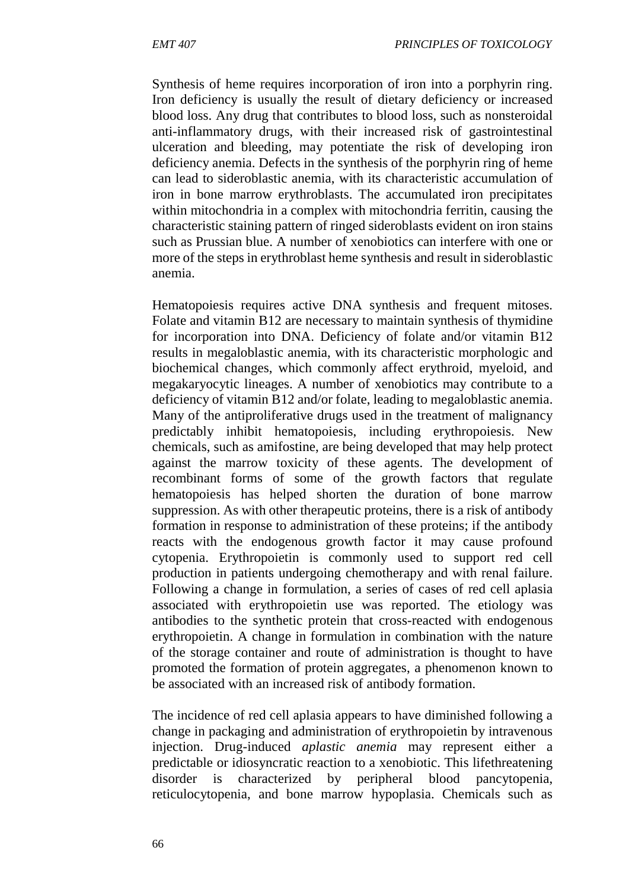Synthesis of heme requires incorporation of iron into a porphyrin ring. Iron deficiency is usually the result of dietary deficiency or increased blood loss. Any drug that contributes to blood loss, such as nonsteroidal anti-inflammatory drugs, with their increased risk of gastrointestinal ulceration and bleeding, may potentiate the risk of developing iron deficiency anemia. Defects in the synthesis of the porphyrin ring of heme can lead to sideroblastic anemia, with its characteristic accumulation of iron in bone marrow erythroblasts. The accumulated iron precipitates within mitochondria in a complex with mitochondria ferritin, causing the characteristic staining pattern of ringed sideroblasts evident on iron stains such as Prussian blue. A number of xenobiotics can interfere with one or more of the steps in erythroblast heme synthesis and result in sideroblastic anemia.

Hematopoiesis requires active DNA synthesis and frequent mitoses. Folate and vitamin B12 are necessary to maintain synthesis of thymidine for incorporation into DNA. Deficiency of folate and/or vitamin B12 results in megaloblastic anemia, with its characteristic morphologic and biochemical changes, which commonly affect erythroid, myeloid, and megakaryocytic lineages. A number of xenobiotics may contribute to a deficiency of vitamin B12 and/or folate, leading to megaloblastic anemia. Many of the antiproliferative drugs used in the treatment of malignancy predictably inhibit hematopoiesis, including erythropoiesis. New chemicals, such as amifostine, are being developed that may help protect against the marrow toxicity of these agents. The development of recombinant forms of some of the growth factors that regulate hematopoiesis has helped shorten the duration of bone marrow suppression. As with other therapeutic proteins, there is a risk of antibody formation in response to administration of these proteins; if the antibody reacts with the endogenous growth factor it may cause profound cytopenia. Erythropoietin is commonly used to support red cell production in patients undergoing chemotherapy and with renal failure. Following a change in formulation, a series of cases of red cell aplasia associated with erythropoietin use was reported. The etiology was antibodies to the synthetic protein that cross-reacted with endogenous erythropoietin. A change in formulation in combination with the nature of the storage container and route of administration is thought to have promoted the formation of protein aggregates, a phenomenon known to be associated with an increased risk of antibody formation.

The incidence of red cell aplasia appears to have diminished following a change in packaging and administration of erythropoietin by intravenous injection. Drug-induced *aplastic anemia* may represent either a predictable or idiosyncratic reaction to a xenobiotic. This lifethreatening disorder is characterized by peripheral blood pancytopenia, reticulocytopenia, and bone marrow hypoplasia. Chemicals such as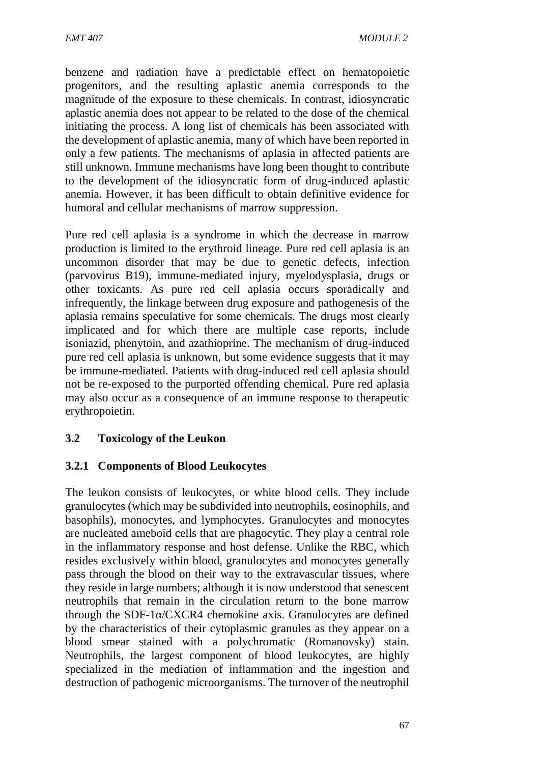benzene and radiation have a predictable effect on hematopoietic progenitors, and the resulting aplastic anemia corresponds to the magnitude of the exposure to these chemicals. In contrast, idiosyncratic aplastic anemia does not appear to be related to the dose of the chemical initiating the process. A long list of chemicals has been associated with the development of aplastic anemia, many of which have been reported in only a few patients. The mechanisms of aplasia in affected patients are still unknown. Immune mechanisms have long been thought to contribute to the development of the idiosyncratic form of drug-induced aplastic anemia. However, it has been difficult to obtain definitive evidence for humoral and cellular mechanisms of marrow suppression.

Pure red cell aplasia is a syndrome in which the decrease in marrow production is limited to the erythroid lineage. Pure red cell aplasia is an uncommon disorder that may be due to genetic defects, infection (parvovirus B19), immune-mediated injury, myelodysplasia, drugs or other toxicants. As pure red cell aplasia occurs sporadically and infrequently, the linkage between drug exposure and pathogenesis of the aplasia remains speculative for some chemicals. The drugs most clearly implicated and for which there are multiple case reports, include isoniazid, phenytoin, and azathioprine. The mechanism of drug-induced pure red cell aplasia is unknown, but some evidence suggests that it may be immune-mediated. Patients with drug-induced red cell aplasia should not be re-exposed to the purported offending chemical. Pure red aplasia may also occur as a consequence of an immune response to therapeutic erythropoietin.

## 3.2 Toxicology of the Leukon

### 3.2.1 Components of Blood Leukocytes

The leukon consists of leukocytes, or white blood cells. They include granulocytes (which may be subdivided into neutrophils, eosinophils, and basophils), monocytes, and lymphocytes. Granulocytes and monocytes are nucleated ameboid cells that are phagocytic. They play a central role in the inflammatory response and host defense. Unlike the RBC, which resides exclusively within blood, granulocytes and monocytes generally pass through the blood on their way to the extravascular tissues, where they reside in large numbers; although it is now understood that senescent neutrophils that remain in the circulation return to the bone marrow through the SDF-1α/CXCR4 chemokine axis. Granulocytes are defined by the characteristics of their cytoplasmic granules as they appear on a blood smear stained with a polychromatic (Romanovsky) stain. Neutrophils, the largest component of blood leukocytes, are highly specialized in the mediation of inflammation and the ingestion and destruction of pathogenic microorganisms. The turnover of the neutrophil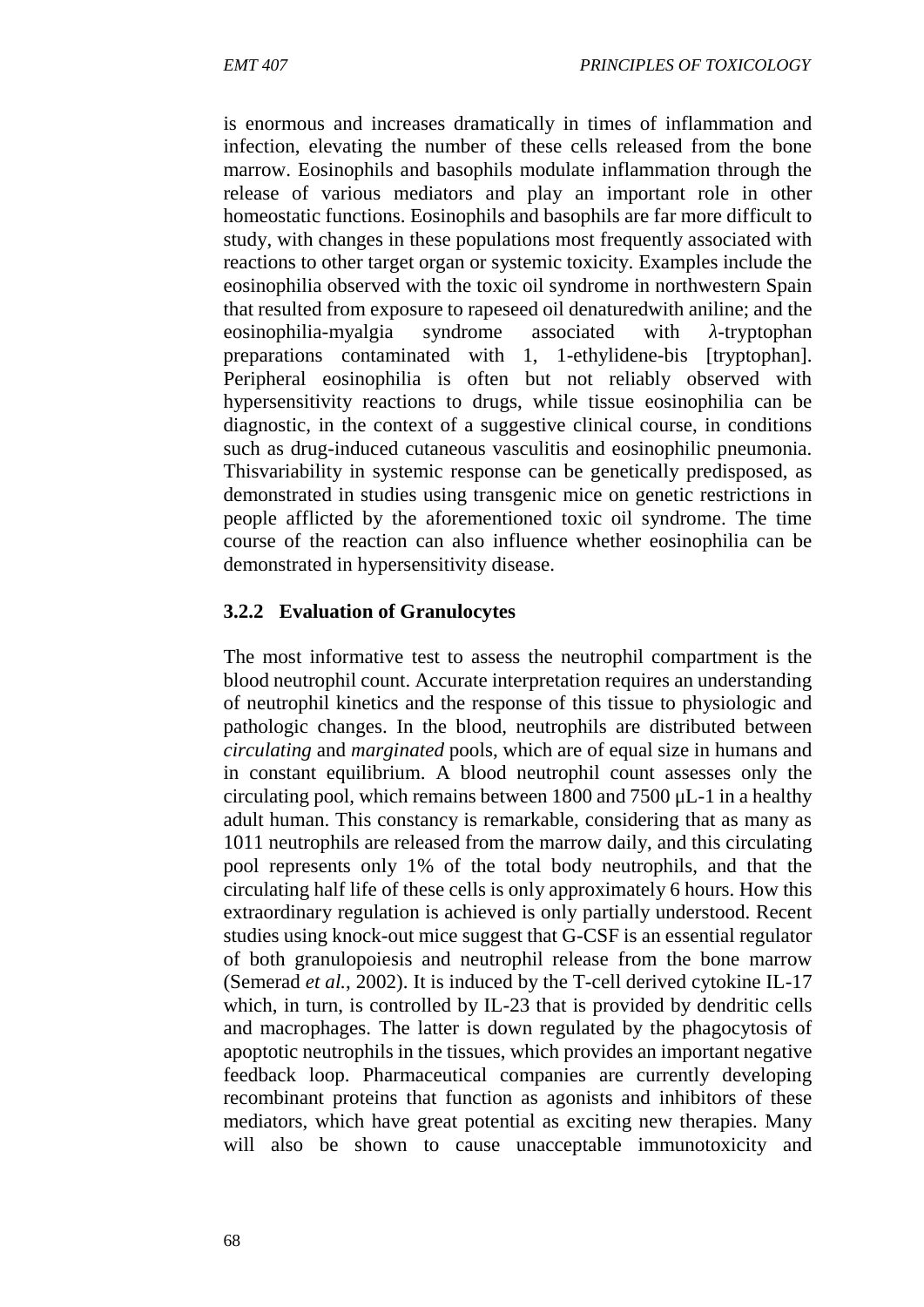is enormous and increases dramatically in times of inflammation and infection, elevating the number of these cells released from the bone marrow. Eosinophils and basophils modulate inflammation through the release of various mediators and play an important role in other homeostatic functions. Eosinophils and basophils are far more difficult to study, with changes in these populations most frequently associated with reactions to other target organ or systemic toxicity. Examples include the eosinophilia observed with the toxic oil syndrome in northwestern Spain that resulted from exposure to rapeseed oil denaturedwith aniline; and the eosinophilia-myalgia syndrome associated with *λ*-tryptophan preparations contaminated with 1, 1-ethylidene-bis [tryptophan]. Peripheral eosinophilia is often but not reliably observed with hypersensitivity reactions to drugs, while tissue eosinophilia can be diagnostic, in the context of a suggestive clinical course, in conditions such as drug-induced cutaneous vasculitis and eosinophilic pneumonia. Thisvariability in systemic response can be genetically predisposed, as demonstrated in studies using transgenic mice on genetic restrictions in people afflicted by the aforementioned toxic oil syndrome. The time course of the reaction can also influence whether eosinophilia can be demonstrated in hypersensitivity disease.

### 3.2.2 Evaluation of Granulocytes

The most informative test to assess the neutrophil compartment is the blood neutrophil count. Accurate interpretation requires an understanding of neutrophil kinetics and the response of this tissue to physiologic and pathologic changes. In the blood, neutrophils are distributed between *circulating* and *marginated* pools, which are of equal size in humans and in constant equilibrium. A blood neutrophil count assesses only the circulating pool, which remains between 1800 and 7500 μL-1 in a healthy adult human. This constancy is remarkable, considering that as many as 1011 neutrophils are released from the marrow daily, and this circulating pool represents only 1% of the total body neutrophils, and that the circulating half life of these cells is only approximately 6 hours. How this extraordinary regulation is achieved is only partially understood. Recent studies using knock-out mice suggest that G-CSF is an essential regulator of both granulopoiesis and neutrophil release from the bone marrow (Semerad *et al.*, 2002). It is induced by the T-cell derived cytokine IL-17 which, in turn, is controlled by IL-23 that is provided by dendritic cells and macrophages. The latter is down regulated by the phagocytosis of apoptotic neutrophils in the tissues, which provides an important negative feedback loop. Pharmaceutical companies are currently developing recombinant proteins that function as agonists and inhibitors of these mediators, which have great potential as exciting new therapies. Many will also be shown to cause unacceptable immunotoxicity and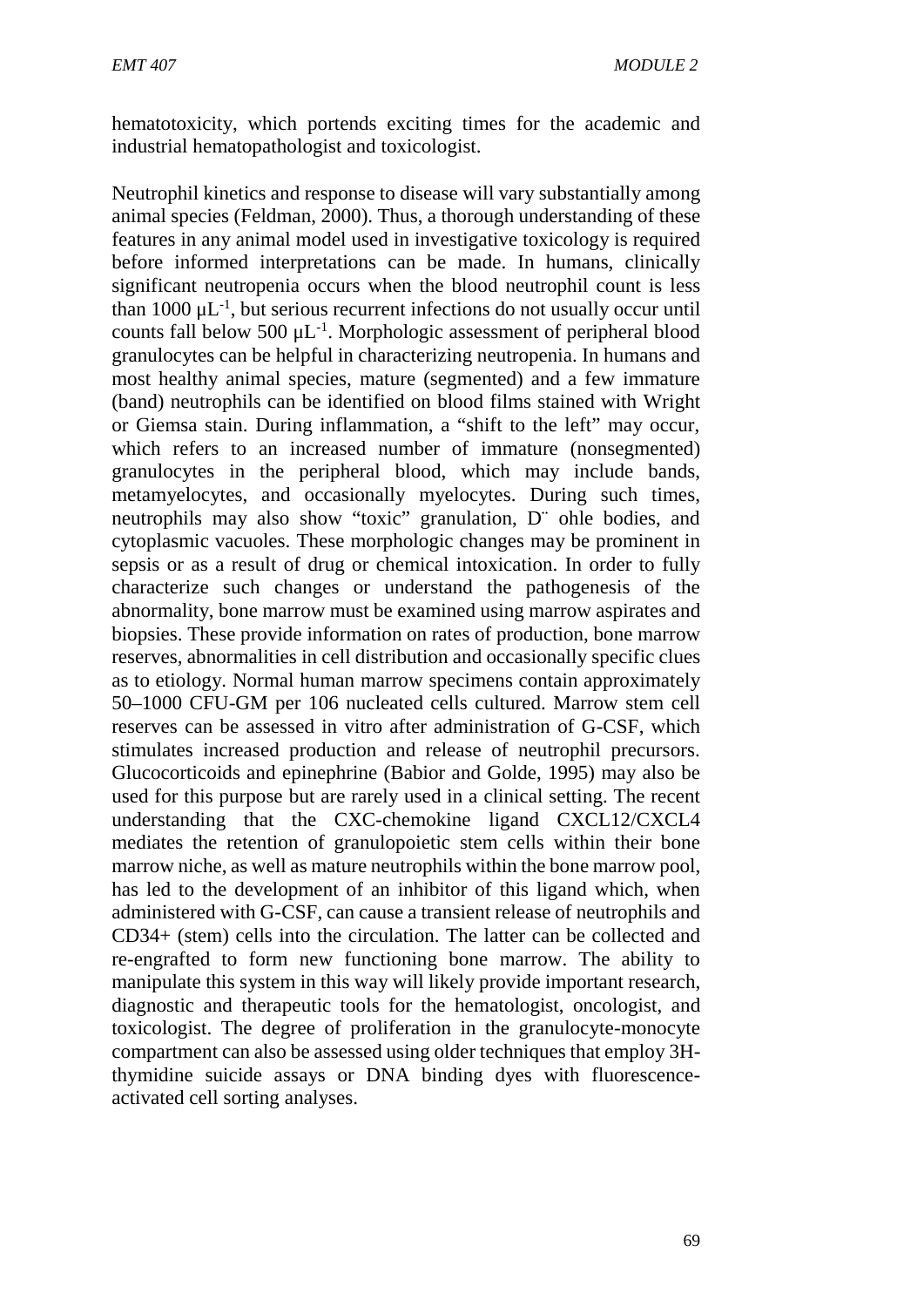hematotoxicity, which portends exciting times for the academic and industrial hematopathologist and toxicologist.

Neutrophil kinetics and response to disease will vary substantially among animal species (Feldman, 2000). Thus, a thorough understanding of these features in any animal model used in investigative toxicology is required before informed interpretations can be made. In humans, clinically significant neutropenia occurs when the blood neutrophil count is less than 1000 $\mu L^{-1}$, but serious recurrent infections do not usually occur until counts fall below 500 $\mu L^{-1}$. Morphologic assessment of peripheral blood granulocytes can be helpful in characterizing neutropenia. In humans and most healthy animal species, mature (segmented) and a few immature (band) neutrophils can be identified on blood films stained with Wright or Giemsa stain. During inflammation, a "shift to the left" may occur, which refers to an increased number of immature (nonsegmented) granulocytes in the peripheral blood, which may include bands, metamyelocytes, and occasionally myelocytes. During such times, neutrophils may also show "toxic" granulation, Döhle bodies, and cytoplasmic vacuoles. These morphologic changes may be prominent in sepsis or as a result of drug or chemical intoxication. In order to fully characterize such changes or understand the pathogenesis of the abnormality, bone marrow must be examined using marrow aspirates and biopsies. These provide information on rates of production, bone marrow reserves, abnormalities in cell distribution and occasionally specific clues as to etiology. Normal human marrow specimens contain approximately 50–1000 CFU-GM per 106 nucleated cells cultured. Marrow stem cell reserves can be assessed in vitro after administration of G-CSF, which stimulates increased production and release of neutrophil precursors. Glucocorticoids and epinephrine (Babior and Golde, 1995) may also be used for this purpose but are rarely used in a clinical setting. The recent understanding that the CXC-chemokine ligand CXCL12/CXCL4 mediates the retention of granulopoietic stem cells within their bone marrow niche, as well as mature neutrophils within the bone marrow pool, has led to the development of an inhibitor of this ligand which, when administered with G-CSF, can cause a transient release of neutrophils and CD34+ (stem) cells into the circulation. The latter can be collected and re-engrafted to form new functioning bone marrow. The ability to manipulate this system in this way will likely provide important research, diagnostic and therapeutic tools for the hematologist, oncologist, and toxicologist. The degree of proliferation in the granulocyte-monocyte compartment can also be assessed using older techniques that employ 3H-thymidine suicide assays or DNA binding dyes with fluorescence-activated cell sorting analyses.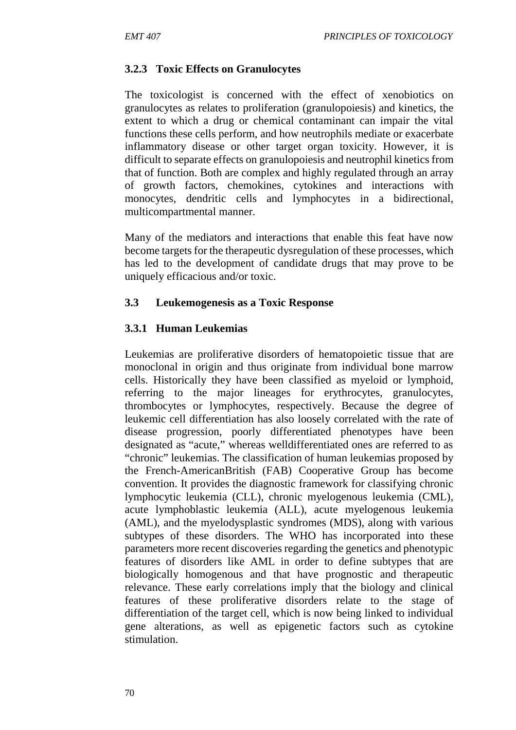### 3.2.3 Toxic Effects on Granulocytes

The toxicologist is concerned with the effect of xenobiotics on granulocytes as relates to proliferation (granulopoiesis) and kinetics, the extent to which a drug or chemical contaminant can impair the vital functions these cells perform, and how neutrophils mediate or exacerbate inflammatory disease or other target organ toxicity. However, it is difficult to separate effects on granulopoiesis and neutrophil kinetics from that of function. Both are complex and highly regulated through an array of growth factors, chemokines, cytokines and interactions with monocytes, dendritic cells and lymphocytes in a bidirectional, multicompartmental manner.

Many of the mediators and interactions that enable this feat have now become targets for the therapeutic dysregulation of these processes, which has led to the development of candidate drugs that may prove to be uniquely efficacious and/or toxic.

## 3.3 Leukemogenesis as a Toxic Response

### 3.3.1 Human Leukemias

Leukemias are proliferative disorders of hematopoietic tissue that are monoclonal in origin and thus originate from individual bone marrow cells. Historically they have been classified as myeloid or lymphoid, referring to the major lineages for erythrocytes, granulocytes, thrombocytes or lymphocytes, respectively. Because the degree of leukemic cell differentiation has also loosely correlated with the rate of disease progression, poorly differentiated phenotypes have been designated as "acute," whereas welldifferentiated ones are referred to as "chronic" leukemias. The classification of human leukemias proposed by the French-AmericanBritish (FAB) Cooperative Group has become convention. It provides the diagnostic framework for classifying chronic lymphocytic leukemia (CLL), chronic myelogenous leukemia (CML), acute lymphoblastic leukemia (ALL), acute myelogenous leukemia (AML), and the myelodysplastic syndromes (MDS), along with various subtypes of these disorders. The WHO has incorporated into these parameters more recent discoveries regarding the genetics and phenotypic features of disorders like AML in order to define subtypes that are biologically homogenous and that have prognostic and therapeutic relevance. These early correlations imply that the biology and clinical features of these proliferative disorders relate to the stage of differentiation of the target cell, which is now being linked to individual gene alterations, as well as epigenetic factors such as cytokine stimulation.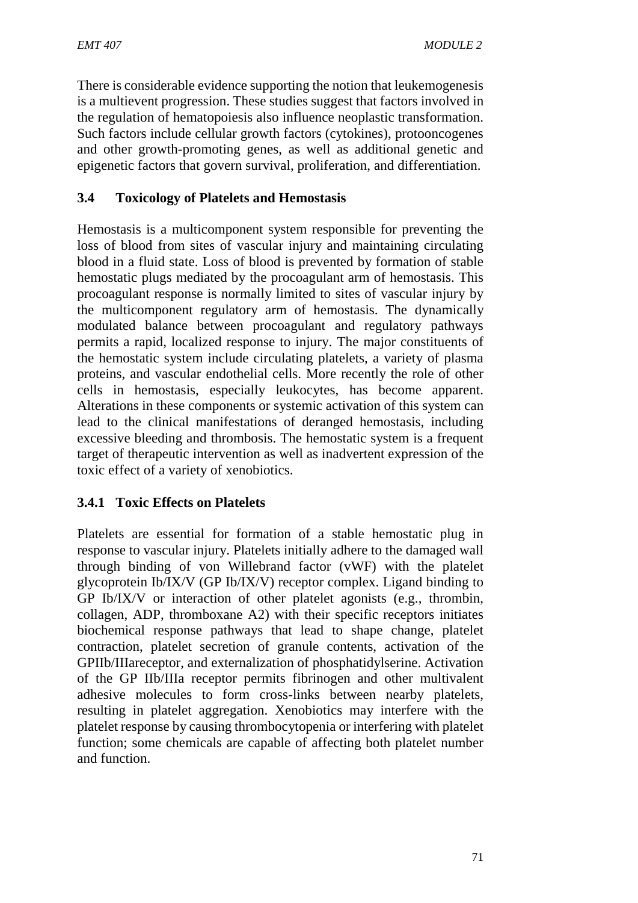There is considerable evidence supporting the notion that leukemogenesis is a multievent progression. These studies suggest that factors involved in the regulation of hematopoiesis also influence neoplastic transformation. Such factors include cellular growth factors (cytokines), protooncogenes and other growth-promoting genes, as well as additional genetic and epigenetic factors that govern survival, proliferation, and differentiation.

### 3.4 Toxicology of Platelets and Hemostasis

Hemostasis is a multicomponent system responsible for preventing the loss of blood from sites of vascular injury and maintaining circulating blood in a fluid state. Loss of blood is prevented by formation of stable hemostatic plugs mediated by the procoagulant arm of hemostasis. This procoagulant response is normally limited to sites of vascular injury by the multicomponent regulatory arm of hemostasis. The dynamically modulated balance between procoagulant and regulatory pathways permits a rapid, localized response to injury. The major constituents of the hemostatic system include circulating platelets, a variety of plasma proteins, and vascular endothelial cells. More recently the role of other cells in hemostasis, especially leukocytes, has become apparent. Alterations in these components or systemic activation of this system can lead to the clinical manifestations of deranged hemostasis, including excessive bleeding and thrombosis. The hemostatic system is a frequent target of therapeutic intervention as well as inadvertent expression of the toxic effect of a variety of xenobiotics.

#### 3.4.1 Toxic Effects on Platelets

Platelets are essential for formation of a stable hemostatic plug in response to vascular injury. Platelets initially adhere to the damaged wall through binding of von Willebrand factor (vWF) with the platelet glycoprotein Ib/IX/V (GP Ib/IX/V) receptor complex. Ligand binding to GP Ib/IX/V or interaction of other platelet agonists (e.g., thrombin, collagen, ADP, thromboxane A2) with their specific receptors initiates biochemical response pathways that lead to shape change, platelet contraction, platelet secretion of granule contents, activation of the GPIIb/IIIareceptor, and externalization of phosphatidylserine. Activation of the GP IIb/IIIa receptor permits fibrinogen and other multivalent adhesive molecules to form cross-links between nearby platelets, resulting in platelet aggregation. Xenobiotics may interfere with the platelet response by causing thrombocytopenia or interfering with platelet function; some chemicals are capable of affecting both platelet number and function.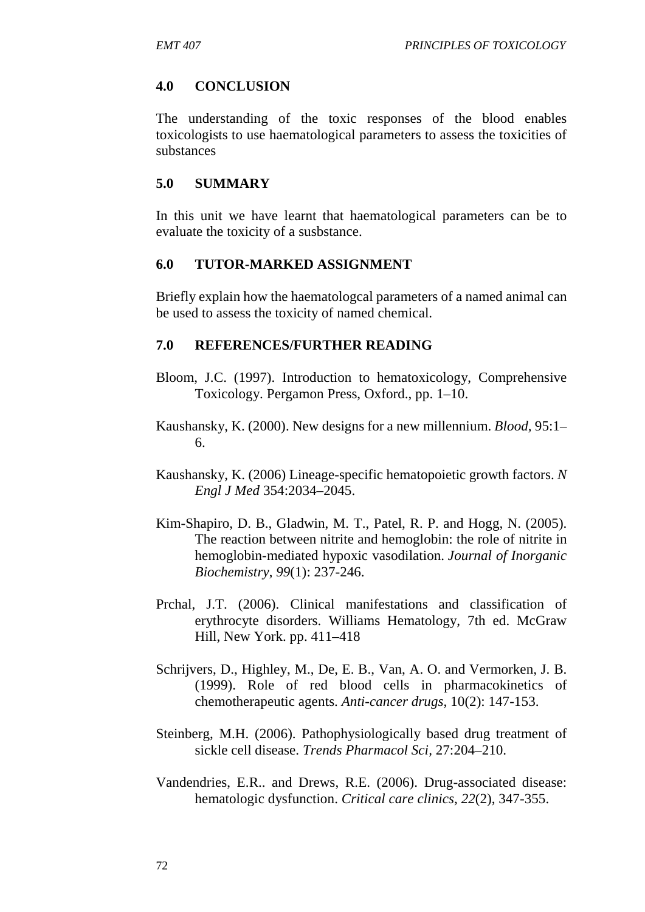## 4.0 CONCLUSION

The understanding of the toxic responses of the blood enables toxicologists to use haematological parameters to assess the toxicities of substances

## 5.0 SUMMARY

In this unit we have learnt that haematological parameters can be to evaluate the toxicity of a susbstance.

## 6.0 TUTOR-MARKED ASSIGNMENT

Briefly explain how the haematologcal parameters of a named animal can be used to assess the toxicity of named chemical.

## 7.0 REFERENCES/FURTHER READING

Bloom, J.C. (1997). Introduction to hematoxicology, Comprehensive Toxicology. Pergamon Press, Oxford., pp. 1–10.

Kaushansky, K. (2000). New designs for a new millennium. *Blood*, 95:1–6.

Kaushansky, K. (2006) Lineage-specific hematopoietic growth factors. *N Engl J Med* 354:2034–2045.

Kim-Shapiro, D. B., Gladwin, M. T., Patel, R. P. and Hogg, N. (2005). The reaction between nitrite and hemoglobin: the role of nitrite in hemoglobin-mediated hypoxic vasodilation. *Journal of Inorganic Biochemistry*, *99*(1): 237-246.

Prchal, J.T. (2006). Clinical manifestations and classification of erythrocyte disorders. Williams Hematology, 7th ed. McGraw Hill, New York. pp. 411–418

Schrijvers, D., Highley, M., De, E. B., Van, A. O. and Vermorken, J. B. (1999). Role of red blood cells in pharmacokinetics of chemotherapeutic agents. *Anti-cancer drugs*, 10(2): 147-153.

Steinberg, M.H. (2006). Pathophysiologically based drug treatment of sickle cell disease. *Trends Pharmacol Sci*, 27:204–210.

Vandendries, E.R.. and Drews, R.E. (2006). Drug-associated disease: hematologic dysfunction. *Critical care clinics*, *22*(2), 347-355.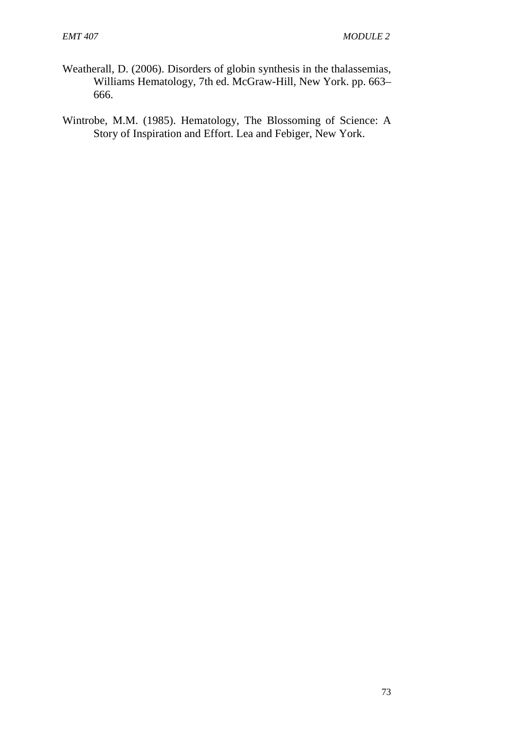Weatherall, D. (2006). Disorders of globin synthesis in the thalassemias, Williams Hematology, 7th ed. McGraw-Hill, New York. pp. 663–666.

Wintrobe, M.M. (1985). Hematology, The Blossoming of Science: A Story of Inspiration and Effort. Lea and Febiger, New York.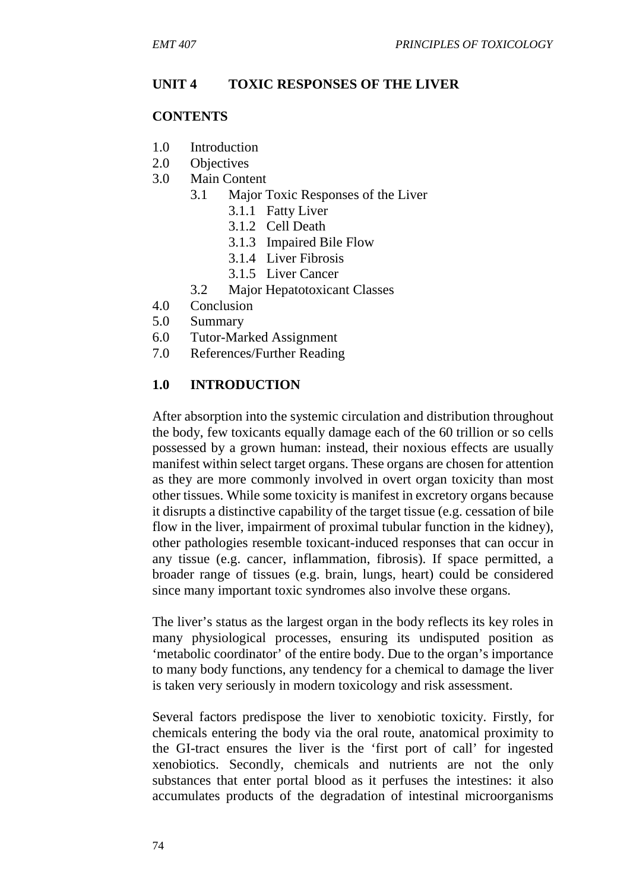## UNIT 4 TOXIC RESPONSES OF THE LIVER

### CONTENTS

1.0 Introduction
2.0 Objectives
3.0 Main Content
    3.1 Major Toxic Responses of the Liver
        3.1.1 Fatty Liver
        3.1.2 Cell Death
        3.1.3 Impaired Bile Flow
        3.1.4 Liver Fibrosis
        3.1.5 Liver Cancer
    3.2 Major Hepatotoxicant Classes
4.0 Conclusion
5.0 Summary
6.0 Tutor-Marked Assignment
7.0 References/Further Reading

### 1.0 INTRODUCTION

After absorption into the systemic circulation and distribution throughout the body, few toxicants equally damage each of the 60 trillion or so cells possessed by a grown human: instead, their noxious effects are usually manifest within select target organs. These organs are chosen for attention as they are more commonly involved in overt organ toxicity than most other tissues. While some toxicity is manifest in excretory organs because it disrupts a distinctive capability of the target tissue (e.g. cessation of bile flow in the liver, impairment of proximal tubular function in the kidney), other pathologies resemble toxicant-induced responses that can occur in any tissue (e.g. cancer, inflammation, fibrosis). If space permitted, a broader range of tissues (e.g. brain, lungs, heart) could be considered since many important toxic syndromes also involve these organs.

The liver's status as the largest organ in the body reflects its key roles in many physiological processes, ensuring its undisputed position as 'metabolic coordinator' of the entire body. Due to the organ's importance to many body functions, any tendency for a chemical to damage the liver is taken very seriously in modern toxicology and risk assessment.

Several factors predispose the liver to xenobiotic toxicity. Firstly, for chemicals entering the body via the oral route, anatomical proximity to the GI-tract ensures the liver is the 'first port of call' for ingested xenobiotics. Secondly, chemicals and nutrients are not the only substances that enter portal blood as it perfuses the intestines: it also accumulates products of the degradation of intestinal microorganisms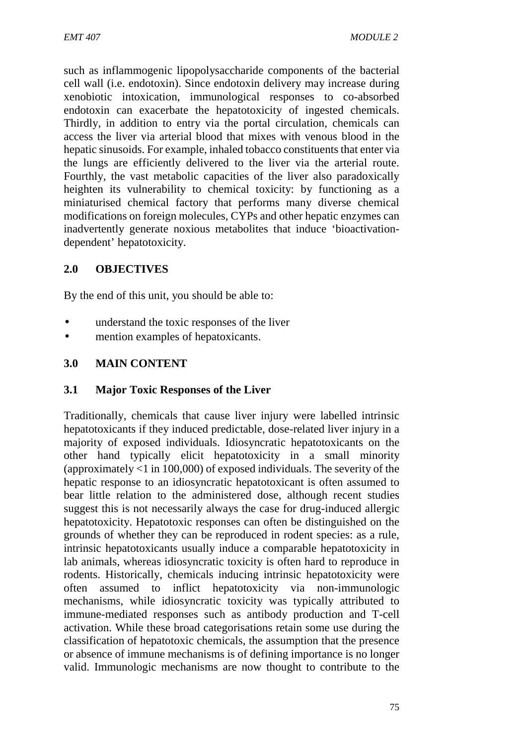such as inflammogenic lipopolysaccharide components of the bacterial cell wall (i.e. endotoxin). Since endotoxin delivery may increase during xenobiotic intoxication, immunological responses to co-absorbed endotoxin can exacerbate the hepatotoxicity of ingested chemicals. Thirdly, in addition to entry via the portal circulation, chemicals can access the liver via arterial blood that mixes with venous blood in the hepatic sinusoids. For example, inhaled tobacco constituents that enter via the lungs are efficiently delivered to the liver via the arterial route. Fourthly, the vast metabolic capacities of the liver also paradoxically heighten its vulnerability to chemical toxicity: by functioning as a miniaturised chemical factory that performs many diverse chemical modifications on foreign molecules, CYPs and other hepatic enzymes can inadvertently generate noxious metabolites that induce 'bioactivation-dependent' hepatotoxicity.

## 2.0 OBJECTIVES

By the end of this unit, you should be able to:

- understand the toxic responses of the liver
- mention examples of hepatoxicants.

## 3.0 MAIN CONTENT

### 3.1 Major Toxic Responses of the Liver

Traditionally, chemicals that cause liver injury were labelled intrinsic hepatotoxicants if they induced predictable, dose-related liver injury in a majority of exposed individuals. Idiosyncratic hepatotoxicants on the other hand typically elicit hepatotoxicity in a small minority (approximately <1 in 100,000) of exposed individuals. The severity of the hepatic response to an idiosyncratic hepatotoxicant is often assumed to bear little relation to the administered dose, although recent studies suggest this is not necessarily always the case for drug-induced allergic hepatotoxicity. Hepatotoxic responses can often be distinguished on the grounds of whether they can be reproduced in rodent species: as a rule, intrinsic hepatotoxicants usually induce a comparable hepatotoxicity in lab animals, whereas idiosyncratic toxicity is often hard to reproduce in rodents. Historically, chemicals inducing intrinsic hepatotoxicity were often assumed to inflict hepatotoxicity via non-immunologic mechanisms, while idiosyncratic toxicity was typically attributed to immune-mediated responses such as antibody production and T-cell activation. While these broad categorisations retain some use during the classification of hepatotoxic chemicals, the assumption that the presence or absence of immune mechanisms is of defining importance is no longer valid. Immunologic mechanisms are now thought to contribute to the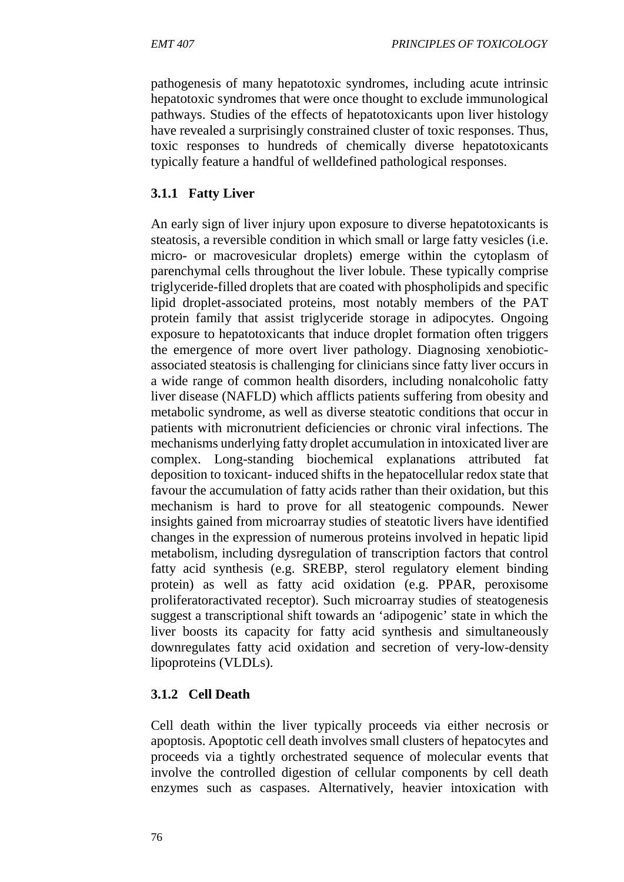pathogenesis of many hepatotoxic syndromes, including acute intrinsic hepatotoxic syndromes that were once thought to exclude immunological pathways. Studies of the effects of hepatotoxicants upon liver histology have revealed a surprisingly constrained cluster of toxic responses. Thus, toxic responses to hundreds of chemically diverse hepatotoxicants typically feature a handful of welldefined pathological responses.

### 3.1.1 Fatty Liver

An early sign of liver injury upon exposure to diverse hepatotoxicants is steatosis, a reversible condition in which small or large fatty vesicles (i.e. micro- or macrovesicular droplets) emerge within the cytoplasm of parenchymal cells throughout the liver lobule. These typically comprise triglyceride-filled droplets that are coated with phospholipids and specific lipid droplet-associated proteins, most notably members of the PAT protein family that assist triglyceride storage in adipocytes. Ongoing exposure to hepatotoxicants that induce droplet formation often triggers the emergence of more overt liver pathology. Diagnosing xenobiotic-associated steatosis is challenging for clinicians since fatty liver occurs in a wide range of common health disorders, including nonalcoholic fatty liver disease (NAFLD) which afflicts patients suffering from obesity and metabolic syndrome, as well as diverse steatotic conditions that occur in patients with micronutrient deficiencies or chronic viral infections. The mechanisms underlying fatty droplet accumulation in intoxicated liver are complex. Long-standing biochemical explanations attributed fat deposition to toxicant- induced shifts in the hepatocellular redox state that favour the accumulation of fatty acids rather than their oxidation, but this mechanism is hard to prove for all steatogenic compounds. Newer insights gained from microarray studies of steatotic livers have identified changes in the expression of numerous proteins involved in hepatic lipid metabolism, including dysregulation of transcription factors that control fatty acid synthesis (e.g. SREBP, sterol regulatory element binding protein) as well as fatty acid oxidation (e.g. PPAR, peroxisome proliferatoractivated receptor). Such microarray studies of steatogenesis suggest a transcriptional shift towards an 'adipogenic' state in which the liver boosts its capacity for fatty acid synthesis and simultaneously downregulates fatty acid oxidation and secretion of very-low-density lipoproteins (VLDLs).

### 3.1.2 Cell Death

Cell death within the liver typically proceeds via either necrosis or apoptosis. Apoptotic cell death involves small clusters of hepatocytes and proceeds via a tightly orchestrated sequence of molecular events that involve the controlled digestion of cellular components by cell death enzymes such as caspases. Alternatively, heavier intoxication with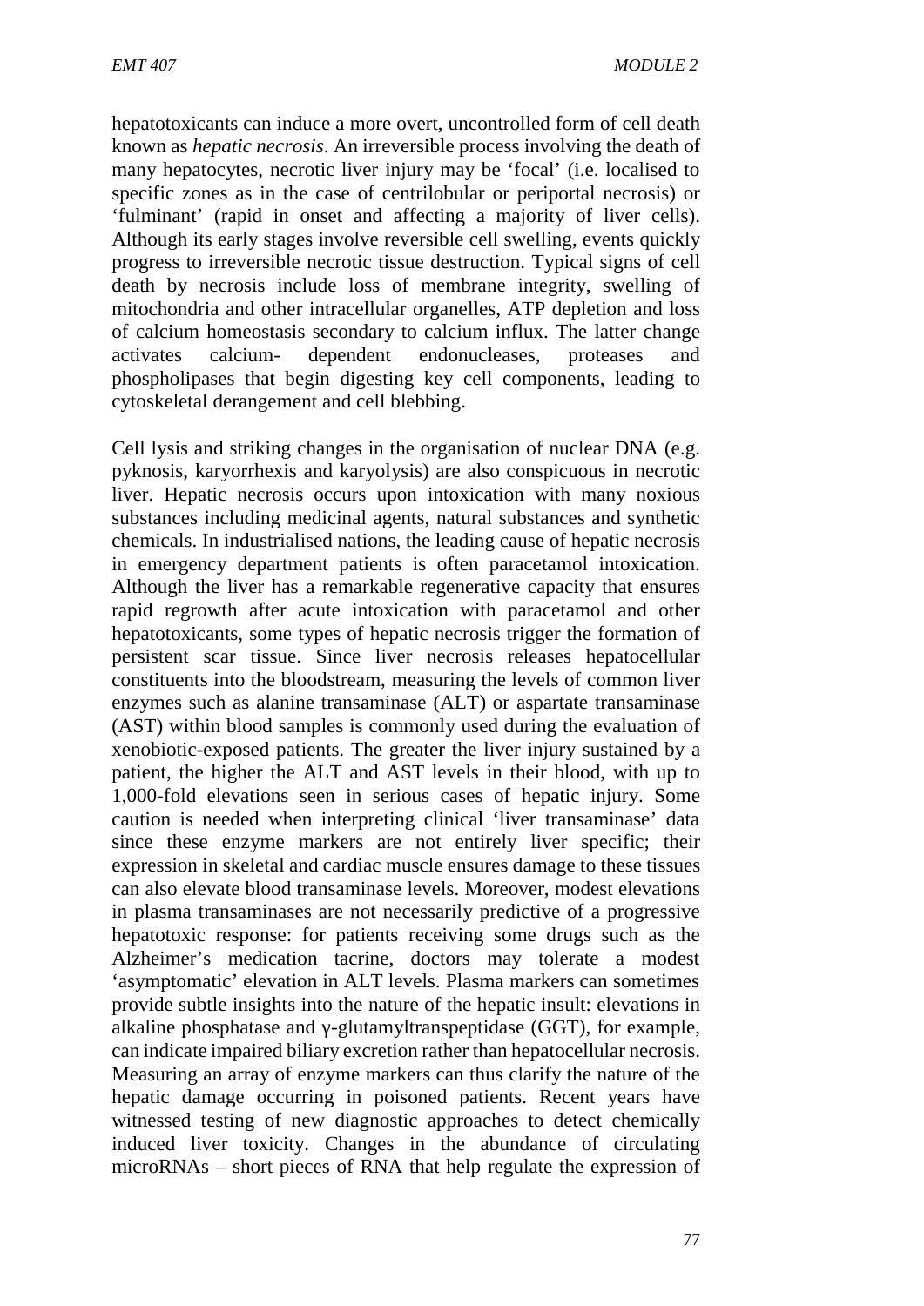hepatotoxicants can induce a more overt, uncontrolled form of cell death known as *hepatic necrosis*. An irreversible process involving the death of many hepatocytes, necrotic liver injury may be 'focal' (i.e. localised to specific zones as in the case of centrilobular or periportal necrosis) or 'fulminant' (rapid in onset and affecting a majority of liver cells). Although its early stages involve reversible cell swelling, events quickly progress to irreversible necrotic tissue destruction. Typical signs of cell death by necrosis include loss of membrane integrity, swelling of mitochondria and other intracellular organelles, ATP depletion and loss of calcium homeostasis secondary to calcium influx. The latter change activates calcium- dependent endonucleases, proteases and phospholipases that begin digesting key cell components, leading to cytoskeletal derangement and cell blebbing.

Cell lysis and striking changes in the organisation of nuclear DNA (e.g. pyknosis, karyorrhexis and karyolysis) are also conspicuous in necrotic liver. Hepatic necrosis occurs upon intoxication with many noxious substances including medicinal agents, natural substances and synthetic chemicals. In industrialised nations, the leading cause of hepatic necrosis in emergency department patients is often paracetamol intoxication. Although the liver has a remarkable regenerative capacity that ensures rapid regrowth after acute intoxication with paracetamol and other hepatotoxicants, some types of hepatic necrosis trigger the formation of persistent scar tissue. Since liver necrosis releases hepatocellular constituents into the bloodstream, measuring the levels of common liver enzymes such as alanine transaminase (ALT) or aspartate transaminase (AST) within blood samples is commonly used during the evaluation of xenobiotic-exposed patients. The greater the liver injury sustained by a patient, the higher the ALT and AST levels in their blood, with up to 1,000-fold elevations seen in serious cases of hepatic injury. Some caution is needed when interpreting clinical 'liver transaminase' data since these enzyme markers are not entirely liver specific; their expression in skeletal and cardiac muscle ensures damage to these tissues can also elevate blood transaminase levels. Moreover, modest elevations in plasma transaminases are not necessarily predictive of a progressive hepatotoxic response: for patients receiving some drugs such as the Alzheimer's medication tacrine, doctors may tolerate a modest 'asymptomatic' elevation in ALT levels. Plasma markers can sometimes provide subtle insights into the nature of the hepatic insult: elevations in alkaline phosphatase and γ-glutamyltranspeptidase (GGT), for example, can indicate impaired biliary excretion rather than hepatocellular necrosis. Measuring an array of enzyme markers can thus clarify the nature of the hepatic damage occurring in poisoned patients. Recent years have witnessed testing of new diagnostic approaches to detect chemically induced liver toxicity. Changes in the abundance of circulating microRNAs – short pieces of RNA that help regulate the expression of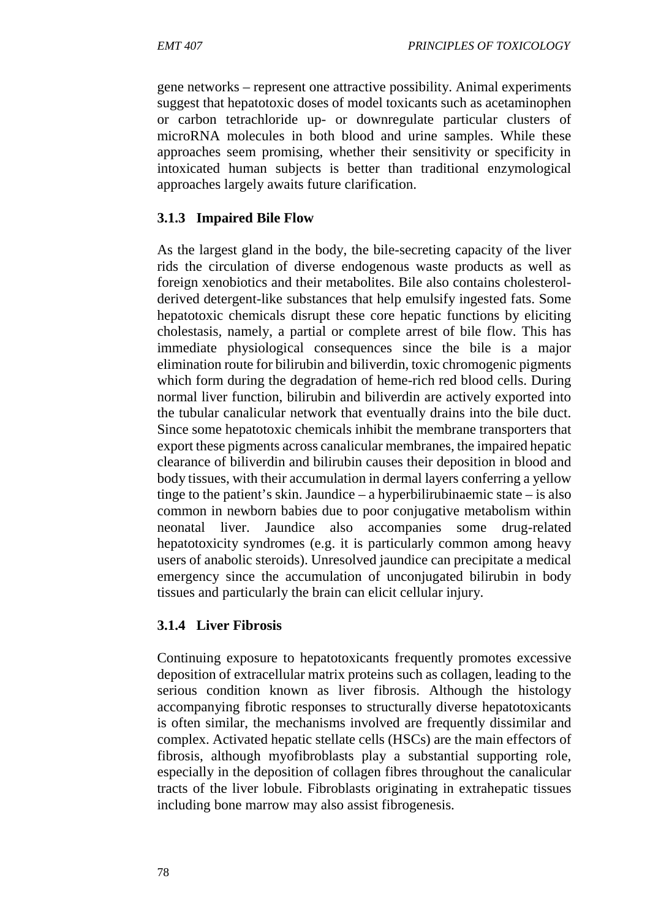gene networks – represent one attractive possibility. Animal experiments suggest that hepatotoxic doses of model toxicants such as acetaminophen or carbon tetrachloride up- or downregulate particular clusters of microRNA molecules in both blood and urine samples. While these approaches seem promising, whether their sensitivity or specificity in intoxicated human subjects is better than traditional enzymological approaches largely awaits future clarification.

### 3.1.3 Impaired Bile Flow

As the largest gland in the body, the bile-secreting capacity of the liver rids the circulation of diverse endogenous waste products as well as foreign xenobiotics and their metabolites. Bile also contains cholesterol-derived detergent-like substances that help emulsify ingested fats. Some hepatotoxic chemicals disrupt these core hepatic functions by eliciting cholestasis, namely, a partial or complete arrest of bile flow. This has immediate physiological consequences since the bile is a major elimination route for bilirubin and biliverdin, toxic chromogenic pigments which form during the degradation of heme-rich red blood cells. During normal liver function, bilirubin and biliverdin are actively exported into the tubular canalicular network that eventually drains into the bile duct. Since some hepatotoxic chemicals inhibit the membrane transporters that export these pigments across canalicular membranes, the impaired hepatic clearance of biliverdin and bilirubin causes their deposition in blood and body tissues, with their accumulation in dermal layers conferring a yellow tinge to the patient's skin. Jaundice – a hyperbilirubinaemic state – is also common in newborn babies due to poor conjugative metabolism within neonatal liver. Jaundice also accompanies some drug-related hepatotoxicity syndromes (e.g. it is particularly common among heavy users of anabolic steroids). Unresolved jaundice can precipitate a medical emergency since the accumulation of unconjugated bilirubin in body tissues and particularly the brain can elicit cellular injury.

### 3.1.4 Liver Fibrosis

Continuing exposure to hepatotoxicants frequently promotes excessive deposition of extracellular matrix proteins such as collagen, leading to the serious condition known as liver fibrosis. Although the histology accompanying fibrotic responses to structurally diverse hepatotoxicants is often similar, the mechanisms involved are frequently dissimilar and complex. Activated hepatic stellate cells (HSCs) are the main effectors of fibrosis, although myofibroblasts play a substantial supporting role, especially in the deposition of collagen fibres throughout the canalicular tracts of the liver lobule. Fibroblasts originating in extrahepatic tissues including bone marrow may also assist fibrogenesis.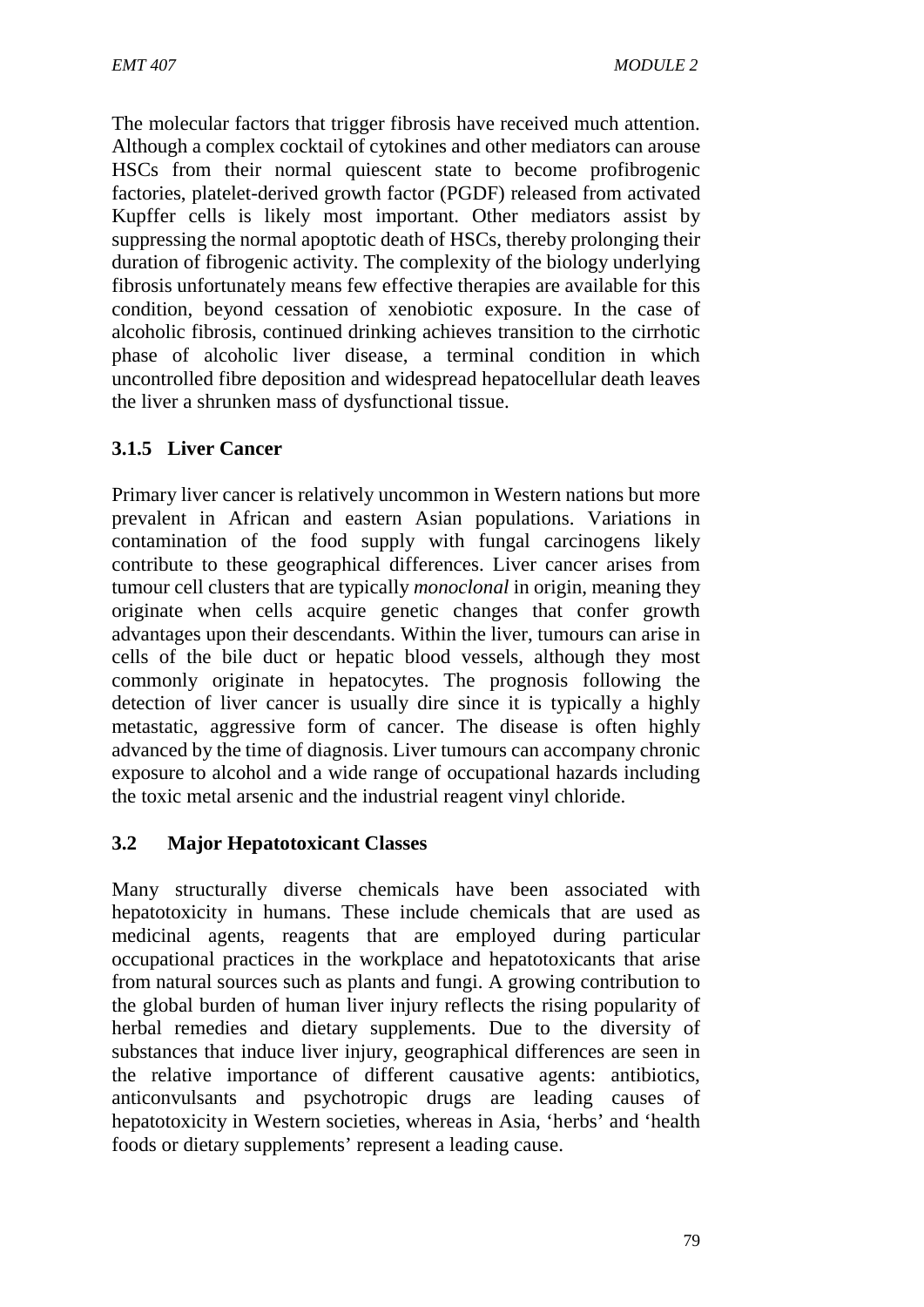The molecular factors that trigger fibrosis have received much attention. Although a complex cocktail of cytokines and other mediators can arouse HSCs from their normal quiescent state to become profibrogenic factories, platelet-derived growth factor (PGDF) released from activated Kupffer cells is likely most important. Other mediators assist by suppressing the normal apoptotic death of HSCs, thereby prolonging their duration of fibrogenic activity. The complexity of the biology underlying fibrosis unfortunately means few effective therapies are available for this condition, beyond cessation of xenobiotic exposure. In the case of alcoholic fibrosis, continued drinking achieves transition to the cirrhotic phase of alcoholic liver disease, a terminal condition in which uncontrolled fibre deposition and widespread hepatocellular death leaves the liver a shrunken mass of dysfunctional tissue.

### 3.1.5 Liver Cancer

Primary liver cancer is relatively uncommon in Western nations but more prevalent in African and eastern Asian populations. Variations in contamination of the food supply with fungal carcinogens likely contribute to these geographical differences. Liver cancer arises from tumour cell clusters that are typically *monoclonal* in origin, meaning they originate when cells acquire genetic changes that confer growth advantages upon their descendants. Within the liver, tumours can arise in cells of the bile duct or hepatic blood vessels, although they most commonly originate in hepatocytes. The prognosis following the detection of liver cancer is usually dire since it is typically a highly metastatic, aggressive form of cancer. The disease is often highly advanced by the time of diagnosis. Liver tumours can accompany chronic exposure to alcohol and a wide range of occupational hazards including the toxic metal arsenic and the industrial reagent vinyl chloride.

## 3.2 Major Hepatotoxicant Classes

Many structurally diverse chemicals have been associated with hepatotoxicity in humans. These include chemicals that are used as medicinal agents, reagents that are employed during particular occupational practices in the workplace and hepatotoxicants that arise from natural sources such as plants and fungi. A growing contribution to the global burden of human liver injury reflects the rising popularity of herbal remedies and dietary supplements. Due to the diversity of substances that induce liver injury, geographical differences are seen in the relative importance of different causative agents: antibiotics, anticonvulsants and psychotropic drugs are leading causes of hepatotoxicity in Western societies, whereas in Asia, 'herbs' and 'health foods or dietary supplements' represent a leading cause.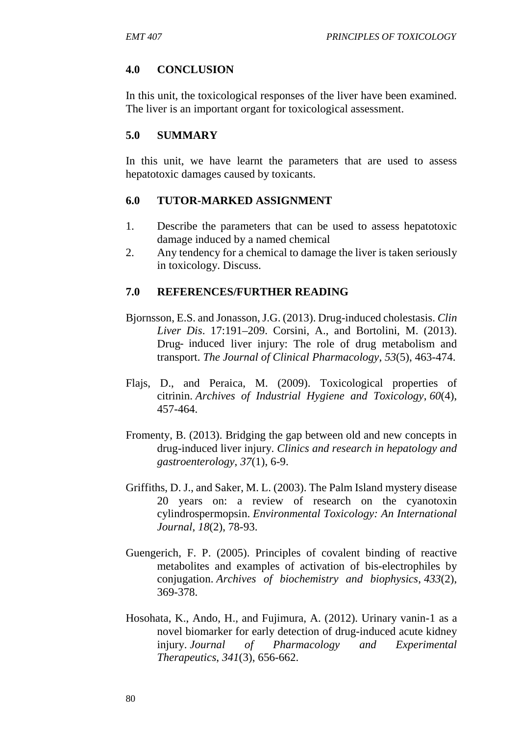## 4.0 CONCLUSION

In this unit, the toxicological responses of the liver have been examined. The liver is an important organt for toxicological assessment.

## 5.0 SUMMARY

In this unit, we have learnt the parameters that are used to assess hepatotoxic damages caused by toxicants.

## 6.0 TUTOR-MARKED ASSIGNMENT

1. Describe the parameters that can be used to assess hepatotoxic damage induced by a named chemical
2. Any tendency for a chemical to damage the liver is taken seriously in toxicology. Discuss.

## 7.0 REFERENCES/FURTHER READING

Bjornsson, E.S. and Jonasson, J.G. (2013). Drug-induced cholestasis. *Clin Liver Dis*. 17:191–209. Corsini, A., and Bortolini, M. (2013). Drug- induced liver injury: The role of drug metabolism and transport. *The Journal of Clinical Pharmacology*, *53*(5), 463-474.

Flajs, D., and Peraica, M. (2009). Toxicological properties of citrinin. *Archives of Industrial Hygiene and Toxicology*, *60*(4), 457-464.

Fromenty, B. (2013). Bridging the gap between old and new concepts in drug-induced liver injury. *Clinics and research in hepatology and gastroenterology*, *37*(1), 6-9.

Griffiths, D. J., and Saker, M. L. (2003). The Palm Island mystery disease 20 years on: a review of research on the cyanotoxin cylindrospermopsin. *Environmental Toxicology: An International Journal*, *18*(2), 78-93.

Guengerich, F. P. (2005). Principles of covalent binding of reactive metabolites and examples of activation of bis-electrophiles by conjugation. *Archives of biochemistry and biophysics*, *433*(2), 369-378.

Hosohata, K., Ando, H., and Fujimura, A. (2012). Urinary vanin-1 as a novel biomarker for early detection of drug-induced acute kidney injury. *Journal of Pharmacology and Experimental Therapeutics*, *341*(3), 656-662.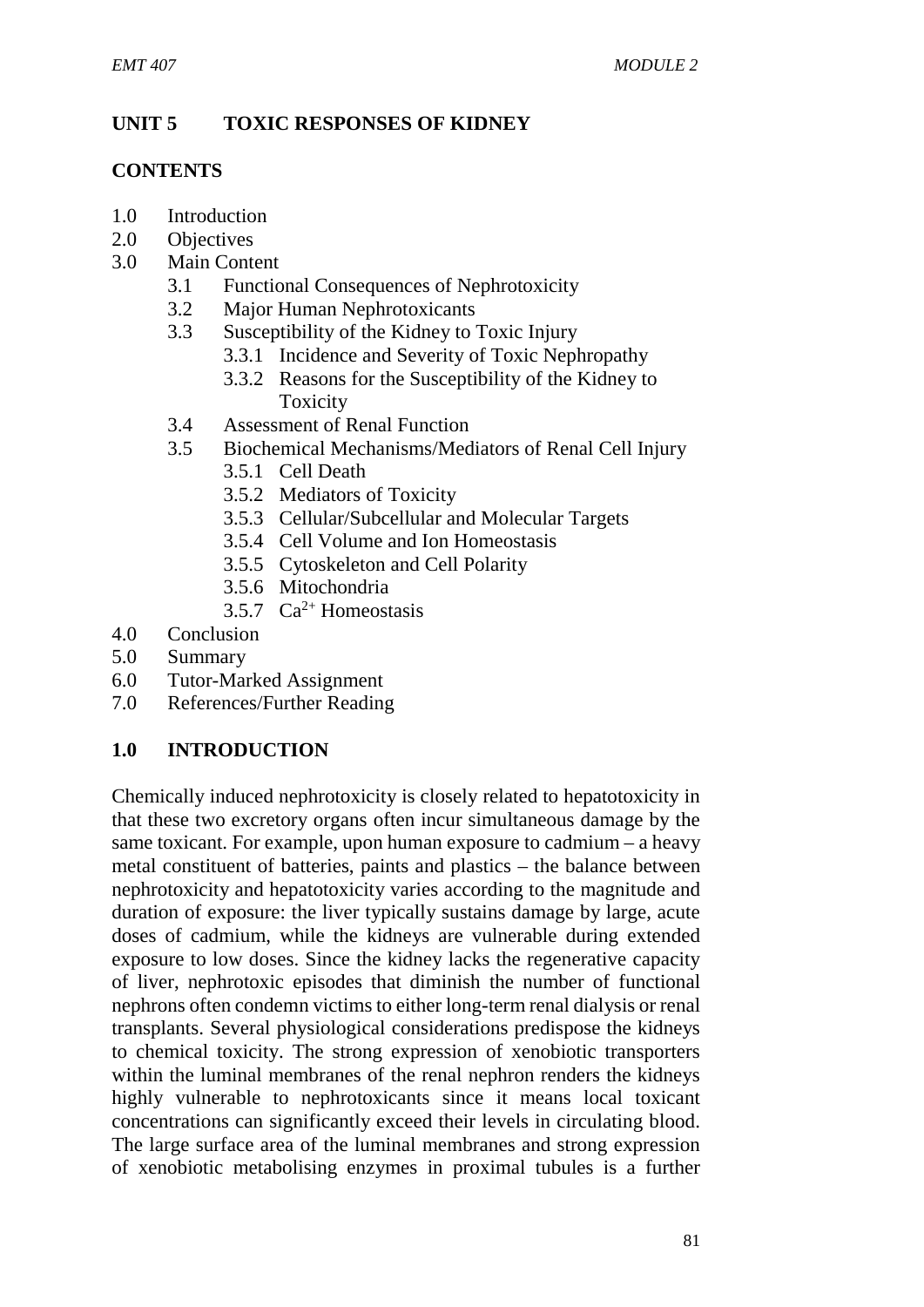## UNIT 5 TOXIC RESPONSES OF KIDNEY

### CONTENTS

- 1.0 Introduction
- 2.0 Objectives
- 3.0 Main Content
  - 3.1 Functional Consequences of Nephrotoxicity
  - 3.2 Major Human Nephrotoxicants
  - 3.3 Susceptibility of the Kidney to Toxic Injury
    - 3.3.1 Incidence and Severity of Toxic Nephropathy
    - 3.3.2 Reasons for the Susceptibility of the Kidney to Toxicity
  - 3.4 Assessment of Renal Function
  - 3.5 Biochemical Mechanisms/Mediators of Renal Cell Injury
    - 3.5.1 Cell Death
    - 3.5.2 Mediators of Toxicity
    - 3.5.3 Cellular/Subcellular and Molecular Targets
    - 3.5.4 Cell Volume and Ion Homeostasis
    - 3.5.5 Cytoskeleton and Cell Polarity
    - 3.5.6 Mitochondria
    - 3.5.7 $Ca^{2+}$ Homeostasis
- 4.0 Conclusion
- 5.0 Summary
- 6.0 Tutor-Marked Assignment
- 7.0 References/Further Reading

### 1.0 INTRODUCTION

Chemically induced nephrotoxicity is closely related to hepatotoxicity in that these two excretory organs often incur simultaneous damage by the same toxicant. For example, upon human exposure to cadmium – a heavy metal constituent of batteries, paints and plastics – the balance between nephrotoxicity and hepatotoxicity varies according to the magnitude and duration of exposure: the liver typically sustains damage by large, acute doses of cadmium, while the kidneys are vulnerable during extended exposure to low doses. Since the kidney lacks the regenerative capacity of liver, nephrotoxic episodes that diminish the number of functional nephrons often condemn victims to either long-term renal dialysis or renal transplants. Several physiological considerations predispose the kidneys to chemical toxicity. The strong expression of xenobiotic transporters within the luminal membranes of the renal nephron renders the kidneys highly vulnerable to nephrotoxicants since it means local toxicant concentrations can significantly exceed their levels in circulating blood. The large surface area of the luminal membranes and strong expression of xenobiotic metabolising enzymes in proximal tubules is a further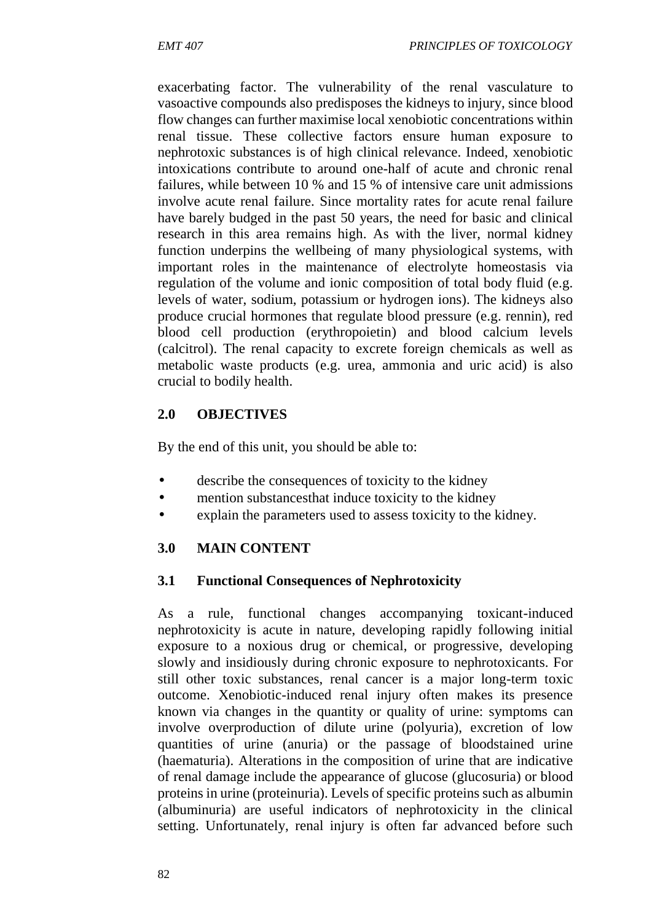exacerbating factor. The vulnerability of the renal vasculature to vasoactive compounds also predisposes the kidneys to injury, since blood flow changes can further maximise local xenobiotic concentrations within renal tissue. These collective factors ensure human exposure to nephrotoxic substances is of high clinical relevance. Indeed, xenobiotic intoxications contribute to around one-half of acute and chronic renal failures, while between 10 % and 15 % of intensive care unit admissions involve acute renal failure. Since mortality rates for acute renal failure have barely budged in the past 50 years, the need for basic and clinical research in this area remains high. As with the liver, normal kidney function underpins the wellbeing of many physiological systems, with important roles in the maintenance of electrolyte homeostasis via regulation of the volume and ionic composition of total body fluid (e.g. levels of water, sodium, potassium or hydrogen ions). The kidneys also produce crucial hormones that regulate blood pressure (e.g. rennin), red blood cell production (erythropoietin) and blood calcium levels (calcitrol). The renal capacity to excrete foreign chemicals as well as metabolic waste products (e.g. urea, ammonia and uric acid) is also crucial to bodily health.

## 2.0 OBJECTIVES

By the end of this unit, you should be able to:

- describe the consequences of toxicity to the kidney
- mention substancesthat induce toxicity to the kidney
- explain the parameters used to assess toxicity to the kidney.

## 3.0 MAIN CONTENT

### 3.1 Functional Consequences of Nephrotoxicity

As a rule, functional changes accompanying toxicant-induced nephrotoxicity is acute in nature, developing rapidly following initial exposure to a noxious drug or chemical, or progressive, developing slowly and insidiously during chronic exposure to nephrotoxicants. For still other toxic substances, renal cancer is a major long-term toxic outcome. Xenobiotic-induced renal injury often makes its presence known via changes in the quantity or quality of urine: symptoms can involve overproduction of dilute urine (polyuria), excretion of low quantities of urine (anuria) or the passage of bloodstained urine (haematuria). Alterations in the composition of urine that are indicative of renal damage include the appearance of glucose (glucosuria) or blood proteins in urine (proteinuria). Levels of specific proteins such as albumin (albuminuria) are useful indicators of nephrotoxicity in the clinical setting. Unfortunately, renal injury is often far advanced before such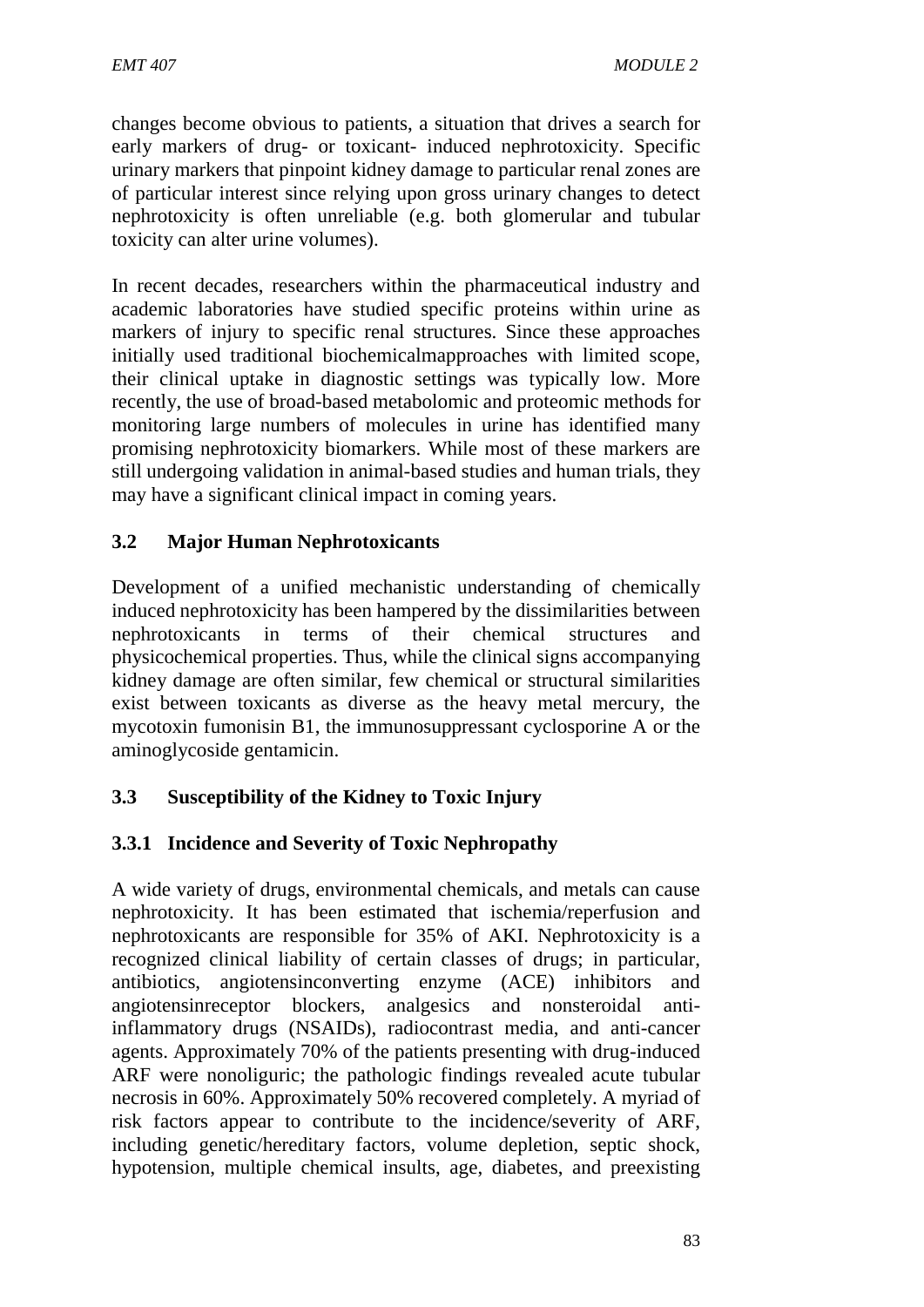changes become obvious to patients, a situation that drives a search for early markers of drug- or toxicant- induced nephrotoxicity. Specific urinary markers that pinpoint kidney damage to particular renal zones are of particular interest since relying upon gross urinary changes to detect nephrotoxicity is often unreliable (e.g. both glomerular and tubular toxicity can alter urine volumes).

In recent decades, researchers within the pharmaceutical industry and academic laboratories have studied specific proteins within urine as markers of injury to specific renal structures. Since these approaches initially used traditional biochemicalmapproaches with limited scope, their clinical uptake in diagnostic settings was typically low. More recently, the use of broad-based metabolomic and proteomic methods for monitoring large numbers of molecules in urine has identified many promising nephrotoxicity biomarkers. While most of these markers are still undergoing validation in animal-based studies and human trials, they may have a significant clinical impact in coming years.

## 3.2 Major Human Nephrotoxicants

Development of a unified mechanistic understanding of chemically induced nephrotoxicity has been hampered by the dissimilarities between nephrotoxicants in terms of their chemical structures and physicochemical properties. Thus, while the clinical signs accompanying kidney damage are often similar, few chemical or structural similarities exist between toxicants as diverse as the heavy metal mercury, the mycotoxin fumonisin B1, the immunosuppressant cyclosporine A or the aminoglycoside gentamicin.

## 3.3 Susceptibility of the Kidney to Toxic Injury

### 3.3.1 Incidence and Severity of Toxic Nephropathy

A wide variety of drugs, environmental chemicals, and metals can cause nephrotoxicity. It has been estimated that ischemia/reperfusion and nephrotoxicants are responsible for 35% of AKI. Nephrotoxicity is a recognized clinical liability of certain classes of drugs; in particular, antibiotics, angiotensinconverting enzyme (ACE) inhibitors and angiotensinreceptor blockers, analgesics and nonsteroidal anti-inflammatory drugs (NSAIDs), radiocontrast media, and anti-cancer agents. Approximately 70% of the patients presenting with drug-induced ARF were nonoliguric; the pathologic findings revealed acute tubular necrosis in 60%. Approximately 50% recovered completely. A myriad of risk factors appear to contribute to the incidence/severity of ARF, including genetic/hereditary factors, volume depletion, septic shock, hypotension, multiple chemical insults, age, diabetes, and preexisting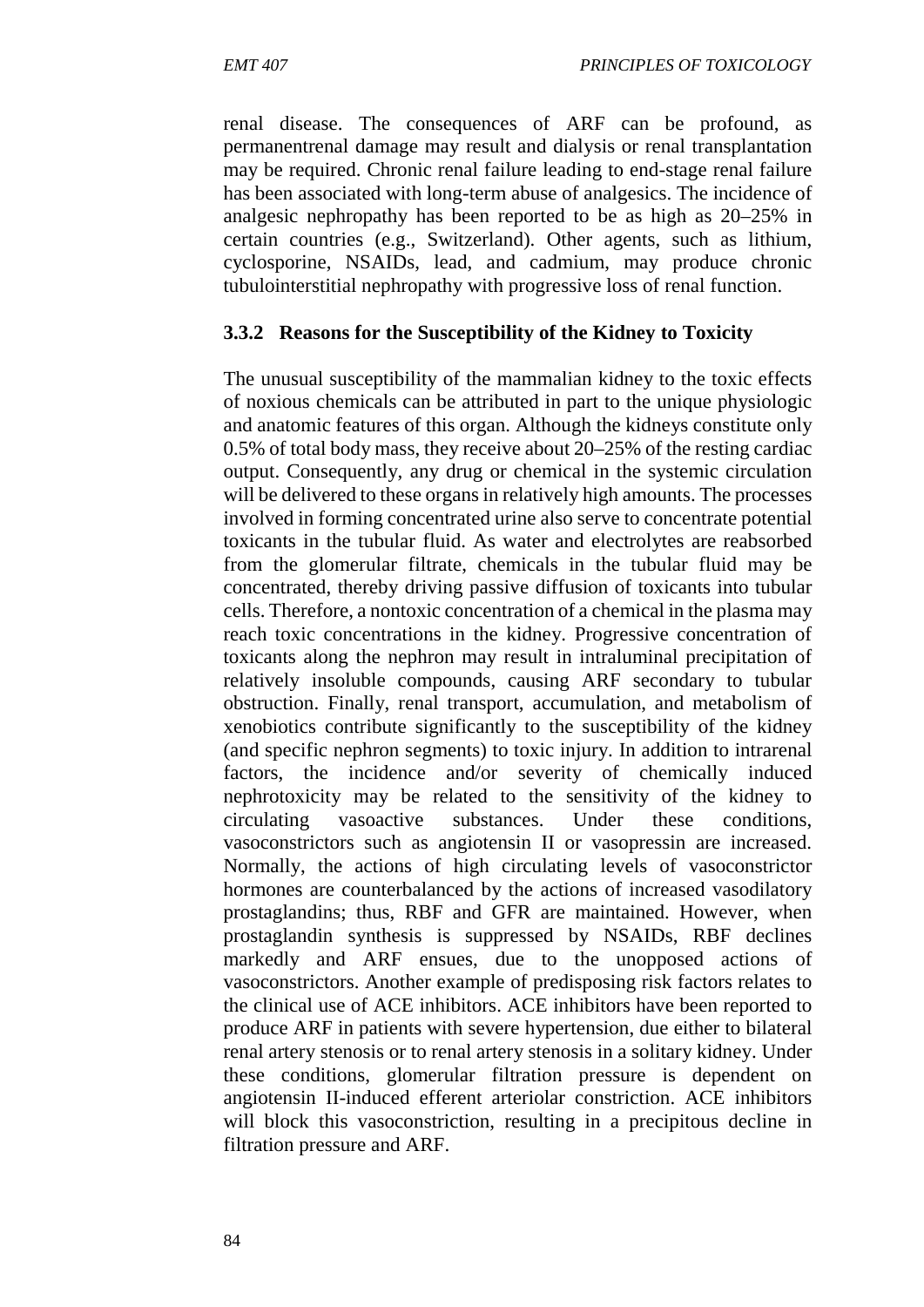renal disease. The consequences of ARF can be profound, as permanentrenal damage may result and dialysis or renal transplantation may be required. Chronic renal failure leading to end-stage renal failure has been associated with long-term abuse of analgesics. The incidence of analgesic nephropathy has been reported to be as high as 20–25% in certain countries (e.g., Switzerland). Other agents, such as lithium, cyclosporine, NSAIDs, lead, and cadmium, may produce chronic tubulointerstitial nephropathy with progressive loss of renal function.

### 3.3.2 Reasons for the Susceptibility of the Kidney to Toxicity

The unusual susceptibility of the mammalian kidney to the toxic effects of noxious chemicals can be attributed in part to the unique physiologic and anatomic features of this organ. Although the kidneys constitute only 0.5% of total body mass, they receive about 20–25% of the resting cardiac output. Consequently, any drug or chemical in the systemic circulation will be delivered to these organs in relatively high amounts. The processes involved in forming concentrated urine also serve to concentrate potential toxicants in the tubular fluid. As water and electrolytes are reabsorbed from the glomerular filtrate, chemicals in the tubular fluid may be concentrated, thereby driving passive diffusion of toxicants into tubular cells. Therefore, a nontoxic concentration of a chemical in the plasma may reach toxic concentrations in the kidney. Progressive concentration of toxicants along the nephron may result in intraluminal precipitation of relatively insoluble compounds, causing ARF secondary to tubular obstruction. Finally, renal transport, accumulation, and metabolism of xenobiotics contribute significantly to the susceptibility of the kidney (and specific nephron segments) to toxic injury. In addition to intrarenal factors, the incidence and/or severity of chemically induced nephrotoxicity may be related to the sensitivity of the kidney to circulating vasoactive substances. Under these conditions, vasoconstrictors such as angiotensin II or vasopressin are increased. Normally, the actions of high circulating levels of vasoconstrictor hormones are counterbalanced by the actions of increased vasodilatory prostaglandins; thus, RBF and GFR are maintained. However, when prostaglandin synthesis is suppressed by NSAIDs, RBF declines markedly and ARF ensues, due to the unopposed actions of vasoconstrictors. Another example of predisposing risk factors relates to the clinical use of ACE inhibitors. ACE inhibitors have been reported to produce ARF in patients with severe hypertension, due either to bilateral renal artery stenosis or to renal artery stenosis in a solitary kidney. Under these conditions, glomerular filtration pressure is dependent on angiotensin II-induced efferent arteriolar constriction. ACE inhibitors will block this vasoconstriction, resulting in a precipitous decline in filtration pressure and ARF.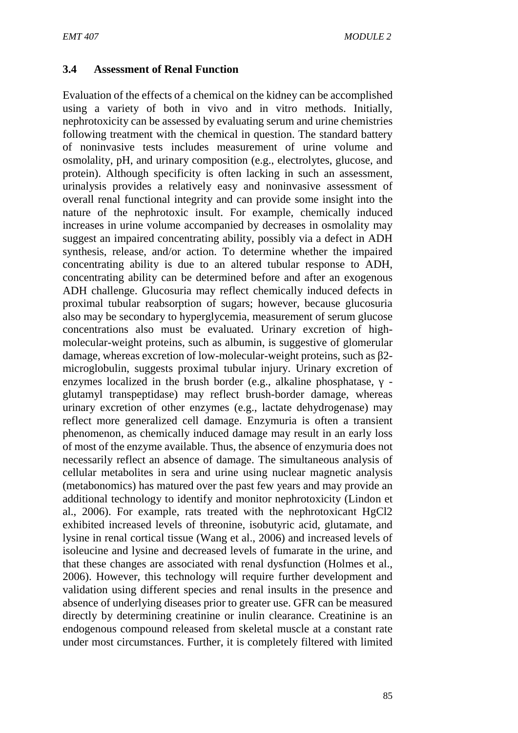### 3.4 Assessment of Renal Function

Evaluation of the effects of a chemical on the kidney can be accomplished using a variety of both in vivo and in vitro methods. Initially, nephrotoxicity can be assessed by evaluating serum and urine chemistries following treatment with the chemical in question. The standard battery of noninvasive tests includes measurement of urine volume and osmolality, pH, and urinary composition (e.g., electrolytes, glucose, and protein). Although specificity is often lacking in such an assessment, urinalysis provides a relatively easy and noninvasive assessment of overall renal functional integrity and can provide some insight into the nature of the nephrotoxic insult. For example, chemically induced increases in urine volume accompanied by decreases in osmolality may suggest an impaired concentrating ability, possibly via a defect in ADH synthesis, release, and/or action. To determine whether the impaired concentrating ability is due to an altered tubular response to ADH, concentrating ability can be determined before and after an exogenous ADH challenge. Glucosuria may reflect chemically induced defects in proximal tubular reabsorption of sugars; however, because glucosuria also may be secondary to hyperglycemia, measurement of serum glucose concentrations also must be evaluated. Urinary excretion of high-molecular-weight proteins, such as albumin, is suggestive of glomerular damage, whereas excretion of low-molecular-weight proteins, such as β2-microglobulin, suggests proximal tubular injury. Urinary excretion of enzymes localized in the brush border (e.g., alkaline phosphatase, γ -glutamyl transpeptidase) may reflect brush-border damage, whereas urinary excretion of other enzymes (e.g., lactate dehydrogenase) may reflect more generalized cell damage. Enzymuria is often a transient phenomenon, as chemically induced damage may result in an early loss of most of the enzyme available. Thus, the absence of enzymuria does not necessarily reflect an absence of damage. The simultaneous analysis of cellular metabolites in sera and urine using nuclear magnetic analysis (metabonomics) has matured over the past few years and may provide an additional technology to identify and monitor nephrotoxicity (Lindon et al., 2006). For example, rats treated with the nephrotoxicant $HgCl_2$ exhibited increased levels of threonine, isobutyric acid, glutamate, and lysine in renal cortical tissue (Wang et al., 2006) and increased levels of isoleucine and lysine and decreased levels of fumarate in the urine, and that these changes are associated with renal dysfunction (Holmes et al., 2006). However, this technology will require further development and validation using different species and renal insults in the presence and absence of underlying diseases prior to greater use. GFR can be measured directly by determining creatinine or inulin clearance. Creatinine is an endogenous compound released from skeletal muscle at a constant rate under most circumstances. Further, it is completely filtered with limited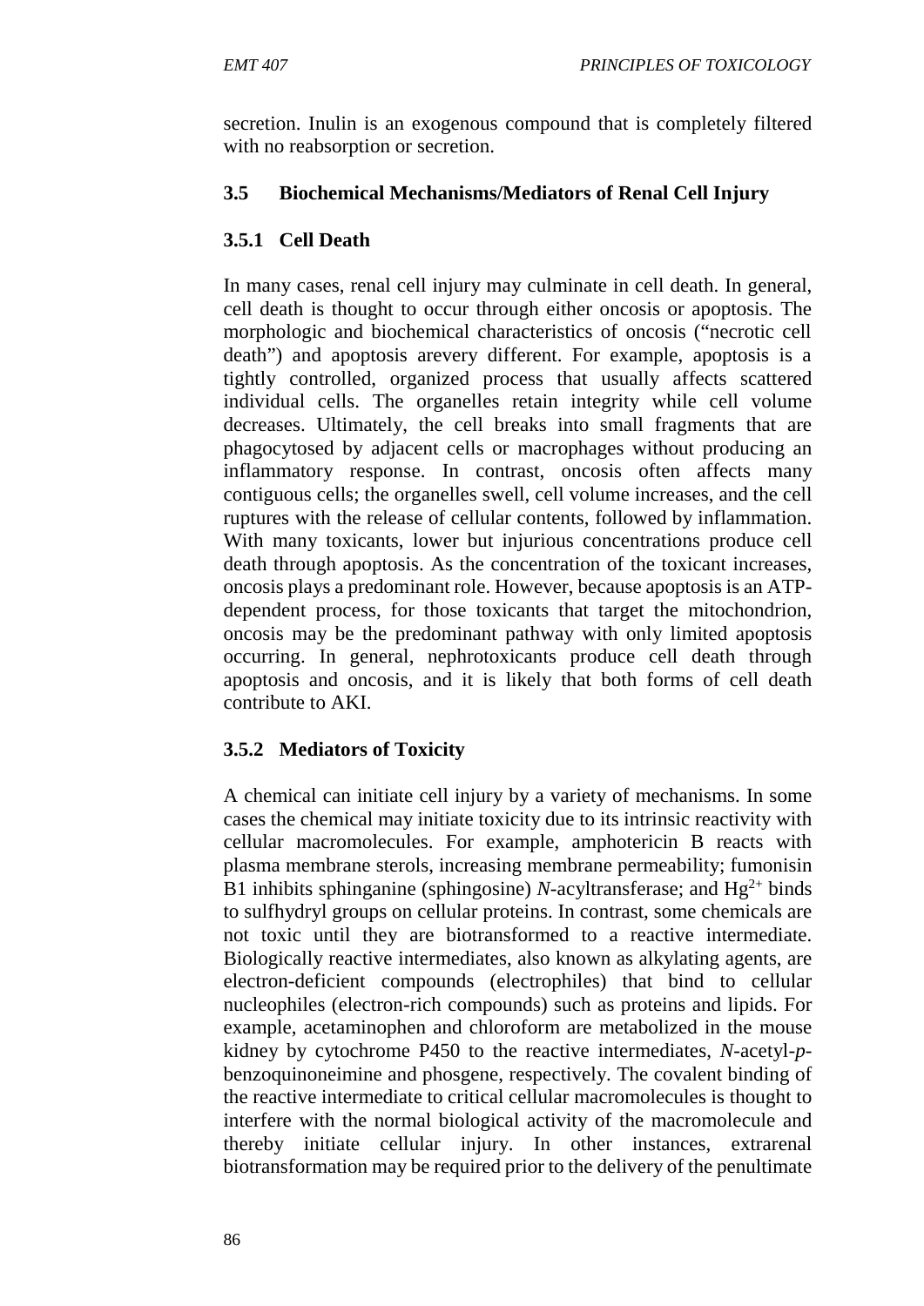secretion. Inulin is an exogenous compound that is completely filtered with no reabsorption or secretion.

### 3.5 Biochemical Mechanisms/Mediators of Renal Cell Injury

#### 3.5.1 Cell Death

In many cases, renal cell injury may culminate in cell death. In general, cell death is thought to occur through either oncosis or apoptosis. The morphologic and biochemical characteristics of oncosis ("necrotic cell death") and apoptosis arevery different. For example, apoptosis is a tightly controlled, organized process that usually affects scattered individual cells. The organelles retain integrity while cell volume decreases. Ultimately, the cell breaks into small fragments that are phagocytosed by adjacent cells or macrophages without producing an inflammatory response. In contrast, oncosis often affects many contiguous cells; the organelles swell, cell volume increases, and the cell ruptures with the release of cellular contents, followed by inflammation. With many toxicants, lower but injurious concentrations produce cell death through apoptosis. As the concentration of the toxicant increases, oncosis plays a predominant role. However, because apoptosis is an ATP-dependent process, for those toxicants that target the mitochondrion, oncosis may be the predominant pathway with only limited apoptosis occurring. In general, nephrotoxicants produce cell death through apoptosis and oncosis, and it is likely that both forms of cell death contribute to AKI.

#### 3.5.2 Mediators of Toxicity

A chemical can initiate cell injury by a variety of mechanisms. In some cases the chemical may initiate toxicity due to its intrinsic reactivity with cellular macromolecules. For example, amphotericin B reacts with plasma membrane sterols, increasing membrane permeability; fumonisin B1 inhibits sphinganine (sphingosine) *N*-acyltransferase; and $Hg^{2+}$ binds to sulfhydryl groups on cellular proteins. In contrast, some chemicals are not toxic until they are biotransformed to a reactive intermediate. Biologically reactive intermediates, also known as alkylating agents, are electron-deficient compounds (electrophiles) that bind to cellular nucleophiles (electron-rich compounds) such as proteins and lipids. For example, acetaminophen and chloroform are metabolized in the mouse kidney by cytochrome P450 to the reactive intermediates, *N*-acetyl-*p*-benzoquinoneimine and phosgene, respectively. The covalent binding of the reactive intermediate to critical cellular macromolecules is thought to interfere with the normal biological activity of the macromolecule and thereby initiate cellular injury. In other instances, extrarenal biotransformation may be required prior to the delivery of the penultimate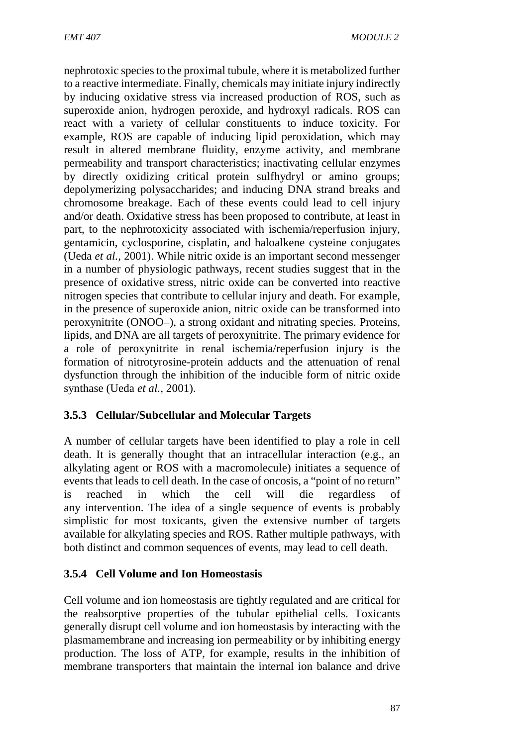nephrotoxic species to the proximal tubule, where it is metabolized further to a reactive intermediate. Finally, chemicals may initiate injury indirectly by inducing oxidative stress via increased production of ROS, such as superoxide anion, hydrogen peroxide, and hydroxyl radicals. ROS can react with a variety of cellular constituents to induce toxicity. For example, ROS are capable of inducing lipid peroxidation, which may result in altered membrane fluidity, enzyme activity, and membrane permeability and transport characteristics; inactivating cellular enzymes by directly oxidizing critical protein sulfhydryl or amino groups; depolymerizing polysaccharides; and inducing DNA strand breaks and chromosome breakage. Each of these events could lead to cell injury and/or death. Oxidative stress has been proposed to contribute, at least in part, to the nephrotoxicity associated with ischemia/reperfusion injury, gentamicin, cyclosporine, cisplatin, and haloalkene cysteine conjugates (Ueda *et al.*, 2001). While nitric oxide is an important second messenger in a number of physiologic pathways, recent studies suggest that in the presence of oxidative stress, nitric oxide can be converted into reactive nitrogen species that contribute to cellular injury and death. For example, in the presence of superoxide anion, nitric oxide can be transformed into peroxynitrite ($ONOO^-$), a strong oxidant and nitrating species. Proteins, lipids, and DNA are all targets of peroxynitrite. The primary evidence for a role of peroxynitrite in renal ischemia/reperfusion injury is the formation of nitrotyrosine-protein adducts and the attenuation of renal dysfunction through the inhibition of the inducible form of nitric oxide synthase (Ueda *et al.*, 2001).

### 3.5.3 Cellular/Subcellular and Molecular Targets

A number of cellular targets have been identified to play a role in cell death. It is generally thought that an intracellular interaction (e.g., an alkylating agent or ROS with a macromolecule) initiates a sequence of events that leads to cell death. In the case of oncosis, a "point of no return" is reached in which the cell will die regardless of any intervention. The idea of a single sequence of events is probably simplistic for most toxicants, given the extensive number of targets available for alkylating species and ROS. Rather multiple pathways, with both distinct and common sequences of events, may lead to cell death.

### 3.5.4 Cell Volume and Ion Homeostasis

Cell volume and ion homeostasis are tightly regulated and are critical for the reabsorptive properties of the tubular epithelial cells. Toxicants generally disrupt cell volume and ion homeostasis by interacting with the plasmamembrane and increasing ion permeability or by inhibiting energy production. The loss of ATP, for example, results in the inhibition of membrane transporters that maintain the internal ion balance and drive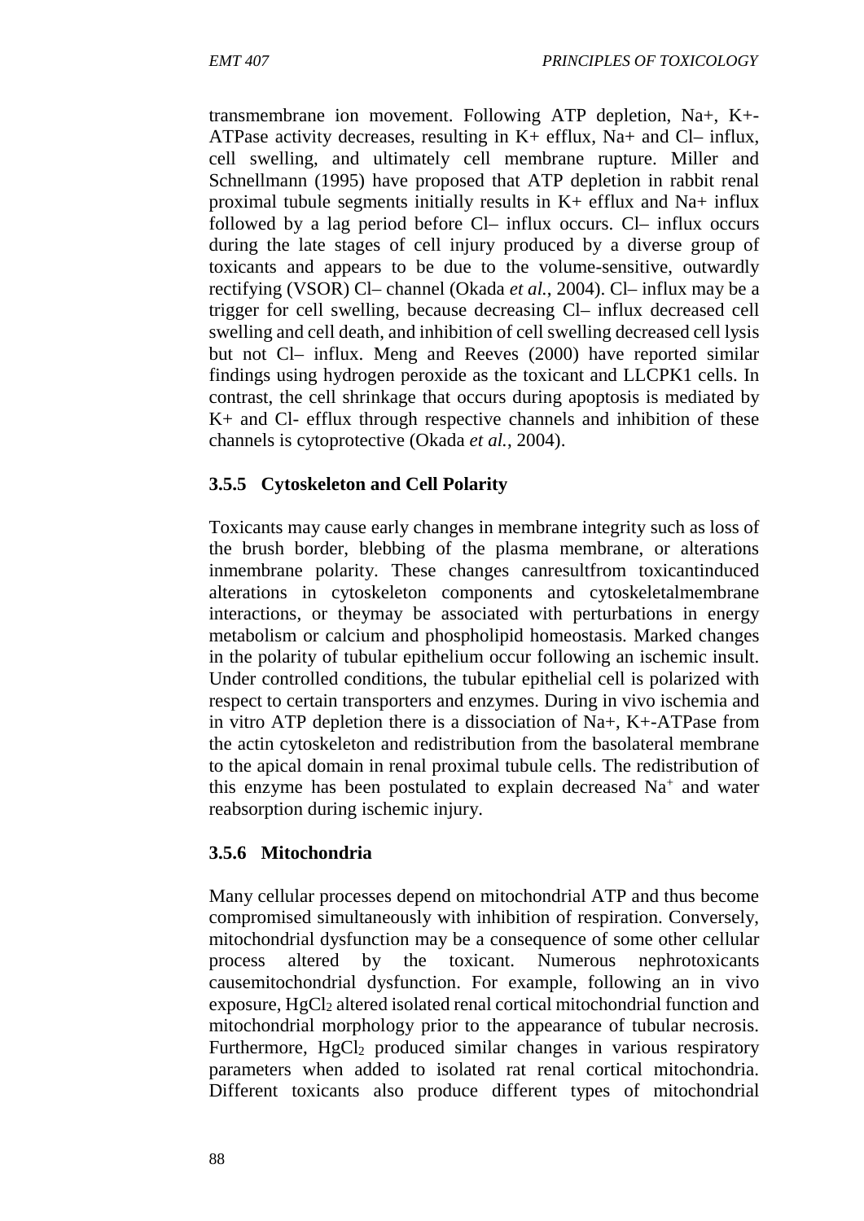transmembrane ion movement. Following ATP depletion, $Na^+$, $K^+$-ATPase activity decreases, resulting in $K^+$ efflux, $Na^+$ and $Cl^–$ influx, cell swelling, and ultimately cell membrane rupture. Miller and Schnellmann (1995) have proposed that ATP depletion in rabbit renal proximal tubule segments initially results in $K^+$ efflux and $Na^+$ influx followed by a lag period before $Cl^–$ influx occurs. $Cl^–$ influx occurs during the late stages of cell injury produced by a diverse group of toxicants and appears to be due to the volume-sensitive, outwardly rectifying (VSOR) $Cl^–$ channel (Okada *et al.*, 2004). $Cl^–$ influx may be a trigger for cell swelling, because decreasing $Cl^–$ influx decreased cell swelling and cell death, and inhibition of cell swelling decreased cell lysis but not $Cl^–$ influx. Meng and Reeves (2000) have reported similar findings using hydrogen peroxide as the toxicant and LLCPK1 cells. In contrast, the cell shrinkage that occurs during apoptosis is mediated by $K^+$ and $Cl^-$ efflux through respective channels and inhibition of these channels is cytoprotective (Okada *et al.*, 2004).

### 3.5.5 Cytoskeleton and Cell Polarity

Toxicants may cause early changes in membrane integrity such as loss of the brush border, blebbing of the plasma membrane, or alterations inmembrane polarity. These changes canresultfrom toxicantinduced alterations in cytoskeleton components and cytoskeletalmembrane interactions, or theymay be associated with perturbations in energy metabolism or calcium and phospholipid homeostasis. Marked changes in the polarity of tubular epithelium occur following an ischemic insult. Under controlled conditions, the tubular epithelial cell is polarized with respect to certain transporters and enzymes. During in vivo ischemia and in vitro ATP depletion there is a dissociation of $Na^+$, $K^+$-ATPase from the actin cytoskeleton and redistribution from the basolateral membrane to the apical domain in renal proximal tubule cells. The redistribution of this enzyme has been postulated to explain decreased $Na^+$ and water reabsorption during ischemic injury.

### 3.5.6 Mitochondria

Many cellular processes depend on mitochondrial ATP and thus become compromised simultaneously with inhibition of respiration. Conversely, mitochondrial dysfunction may be a consequence of some other cellular process altered by the toxicant. Numerous nephrotoxicants causemitochondrial dysfunction. For example, following an in vivo exposure, $HgCl_2$ altered isolated renal cortical mitochondrial function and mitochondrial morphology prior to the appearance of tubular necrosis. Furthermore, $HgCl_2$ produced similar changes in various respiratory parameters when added to isolated rat renal cortical mitochondria. Different toxicants also produce different types of mitochondrial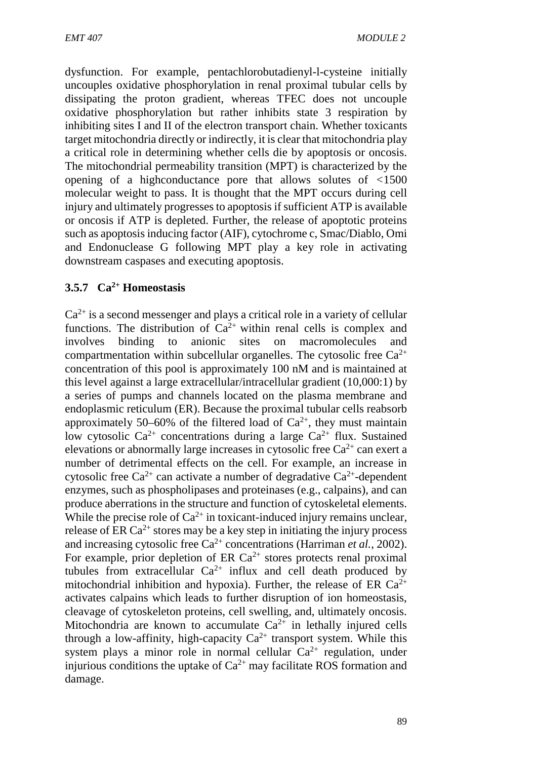dysfunction. For example, pentachlorobutadienyl-l-cysteine initially uncouples oxidative phosphorylation in renal proximal tubular cells by dissipating the proton gradient, whereas TFEC does not uncouple oxidative phosphorylation but rather inhibits state 3 respiration by inhibiting sites I and II of the electron transport chain. Whether toxicants target mitochondria directly or indirectly, it is clear that mitochondria play a critical role in determining whether cells die by apoptosis or oncosis. The mitochondrial permeability transition (MPT) is characterized by the opening of a highconductance pore that allows solutes of <1500 molecular weight to pass. It is thought that the MPT occurs during cell injury and ultimately progresses to apoptosis if sufficient ATP is available or oncosis if ATP is depleted. Further, the release of apoptotic proteins such as apoptosis inducing factor (AIF), cytochrome c, Smac/Diablo, Omi and Endonuclease G following MPT play a key role in activating downstream caspases and executing apoptosis.

### 3.5.7 $Ca^{2+}$ Homeostasis

$Ca^{2+}$ is a second messenger and plays a critical role in a variety of cellular functions. The distribution of $Ca^{2+}$ within renal cells is complex and involves binding to anionic sites on macromolecules and compartmentation within subcellular organelles. The cytosolic free $Ca^{2+}$ concentration of this pool is approximately 100 nM and is maintained at this level against a large extracellular/intracellular gradient (10,000:1) by a series of pumps and channels located on the plasma membrane and endoplasmic reticulum (ER). Because the proximal tubular cells reabsorb approximately 50–60% of the filtered load of $Ca^{2+}$, they must maintain low cytosolic $Ca^{2+}$ concentrations during a large $Ca^{2+}$ flux. Sustained elevations or abnormally large increases in cytosolic free $Ca^{2+}$ can exert a number of detrimental effects on the cell. For example, an increase in cytosolic free $Ca^{2+}$ can activate a number of degradative $Ca^{2+}$-dependent enzymes, such as phospholipases and proteinases (e.g., calpains), and can produce aberrations in the structure and function of cytoskeletal elements. While the precise role of $Ca^{2+}$ in toxicant-induced injury remains unclear, release of ER $Ca^{2+}$ stores may be a key step in initiating the injury process and increasing cytosolic free $Ca^{2+}$ concentrations (Harriman *et al.*, 2002). For example, prior depletion of ER $Ca^{2+}$ stores protects renal proximal tubules from extracellular $Ca^{2+}$ influx and cell death produced by mitochondrial inhibition and hypoxia). Further, the release of ER $Ca^{2+}$ activates calpains which leads to further disruption of ion homeostasis, cleavage of cytoskeleton proteins, cell swelling, and, ultimately oncosis. Mitochondria are known to accumulate $Ca^{2+}$ in lethally injured cells through a low-affinity, high-capacity $Ca^{2+}$ transport system. While this system plays a minor role in normal cellular $Ca^{2+}$ regulation, under injurious conditions the uptake of $Ca^{2+}$ may facilitate ROS formation and damage.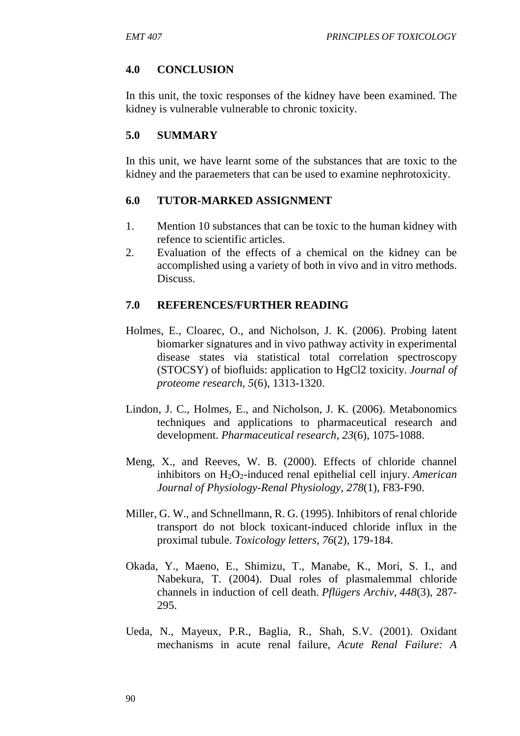## 4.0 CONCLUSION

In this unit, the toxic responses of the kidney have been examined. The kidney is vulnerable vulnerable to chronic toxicity.

## 5.0 SUMMARY

In this unit, we have learnt some of the substances that are toxic to the kidney and the paraemeters that can be used to examine nephrotoxicity.

## 6.0 TUTOR-MARKED ASSIGNMENT

1. Mention 10 substances that can be toxic to the human kidney with refence to scientific articles.
2. Evaluation of the effects of a chemical on the kidney can be accomplished using a variety of both in vivo and in vitro methods. Discuss.

## 7.0 REFERENCES/FURTHER READING

Holmes, E., Cloarec, O., and Nicholson, J. K. (2006). Probing latent biomarker signatures and in vivo pathway activity in experimental disease states via statistical total correlation spectroscopy (STOCSY) of biofluids: application to HgCl2 toxicity. *Journal of proteome research*, *5*(6), 1313-1320.

Lindon, J. C., Holmes, E., and Nicholson, J. K. (2006). Metabonomics techniques and applications to pharmaceutical research and development. *Pharmaceutical research*, *23*(6), 1075-1088.

Meng, X., and Reeves, W. B. (2000). Effects of chloride channel inhibitors on $H_2O_2$-induced renal epithelial cell injury. *American Journal of Physiology-Renal Physiology*, *278*(1), F83-F90.

Miller, G. W., and Schnellmann, R. G. (1995). Inhibitors of renal chloride transport do not block toxicant-induced chloride influx in the proximal tubule. *Toxicology letters*, *76*(2), 179-184.

Okada, Y., Maeno, E., Shimizu, T., Manabe, K., Mori, S. I., and Nabekura, T. (2004). Dual roles of plasmalemmal chloride channels in induction of cell death. *Pflügers Archiv*, *448*(3), 287-295.

Ueda, N., Mayeux, P.R., Baglia, R., Shah, S.V. (2001). Oxidant mechanisms in acute renal failure, *Acute Renal Failure: A*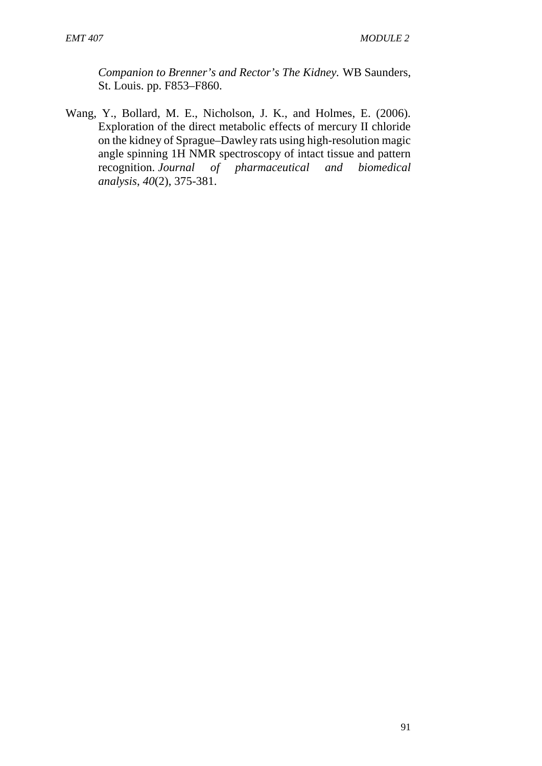*Companion to Brenner's and Rector's The Kidney.* WB Saunders, St. Louis. pp. F853–F860.

Wang, Y., Bollard, M. E., Nicholson, J. K., and Holmes, E. (2006). Exploration of the direct metabolic effects of mercury II chloride on the kidney of Sprague–Dawley rats using high-resolution magic angle spinning 1H NMR spectroscopy of intact tissue and pattern recognition. *Journal of pharmaceutical and biomedical analysis*, *40*(2), 375-381.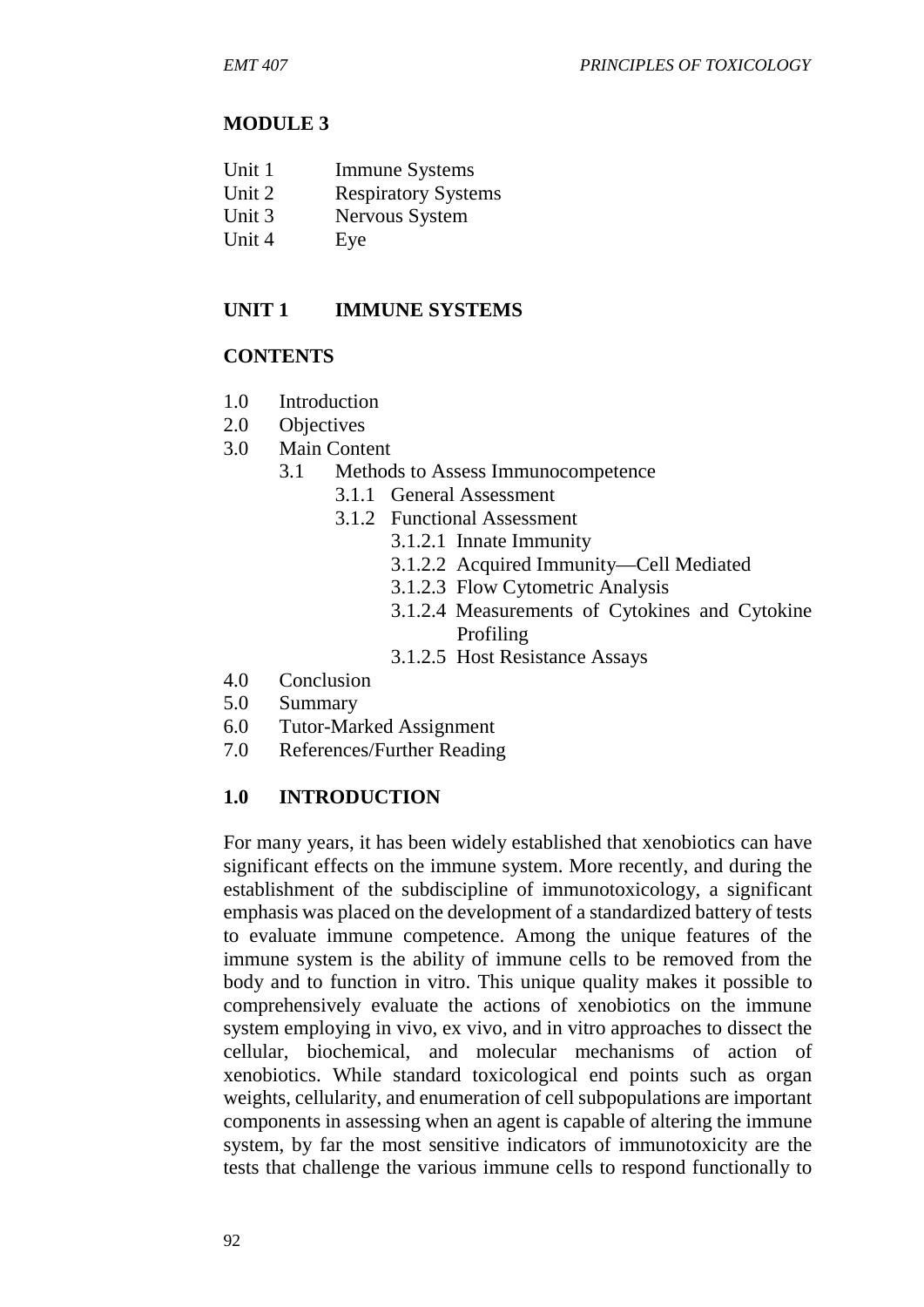# MODULE 3

Unit 1 Immune Systems
Unit 2 Respiratory Systems
Unit 3 Nervous System
Unit 4 Eye

## UNIT 1 IMMUNE SYSTEMS

### CONTENTS

- 1.0 Introduction
- 2.0 Objectives
- 3.0 Main Content
  - 3.1 Methods to Assess Immunocompetence
    - 3.1.1 General Assessment
    - 3.1.2 Functional Assessment
      - 3.1.2.1 Innate Immunity
      - 3.1.2.2 Acquired Immunity—Cell Mediated
      - 3.1.2.3 Flow Cytometric Analysis
      - 3.1.2.4 Measurements of Cytokines and Cytokine Profiling
      - 3.1.2.5 Host Resistance Assays
- 4.0 Conclusion
- 5.0 Summary
- 6.0 Tutor-Marked Assignment
- 7.0 References/Further Reading

### 1.0 INTRODUCTION

For many years, it has been widely established that xenobiotics can have significant effects on the immune system. More recently, and during the establishment of the subdiscipline of immunotoxicology, a significant emphasis was placed on the development of a standardized battery of tests to evaluate immune competence. Among the unique features of the immune system is the ability of immune cells to be removed from the body and to function in vitro. This unique quality makes it possible to comprehensively evaluate the actions of xenobiotics on the immune system employing in vivo, ex vivo, and in vitro approaches to dissect the cellular, biochemical, and molecular mechanisms of action of xenobiotics. While standard toxicological end points such as organ weights, cellularity, and enumeration of cell subpopulations are important components in assessing when an agent is capable of altering the immune system, by far the most sensitive indicators of immunotoxicity are the tests that challenge the various immune cells to respond functionally to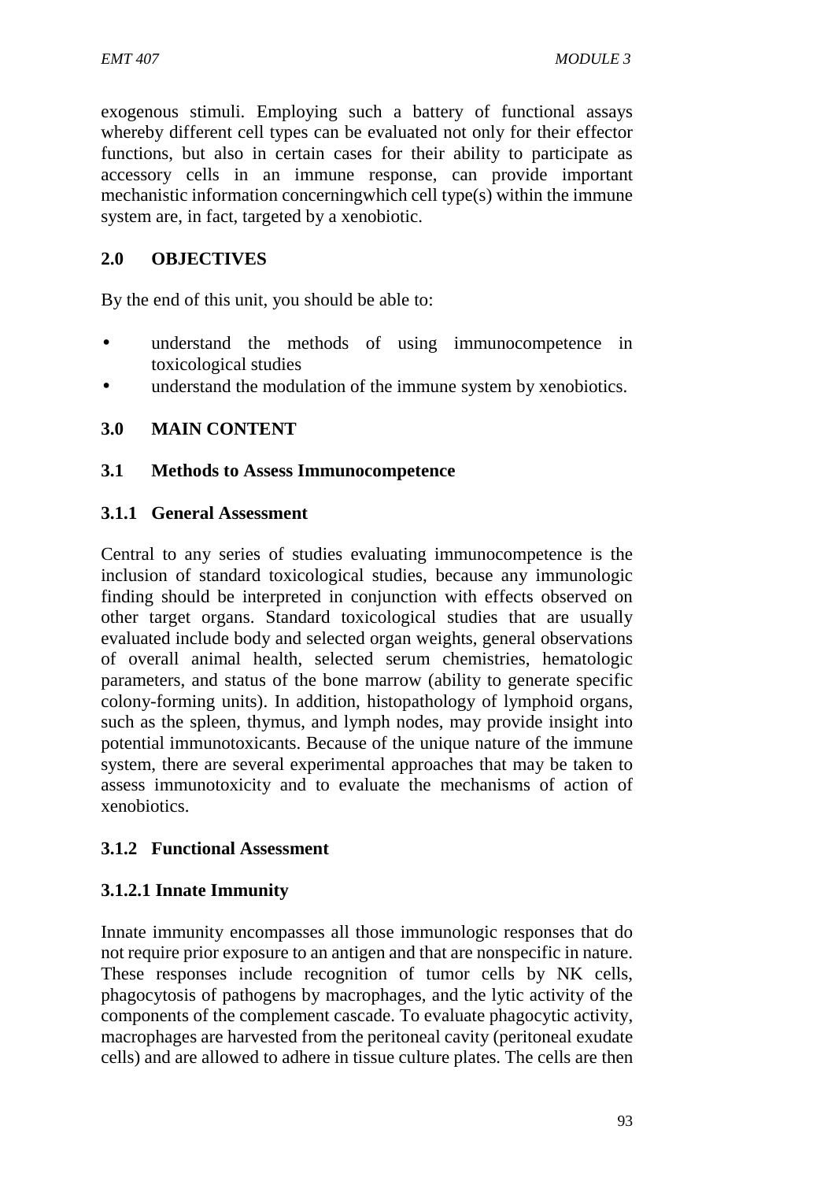exogenous stimuli. Employing such a battery of functional assays whereby different cell types can be evaluated not only for their effector functions, but also in certain cases for their ability to participate as accessory cells in an immune response, can provide important mechanistic information concerningwhich cell type(s) within the immune system are, in fact, targeted by a xenobiotic.

## 2.0 OBJECTIVES

By the end of this unit, you should be able to:

- understand the methods of using immunocompetence in toxicological studies
- understand the modulation of the immune system by xenobiotics.

## 3.0 MAIN CONTENT

### 3.1 Methods to Assess Immunocompetence

#### 3.1.1 General Assessment

Central to any series of studies evaluating immunocompetence is the inclusion of standard toxicological studies, because any immunologic finding should be interpreted in conjunction with effects observed on other target organs. Standard toxicological studies that are usually evaluated include body and selected organ weights, general observations of overall animal health, selected serum chemistries, hematologic parameters, and status of the bone marrow (ability to generate specific colony-forming units). In addition, histopathology of lymphoid organs, such as the spleen, thymus, and lymph nodes, may provide insight into potential immunotoxicants. Because of the unique nature of the immune system, there are several experimental approaches that may be taken to assess immunotoxicity and to evaluate the mechanisms of action of xenobiotics.

#### 3.1.2 Functional Assessment

##### 3.1.2.1 Innate Immunity

Innate immunity encompasses all those immunologic responses that do not require prior exposure to an antigen and that are nonspecific in nature. These responses include recognition of tumor cells by NK cells, phagocytosis of pathogens by macrophages, and the lytic activity of the components of the complement cascade. To evaluate phagocytic activity, macrophages are harvested from the peritoneal cavity (peritoneal exudate cells) and are allowed to adhere in tissue culture plates. The cells are then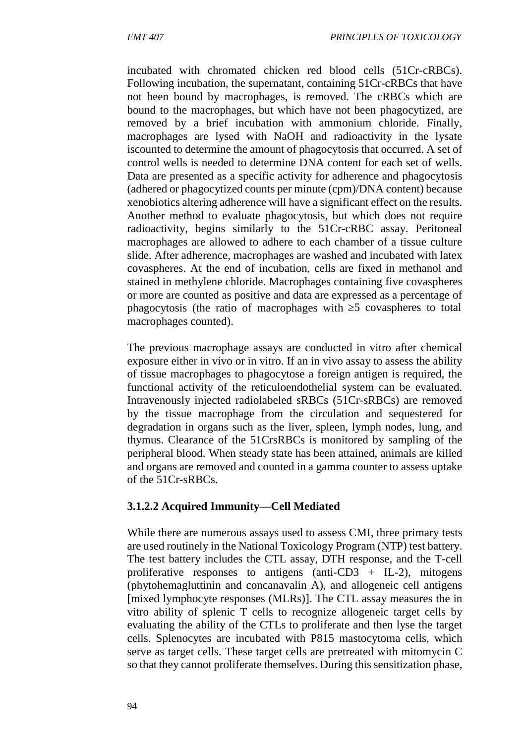incubated with chromated chicken red blood cells (51Cr-cRBCs). Following incubation, the supernatant, containing 51Cr-cRBCs that have not been bound by macrophages, is removed. The cRBCs which are bound to the macrophages, but which have not been phagocytized, are removed by a brief incubation with ammonium chloride. Finally, macrophages are lysed with NaOH and radioactivity in the lysate iscounted to determine the amount of phagocytosis that occurred. A set of control wells is needed to determine DNA content for each set of wells. Data are presented as a specific activity for adherence and phagocytosis (adhered or phagocytized counts per minute (cpm)/DNA content) because xenobiotics altering adherence will have a significant effect on the results. Another method to evaluate phagocytosis, but which does not require radioactivity, begins similarly to the 51Cr-cRBC assay. Peritoneal macrophages are allowed to adhere to each chamber of a tissue culture slide. After adherence, macrophages are washed and incubated with latex covaspheres. At the end of incubation, cells are fixed in methanol and stained in methylene chloride. Macrophages containing five covaspheres or more are counted as positive and data are expressed as a percentage of phagocytosis (the ratio of macrophages with $\geq 5$ covaspheres to total macrophages counted).

The previous macrophage assays are conducted in vitro after chemical exposure either in vivo or in vitro. If an in vivo assay to assess the ability of tissue macrophages to phagocytose a foreign antigen is required, the functional activity of the reticuloendothelial system can be evaluated. Intravenously injected radiolabeled sRBCs (51Cr-sRBCs) are removed by the tissue macrophage from the circulation and sequestered for degradation in organs such as the liver, spleen, lymph nodes, lung, and thymus. Clearance of the 51CrsRBCs is monitored by sampling of the peripheral blood. When steady state has been attained, animals are killed and organs are removed and counted in a gamma counter to assess uptake of the 51Cr-sRBCs.

#### 3.1.2.2 Acquired Immunity—Cell Mediated

While there are numerous assays used to assess CMI, three primary tests are used routinely in the National Toxicology Program (NTP) test battery. The test battery includes the CTL assay, DTH response, and the T-cell proliferative responses to antigens (anti-CD3 + IL-2), mitogens (phytohemagluttinin and concanavalin A), and allogeneic cell antigens [mixed lymphocyte responses (MLRs)]. The CTL assay measures the in vitro ability of splenic T cells to recognize allogeneic target cells by evaluating the ability of the CTLs to proliferate and then lyse the target cells. Splenocytes are incubated with P815 mastocytoma cells, which serve as target cells. These target cells are pretreated with mitomycin C so that they cannot proliferate themselves. During this sensitization phase,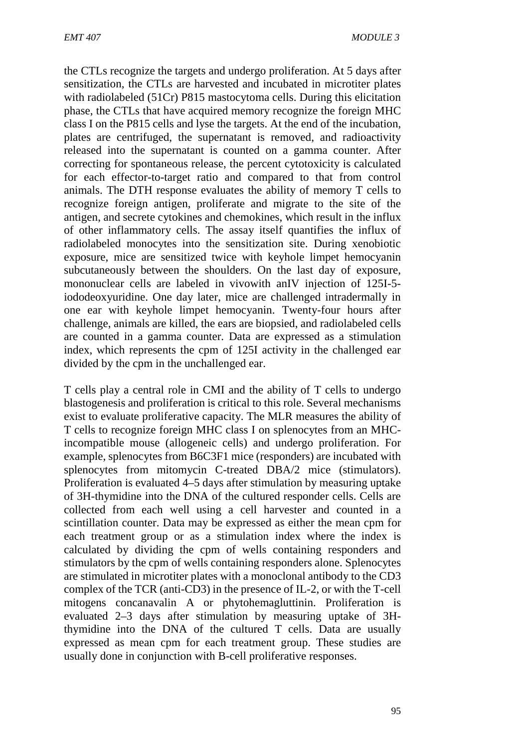the CTLs recognize the targets and undergo proliferation. At 5 days after sensitization, the CTLs are harvested and incubated in microtiter plates with radiolabeled (51Cr) P815 mastocytoma cells. During this elicitation phase, the CTLs that have acquired memory recognize the foreign MHC class I on the P815 cells and lyse the targets. At the end of the incubation, plates are centrifuged, the supernatant is removed, and radioactivity released into the supernatant is counted on a gamma counter. After correcting for spontaneous release, the percent cytotoxicity is calculated for each effector-to-target ratio and compared to that from control animals. The DTH response evaluates the ability of memory T cells to recognize foreign antigen, proliferate and migrate to the site of the antigen, and secrete cytokines and chemokines, which result in the influx of other inflammatory cells. The assay itself quantifies the influx of radiolabeled monocytes into the sensitization site. During xenobiotic exposure, mice are sensitized twice with keyhole limpet hemocyanin subcutaneously between the shoulders. On the last day of exposure, mononuclear cells are labeled in vivowith anIV injection of 125I-5-iododeoxyuridine. One day later, mice are challenged intradermally in one ear with keyhole limpet hemocyanin. Twenty-four hours after challenge, animals are killed, the ears are biopsied, and radiolabeled cells are counted in a gamma counter. Data are expressed as a stimulation index, which represents the cpm of 125I activity in the challenged ear divided by the cpm in the unchallenged ear.

T cells play a central role in CMI and the ability of T cells to undergo blastogenesis and proliferation is critical to this role. Several mechanisms exist to evaluate proliferative capacity. The MLR measures the ability of T cells to recognize foreign MHC class I on splenocytes from an MHC-incompatible mouse (allogeneic cells) and undergo proliferation. For example, splenocytes from B6C3F1 mice (responders) are incubated with splenocytes from mitomycin C-treated DBA/2 mice (stimulators). Proliferation is evaluated 4–5 days after stimulation by measuring uptake of 3H-thymidine into the DNA of the cultured responder cells. Cells are collected from each well using a cell harvester and counted in a scintillation counter. Data may be expressed as either the mean cpm for each treatment group or as a stimulation index where the index is calculated by dividing the cpm of wells containing responders and stimulators by the cpm of wells containing responders alone. Splenocytes are stimulated in microtiter plates with a monoclonal antibody to the CD3 complex of the TCR (anti-CD3) in the presence of IL-2, or with the T-cell mitogens concanavalin A or phytohemagluttinin. Proliferation is evaluated 2–3 days after stimulation by measuring uptake of 3H-thymidine into the DNA of the cultured T cells. Data are usually expressed as mean cpm for each treatment group. These studies are usually done in conjunction with B-cell proliferative responses.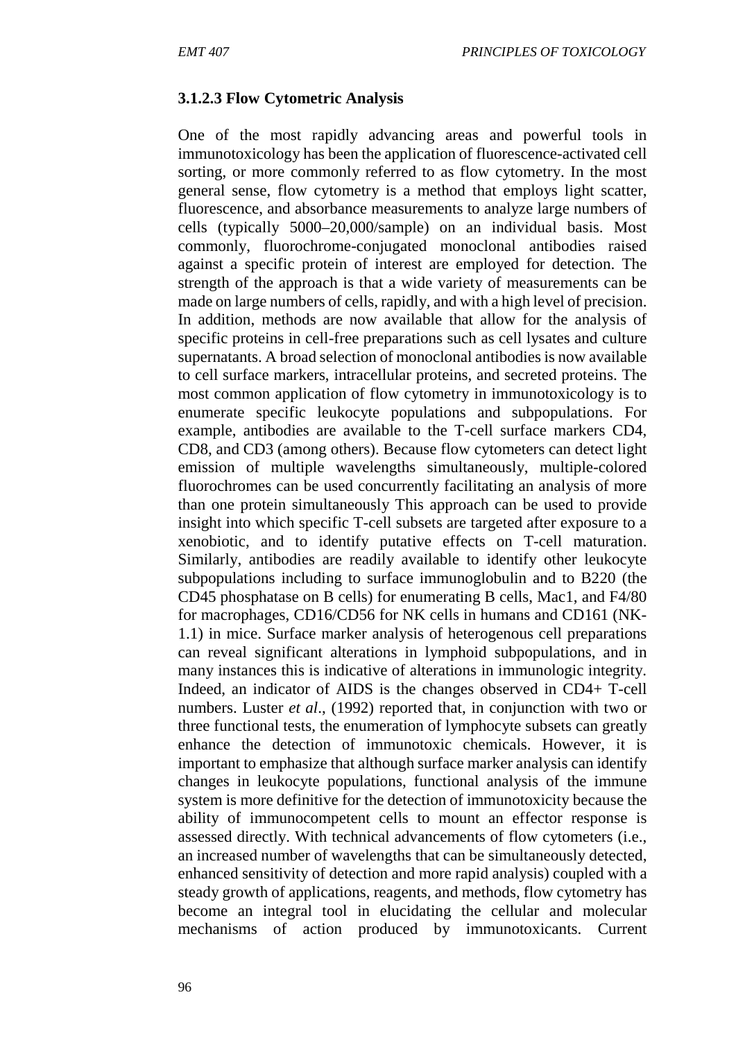### 3.1.2.3 Flow Cytometric Analysis

One of the most rapidly advancing areas and powerful tools in immunotoxicology has been the application of fluorescence-activated cell sorting, or more commonly referred to as flow cytometry. In the most general sense, flow cytometry is a method that employs light scatter, fluorescence, and absorbance measurements to analyze large numbers of cells (typically 5000–20,000/sample) on an individual basis. Most commonly, fluorochrome-conjugated monoclonal antibodies raised against a specific protein of interest are employed for detection. The strength of the approach is that a wide variety of measurements can be made on large numbers of cells, rapidly, and with a high level of precision. In addition, methods are now available that allow for the analysis of specific proteins in cell-free preparations such as cell lysates and culture supernatants. A broad selection of monoclonal antibodies is now available to cell surface markers, intracellular proteins, and secreted proteins. The most common application of flow cytometry in immunotoxicology is to enumerate specific leukocyte populations and subpopulations. For example, antibodies are available to the T-cell surface markers CD4, CD8, and CD3 (among others). Because flow cytometers can detect light emission of multiple wavelengths simultaneously, multiple-colored fluorochromes can be used concurrently facilitating an analysis of more than one protein simultaneously This approach can be used to provide insight into which specific T-cell subsets are targeted after exposure to a xenobiotic, and to identify putative effects on T-cell maturation. Similarly, antibodies are readily available to identify other leukocyte subpopulations including to surface immunoglobulin and to B220 (the CD45 phosphatase on B cells) for enumerating B cells, Mac1, and F4/80 for macrophages, CD16/CD56 for NK cells in humans and CD161 (NK-1.1) in mice. Surface marker analysis of heterogenous cell preparations can reveal significant alterations in lymphoid subpopulations, and in many instances this is indicative of alterations in immunologic integrity. Indeed, an indicator of AIDS is the changes observed in CD4+ T-cell numbers. Luster *et al*., (1992) reported that, in conjunction with two or three functional tests, the enumeration of lymphocyte subsets can greatly enhance the detection of immunotoxic chemicals. However, it is important to emphasize that although surface marker analysis can identify changes in leukocyte populations, functional analysis of the immune system is more definitive for the detection of immunotoxicity because the ability of immunocompetent cells to mount an effector response is assessed directly. With technical advancements of flow cytometers (i.e., an increased number of wavelengths that can be simultaneously detected, enhanced sensitivity of detection and more rapid analysis) coupled with a steady growth of applications, reagents, and methods, flow cytometry has become an integral tool in elucidating the cellular and molecular mechanisms of action produced by immunotoxicants. Current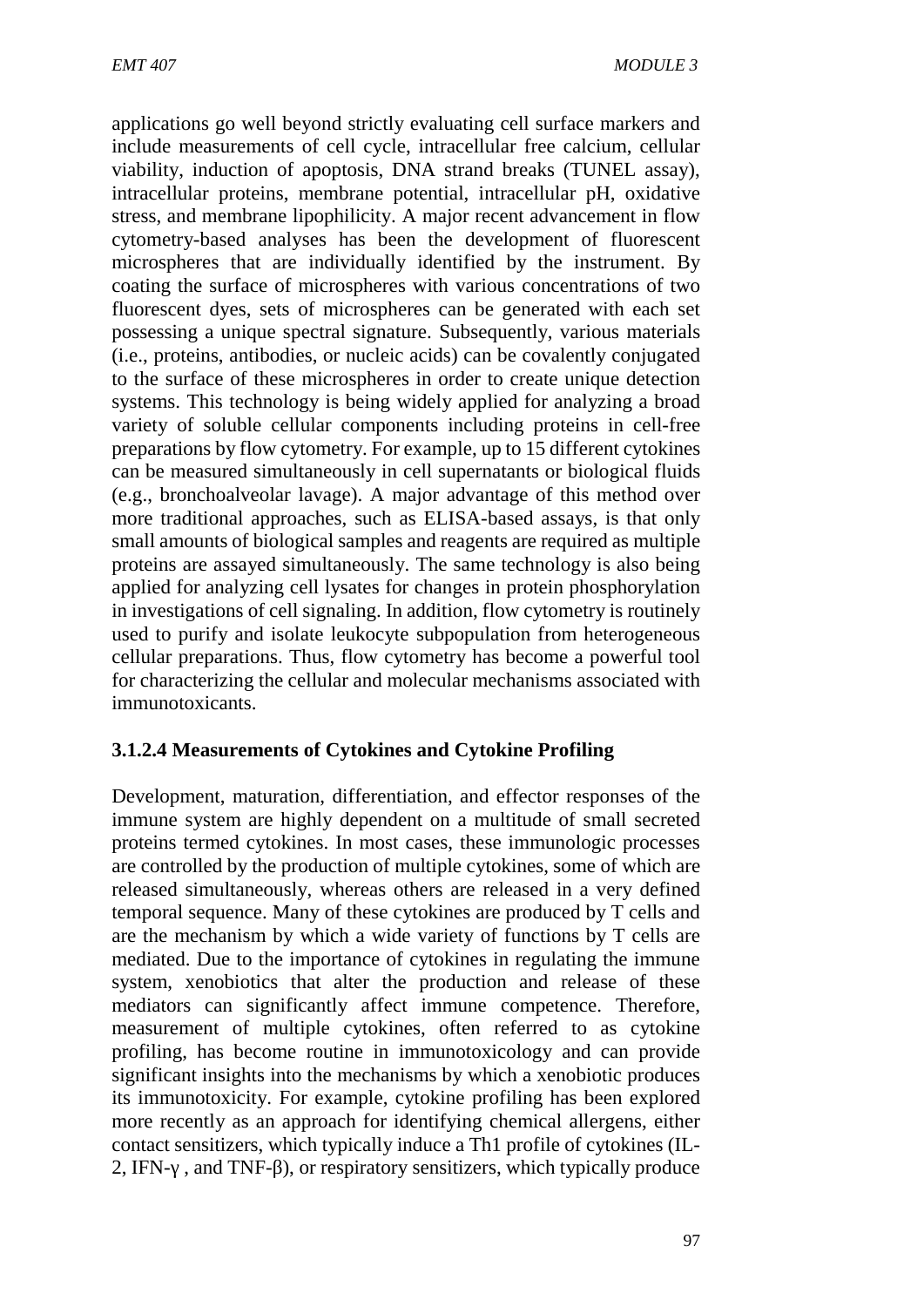applications go well beyond strictly evaluating cell surface markers and include measurements of cell cycle, intracellular free calcium, cellular viability, induction of apoptosis, DNA strand breaks (TUNEL assay), intracellular proteins, membrane potential, intracellular pH, oxidative stress, and membrane lipophilicity. A major recent advancement in flow cytometry-based analyses has been the development of fluorescent microspheres that are individually identified by the instrument. By coating the surface of microspheres with various concentrations of two fluorescent dyes, sets of microspheres can be generated with each set possessing a unique spectral signature. Subsequently, various materials (i.e., proteins, antibodies, or nucleic acids) can be covalently conjugated to the surface of these microspheres in order to create unique detection systems. This technology is being widely applied for analyzing a broad variety of soluble cellular components including proteins in cell-free preparations by flow cytometry. For example, up to 15 different cytokines can be measured simultaneously in cell supernatants or biological fluids (e.g., bronchoalveolar lavage). A major advantage of this method over more traditional approaches, such as ELISA-based assays, is that only small amounts of biological samples and reagents are required as multiple proteins are assayed simultaneously. The same technology is also being applied for analyzing cell lysates for changes in protein phosphorylation in investigations of cell signaling. In addition, flow cytometry is routinely used to purify and isolate leukocyte subpopulation from heterogeneous cellular preparations. Thus, flow cytometry has become a powerful tool for characterizing the cellular and molecular mechanisms associated with immunotoxicants.

### 3.1.2.4 Measurements of Cytokines and Cytokine Profiling

Development, maturation, differentiation, and effector responses of the immune system are highly dependent on a multitude of small secreted proteins termed cytokines. In most cases, these immunologic processes are controlled by the production of multiple cytokines, some of which are released simultaneously, whereas others are released in a very defined temporal sequence. Many of these cytokines are produced by T cells and are the mechanism by which a wide variety of functions by T cells are mediated. Due to the importance of cytokines in regulating the immune system, xenobiotics that alter the production and release of these mediators can significantly affect immune competence. Therefore, measurement of multiple cytokines, often referred to as cytokine profiling, has become routine in immunotoxicology and can provide significant insights into the mechanisms by which a xenobiotic produces its immunotoxicity. For example, cytokine profiling has been explored more recently as an approach for identifying chemical allergens, either contact sensitizers, which typically induce a Th1 profile of cytokines (IL-2, IFN-γ , and TNF-β), or respiratory sensitizers, which typically produce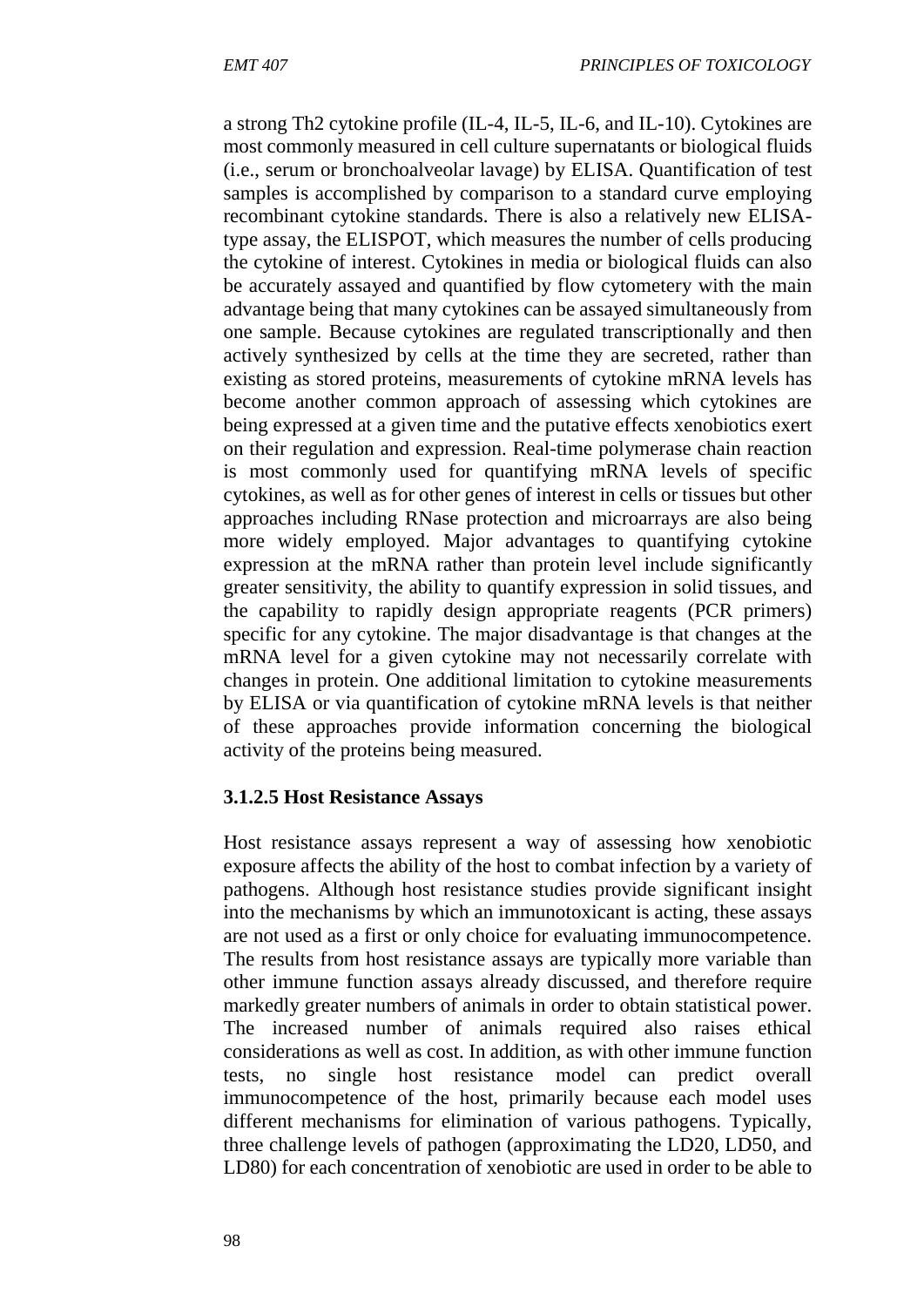a strong Th2 cytokine profile (IL-4, IL-5, IL-6, and IL-10). Cytokines are most commonly measured in cell culture supernatants or biological fluids (i.e., serum or bronchoalveolar lavage) by ELISA. Quantification of test samples is accomplished by comparison to a standard curve employing recombinant cytokine standards. There is also a relatively new ELISA-type assay, the ELISPOT, which measures the number of cells producing the cytokine of interest. Cytokines in media or biological fluids can also be accurately assayed and quantified by flow cytometery with the main advantage being that many cytokines can be assayed simultaneously from one sample. Because cytokines are regulated transcriptionally and then actively synthesized by cells at the time they are secreted, rather than existing as stored proteins, measurements of cytokine mRNA levels has become another common approach of assessing which cytokines are being expressed at a given time and the putative effects xenobiotics exert on their regulation and expression. Real-time polymerase chain reaction is most commonly used for quantifying mRNA levels of specific cytokines, as well as for other genes of interest in cells or tissues but other approaches including RNase protection and microarrays are also being more widely employed. Major advantages to quantifying cytokine expression at the mRNA rather than protein level include significantly greater sensitivity, the ability to quantify expression in solid tissues, and the capability to rapidly design appropriate reagents (PCR primers) specific for any cytokine. The major disadvantage is that changes at the mRNA level for a given cytokine may not necessarily correlate with changes in protein. One additional limitation to cytokine measurements by ELISA or via quantification of cytokine mRNA levels is that neither of these approaches provide information concerning the biological activity of the proteins being measured.

#### 3.1.2.5 Host Resistance Assays

Host resistance assays represent a way of assessing how xenobiotic exposure affects the ability of the host to combat infection by a variety of pathogens. Although host resistance studies provide significant insight into the mechanisms by which an immunotoxicant is acting, these assays are not used as a first or only choice for evaluating immunocompetence. The results from host resistance assays are typically more variable than other immune function assays already discussed, and therefore require markedly greater numbers of animals in order to obtain statistical power. The increased number of animals required also raises ethical considerations as well as cost. In addition, as with other immune function tests, no single host resistance model can predict overall immunocompetence of the host, primarily because each model uses different mechanisms for elimination of various pathogens. Typically, three challenge levels of pathogen (approximating the $LD_{20}$, $LD_{50}$, and $LD_{80}$) for each concentration of xenobiotic are used in order to be able to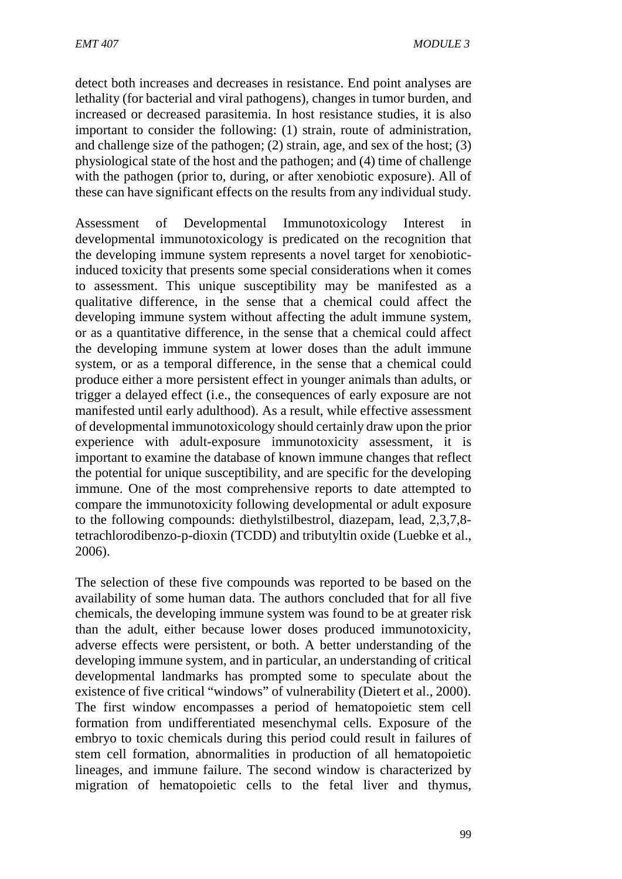detect both increases and decreases in resistance. End point analyses are lethality (for bacterial and viral pathogens), changes in tumor burden, and increased or decreased parasitemia. In host resistance studies, it is also important to consider the following: (1) strain, route of administration, and challenge size of the pathogen; (2) strain, age, and sex of the host; (3) physiological state of the host and the pathogen; and (4) time of challenge with the pathogen (prior to, during, or after xenobiotic exposure). All of these can have significant effects on the results from any individual study.

Assessment of Developmental Immunotoxicology Interest in developmental immunotoxicology is predicated on the recognition that the developing immune system represents a novel target for xenobiotic-induced toxicity that presents some special considerations when it comes to assessment. This unique susceptibility may be manifested as a qualitative difference, in the sense that a chemical could affect the developing immune system without affecting the adult immune system, or as a quantitative difference, in the sense that a chemical could affect the developing immune system at lower doses than the adult immune system, or as a temporal difference, in the sense that a chemical could produce either a more persistent effect in younger animals than adults, or trigger a delayed effect (i.e., the consequences of early exposure are not manifested until early adulthood). As a result, while effective assessment of developmental immunotoxicology should certainly draw upon the prior experience with adult-exposure immunotoxicity assessment, it is important to examine the database of known immune changes that reflect the potential for unique susceptibility, and are specific for the developing immune. One of the most comprehensive reports to date attempted to compare the immunotoxicity following developmental or adult exposure to the following compounds: diethylstilbestrol, diazepam, lead, 2,3,7,8-tetrachlorodibenzo-p-dioxin (TCDD) and tributyltin oxide (Luebke et al., 2006).

The selection of these five compounds was reported to be based on the availability of some human data. The authors concluded that for all five chemicals, the developing immune system was found to be at greater risk than the adult, either because lower doses produced immunotoxicity, adverse effects were persistent, or both. A better understanding of the developing immune system, and in particular, an understanding of critical developmental landmarks has prompted some to speculate about the existence of five critical "windows" of vulnerability (Dietert et al., 2000). The first window encompasses a period of hematopoietic stem cell formation from undifferentiated mesenchymal cells. Exposure of the embryo to toxic chemicals during this period could result in failures of stem cell formation, abnormalities in production of all hematopoietic lineages, and immune failure. The second window is characterized by migration of hematopoietic cells to the fetal liver and thymus,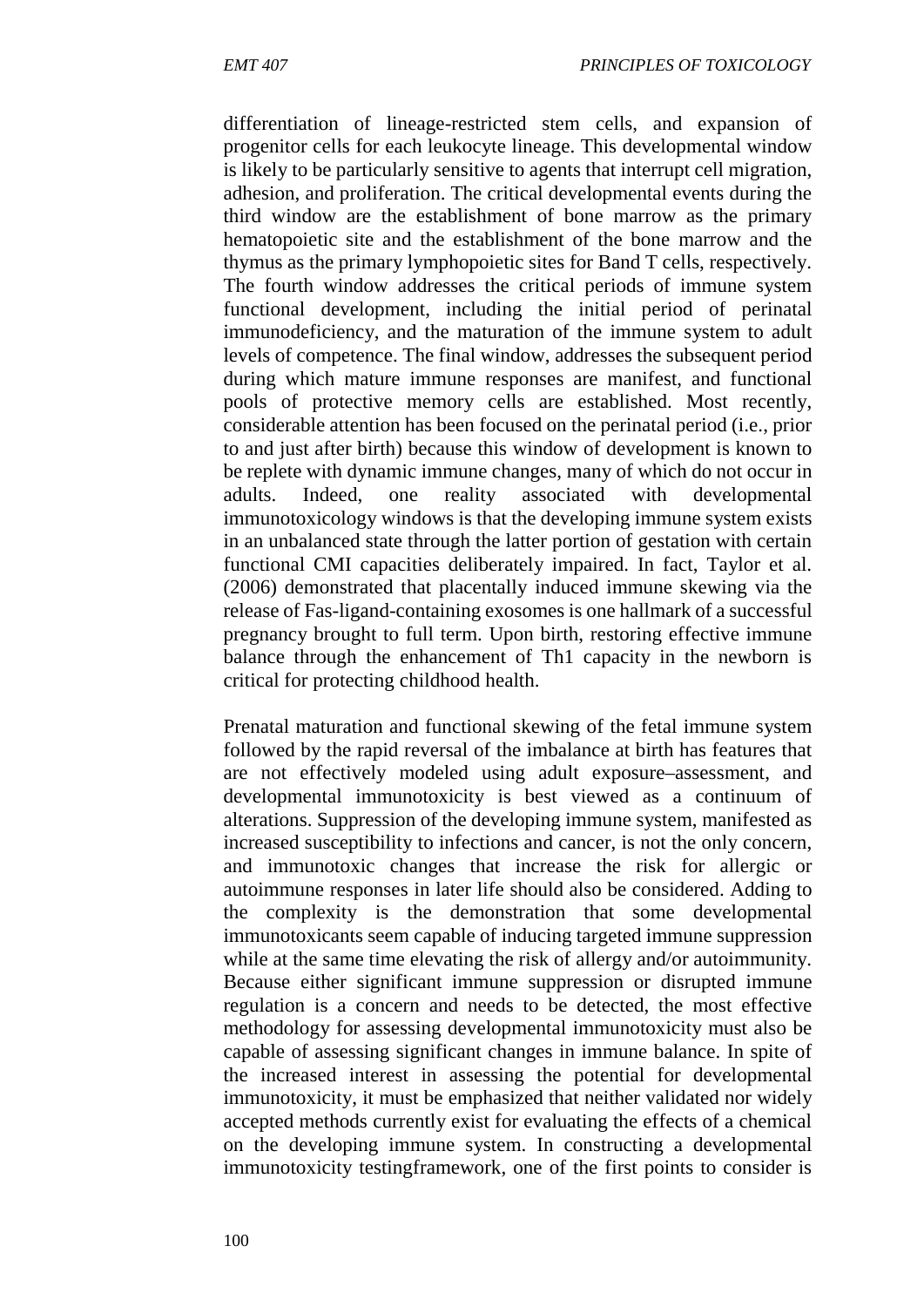differentiation of lineage-restricted stem cells, and expansion of progenitor cells for each leukocyte lineage. This developmental window is likely to be particularly sensitive to agents that interrupt cell migration, adhesion, and proliferation. The critical developmental events during the third window are the establishment of bone marrow as the primary hematopoietic site and the establishment of the bone marrow and the thymus as the primary lymphopoietic sites for Band T cells, respectively. The fourth window addresses the critical periods of immune system functional development, including the initial period of perinatal immunodeficiency, and the maturation of the immune system to adult levels of competence. The final window, addresses the subsequent period during which mature immune responses are manifest, and functional pools of protective memory cells are established. Most recently, considerable attention has been focused on the perinatal period (i.e., prior to and just after birth) because this window of development is known to be replete with dynamic immune changes, many of which do not occur in adults. Indeed, one reality associated with developmental immunotoxicology windows is that the developing immune system exists in an unbalanced state through the latter portion of gestation with certain functional CMI capacities deliberately impaired. In fact, Taylor et al. (2006) demonstrated that placentally induced immune skewing via the release of Fas-ligand-containing exosomes is one hallmark of a successful pregnancy brought to full term. Upon birth, restoring effective immune balance through the enhancement of Th1 capacity in the newborn is critical for protecting childhood health.

Prenatal maturation and functional skewing of the fetal immune system followed by the rapid reversal of the imbalance at birth has features that are not effectively modeled using adult exposure–assessment, and developmental immunotoxicity is best viewed as a continuum of alterations. Suppression of the developing immune system, manifested as increased susceptibility to infections and cancer, is not the only concern, and immunotoxic changes that increase the risk for allergic or autoimmune responses in later life should also be considered. Adding to the complexity is the demonstration that some developmental immunotoxicants seem capable of inducing targeted immune suppression while at the same time elevating the risk of allergy and/or autoimmunity. Because either significant immune suppression or disrupted immune regulation is a concern and needs to be detected, the most effective methodology for assessing developmental immunotoxicity must also be capable of assessing significant changes in immune balance. In spite of the increased interest in assessing the potential for developmental immunotoxicity, it must be emphasized that neither validated nor widely accepted methods currently exist for evaluating the effects of a chemical on the developing immune system. In constructing a developmental immunotoxicity testingframework, one of the first points to consider is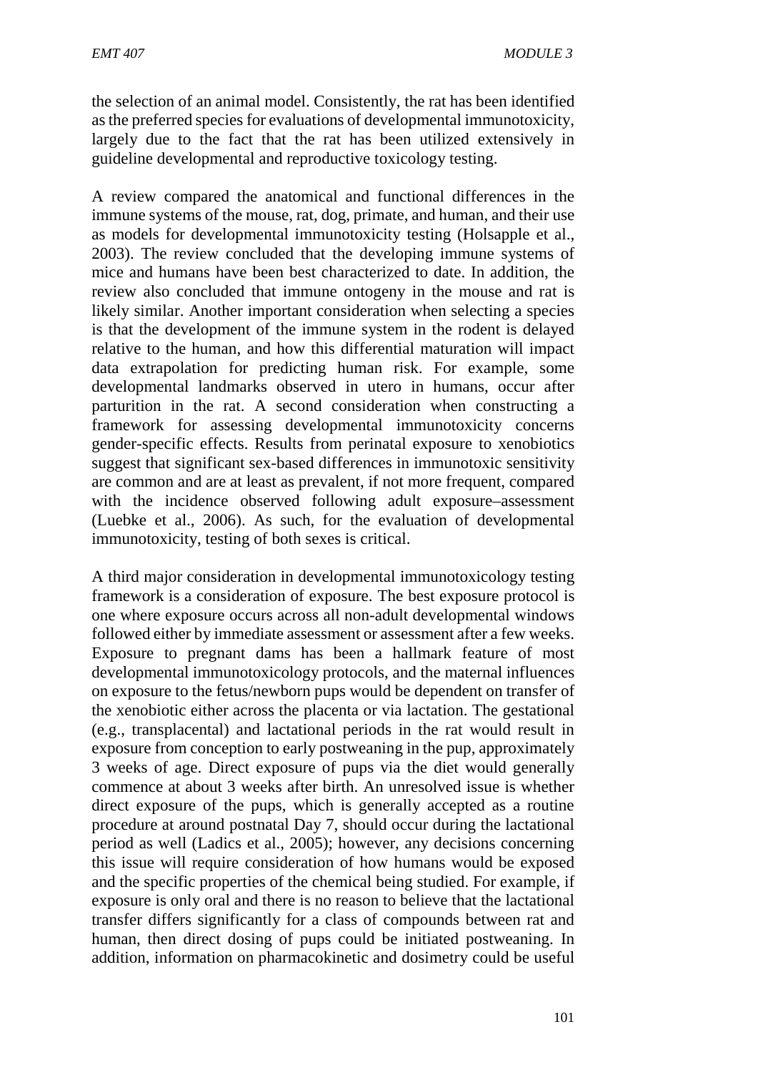the selection of an animal model. Consistently, the rat has been identified as the preferred species for evaluations of developmental immunotoxicity, largely due to the fact that the rat has been utilized extensively in guideline developmental and reproductive toxicology testing.

A review compared the anatomical and functional differences in the immune systems of the mouse, rat, dog, primate, and human, and their use as models for developmental immunotoxicity testing (Holsapple et al., 2003). The review concluded that the developing immune systems of mice and humans have been best characterized to date. In addition, the review also concluded that immune ontogeny in the mouse and rat is likely similar. Another important consideration when selecting a species is that the development of the immune system in the rodent is delayed relative to the human, and how this differential maturation will impact data extrapolation for predicting human risk. For example, some developmental landmarks observed in utero in humans, occur after parturition in the rat. A second consideration when constructing a framework for assessing developmental immunotoxicity concerns gender-specific effects. Results from perinatal exposure to xenobiotics suggest that significant sex-based differences in immunotoxic sensitivity are common and are at least as prevalent, if not more frequent, compared with the incidence observed following adult exposure–assessment (Luebke et al., 2006). As such, for the evaluation of developmental immunotoxicity, testing of both sexes is critical.

A third major consideration in developmental immunotoxicology testing framework is a consideration of exposure. The best exposure protocol is one where exposure occurs across all non-adult developmental windows followed either by immediate assessment or assessment after a few weeks. Exposure to pregnant dams has been a hallmark feature of most developmental immunotoxicology protocols, and the maternal influences on exposure to the fetus/newborn pups would be dependent on transfer of the xenobiotic either across the placenta or via lactation. The gestational (e.g., transplacental) and lactational periods in the rat would result in exposure from conception to early postweaning in the pup, approximately 3 weeks of age. Direct exposure of pups via the diet would generally commence at about 3 weeks after birth. An unresolved issue is whether direct exposure of the pups, which is generally accepted as a routine procedure at around postnatal Day 7, should occur during the lactational period as well (Ladics et al., 2005); however, any decisions concerning this issue will require consideration of how humans would be exposed and the specific properties of the chemical being studied. For example, if exposure is only oral and there is no reason to believe that the lactational transfer differs significantly for a class of compounds between rat and human, then direct dosing of pups could be initiated postweaning. In addition, information on pharmacokinetic and dosimetry could be useful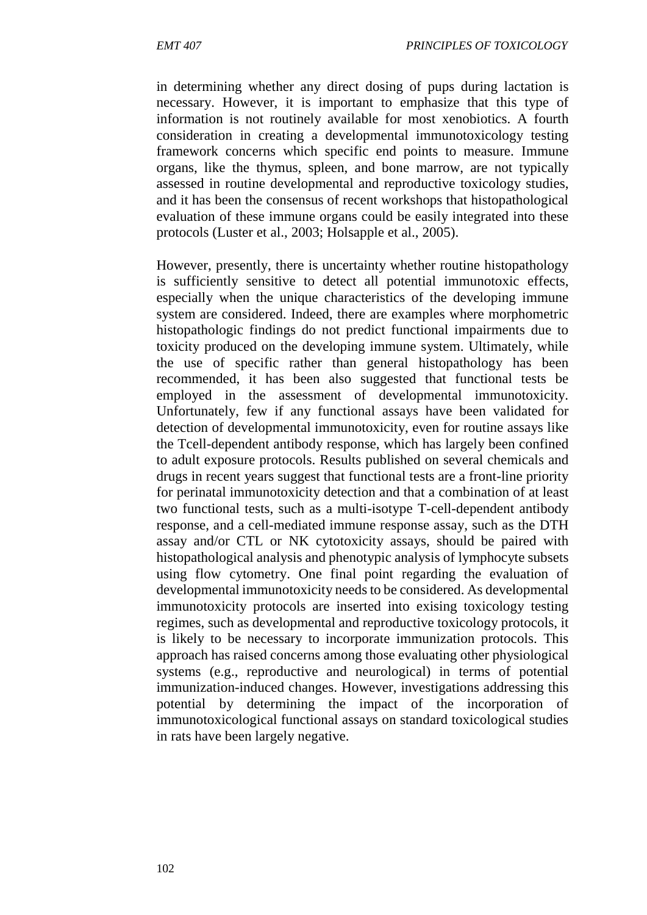in determining whether any direct dosing of pups during lactation is necessary. However, it is important to emphasize that this type of information is not routinely available for most xenobiotics. A fourth consideration in creating a developmental immunotoxicology testing framework concerns which specific end points to measure. Immune organs, like the thymus, spleen, and bone marrow, are not typically assessed in routine developmental and reproductive toxicology studies, and it has been the consensus of recent workshops that histopathological evaluation of these immune organs could be easily integrated into these protocols (Luster et al., 2003; Holsapple et al., 2005).

However, presently, there is uncertainty whether routine histopathology is sufficiently sensitive to detect all potential immunotoxic effects, especially when the unique characteristics of the developing immune system are considered. Indeed, there are examples where morphometric histopathologic findings do not predict functional impairments due to toxicity produced on the developing immune system. Ultimately, while the use of specific rather than general histopathology has been recommended, it has been also suggested that functional tests be employed in the assessment of developmental immunotoxicity. Unfortunately, few if any functional assays have been validated for detection of developmental immunotoxicity, even for routine assays like the Tcell-dependent antibody response, which has largely been confined to adult exposure protocols. Results published on several chemicals and drugs in recent years suggest that functional tests are a front-line priority for perinatal immunotoxicity detection and that a combination of at least two functional tests, such as a multi-isotype T-cell-dependent antibody response, and a cell-mediated immune response assay, such as the DTH assay and/or CTL or NK cytotoxicity assays, should be paired with histopathological analysis and phenotypic analysis of lymphocyte subsets using flow cytometry. One final point regarding the evaluation of developmental immunotoxicity needs to be considered. As developmental immunotoxicity protocols are inserted into exising toxicology testing regimes, such as developmental and reproductive toxicology protocols, it is likely to be necessary to incorporate immunization protocols. This approach has raised concerns among those evaluating other physiological systems (e.g., reproductive and neurological) in terms of potential immunization-induced changes. However, investigations addressing this potential by determining the impact of the incorporation of immunotoxicological functional assays on standard toxicological studies in rats have been largely negative.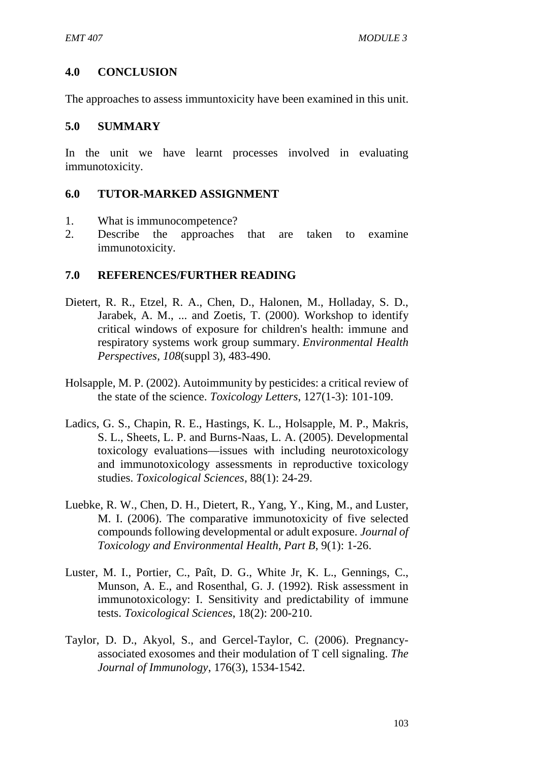## 4.0 CONCLUSION

The approaches to assess immuntoxicity have been examined in this unit.

## 5.0 SUMMARY

In the unit we have learnt processes involved in evaluating immunotoxicity.

## 6.0 TUTOR-MARKED ASSIGNMENT

1. What is immunocompetence?
2. Describe the approaches that are taken to examine immunotoxicity.

## 7.0 REFERENCES/FURTHER READING

Dietert, R. R., Etzel, R. A., Chen, D., Halonen, M., Holladay, S. D., Jarabek, A. M., ... and Zoetis, T. (2000). Workshop to identify critical windows of exposure for children's health: immune and respiratory systems work group summary. *Environmental Health Perspectives*, *108*(suppl 3), 483-490.

Holsapple, M. P. (2002). Autoimmunity by pesticides: a critical review of the state of the science. *Toxicology Letters*, 127(1-3): 101-109.

Ladics, G. S., Chapin, R. E., Hastings, K. L., Holsapple, M. P., Makris, S. L., Sheets, L. P. and Burns-Naas, L. A. (2005). Developmental toxicology evaluations—issues with including neurotoxicology and immunotoxicology assessments in reproductive toxicology studies. *Toxicological Sciences*, 88(1): 24-29.

Luebke, R. W., Chen, D. H., Dietert, R., Yang, Y., King, M., and Luster, M. I. (2006). The comparative immunotoxicity of five selected compounds following developmental or adult exposure. *Journal of Toxicology and Environmental Health, Part B*, 9(1): 1-26.

Luster, M. I., Portier, C., Paît, D. G., White Jr, K. L., Gennings, C., Munson, A. E., and Rosenthal, G. J. (1992). Risk assessment in immunotoxicology: I. Sensitivity and predictability of immune tests. *Toxicological Sciences*, 18(2): 200-210.

Taylor, D. D., Akyol, S., and Gercel-Taylor, C. (2006). Pregnancy-associated exosomes and their modulation of T cell signaling. *The Journal of Immunology*, 176(3), 1534-1542.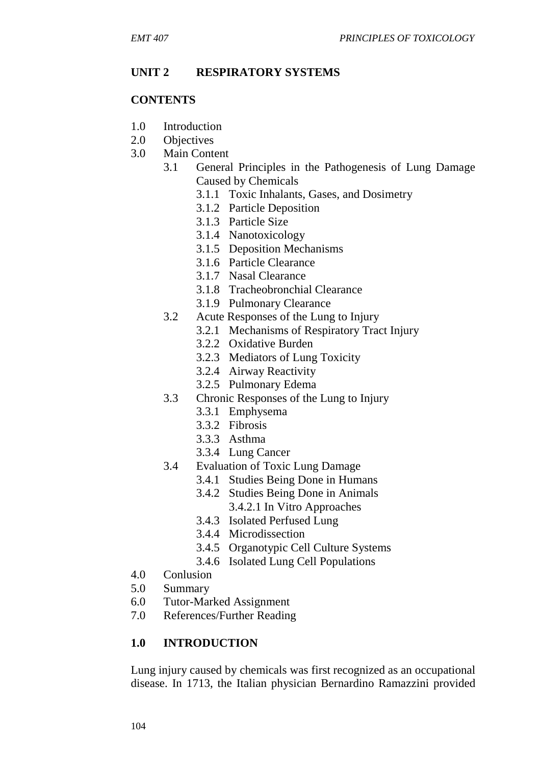## UNIT 2 RESPIRATORY SYSTEMS

### CONTENTS

1.0 Introduction
2.0 Objectives
3.0 Main Content
  - 3.1 General Principles in the Pathogenesis of Lung Damage Caused by Chemicals
    - 3.1.1 Toxic Inhalants, Gases, and Dosimetry
    - 3.1.2 Particle Deposition
    - 3.1.3 Particle Size
    - 3.1.4 Nanotoxicology
    - 3.1.5 Deposition Mechanisms
    - 3.1.6 Particle Clearance
    - 3.1.7 Nasal Clearance
    - 3.1.8 Tracheobronchial Clearance
    - 3.1.9 Pulmonary Clearance
  - 3.2 Acute Responses of the Lung to Injury
    - 3.2.1 Mechanisms of Respiratory Tract Injury
    - 3.2.2 Oxidative Burden
    - 3.2.3 Mediators of Lung Toxicity
    - 3.2.4 Airway Reactivity
    - 3.2.5 Pulmonary Edema
  - 3.3 Chronic Responses of the Lung to Injury
    - 3.3.1 Emphysema
    - 3.3.2 Fibrosis
    - 3.3.3 Asthma
    - 3.3.4 Lung Cancer
  - 3.4 Evaluation of Toxic Lung Damage
    - 3.4.1 Studies Being Done in Humans
    - 3.4.2 Studies Being Done in Animals
      - 3.4.2.1 In Vitro Approaches
    - 3.4.3 Isolated Perfused Lung
    - 3.4.4 Microdissection
    - 3.4.5 Organotypic Cell Culture Systems
    - 3.4.6 Isolated Lung Cell Populations

4.0 Conlusion
5.0 Summary
6.0 Tutor-Marked Assignment
7.0 References/Further Reading

### 1.0 INTRODUCTION

Lung injury caused by chemicals was first recognized as an occupational disease. In 1713, the Italian physician Bernardino Ramazzini provided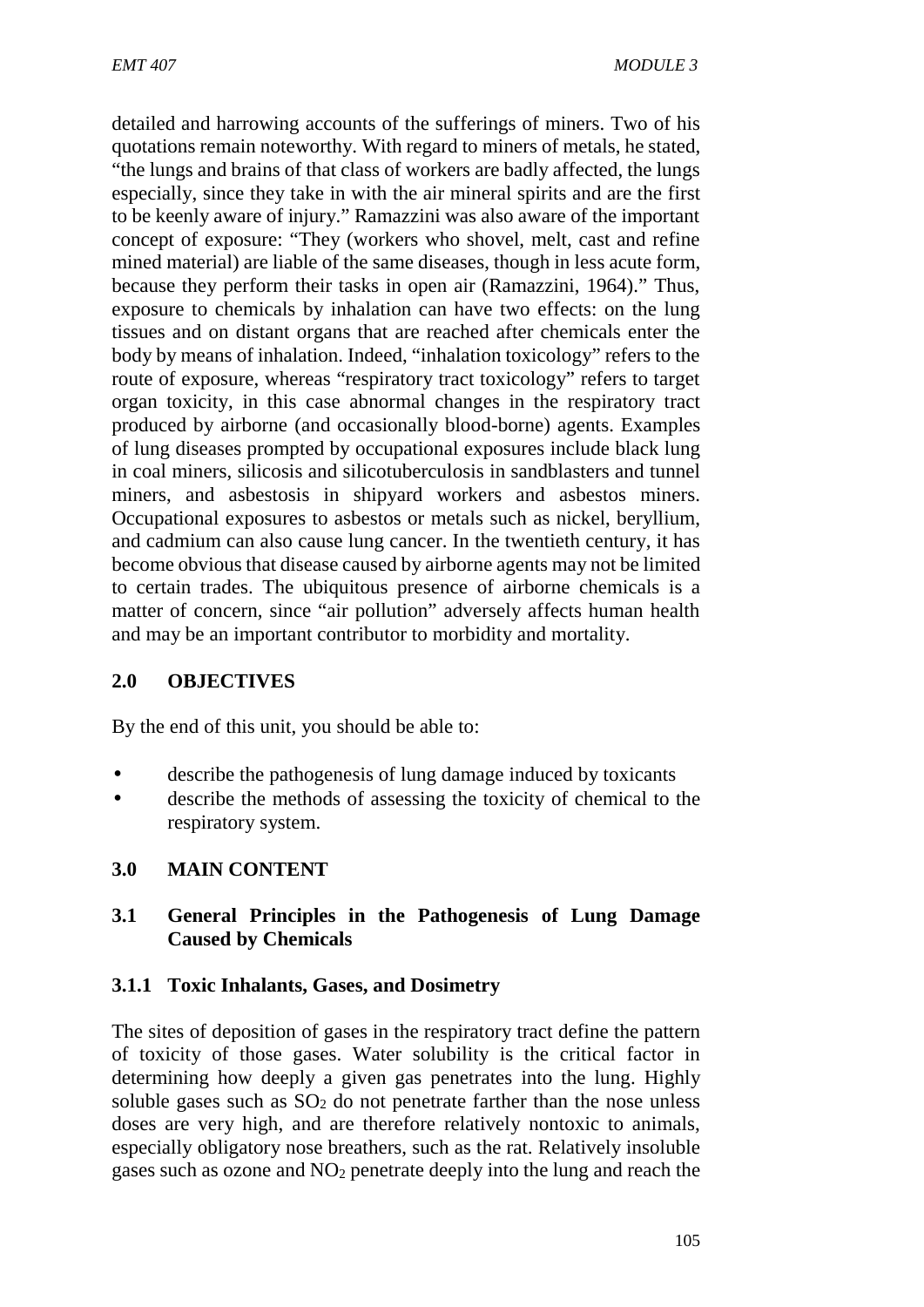detailed and harrowing accounts of the sufferings of miners. Two of his quotations remain noteworthy. With regard to miners of metals, he stated, "the lungs and brains of that class of workers are badly affected, the lungs especially, since they take in with the air mineral spirits and are the first to be keenly aware of injury." Ramazzini was also aware of the important concept of exposure: "They (workers who shovel, melt, cast and refine mined material) are liable of the same diseases, though in less acute form, because they perform their tasks in open air (Ramazzini, 1964)." Thus, exposure to chemicals by inhalation can have two effects: on the lung tissues and on distant organs that are reached after chemicals enter the body by means of inhalation. Indeed, "inhalation toxicology" refers to the route of exposure, whereas "respiratory tract toxicology" refers to target organ toxicity, in this case abnormal changes in the respiratory tract produced by airborne (and occasionally blood-borne) agents. Examples of lung diseases prompted by occupational exposures include black lung in coal miners, silicosis and silicotuberculosis in sandblasters and tunnel miners, and asbestosis in shipyard workers and asbestos miners. Occupational exposures to asbestos or metals such as nickel, beryllium, and cadmium can also cause lung cancer. In the twentieth century, it has become obvious that disease caused by airborne agents may not be limited to certain trades. The ubiquitous presence of airborne chemicals is a matter of concern, since "air pollution" adversely affects human health and may be an important contributor to morbidity and mortality.

## 2.0 OBJECTIVES

By the end of this unit, you should be able to:

- describe the pathogenesis of lung damage induced by toxicants
- describe the methods of assessing the toxicity of chemical to the respiratory system.

## 3.0 MAIN CONTENT

### 3.1 General Principles in the Pathogenesis of Lung Damage Caused by Chemicals

#### 3.1.1 Toxic Inhalants, Gases, and Dosimetry

The sites of deposition of gases in the respiratory tract define the pattern of toxicity of those gases. Water solubility is the critical factor in determining how deeply a given gas penetrates into the lung. Highly soluble gases such as $SO_2$ do not penetrate farther than the nose unless doses are very high, and are therefore relatively nontoxic to animals, especially obligatory nose breathers, such as the rat. Relatively insoluble gases such as ozone and $NO_2$ penetrate deeply into the lung and reach the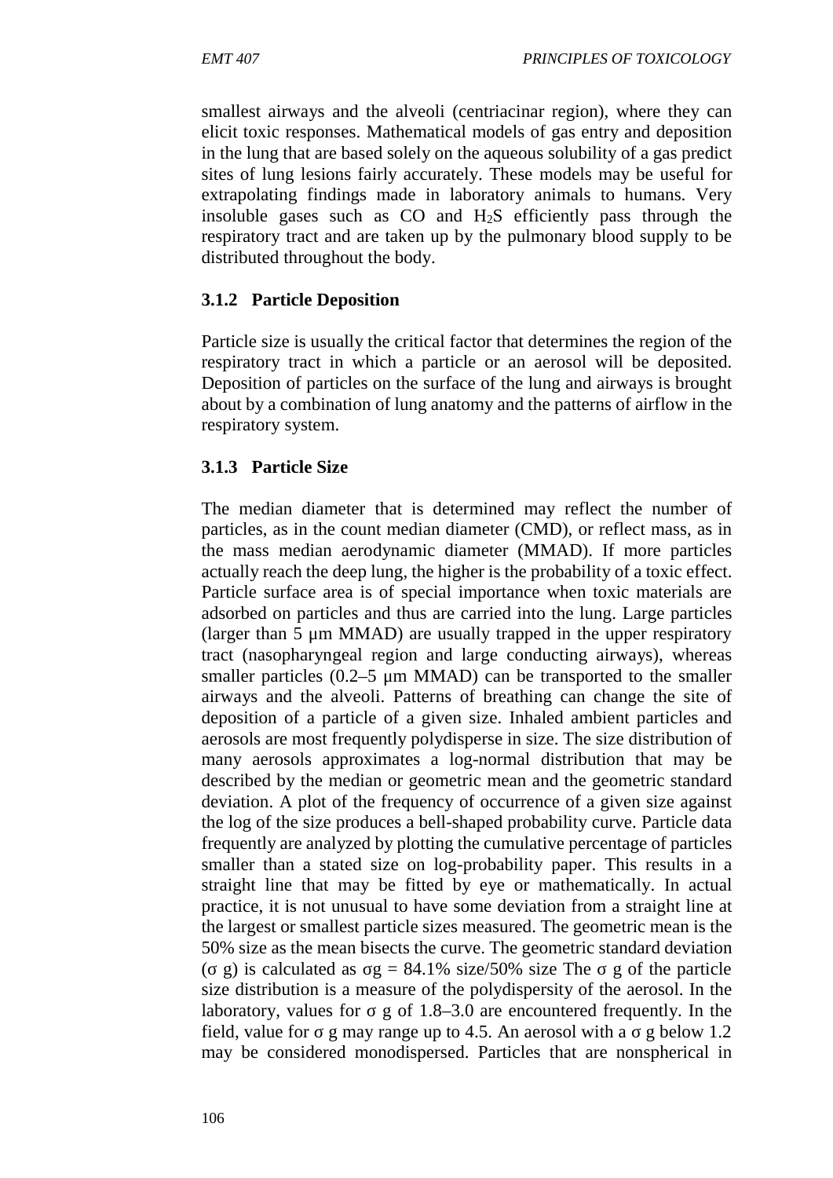smallest airways and the alveoli (centriacinar region), where they can elicit toxic responses. Mathematical models of gas entry and deposition in the lung that are based solely on the aqueous solubility of a gas predict sites of lung lesions fairly accurately. These models may be useful for extrapolating findings made in laboratory animals to humans. Very insoluble gases such as CO and $H_2S$ efficiently pass through the respiratory tract and are taken up by the pulmonary blood supply to be distributed throughout the body.

### 3.1.2 Particle Deposition

Particle size is usually the critical factor that determines the region of the respiratory tract in which a particle or an aerosol will be deposited. Deposition of particles on the surface of the lung and airways is brought about by a combination of lung anatomy and the patterns of airflow in the respiratory system.

### 3.1.3 Particle Size

The median diameter that is determined may reflect the number of particles, as in the count median diameter (CMD), or reflect mass, as in the mass median aerodynamic diameter (MMAD). If more particles actually reach the deep lung, the higher is the probability of a toxic effect. Particle surface area is of special importance when toxic materials are adsorbed on particles and thus are carried into the lung. Large particles (larger than 5 μm MMAD) are usually trapped in the upper respiratory tract (nasopharyngeal region and large conducting airways), whereas smaller particles (0.2–5 μm MMAD) can be transported to the smaller airways and the alveoli. Patterns of breathing can change the site of deposition of a particle of a given size. Inhaled ambient particles and aerosols are most frequently polydisperse in size. The size distribution of many aerosols approximates a log-normal distribution that may be described by the median or geometric mean and the geometric standard deviation. A plot of the frequency of occurrence of a given size against the log of the size produces a bell-shaped probability curve. Particle data frequently are analyzed by plotting the cumulative percentage of particles smaller than a stated size on log-probability paper. This results in a straight line that may be fitted by eye or mathematically. In actual practice, it is not unusual to have some deviation from a straight line at the largest or smallest particle sizes measured. The geometric mean is the 50% size as the mean bisects the curve. The geometric standard deviation ($\sigma_g$) is calculated as $\sigma_g$ = 84.1% size/50% size The $\sigma_g$ of the particle size distribution is a measure of the polydispersity of the aerosol. In the laboratory, values for $\sigma_g$ of 1.8–3.0 are encountered frequently. In the field, value for $\sigma_g$ may range up to 4.5. An aerosol with a $\sigma_g$ below 1.2 may be considered monodispersed. Particles that are nonspherical in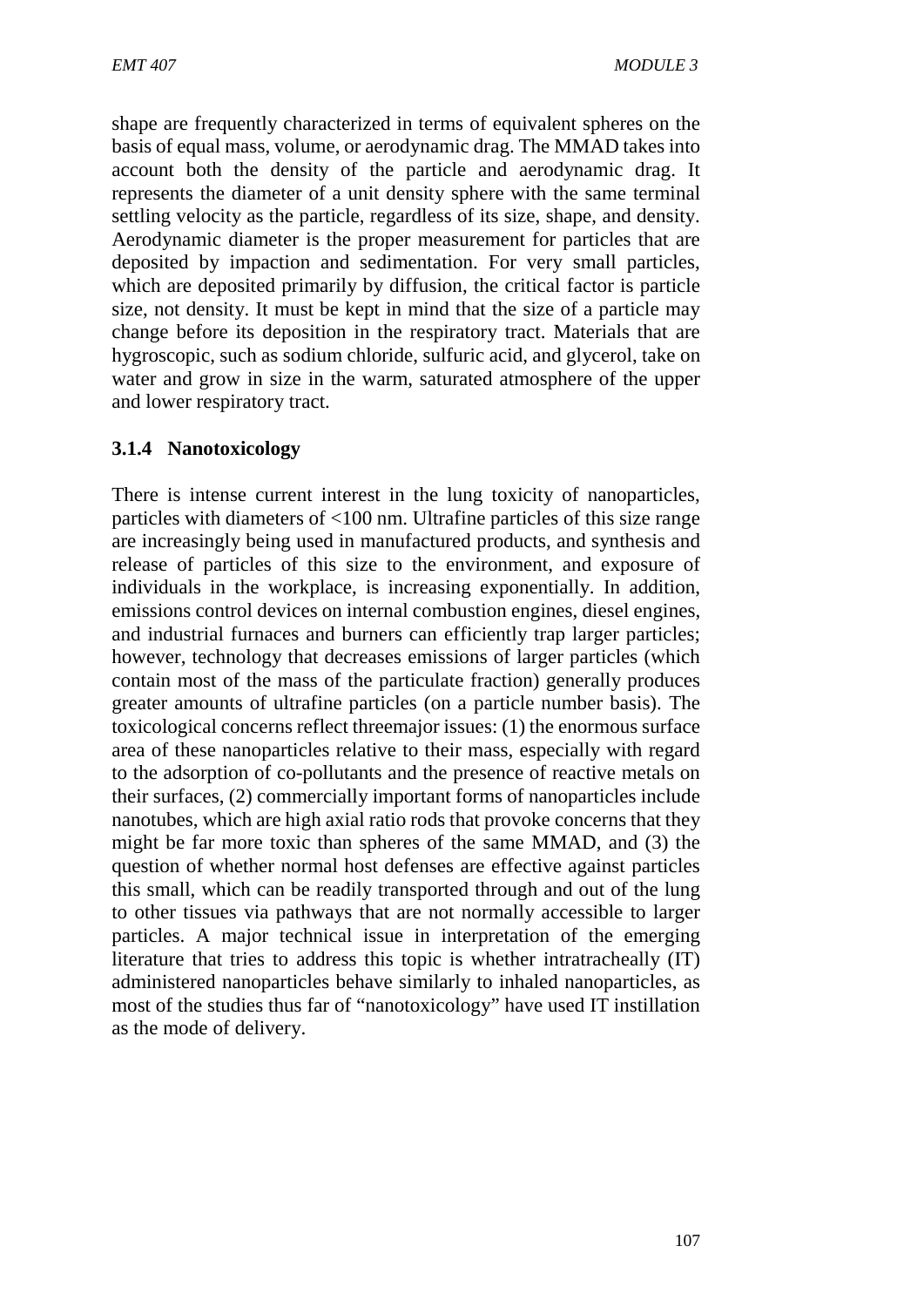shape are frequently characterized in terms of equivalent spheres on the basis of equal mass, volume, or aerodynamic drag. The MMAD takes into account both the density of the particle and aerodynamic drag. It represents the diameter of a unit density sphere with the same terminal settling velocity as the particle, regardless of its size, shape, and density. Aerodynamic diameter is the proper measurement for particles that are deposited by impaction and sedimentation. For very small particles, which are deposited primarily by diffusion, the critical factor is particle size, not density. It must be kept in mind that the size of a particle may change before its deposition in the respiratory tract. Materials that are hygroscopic, such as sodium chloride, sulfuric acid, and glycerol, take on water and grow in size in the warm, saturated atmosphere of the upper and lower respiratory tract.

### 3.1.4 Nanotoxicology

There is intense current interest in the lung toxicity of nanoparticles, particles with diameters of <100 nm. Ultrafine particles of this size range are increasingly being used in manufactured products, and synthesis and release of particles of this size to the environment, and exposure of individuals in the workplace, is increasing exponentially. In addition, emissions control devices on internal combustion engines, diesel engines, and industrial furnaces and burners can efficiently trap larger particles; however, technology that decreases emissions of larger particles (which contain most of the mass of the particulate fraction) generally produces greater amounts of ultrafine particles (on a particle number basis). The toxicological concerns reflect threemajor issues: (1) the enormous surface area of these nanoparticles relative to their mass, especially with regard to the adsorption of co-pollutants and the presence of reactive metals on their surfaces, (2) commercially important forms of nanoparticles include nanotubes, which are high axial ratio rods that provoke concerns that they might be far more toxic than spheres of the same MMAD, and (3) the question of whether normal host defenses are effective against particles this small, which can be readily transported through and out of the lung to other tissues via pathways that are not normally accessible to larger particles. A major technical issue in interpretation of the emerging literature that tries to address this topic is whether intratracheally (IT) administered nanoparticles behave similarly to inhaled nanoparticles, as most of the studies thus far of "nanotoxicology" have used IT instillation as the mode of delivery.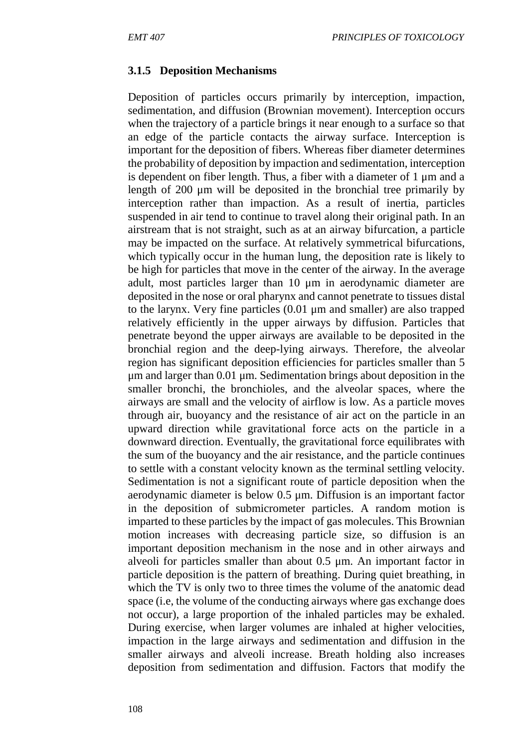### 3.1.5 Deposition Mechanisms

Deposition of particles occurs primarily by interception, impaction, sedimentation, and diffusion (Brownian movement). Interception occurs when the trajectory of a particle brings it near enough to a surface so that an edge of the particle contacts the airway surface. Interception is important for the deposition of fibers. Whereas fiber diameter determines the probability of deposition by impaction and sedimentation, interception is dependent on fiber length. Thus, a fiber with a diameter of 1 µm and a length of 200 µm will be deposited in the bronchial tree primarily by interception rather than impaction. As a result of inertia, particles suspended in air tend to continue to travel along their original path. In an airstream that is not straight, such as at an airway bifurcation, a particle may be impacted on the surface. At relatively symmetrical bifurcations, which typically occur in the human lung, the deposition rate is likely to be high for particles that move in the center of the airway. In the average adult, most particles larger than 10 µm in aerodynamic diameter are deposited in the nose or oral pharynx and cannot penetrate to tissues distal to the larynx. Very fine particles (0.01 µm and smaller) are also trapped relatively efficiently in the upper airways by diffusion. Particles that penetrate beyond the upper airways are available to be deposited in the bronchial region and the deep-lying airways. Therefore, the alveolar region has significant deposition efficiencies for particles smaller than 5 µm and larger than 0.01 µm. Sedimentation brings about deposition in the smaller bronchi, the bronchioles, and the alveolar spaces, where the airways are small and the velocity of airflow is low. As a particle moves through air, buoyancy and the resistance of air act on the particle in an upward direction while gravitational force acts on the particle in a downward direction. Eventually, the gravitational force equilibrates with the sum of the buoyancy and the air resistance, and the particle continues to settle with a constant velocity known as the terminal settling velocity. Sedimentation is not a significant route of particle deposition when the aerodynamic diameter is below 0.5 µm. Diffusion is an important factor in the deposition of submicrometer particles. A random motion is imparted to these particles by the impact of gas molecules. This Brownian motion increases with decreasing particle size, so diffusion is an important deposition mechanism in the nose and in other airways and alveoli for particles smaller than about 0.5 µm. An important factor in particle deposition is the pattern of breathing. During quiet breathing, in which the TV is only two to three times the volume of the anatomic dead space (i.e, the volume of the conducting airways where gas exchange does not occur), a large proportion of the inhaled particles may be exhaled. During exercise, when larger volumes are inhaled at higher velocities, impaction in the large airways and sedimentation and diffusion in the smaller airways and alveoli increase. Breath holding also increases deposition from sedimentation and diffusion. Factors that modify the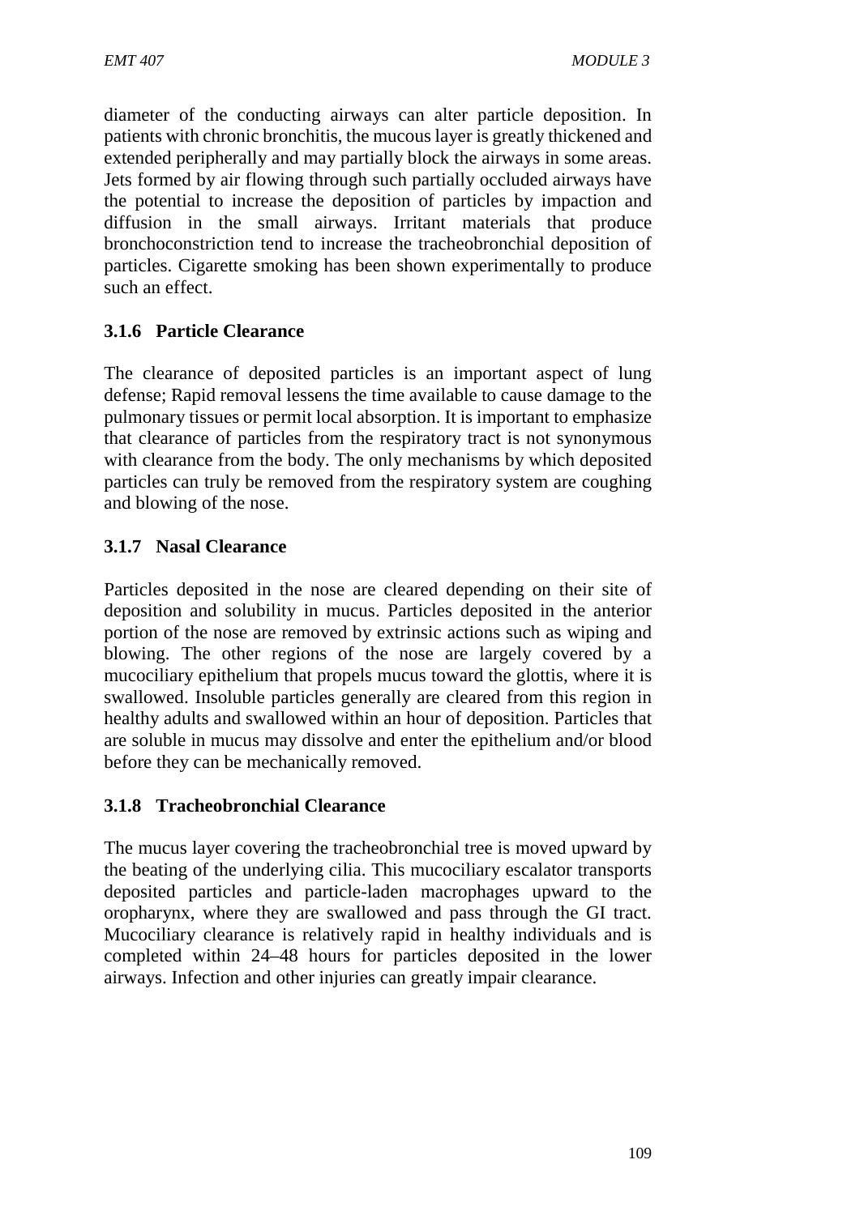diameter of the conducting airways can alter particle deposition. In patients with chronic bronchitis, the mucous layer is greatly thickened and extended peripherally and may partially block the airways in some areas. Jets formed by air flowing through such partially occluded airways have the potential to increase the deposition of particles by impaction and diffusion in the small airways. Irritant materials that produce bronchoconstriction tend to increase the tracheobronchial deposition of particles. Cigarette smoking has been shown experimentally to produce such an effect.

### 3.1.6 Particle Clearance

The clearance of deposited particles is an important aspect of lung defense; Rapid removal lessens the time available to cause damage to the pulmonary tissues or permit local absorption. It is important to emphasize that clearance of particles from the respiratory tract is not synonymous with clearance from the body. The only mechanisms by which deposited particles can truly be removed from the respiratory system are coughing and blowing of the nose.

### 3.1.7 Nasal Clearance

Particles deposited in the nose are cleared depending on their site of deposition and solubility in mucus. Particles deposited in the anterior portion of the nose are removed by extrinsic actions such as wiping and blowing. The other regions of the nose are largely covered by a mucociliary epithelium that propels mucus toward the glottis, where it is swallowed. Insoluble particles generally are cleared from this region in healthy adults and swallowed within an hour of deposition. Particles that are soluble in mucus may dissolve and enter the epithelium and/or blood before they can be mechanically removed.

### 3.1.8 Tracheobronchial Clearance

The mucus layer covering the tracheobronchial tree is moved upward by the beating of the underlying cilia. This mucociliary escalator transports deposited particles and particle-laden macrophages upward to the oropharynx, where they are swallowed and pass through the GI tract. Mucociliary clearance is relatively rapid in healthy individuals and is completed within 24–48 hours for particles deposited in the lower airways. Infection and other injuries can greatly impair clearance.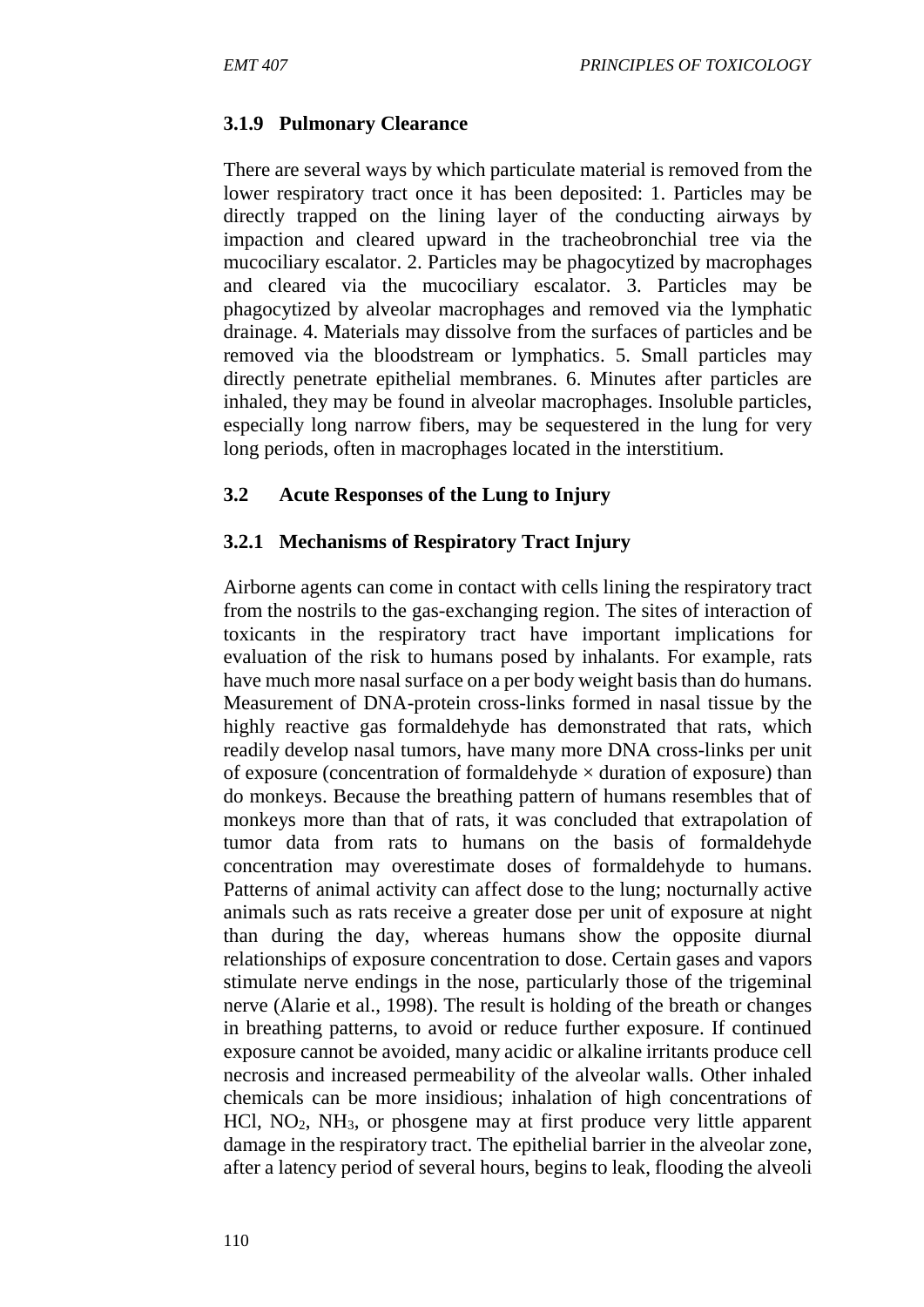### 3.1.9 Pulmonary Clearance

There are several ways by which particulate material is removed from the lower respiratory tract once it has been deposited: 1. Particles may be directly trapped on the lining layer of the conducting airways by impaction and cleared upward in the tracheobronchial tree via the mucociliary escalator. 2. Particles may be phagocytized by macrophages and cleared via the mucociliary escalator. 3. Particles may be phagocytized by alveolar macrophages and removed via the lymphatic drainage. 4. Materials may dissolve from the surfaces of particles and be removed via the bloodstream or lymphatics. 5. Small particles may directly penetrate epithelial membranes. 6. Minutes after particles are inhaled, they may be found in alveolar macrophages. Insoluble particles, especially long narrow fibers, may be sequestered in the lung for very long periods, often in macrophages located in the interstitium.

## 3.2 Acute Responses of the Lung to Injury

### 3.2.1 Mechanisms of Respiratory Tract Injury

Airborne agents can come in contact with cells lining the respiratory tract from the nostrils to the gas-exchanging region. The sites of interaction of toxicants in the respiratory tract have important implications for evaluation of the risk to humans posed by inhalants. For example, rats have much more nasal surface on a per body weight basis than do humans. Measurement of DNA-protein cross-links formed in nasal tissue by the highly reactive gas formaldehyde has demonstrated that rats, which readily develop nasal tumors, have many more DNA cross-links per unit of exposure (concentration of formaldehyde × duration of exposure) than do monkeys. Because the breathing pattern of humans resembles that of monkeys more than that of rats, it was concluded that extrapolation of tumor data from rats to humans on the basis of formaldehyde concentration may overestimate doses of formaldehyde to humans. Patterns of animal activity can affect dose to the lung; nocturnally active animals such as rats receive a greater dose per unit of exposure at night than during the day, whereas humans show the opposite diurnal relationships of exposure concentration to dose. Certain gases and vapors stimulate nerve endings in the nose, particularly those of the trigeminal nerve (Alarie et al., 1998). The result is holding of the breath or changes in breathing patterns, to avoid or reduce further exposure. If continued exposure cannot be avoided, many acidic or alkaline irritants produce cell necrosis and increased permeability of the alveolar walls. Other inhaled chemicals can be more insidious; inhalation of high concentrations of HCl, $NO_2$, $NH_3$, or phosgene may at first produce very little apparent damage in the respiratory tract. The epithelial barrier in the alveolar zone, after a latency period of several hours, begins to leak, flooding the alveoli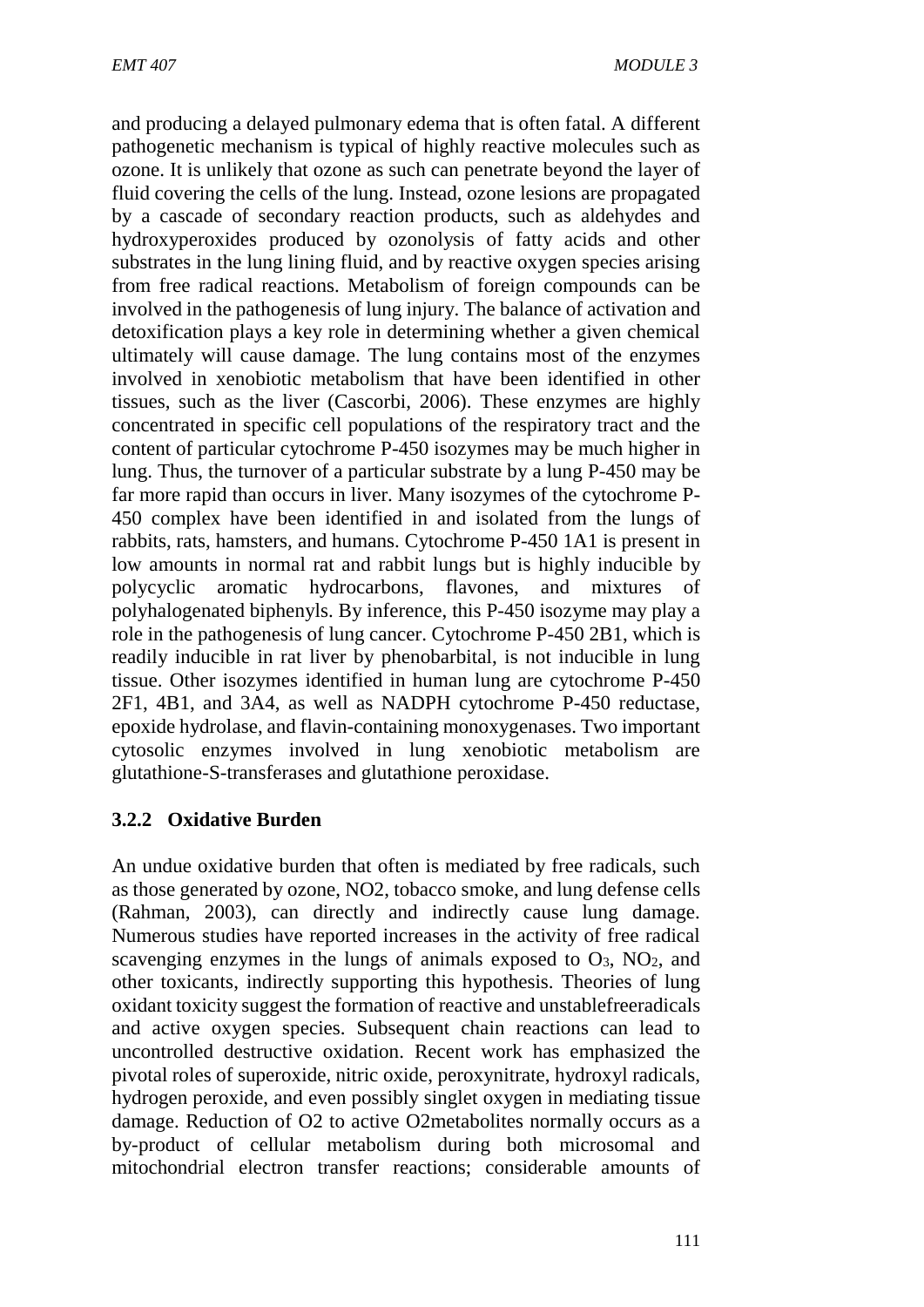and producing a delayed pulmonary edema that is often fatal. A different pathogenetic mechanism is typical of highly reactive molecules such as ozone. It is unlikely that ozone as such can penetrate beyond the layer of fluid covering the cells of the lung. Instead, ozone lesions are propagated by a cascade of secondary reaction products, such as aldehydes and hydroxyperoxides produced by ozonolysis of fatty acids and other substrates in the lung lining fluid, and by reactive oxygen species arising from free radical reactions. Metabolism of foreign compounds can be involved in the pathogenesis of lung injury. The balance of activation and detoxification plays a key role in determining whether a given chemical ultimately will cause damage. The lung contains most of the enzymes involved in xenobiotic metabolism that have been identified in other tissues, such as the liver (Cascorbi, 2006). These enzymes are highly concentrated in specific cell populations of the respiratory tract and the content of particular cytochrome P-450 isozymes may be much higher in lung. Thus, the turnover of a particular substrate by a lung P-450 may be far more rapid than occurs in liver. Many isozymes of the cytochrome P-450 complex have been identified in and isolated from the lungs of rabbits, rats, hamsters, and humans. Cytochrome P-450 1A1 is present in low amounts in normal rat and rabbit lungs but is highly inducible by polycyclic aromatic hydrocarbons, flavones, and mixtures of polyhalogenated biphenyls. By inference, this P-450 isozyme may play a role in the pathogenesis of lung cancer. Cytochrome P-450 2B1, which is readily inducible in rat liver by phenobarbital, is not inducible in lung tissue. Other isozymes identified in human lung are cytochrome P-450 2F1, 4B1, and 3A4, as well as NADPH cytochrome P-450 reductase, epoxide hydrolase, and flavin-containing monoxygenases. Two important cytosolic enzymes involved in lung xenobiotic metabolism are glutathione-S-transferases and glutathione peroxidase.

### 3.2.2 Oxidative Burden

An undue oxidative burden that often is mediated by free radicals, such as those generated by ozone, NO2, tobacco smoke, and lung defense cells (Rahman, 2003), can directly and indirectly cause lung damage. Numerous studies have reported increases in the activity of free radical scavenging enzymes in the lungs of animals exposed to $O_3$, $NO_2$, and other toxicants, indirectly supporting this hypothesis. Theories of lung oxidant toxicity suggest the formation of reactive and unstablefreeradicals and active oxygen species. Subsequent chain reactions can lead to uncontrolled destructive oxidation. Recent work has emphasized the pivotal roles of superoxide, nitric oxide, peroxynitrate, hydroxyl radicals, hydrogen peroxide, and even possibly singlet oxygen in mediating tissue damage. Reduction of O2 to active O2metabolites normally occurs as a by-product of cellular metabolism during both microsomal and mitochondrial electron transfer reactions; considerable amounts of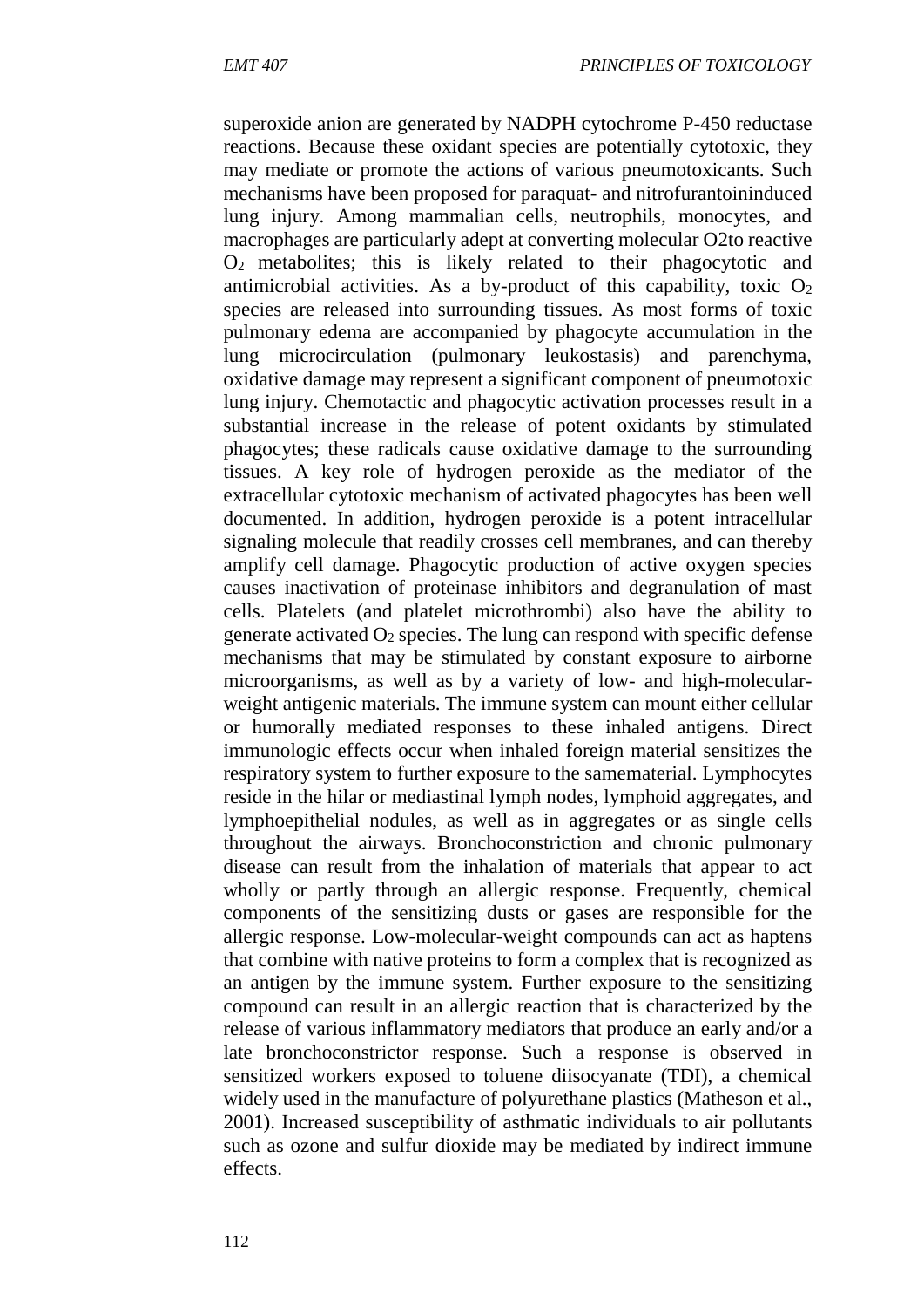superoxide anion are generated by NADPH cytochrome P-450 reductase reactions. Because these oxidant species are potentially cytotoxic, they may mediate or promote the actions of various pneumotoxicants. Such mechanisms have been proposed for paraquat- and nitrofurantoininduced lung injury. Among mammalian cells, neutrophils, monocytes, and macrophages are particularly adept at converting molecular O2to reactive $O_2$ metabolites; this is likely related to their phagocytotic and antimicrobial activities. As a by-product of this capability, toxic $O_2$ species are released into surrounding tissues. As most forms of toxic pulmonary edema are accompanied by phagocyte accumulation in the lung microcirculation (pulmonary leukostasis) and parenchyma, oxidative damage may represent a significant component of pneumotoxic lung injury. Chemotactic and phagocytic activation processes result in a substantial increase in the release of potent oxidants by stimulated phagocytes; these radicals cause oxidative damage to the surrounding tissues. A key role of hydrogen peroxide as the mediator of the extracellular cytotoxic mechanism of activated phagocytes has been well documented. In addition, hydrogen peroxide is a potent intracellular signaling molecule that readily crosses cell membranes, and can thereby amplify cell damage. Phagocytic production of active oxygen species causes inactivation of proteinase inhibitors and degranulation of mast cells. Platelets (and platelet microthrombi) also have the ability to generate activated $O_2$ species. The lung can respond with specific defense mechanisms that may be stimulated by constant exposure to airborne microorganisms, as well as by a variety of low- and high-molecular-weight antigenic materials. The immune system can mount either cellular or humorally mediated responses to these inhaled antigens. Direct immunologic effects occur when inhaled foreign material sensitizes the respiratory system to further exposure to the samematerial. Lymphocytes reside in the hilar or mediastinal lymph nodes, lymphoid aggregates, and lymphoepithelial nodules, as well as in aggregates or as single cells throughout the airways. Bronchoconstriction and chronic pulmonary disease can result from the inhalation of materials that appear to act wholly or partly through an allergic response. Frequently, chemical components of the sensitizing dusts or gases are responsible for the allergic response. Low-molecular-weight compounds can act as haptens that combine with native proteins to form a complex that is recognized as an antigen by the immune system. Further exposure to the sensitizing compound can result in an allergic reaction that is characterized by the release of various inflammatory mediators that produce an early and/or a late bronchoconstrictor response. Such a response is observed in sensitized workers exposed to toluene diisocyanate (TDI), a chemical widely used in the manufacture of polyurethane plastics (Matheson et al., 2001). Increased susceptibility of asthmatic individuals to air pollutants such as ozone and sulfur dioxide may be mediated by indirect immune effects.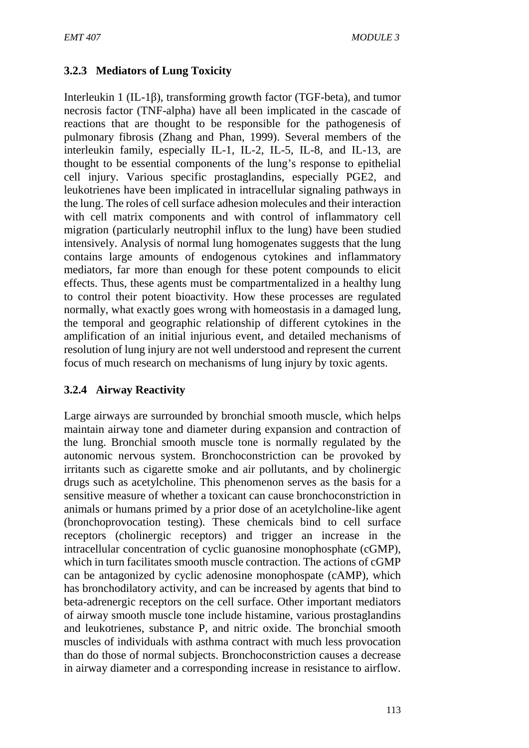### 3.2.3 Mediators of Lung Toxicity

Interleukin 1 (IL-1β), transforming growth factor (TGF-beta), and tumor necrosis factor (TNF-alpha) have all been implicated in the cascade of reactions that are thought to be responsible for the pathogenesis of pulmonary fibrosis (Zhang and Phan, 1999). Several members of the interleukin family, especially IL-1, IL-2, IL-5, IL-8, and IL-13, are thought to be essential components of the lung's response to epithelial cell injury. Various specific prostaglandins, especially PGE2, and leukotrienes have been implicated in intracellular signaling pathways in the lung. The roles of cell surface adhesion molecules and their interaction with cell matrix components and with control of inflammatory cell migration (particularly neutrophil influx to the lung) have been studied intensively. Analysis of normal lung homogenates suggests that the lung contains large amounts of endogenous cytokines and inflammatory mediators, far more than enough for these potent compounds to elicit effects. Thus, these agents must be compartmentalized in a healthy lung to control their potent bioactivity. How these processes are regulated normally, what exactly goes wrong with homeostasis in a damaged lung, the temporal and geographic relationship of different cytokines in the amplification of an initial injurious event, and detailed mechanisms of resolution of lung injury are not well understood and represent the current focus of much research on mechanisms of lung injury by toxic agents.

### 3.2.4 Airway Reactivity

Large airways are surrounded by bronchial smooth muscle, which helps maintain airway tone and diameter during expansion and contraction of the lung. Bronchial smooth muscle tone is normally regulated by the autonomic nervous system. Bronchoconstriction can be provoked by irritants such as cigarette smoke and air pollutants, and by cholinergic drugs such as acetylcholine. This phenomenon serves as the basis for a sensitive measure of whether a toxicant can cause bronchoconstriction in animals or humans primed by a prior dose of an acetylcholine-like agent (bronchoprovocation testing). These chemicals bind to cell surface receptors (cholinergic receptors) and trigger an increase in the intracellular concentration of cyclic guanosine monophosphate (cGMP), which in turn facilitates smooth muscle contraction. The actions of cGMP can be antagonized by cyclic adenosine monophospate (cAMP), which has bronchodilatory activity, and can be increased by agents that bind to beta-adrenergic receptors on the cell surface. Other important mediators of airway smooth muscle tone include histamine, various prostaglandins and leukotrienes, substance P, and nitric oxide. The bronchial smooth muscles of individuals with asthma contract with much less provocation than do those of normal subjects. Bronchoconstriction causes a decrease in airway diameter and a corresponding increase in resistance to airflow.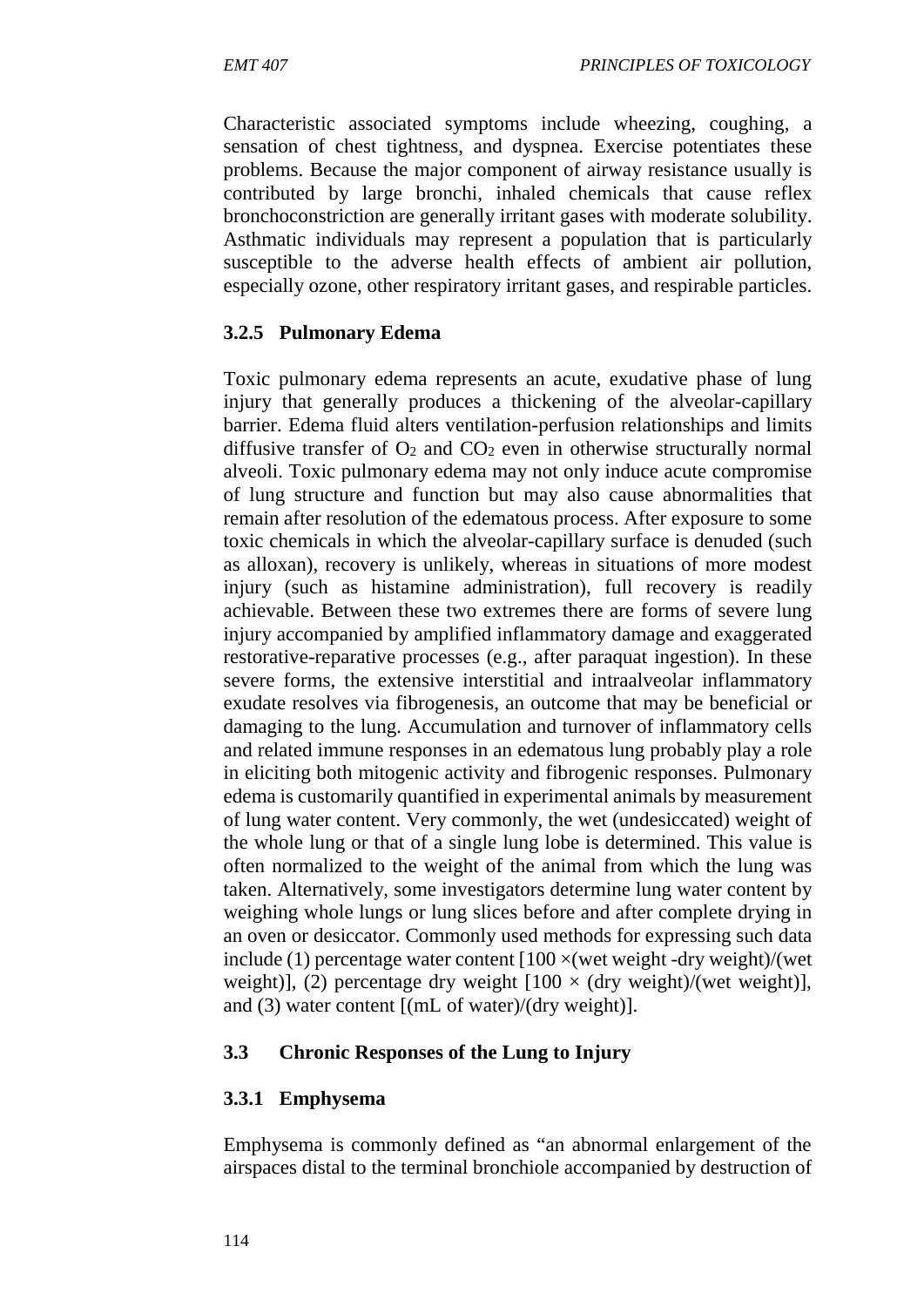Characteristic associated symptoms include wheezing, coughing, a sensation of chest tightness, and dyspnea. Exercise potentiates these problems. Because the major component of airway resistance usually is contributed by large bronchi, inhaled chemicals that cause reflex bronchoconstriction are generally irritant gases with moderate solubility. Asthmatic individuals may represent a population that is particularly susceptible to the adverse health effects of ambient air pollution, especially ozone, other respiratory irritant gases, and respirable particles.

### 3.2.5 Pulmonary Edema

Toxic pulmonary edema represents an acute, exudative phase of lung injury that generally produces a thickening of the alveolar-capillary barrier. Edema fluid alters ventilation-perfusion relationships and limits diffusive transfer of $O_2$ and $CO_2$ even in otherwise structurally normal alveoli. Toxic pulmonary edema may not only induce acute compromise of lung structure and function but may also cause abnormalities that remain after resolution of the edematous process. After exposure to some toxic chemicals in which the alveolar-capillary surface is denuded (such as alloxan), recovery is unlikely, whereas in situations of more modest injury (such as histamine administration), full recovery is readily achievable. Between these two extremes there are forms of severe lung injury accompanied by amplified inflammatory damage and exaggerated restorative-reparative processes (e.g., after paraquat ingestion). In these severe forms, the extensive interstitial and intraalveolar inflammatory exudate resolves via fibrogenesis, an outcome that may be beneficial or damaging to the lung. Accumulation and turnover of inflammatory cells and related immune responses in an edematous lung probably play a role in eliciting both mitogenic activity and fibrogenic responses. Pulmonary edema is customarily quantified in experimental animals by measurement of lung water content. Very commonly, the wet (undesiccated) weight of the whole lung or that of a single lung lobe is determined. This value is often normalized to the weight of the animal from which the lung was taken. Alternatively, some investigators determine lung water content by weighing whole lungs or lung slices before and after complete drying in an oven or desiccator. Commonly used methods for expressing such data include (1) percentage water content [100 ×(wet weight -dry weight)/(wet weight)], (2) percentage dry weight [100 × (dry weight)/(wet weight)], and (3) water content [(mL of water)/(dry weight)].

## 3.3 Chronic Responses of the Lung to Injury

### 3.3.1 Emphysema

Emphysema is commonly defined as "an abnormal enlargement of the airspaces distal to the terminal bronchiole accompanied by destruction of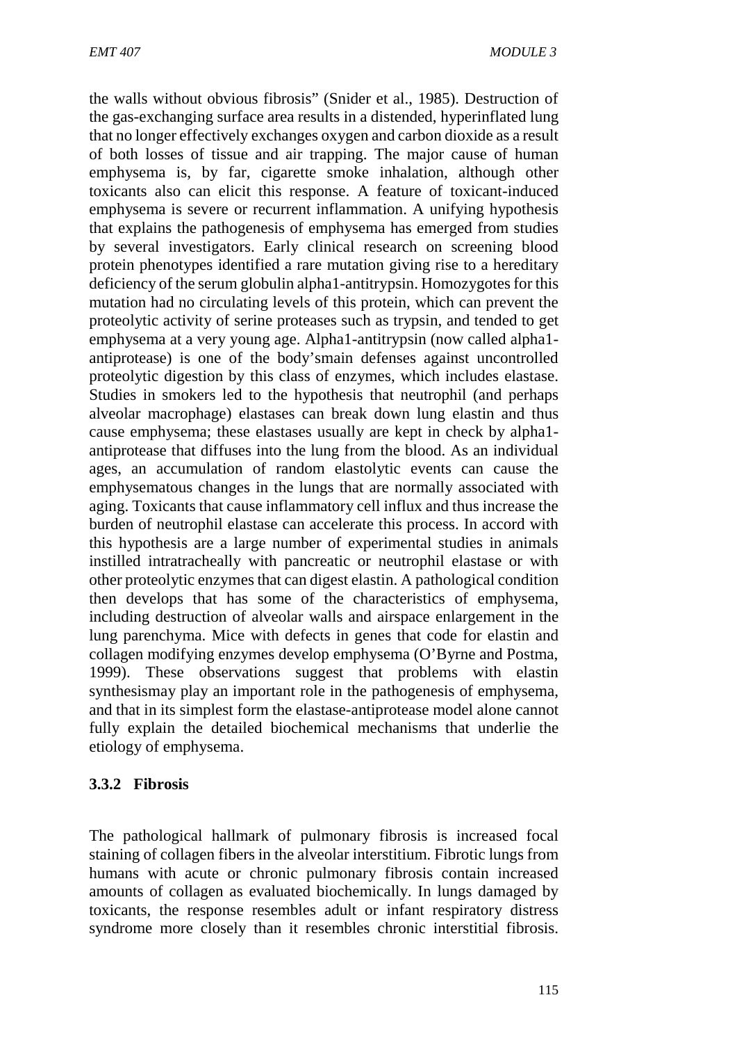the walls without obvious fibrosis" (Snider et al., 1985). Destruction of the gas-exchanging surface area results in a distended, hyperinflated lung that no longer effectively exchanges oxygen and carbon dioxide as a result of both losses of tissue and air trapping. The major cause of human emphysema is, by far, cigarette smoke inhalation, although other toxicants also can elicit this response. A feature of toxicant-induced emphysema is severe or recurrent inflammation. A unifying hypothesis that explains the pathogenesis of emphysema has emerged from studies by several investigators. Early clinical research on screening blood protein phenotypes identified a rare mutation giving rise to a hereditary deficiency of the serum globulin alpha1-antitrypsin. Homozygotes for this mutation had no circulating levels of this protein, which can prevent the proteolytic activity of serine proteases such as trypsin, and tended to get emphysema at a very young age. Alpha1-antitrypsin (now called alpha1-antiprotease) is one of the body'smain defenses against uncontrolled proteolytic digestion by this class of enzymes, which includes elastase. Studies in smokers led to the hypothesis that neutrophil (and perhaps alveolar macrophage) elastases can break down lung elastin and thus cause emphysema; these elastases usually are kept in check by alpha1-antiprotease that diffuses into the lung from the blood. As an individual ages, an accumulation of random elastolytic events can cause the emphysematous changes in the lungs that are normally associated with aging. Toxicants that cause inflammatory cell influx and thus increase the burden of neutrophil elastase can accelerate this process. In accord with this hypothesis are a large number of experimental studies in animals instilled intratracheally with pancreatic or neutrophil elastase or with other proteolytic enzymes that can digest elastin. A pathological condition then develops that has some of the characteristics of emphysema, including destruction of alveolar walls and airspace enlargement in the lung parenchyma. Mice with defects in genes that code for elastin and collagen modifying enzymes develop emphysema (O'Byrne and Postma, 1999). These observations suggest that problems with elastin synthesismay play an important role in the pathogenesis of emphysema, and that in its simplest form the elastase-antiprotease model alone cannot fully explain the detailed biochemical mechanisms that underlie the etiology of emphysema.

### 3.3.2 Fibrosis

The pathological hallmark of pulmonary fibrosis is increased focal staining of collagen fibers in the alveolar interstitium. Fibrotic lungs from humans with acute or chronic pulmonary fibrosis contain increased amounts of collagen as evaluated biochemically. In lungs damaged by toxicants, the response resembles adult or infant respiratory distress syndrome more closely than it resembles chronic interstitial fibrosis.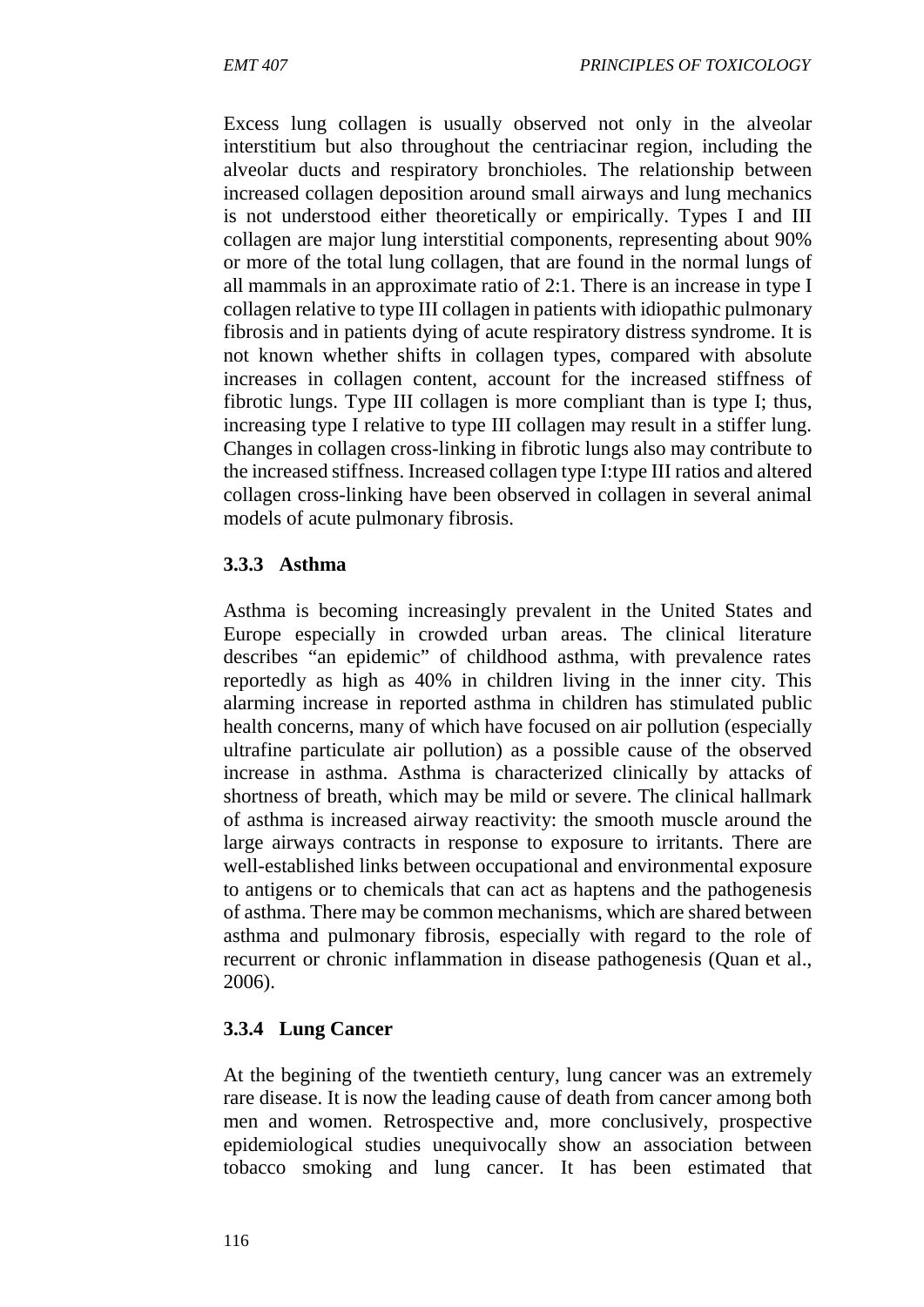Excess lung collagen is usually observed not only in the alveolar interstitium but also throughout the centriacinar region, including the alveolar ducts and respiratory bronchioles. The relationship between increased collagen deposition around small airways and lung mechanics is not understood either theoretically or empirically. Types I and III collagen are major lung interstitial components, representing about 90% or more of the total lung collagen, that are found in the normal lungs of all mammals in an approximate ratio of 2:1. There is an increase in type I collagen relative to type III collagen in patients with idiopathic pulmonary fibrosis and in patients dying of acute respiratory distress syndrome. It is not known whether shifts in collagen types, compared with absolute increases in collagen content, account for the increased stiffness of fibrotic lungs. Type III collagen is more compliant than is type I; thus, increasing type I relative to type III collagen may result in a stiffer lung. Changes in collagen cross-linking in fibrotic lungs also may contribute to the increased stiffness. Increased collagen type I:type III ratios and altered collagen cross-linking have been observed in collagen in several animal models of acute pulmonary fibrosis.

### 3.3.3 Asthma

Asthma is becoming increasingly prevalent in the United States and Europe especially in crowded urban areas. The clinical literature describes "an epidemic" of childhood asthma, with prevalence rates reportedly as high as 40% in children living in the inner city. This alarming increase in reported asthma in children has stimulated public health concerns, many of which have focused on air pollution (especially ultrafine particulate air pollution) as a possible cause of the observed increase in asthma. Asthma is characterized clinically by attacks of shortness of breath, which may be mild or severe. The clinical hallmark of asthma is increased airway reactivity: the smooth muscle around the large airways contracts in response to exposure to irritants. There are well-established links between occupational and environmental exposure to antigens or to chemicals that can act as haptens and the pathogenesis of asthma. There may be common mechanisms, which are shared between asthma and pulmonary fibrosis, especially with regard to the role of recurrent or chronic inflammation in disease pathogenesis (Quan et al., 2006).

### 3.3.4 Lung Cancer

At the begining of the twentieth century, lung cancer was an extremely rare disease. It is now the leading cause of death from cancer among both men and women. Retrospective and, more conclusively, prospective epidemiological studies unequivocally show an association between tobacco smoking and lung cancer. It has been estimated that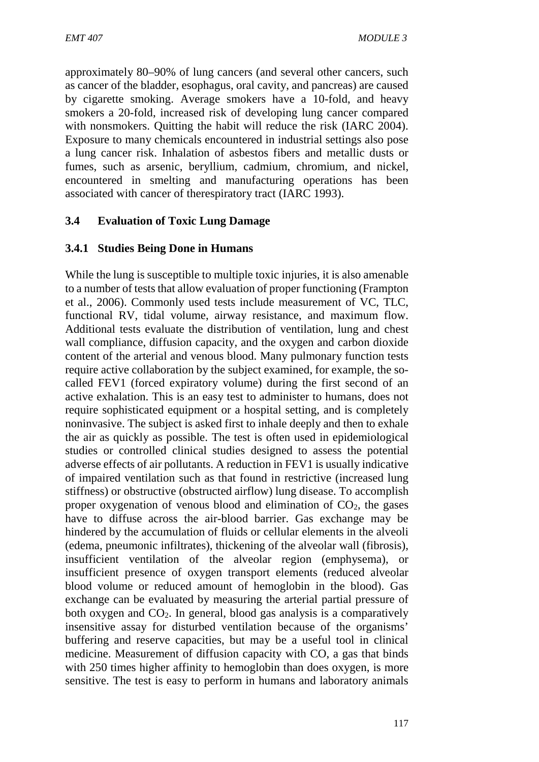approximately 80–90% of lung cancers (and several other cancers, such as cancer of the bladder, esophagus, oral cavity, and pancreas) are caused by cigarette smoking. Average smokers have a 10-fold, and heavy smokers a 20-fold, increased risk of developing lung cancer compared with nonsmokers. Quitting the habit will reduce the risk (IARC 2004). Exposure to many chemicals encountered in industrial settings also pose a lung cancer risk. Inhalation of asbestos fibers and metallic dusts or fumes, such as arsenic, beryllium, cadmium, chromium, and nickel, encountered in smelting and manufacturing operations has been associated with cancer of therespiratory tract (IARC 1993).

## 3.4 Evaluation of Toxic Lung Damage

### 3.4.1 Studies Being Done in Humans

While the lung is susceptible to multiple toxic injuries, it is also amenable to a number of tests that allow evaluation of proper functioning (Frampton et al., 2006). Commonly used tests include measurement of VC, TLC, functional RV, tidal volume, airway resistance, and maximum flow. Additional tests evaluate the distribution of ventilation, lung and chest wall compliance, diffusion capacity, and the oxygen and carbon dioxide content of the arterial and venous blood. Many pulmonary function tests require active collaboration by the subject examined, for example, the so-called FEV1 (forced expiratory volume) during the first second of an active exhalation. This is an easy test to administer to humans, does not require sophisticated equipment or a hospital setting, and is completely noninvasive. The subject is asked first to inhale deeply and then to exhale the air as quickly as possible. The test is often used in epidemiological studies or controlled clinical studies designed to assess the potential adverse effects of air pollutants. A reduction in FEV1 is usually indicative of impaired ventilation such as that found in restrictive (increased lung stiffness) or obstructive (obstructed airflow) lung disease. To accomplish proper oxygenation of venous blood and elimination of $CO_2$, the gases have to diffuse across the air-blood barrier. Gas exchange may be hindered by the accumulation of fluids or cellular elements in the alveoli (edema, pneumonic infiltrates), thickening of the alveolar wall (fibrosis), insufficient ventilation of the alveolar region (emphysema), or insufficient presence of oxygen transport elements (reduced alveolar blood volume or reduced amount of hemoglobin in the blood). Gas exchange can be evaluated by measuring the arterial partial pressure of both oxygen and $CO_2$. In general, blood gas analysis is a comparatively insensitive assay for disturbed ventilation because of the organisms' buffering and reserve capacities, but may be a useful tool in clinical medicine. Measurement of diffusion capacity with CO, a gas that binds with 250 times higher affinity to hemoglobin than does oxygen, is more sensitive. The test is easy to perform in humans and laboratory animals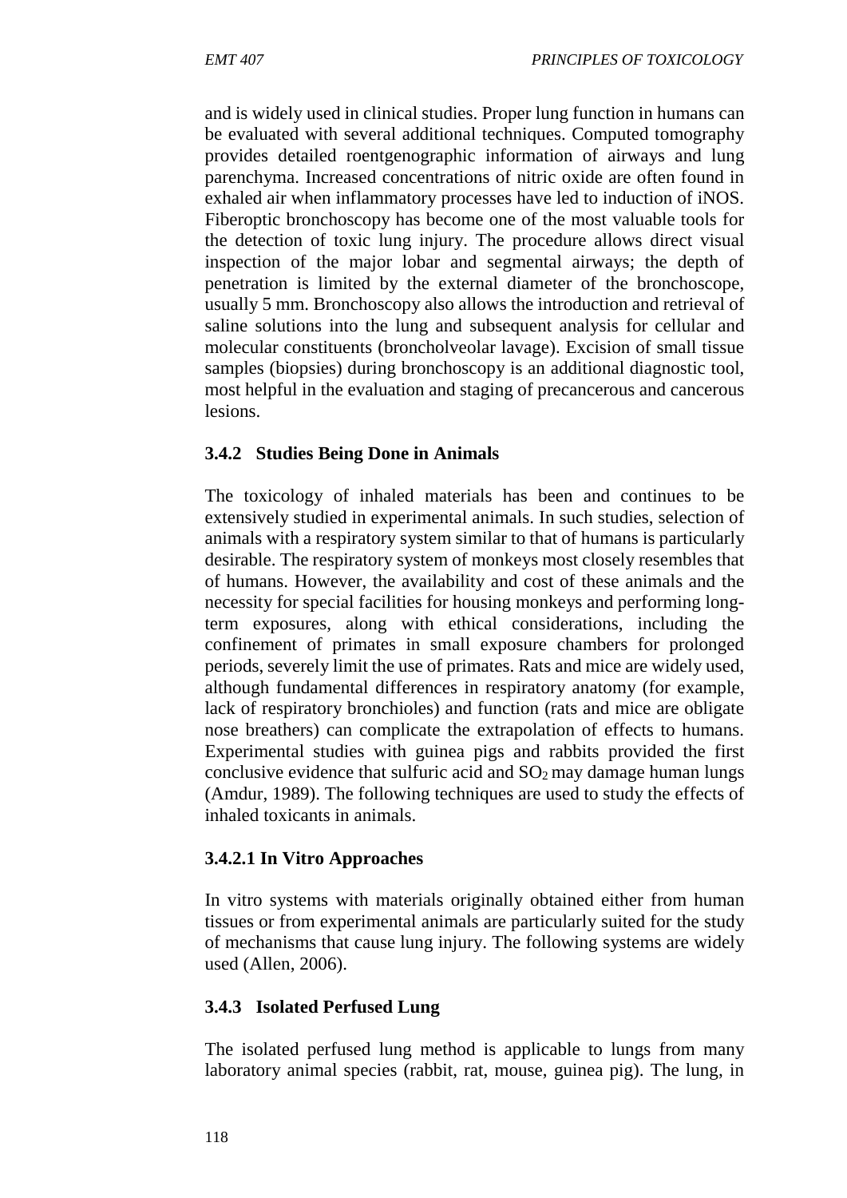and is widely used in clinical studies. Proper lung function in humans can be evaluated with several additional techniques. Computed tomography provides detailed roentgenographic information of airways and lung parenchyma. Increased concentrations of nitric oxide are often found in exhaled air when inflammatory processes have led to induction of iNOS. Fiberoptic bronchoscopy has become one of the most valuable tools for the detection of toxic lung injury. The procedure allows direct visual inspection of the major lobar and segmental airways; the depth of penetration is limited by the external diameter of the bronchoscope, usually 5 mm. Bronchoscopy also allows the introduction and retrieval of saline solutions into the lung and subsequent analysis for cellular and molecular constituents (broncholveolar lavage). Excision of small tissue samples (biopsies) during bronchoscopy is an additional diagnostic tool, most helpful in the evaluation and staging of precancerous and cancerous lesions.

### 3.4.2 Studies Being Done in Animals

The toxicology of inhaled materials has been and continues to be extensively studied in experimental animals. In such studies, selection of animals with a respiratory system similar to that of humans is particularly desirable. The respiratory system of monkeys most closely resembles that of humans. However, the availability and cost of these animals and the necessity for special facilities for housing monkeys and performing long-term exposures, along with ethical considerations, including the confinement of primates in small exposure chambers for prolonged periods, severely limit the use of primates. Rats and mice are widely used, although fundamental differences in respiratory anatomy (for example, lack of respiratory bronchioles) and function (rats and mice are obligate nose breathers) can complicate the extrapolation of effects to humans. Experimental studies with guinea pigs and rabbits provided the first conclusive evidence that sulfuric acid and $SO_2$ may damage human lungs (Amdur, 1989). The following techniques are used to study the effects of inhaled toxicants in animals.

#### 3.4.2.1 In Vitro Approaches

In vitro systems with materials originally obtained either from human tissues or from experimental animals are particularly suited for the study of mechanisms that cause lung injury. The following systems are widely used (Allen, 2006).

### 3.4.3 Isolated Perfused Lung

The isolated perfused lung method is applicable to lungs from many laboratory animal species (rabbit, rat, mouse, guinea pig). The lung, in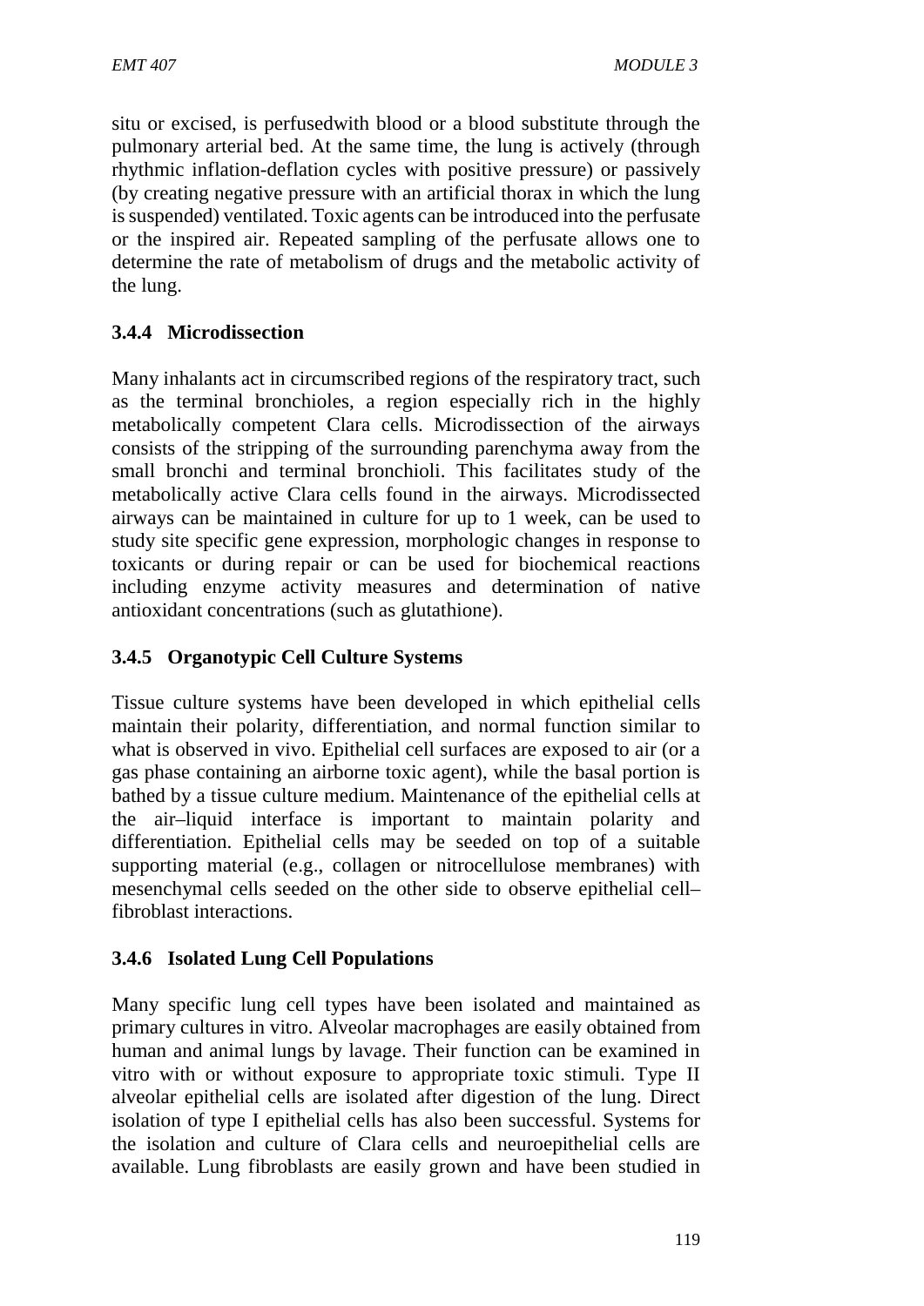situ or excised, is perfusedwith blood or a blood substitute through the pulmonary arterial bed. At the same time, the lung is actively (through rhythmic inflation-deflation cycles with positive pressure) or passively (by creating negative pressure with an artificial thorax in which the lung is suspended) ventilated. Toxic agents can be introduced into the perfusate or the inspired air. Repeated sampling of the perfusate allows one to determine the rate of metabolism of drugs and the metabolic activity of the lung.

### 3.4.4 Microdissection

Many inhalants act in circumscribed regions of the respiratory tract, such as the terminal bronchioles, a region especially rich in the highly metabolically competent Clara cells. Microdissection of the airways consists of the stripping of the surrounding parenchyma away from the small bronchi and terminal bronchioli. This facilitates study of the metabolically active Clara cells found in the airways. Microdissected airways can be maintained in culture for up to 1 week, can be used to study site specific gene expression, morphologic changes in response to toxicants or during repair or can be used for biochemical reactions including enzyme activity measures and determination of native antioxidant concentrations (such as glutathione).

### 3.4.5 Organotypic Cell Culture Systems

Tissue culture systems have been developed in which epithelial cells maintain their polarity, differentiation, and normal function similar to what is observed in vivo. Epithelial cell surfaces are exposed to air (or a gas phase containing an airborne toxic agent), while the basal portion is bathed by a tissue culture medium. Maintenance of the epithelial cells at the air–liquid interface is important to maintain polarity and differentiation. Epithelial cells may be seeded on top of a suitable supporting material (e.g., collagen or nitrocellulose membranes) with mesenchymal cells seeded on the other side to observe epithelial cell–fibroblast interactions.

### 3.4.6 Isolated Lung Cell Populations

Many specific lung cell types have been isolated and maintained as primary cultures in vitro. Alveolar macrophages are easily obtained from human and animal lungs by lavage. Their function can be examined in vitro with or without exposure to appropriate toxic stimuli. Type II alveolar epithelial cells are isolated after digestion of the lung. Direct isolation of type I epithelial cells has also been successful. Systems for the isolation and culture of Clara cells and neuroepithelial cells are available. Lung fibroblasts are easily grown and have been studied in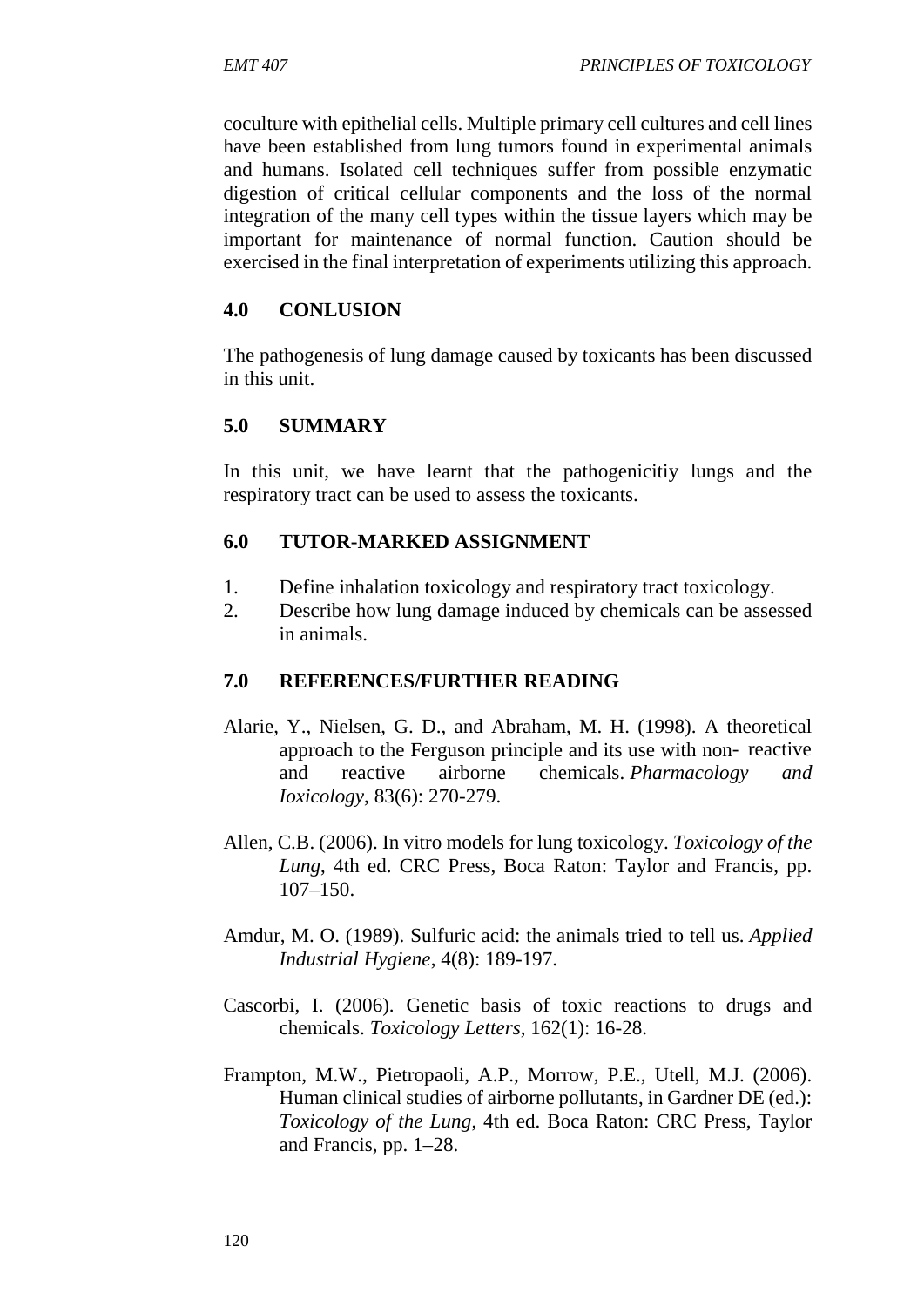coculture with epithelial cells. Multiple primary cell cultures and cell lines have been established from lung tumors found in experimental animals and humans. Isolated cell techniques suffer from possible enzymatic digestion of critical cellular components and the loss of the normal integration of the many cell types within the tissue layers which may be important for maintenance of normal function. Caution should be exercised in the final interpretation of experiments utilizing this approach.

## 4.0 CONLUSION

The pathogenesis of lung damage caused by toxicants has been discussed in this unit.

## 5.0 SUMMARY

In this unit, we have learnt that the pathogenicitiy lungs and the respiratory tract can be used to assess the toxicants.

## 6.0 TUTOR-MARKED ASSIGNMENT

1. Define inhalation toxicology and respiratory tract toxicology.
2. Describe how lung damage induced by chemicals can be assessed in animals.

## 7.0 REFERENCES/FURTHER READING

Alarie, Y., Nielsen, G. D., and Abraham, M. H. (1998). A theoretical approach to the Ferguson principle and its use with non- reactive and reactive airborne chemicals. *Pharmacology and Ioxicology*, 83(6): 270-279.

Allen, C.B. (2006). In vitro models for lung toxicology. *Toxicology of the Lung*, 4th ed. CRC Press, Boca Raton: Taylor and Francis, pp. 107–150.

Amdur, M. O. (1989). Sulfuric acid: the animals tried to tell us. *Applied Industrial Hygiene*, 4(8): 189-197.

Cascorbi, I. (2006). Genetic basis of toxic reactions to drugs and chemicals. *Toxicology Letters*, 162(1): 16-28.

Frampton, M.W., Pietropaoli, A.P., Morrow, P.E., Utell, M.J. (2006). Human clinical studies of airborne pollutants, in Gardner DE (ed.): *Toxicology of the Lung*, 4th ed. Boca Raton: CRC Press, Taylor and Francis, pp. 1–28.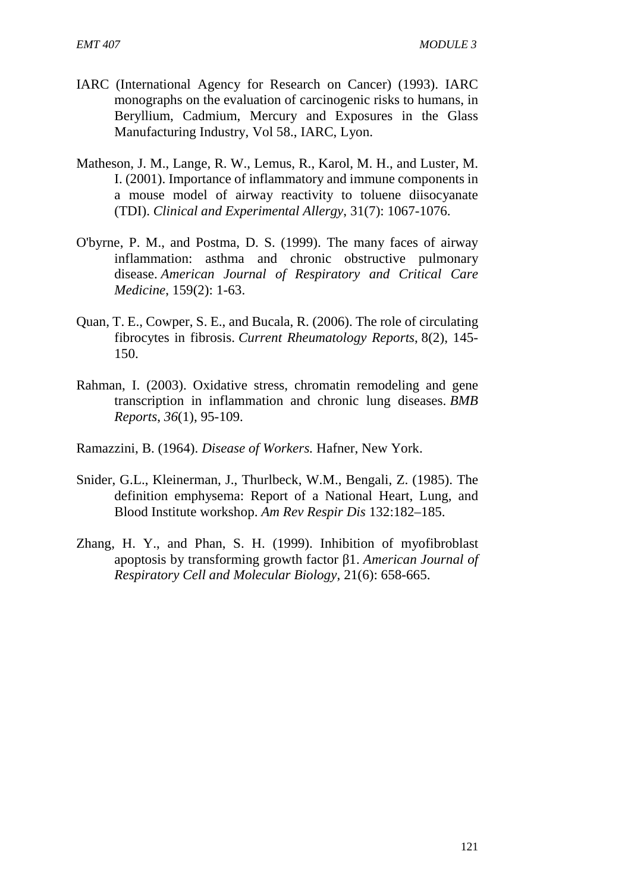IARC (International Agency for Research on Cancer) (1993). IARC monographs on the evaluation of carcinogenic risks to humans, in Beryllium, Cadmium, Mercury and Exposures in the Glass Manufacturing Industry, Vol 58., IARC, Lyon.

Matheson, J. M., Lange, R. W., Lemus, R., Karol, M. H., and Luster, M. I. (2001). Importance of inflammatory and immune components in a mouse model of airway reactivity to toluene diisocyanate (TDI). *Clinical and Experimental Allergy*, 31(7): 1067-1076.

O'byrne, P. M., and Postma, D. S. (1999). The many faces of airway inflammation: asthma and chronic obstructive pulmonary disease. *American Journal of Respiratory and Critical Care Medicine*, 159(2): 1-63.

Quan, T. E., Cowper, S. E., and Bucala, R. (2006). The role of circulating fibrocytes in fibrosis. *Current Rheumatology Reports*, 8(2), 145-150.

Rahman, I. (2003). Oxidative stress, chromatin remodeling and gene transcription in inflammation and chronic lung diseases. *BMB Reports*, *36*(1), 95-109.

Ramazzini, B. (1964). *Disease of Workers.* Hafner, New York.

Snider, G.L., Kleinerman, J., Thurlbeck, W.M., Bengali, Z. (1985). The definition emphysema: Report of a National Heart, Lung, and Blood Institute workshop. *Am Rev Respir Dis* 132:182–185.

Zhang, H. Y., and Phan, S. H. (1999). Inhibition of myofibroblast apoptosis by transforming growth factor β1. *American Journal of Respiratory Cell and Molecular Biology*, 21(6): 658-665.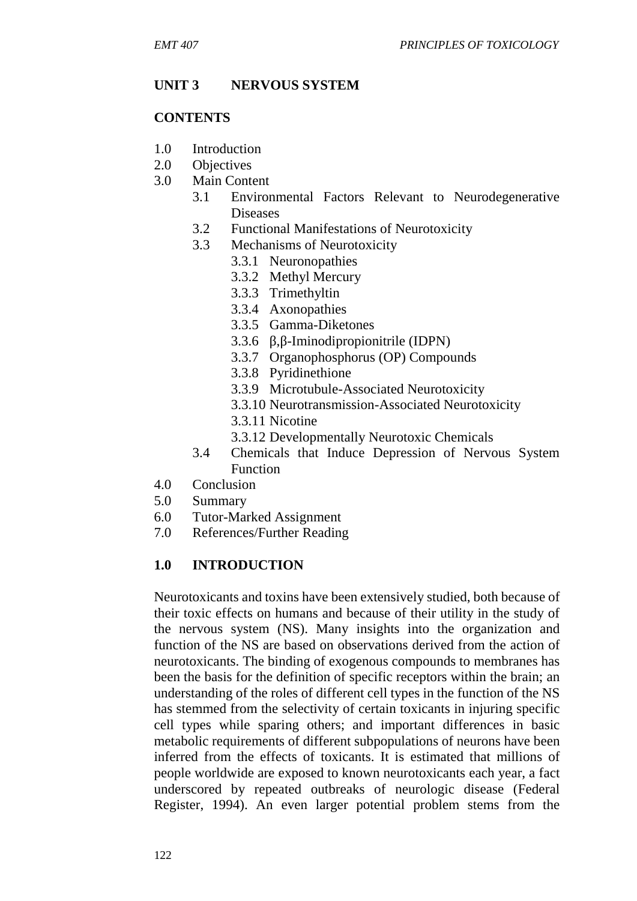## UNIT 3 NERVOUS SYSTEM

### CONTENTS

1.0 Introduction
2.0 Objectives
3.0 Main Content
  - 3.1 Environmental Factors Relevant to Neurodegenerative Diseases
  - 3.2 Functional Manifestations of Neurotoxicity
  - 3.3 Mechanisms of Neurotoxicity
    - 3.3.1 Neuronopathies
    - 3.3.2 Methyl Mercury
    - 3.3.3 Trimethyltin
    - 3.3.4 Axonopathies
    - 3.3.5 Gamma-Diketones
    - 3.3.6 β,β-Iminodipropionitrile (IDPN)
    - 3.3.7 Organophosphorus (OP) Compounds
    - 3.3.8 Pyridinethione
    - 3.3.9 Microtubule-Associated Neurotoxicity
    - 3.3.10 Neurotransmission-Associated Neurotoxicity
    - 3.3.11 Nicotine
    - 3.3.12 Developmentally Neurotoxic Chemicals
  - 3.4 Chemicals that Induce Depression of Nervous System Function

4.0 Conclusion
5.0 Summary
6.0 Tutor-Marked Assignment
7.0 References/Further Reading

## 1.0 INTRODUCTION

Neurotoxicants and toxins have been extensively studied, both because of their toxic effects on humans and because of their utility in the study of the nervous system (NS). Many insights into the organization and function of the NS are based on observations derived from the action of neurotoxicants. The binding of exogenous compounds to membranes has been the basis for the definition of specific receptors within the brain; an understanding of the roles of different cell types in the function of the NS has stemmed from the selectivity of certain toxicants in injuring specific cell types while sparing others; and important differences in basic metabolic requirements of different subpopulations of neurons have been inferred from the effects of toxicants. It is estimated that millions of people worldwide are exposed to known neurotoxicants each year, a fact underscored by repeated outbreaks of neurologic disease (Federal Register, 1994). An even larger potential problem stems from the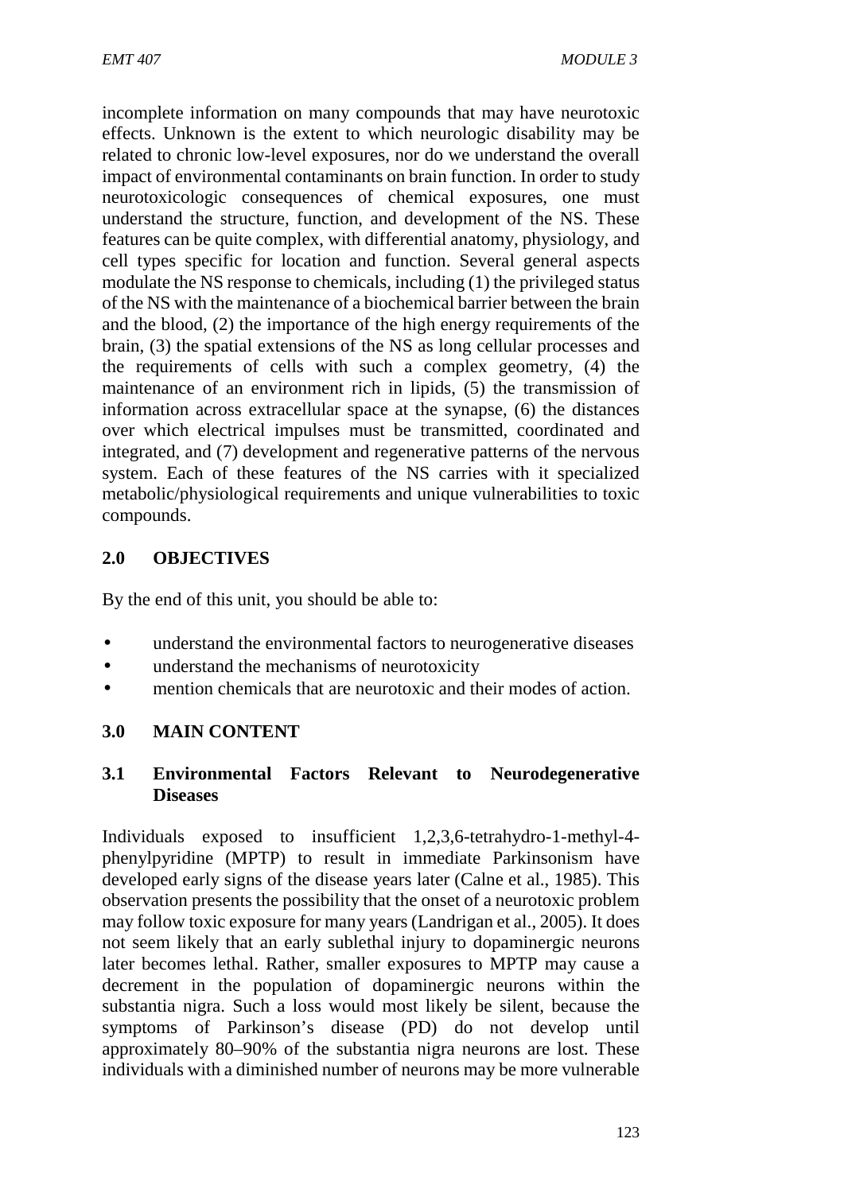incomplete information on many compounds that may have neurotoxic effects. Unknown is the extent to which neurologic disability may be related to chronic low-level exposures, nor do we understand the overall impact of environmental contaminants on brain function. In order to study neurotoxicologic consequences of chemical exposures, one must understand the structure, function, and development of the NS. These features can be quite complex, with differential anatomy, physiology, and cell types specific for location and function. Several general aspects modulate the NS response to chemicals, including (1) the privileged status of the NS with the maintenance of a biochemical barrier between the brain and the blood, (2) the importance of the high energy requirements of the brain, (3) the spatial extensions of the NS as long cellular processes and the requirements of cells with such a complex geometry, (4) the maintenance of an environment rich in lipids, (5) the transmission of information across extracellular space at the synapse, (6) the distances over which electrical impulses must be transmitted, coordinated and integrated, and (7) development and regenerative patterns of the nervous system. Each of these features of the NS carries with it specialized metabolic/physiological requirements and unique vulnerabilities to toxic compounds.

## 2.0 OBJECTIVES

By the end of this unit, you should be able to:

- understand the environmental factors to neurogenerative diseases
- understand the mechanisms of neurotoxicity
- mention chemicals that are neurotoxic and their modes of action.

## 3.0 MAIN CONTENT

### 3.1 Environmental Factors Relevant to Neurodegenerative Diseases

Individuals exposed to insufficient 1,2,3,6-tetrahydro-1-methyl-4-phenylpyridine (MPTP) to result in immediate Parkinsonism have developed early signs of the disease years later (Calne et al., 1985). This observation presents the possibility that the onset of a neurotoxic problem may follow toxic exposure for many years (Landrigan et al., 2005). It does not seem likely that an early sublethal injury to dopaminergic neurons later becomes lethal. Rather, smaller exposures to MPTP may cause a decrement in the population of dopaminergic neurons within the substantia nigra. Such a loss would most likely be silent, because the symptoms of Parkinson's disease (PD) do not develop until approximately 80–90% of the substantia nigra neurons are lost. These individuals with a diminished number of neurons may be more vulnerable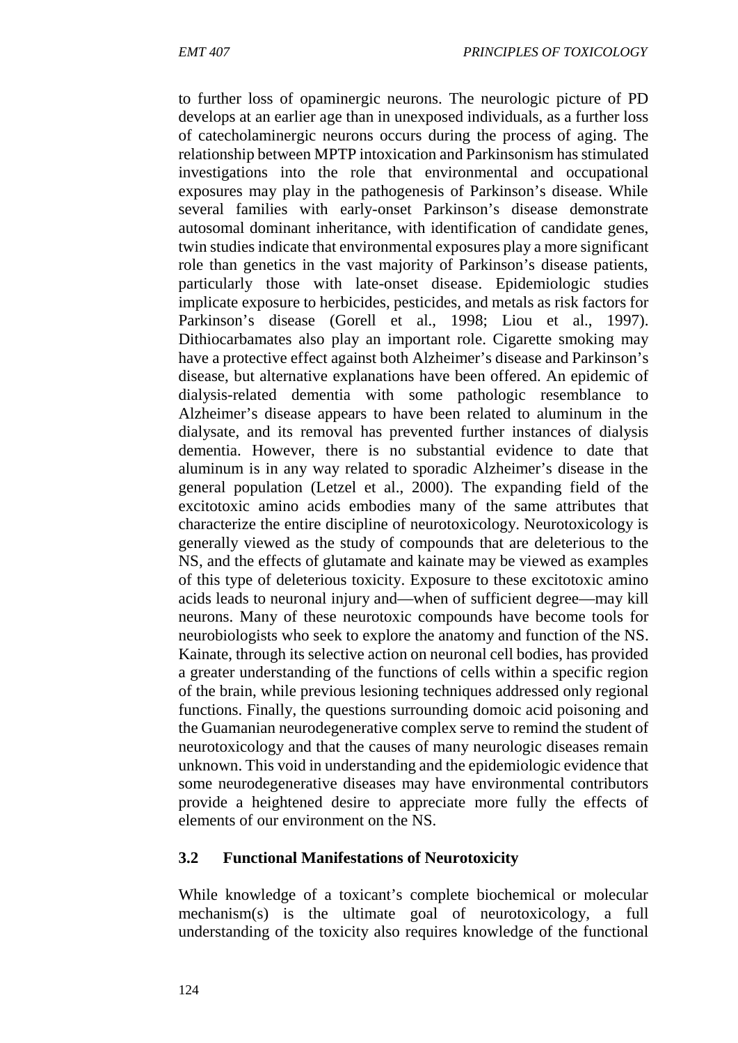to further loss of opaminergic neurons. The neurologic picture of PD develops at an earlier age than in unexposed individuals, as a further loss of catecholaminergic neurons occurs during the process of aging. The relationship between MPTP intoxication and Parkinsonism has stimulated investigations into the role that environmental and occupational exposures may play in the pathogenesis of Parkinson's disease. While several families with early-onset Parkinson's disease demonstrate autosomal dominant inheritance, with identification of candidate genes, twin studies indicate that environmental exposures play a more significant role than genetics in the vast majority of Parkinson's disease patients, particularly those with late-onset disease. Epidemiologic studies implicate exposure to herbicides, pesticides, and metals as risk factors for Parkinson's disease (Gorell et al., 1998; Liou et al., 1997). Dithiocarbamates also play an important role. Cigarette smoking may have a protective effect against both Alzheimer's disease and Parkinson's disease, but alternative explanations have been offered. An epidemic of dialysis-related dementia with some pathologic resemblance to Alzheimer's disease appears to have been related to aluminum in the dialysate, and its removal has prevented further instances of dialysis dementia. However, there is no substantial evidence to date that aluminum is in any way related to sporadic Alzheimer's disease in the general population (Letzel et al., 2000). The expanding field of the excitotoxic amino acids embodies many of the same attributes that characterize the entire discipline of neurotoxicology. Neurotoxicology is generally viewed as the study of compounds that are deleterious to the NS, and the effects of glutamate and kainate may be viewed as examples of this type of deleterious toxicity. Exposure to these excitotoxic amino acids leads to neuronal injury and—when of sufficient degree—may kill neurons. Many of these neurotoxic compounds have become tools for neurobiologists who seek to explore the anatomy and function of the NS. Kainate, through its selective action on neuronal cell bodies, has provided a greater understanding of the functions of cells within a specific region of the brain, while previous lesioning techniques addressed only regional functions. Finally, the questions surrounding domoic acid poisoning and the Guamanian neurodegenerative complex serve to remind the student of neurotoxicology and that the causes of many neurologic diseases remain unknown. This void in understanding and the epidemiologic evidence that some neurodegenerative diseases may have environmental contributors provide a heightened desire to appreciate more fully the effects of elements of our environment on the NS.

### 3.2 Functional Manifestations of Neurotoxicity

While knowledge of a toxicant's complete biochemical or molecular mechanism(s) is the ultimate goal of neurotoxicology, a full understanding of the toxicity also requires knowledge of the functional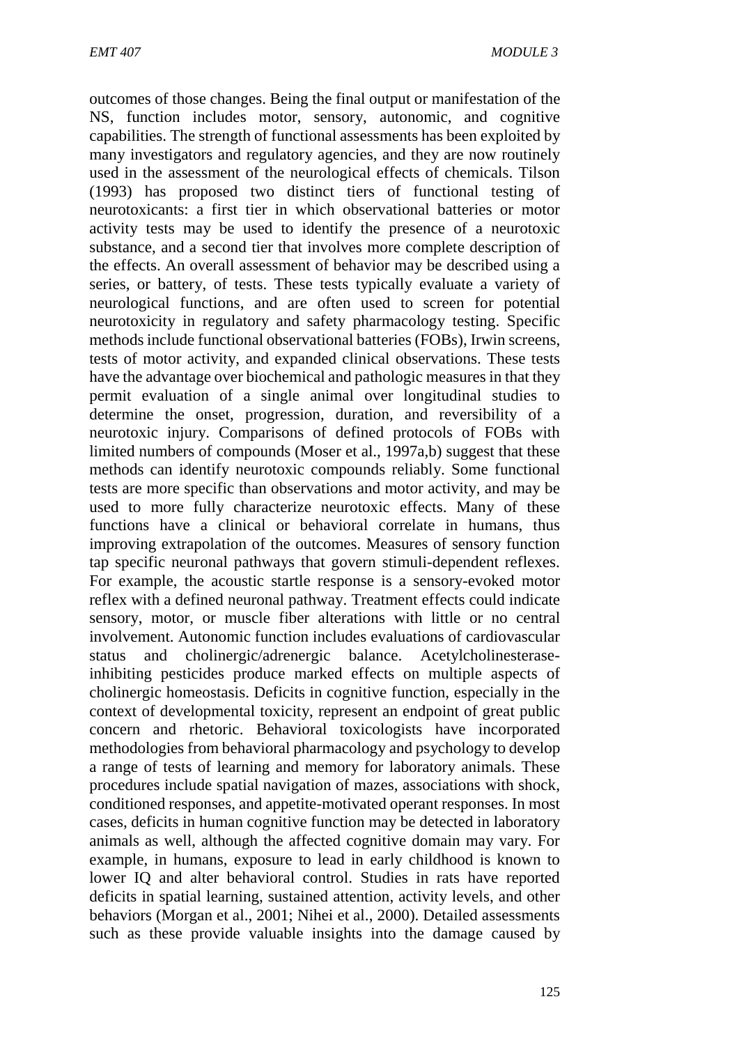outcomes of those changes. Being the final output or manifestation of the NS, function includes motor, sensory, autonomic, and cognitive capabilities. The strength of functional assessments has been exploited by many investigators and regulatory agencies, and they are now routinely used in the assessment of the neurological effects of chemicals. Tilson (1993) has proposed two distinct tiers of functional testing of neurotoxicants: a first tier in which observational batteries or motor activity tests may be used to identify the presence of a neurotoxic substance, and a second tier that involves more complete description of the effects. An overall assessment of behavior may be described using a series, or battery, of tests. These tests typically evaluate a variety of neurological functions, and are often used to screen for potential neurotoxicity in regulatory and safety pharmacology testing. Specific methods include functional observational batteries (FOBs), Irwin screens, tests of motor activity, and expanded clinical observations. These tests have the advantage over biochemical and pathologic measures in that they permit evaluation of a single animal over longitudinal studies to determine the onset, progression, duration, and reversibility of a neurotoxic injury. Comparisons of defined protocols of FOBs with limited numbers of compounds (Moser et al., 1997a,b) suggest that these methods can identify neurotoxic compounds reliably. Some functional tests are more specific than observations and motor activity, and may be used to more fully characterize neurotoxic effects. Many of these functions have a clinical or behavioral correlate in humans, thus improving extrapolation of the outcomes. Measures of sensory function tap specific neuronal pathways that govern stimuli-dependent reflexes. For example, the acoustic startle response is a sensory-evoked motor reflex with a defined neuronal pathway. Treatment effects could indicate sensory, motor, or muscle fiber alterations with little or no central involvement. Autonomic function includes evaluations of cardiovascular status and cholinergic/adrenergic balance. Acetylcholinesterase-inhibiting pesticides produce marked effects on multiple aspects of cholinergic homeostasis. Deficits in cognitive function, especially in the context of developmental toxicity, represent an endpoint of great public concern and rhetoric. Behavioral toxicologists have incorporated methodologies from behavioral pharmacology and psychology to develop a range of tests of learning and memory for laboratory animals. These procedures include spatial navigation of mazes, associations with shock, conditioned responses, and appetite-motivated operant responses. In most cases, deficits in human cognitive function may be detected in laboratory animals as well, although the affected cognitive domain may vary. For example, in humans, exposure to lead in early childhood is known to lower IQ and alter behavioral control. Studies in rats have reported deficits in spatial learning, sustained attention, activity levels, and other behaviors (Morgan et al., 2001; Nihei et al., 2000). Detailed assessments such as these provide valuable insights into the damage caused by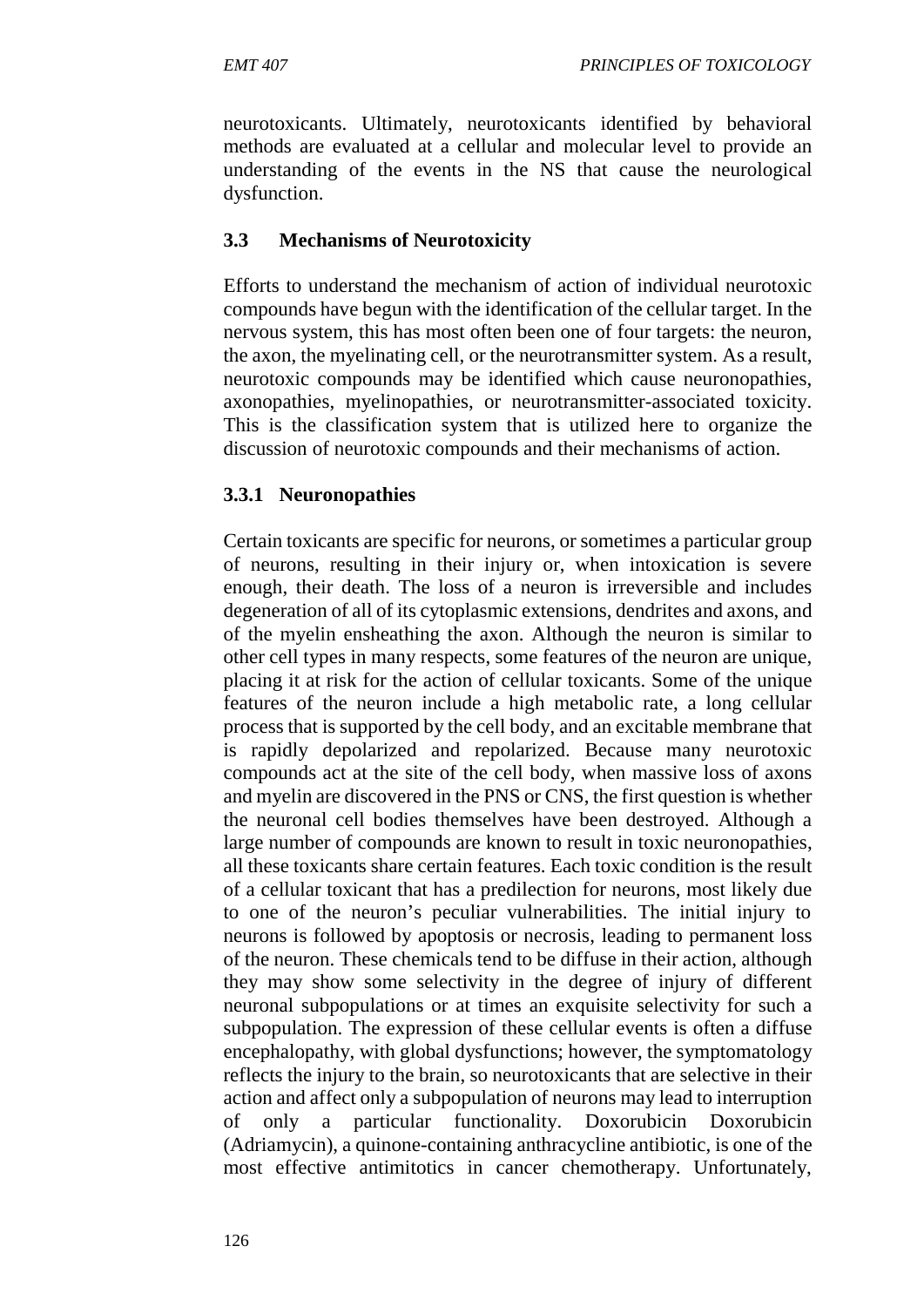neurotoxicants. Ultimately, neurotoxicants identified by behavioral methods are evaluated at a cellular and molecular level to provide an understanding of the events in the NS that cause the neurological dysfunction.

### 3.3 Mechanisms of Neurotoxicity

Efforts to understand the mechanism of action of individual neurotoxic compounds have begun with the identification of the cellular target. In the nervous system, this has most often been one of four targets: the neuron, the axon, the myelinating cell, or the neurotransmitter system. As a result, neurotoxic compounds may be identified which cause neuronopathies, axonopathies, myelinopathies, or neurotransmitter-associated toxicity. This is the classification system that is utilized here to organize the discussion of neurotoxic compounds and their mechanisms of action.

#### 3.3.1 Neuronopathies

Certain toxicants are specific for neurons, or sometimes a particular group of neurons, resulting in their injury or, when intoxication is severe enough, their death. The loss of a neuron is irreversible and includes degeneration of all of its cytoplasmic extensions, dendrites and axons, and of the myelin ensheathing the axon. Although the neuron is similar to other cell types in many respects, some features of the neuron are unique, placing it at risk for the action of cellular toxicants. Some of the unique features of the neuron include a high metabolic rate, a long cellular process that is supported by the cell body, and an excitable membrane that is rapidly depolarized and repolarized. Because many neurotoxic compounds act at the site of the cell body, when massive loss of axons and myelin are discovered in the PNS or CNS, the first question is whether the neuronal cell bodies themselves have been destroyed. Although a large number of compounds are known to result in toxic neuronopathies, all these toxicants share certain features. Each toxic condition is the result of a cellular toxicant that has a predilection for neurons, most likely due to one of the neuron's peculiar vulnerabilities. The initial injury to neurons is followed by apoptosis or necrosis, leading to permanent loss of the neuron. These chemicals tend to be diffuse in their action, although they may show some selectivity in the degree of injury of different neuronal subpopulations or at times an exquisite selectivity for such a subpopulation. The expression of these cellular events is often a diffuse encephalopathy, with global dysfunctions; however, the symptomatology reflects the injury to the brain, so neurotoxicants that are selective in their action and affect only a subpopulation of neurons may lead to interruption of only a particular functionality. Doxorubicin Doxorubicin (Adriamycin), a quinone-containing anthracycline antibiotic, is one of the most effective antimitotics in cancer chemotherapy. Unfortunately,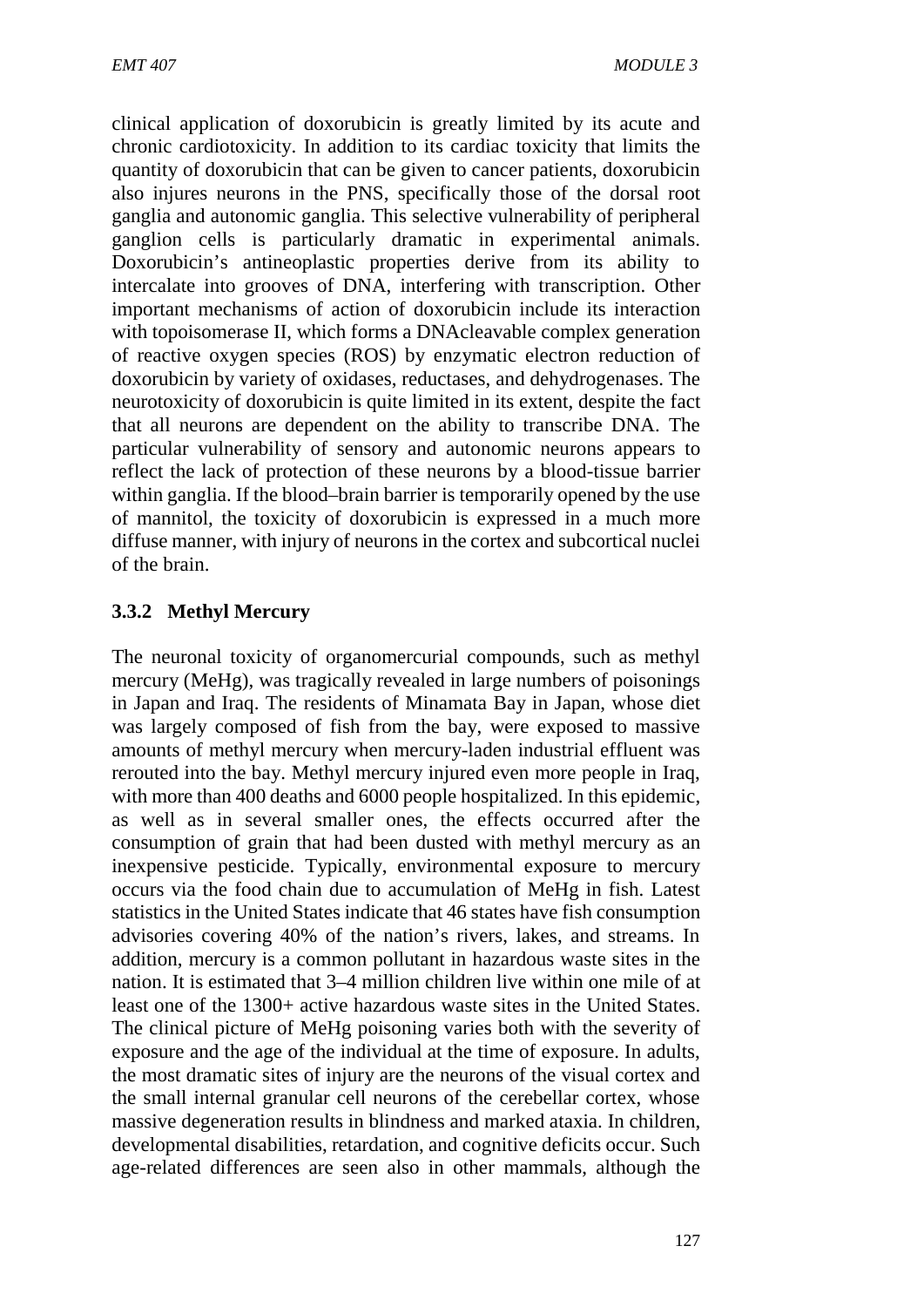clinical application of doxorubicin is greatly limited by its acute and chronic cardiotoxicity. In addition to its cardiac toxicity that limits the quantity of doxorubicin that can be given to cancer patients, doxorubicin also injures neurons in the PNS, specifically those of the dorsal root ganglia and autonomic ganglia. This selective vulnerability of peripheral ganglion cells is particularly dramatic in experimental animals. Doxorubicin's antineoplastic properties derive from its ability to intercalate into grooves of DNA, interfering with transcription. Other important mechanisms of action of doxorubicin include its interaction with topoisomerase II, which forms a DNAcleavable complex generation of reactive oxygen species (ROS) by enzymatic electron reduction of doxorubicin by variety of oxidases, reductases, and dehydrogenases. The neurotoxicity of doxorubicin is quite limited in its extent, despite the fact that all neurons are dependent on the ability to transcribe DNA. The particular vulnerability of sensory and autonomic neurons appears to reflect the lack of protection of these neurons by a blood-tissue barrier within ganglia. If the blood–brain barrier is temporarily opened by the use of mannitol, the toxicity of doxorubicin is expressed in a much more diffuse manner, with injury of neurons in the cortex and subcortical nuclei of the brain.

### 3.3.2 Methyl Mercury

The neuronal toxicity of organomercurial compounds, such as methyl mercury (MeHg), was tragically revealed in large numbers of poisonings in Japan and Iraq. The residents of Minamata Bay in Japan, whose diet was largely composed of fish from the bay, were exposed to massive amounts of methyl mercury when mercury-laden industrial effluent was rerouted into the bay. Methyl mercury injured even more people in Iraq, with more than 400 deaths and 6000 people hospitalized. In this epidemic, as well as in several smaller ones, the effects occurred after the consumption of grain that had been dusted with methyl mercury as an inexpensive pesticide. Typically, environmental exposure to mercury occurs via the food chain due to accumulation of MeHg in fish. Latest statistics in the United States indicate that 46 states have fish consumption advisories covering 40% of the nation's rivers, lakes, and streams. In addition, mercury is a common pollutant in hazardous waste sites in the nation. It is estimated that 3–4 million children live within one mile of at least one of the 1300+ active hazardous waste sites in the United States. The clinical picture of MeHg poisoning varies both with the severity of exposure and the age of the individual at the time of exposure. In adults, the most dramatic sites of injury are the neurons of the visual cortex and the small internal granular cell neurons of the cerebellar cortex, whose massive degeneration results in blindness and marked ataxia. In children, developmental disabilities, retardation, and cognitive deficits occur. Such age-related differences are seen also in other mammals, although the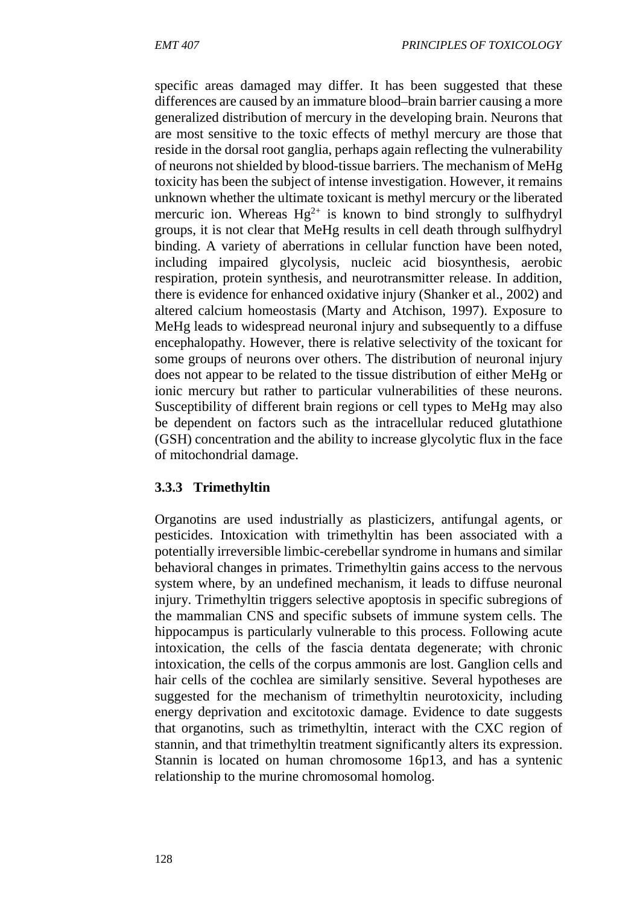specific areas damaged may differ. It has been suggested that these differences are caused by an immature blood–brain barrier causing a more generalized distribution of mercury in the developing brain. Neurons that are most sensitive to the toxic effects of methyl mercury are those that reside in the dorsal root ganglia, perhaps again reflecting the vulnerability of neurons not shielded by blood-tissue barriers. The mechanism of MeHg toxicity has been the subject of intense investigation. However, it remains unknown whether the ultimate toxicant is methyl mercury or the liberated mercuric ion. Whereas $Hg^{2+}$ is known to bind strongly to sulfhydryl groups, it is not clear that MeHg results in cell death through sulfhydryl binding. A variety of aberrations in cellular function have been noted, including impaired glycolysis, nucleic acid biosynthesis, aerobic respiration, protein synthesis, and neurotransmitter release. In addition, there is evidence for enhanced oxidative injury (Shanker et al., 2002) and altered calcium homeostasis (Marty and Atchison, 1997). Exposure to MeHg leads to widespread neuronal injury and subsequently to a diffuse encephalopathy. However, there is relative selectivity of the toxicant for some groups of neurons over others. The distribution of neuronal injury does not appear to be related to the tissue distribution of either MeHg or ionic mercury but rather to particular vulnerabilities of these neurons. Susceptibility of different brain regions or cell types to MeHg may also be dependent on factors such as the intracellular reduced glutathione (GSH) concentration and the ability to increase glycolytic flux in the face of mitochondrial damage.

### 3.3.3 Trimethyltin

Organotins are used industrially as plasticizers, antifungal agents, or pesticides. Intoxication with trimethyltin has been associated with a potentially irreversible limbic-cerebellar syndrome in humans and similar behavioral changes in primates. Trimethyltin gains access to the nervous system where, by an undefined mechanism, it leads to diffuse neuronal injury. Trimethyltin triggers selective apoptosis in specific subregions of the mammalian CNS and specific subsets of immune system cells. The hippocampus is particularly vulnerable to this process. Following acute intoxication, the cells of the fascia dentata degenerate; with chronic intoxication, the cells of the corpus ammonis are lost. Ganglion cells and hair cells of the cochlea are similarly sensitive. Several hypotheses are suggested for the mechanism of trimethyltin neurotoxicity, including energy deprivation and excitotoxic damage. Evidence to date suggests that organotins, such as trimethyltin, interact with the CXC region of stannin, and that trimethyltin treatment significantly alters its expression. Stannin is located on human chromosome 16p13, and has a syntenic relationship to the murine chromosomal homolog.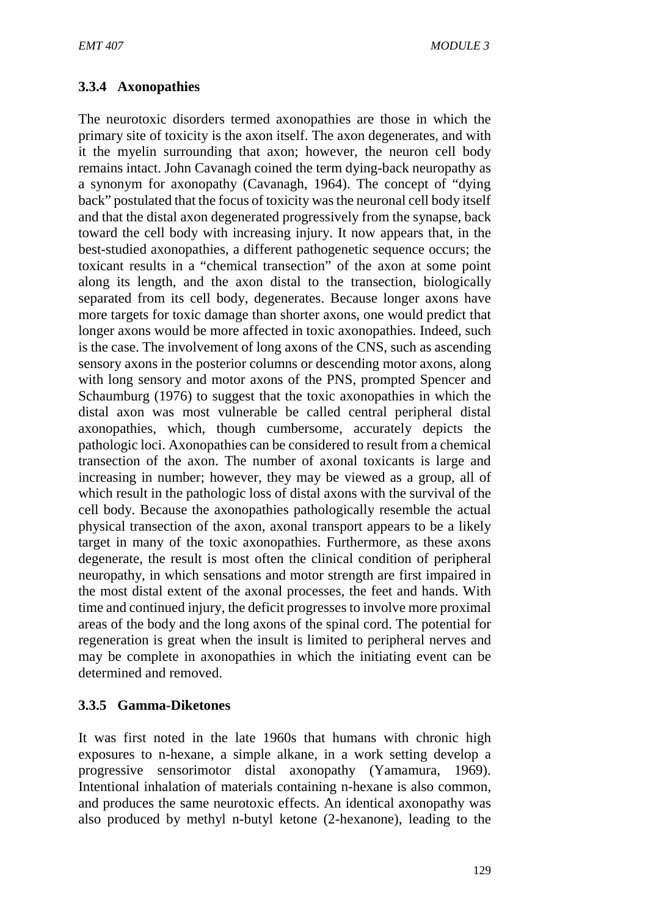### 3.3.4 Axonopathies

The neurotoxic disorders termed axonopathies are those in which the primary site of toxicity is the axon itself. The axon degenerates, and with it the myelin surrounding that axon; however, the neuron cell body remains intact. John Cavanagh coined the term dying-back neuropathy as a synonym for axonopathy (Cavanagh, 1964). The concept of "dying back" postulated that the focus of toxicity was the neuronal cell body itself and that the distal axon degenerated progressively from the synapse, back toward the cell body with increasing injury. It now appears that, in the best-studied axonopathies, a different pathogenetic sequence occurs; the toxicant results in a "chemical transection" of the axon at some point along its length, and the axon distal to the transection, biologically separated from its cell body, degenerates. Because longer axons have more targets for toxic damage than shorter axons, one would predict that longer axons would be more affected in toxic axonopathies. Indeed, such is the case. The involvement of long axons of the CNS, such as ascending sensory axons in the posterior columns or descending motor axons, along with long sensory and motor axons of the PNS, prompted Spencer and Schaumburg (1976) to suggest that the toxic axonopathies in which the distal axon was most vulnerable be called central peripheral distal axonopathies, which, though cumbersome, accurately depicts the pathologic loci. Axonopathies can be considered to result from a chemical transection of the axon. The number of axonal toxicants is large and increasing in number; however, they may be viewed as a group, all of which result in the pathologic loss of distal axons with the survival of the cell body. Because the axonopathies pathologically resemble the actual physical transection of the axon, axonal transport appears to be a likely target in many of the toxic axonopathies. Furthermore, as these axons degenerate, the result is most often the clinical condition of peripheral neuropathy, in which sensations and motor strength are first impaired in the most distal extent of the axonal processes, the feet and hands. With time and continued injury, the deficit progresses to involve more proximal areas of the body and the long axons of the spinal cord. The potential for regeneration is great when the insult is limited to peripheral nerves and may be complete in axonopathies in which the initiating event can be determined and removed.

### 3.3.5 Gamma-Diketones

It was first noted in the late 1960s that humans with chronic high exposures to n-hexane, a simple alkane, in a work setting develop a progressive sensorimotor distal axonopathy (Yamamura, 1969). Intentional inhalation of materials containing n-hexane is also common, and produces the same neurotoxic effects. An identical axonopathy was also produced by methyl n-butyl ketone (2-hexanone), leading to the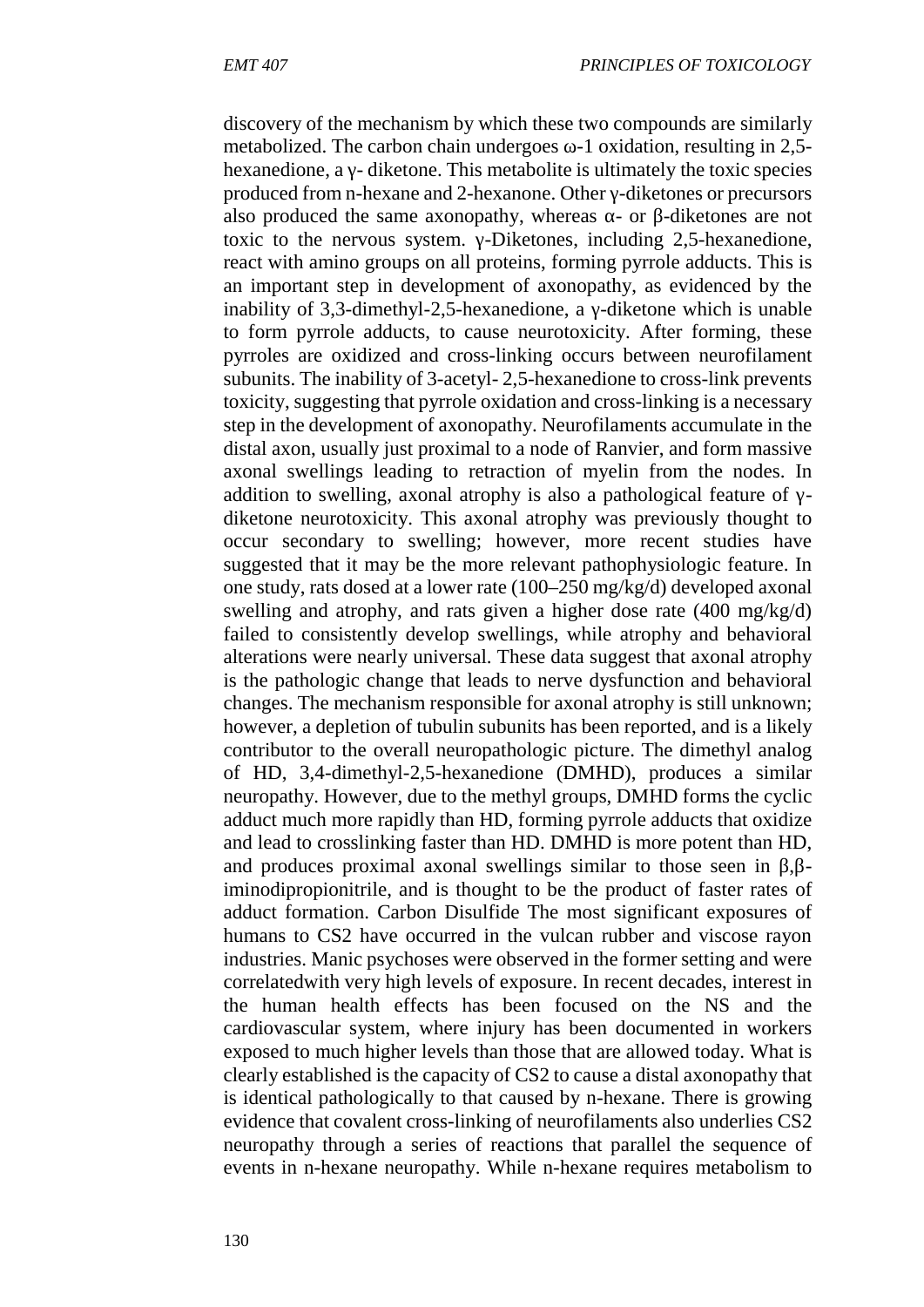discovery of the mechanism by which these two compounds are similarly metabolized. The carbon chain undergoes ω-1 oxidation, resulting in 2,5-hexanedione, a γ- diketone. This metabolite is ultimately the toxic species produced from n-hexane and 2-hexanone. Other γ-diketones or precursors also produced the same axonopathy, whereas α- or β-diketones are not toxic to the nervous system. γ-Diketones, including 2,5-hexanedione, react with amino groups on all proteins, forming pyrrole adducts. This is an important step in development of axonopathy, as evidenced by the inability of 3,3-dimethyl-2,5-hexanedione, a γ-diketone which is unable to form pyrrole adducts, to cause neurotoxicity. After forming, these pyrroles are oxidized and cross-linking occurs between neurofilament subunits. The inability of 3-acetyl- 2,5-hexanedione to cross-link prevents toxicity, suggesting that pyrrole oxidation and cross-linking is a necessary step in the development of axonopathy. Neurofilaments accumulate in the distal axon, usually just proximal to a node of Ranvier, and form massive axonal swellings leading to retraction of myelin from the nodes. In addition to swelling, axonal atrophy is also a pathological feature of γ-diketone neurotoxicity. This axonal atrophy was previously thought to occur secondary to swelling; however, more recent studies have suggested that it may be the more relevant pathophysiologic feature. In one study, rats dosed at a lower rate (100–250 mg/kg/d) developed axonal swelling and atrophy, and rats given a higher dose rate (400 mg/kg/d) failed to consistently develop swellings, while atrophy and behavioral alterations were nearly universal. These data suggest that axonal atrophy is the pathologic change that leads to nerve dysfunction and behavioral changes. The mechanism responsible for axonal atrophy is still unknown; however, a depletion of tubulin subunits has been reported, and is a likely contributor to the overall neuropathologic picture. The dimethyl analog of HD, 3,4-dimethyl-2,5-hexanedione (DMHD), produces a similar neuropathy. However, due to the methyl groups, DMHD forms the cyclic adduct much more rapidly than HD, forming pyrrole adducts that oxidize and lead to crosslinking faster than HD. DMHD is more potent than HD, and produces proximal axonal swellings similar to those seen in β,β-iminodipropionitrile, and is thought to be the product of faster rates of adduct formation. Carbon Disulfide The most significant exposures of humans to $CS_2$ have occurred in the vulcan rubber and viscose rayon industries. Manic psychoses were observed in the former setting and were correlatedwith very high levels of exposure. In recent decades, interest in the human health effects has been focused on the NS and the cardiovascular system, where injury has been documented in workers exposed to much higher levels than those that are allowed today. What is clearly established is the capacity of $CS_2$ to cause a distal axonopathy that is identical pathologically to that caused by n-hexane. There is growing evidence that covalent cross-linking of neurofilaments also underlies $CS_2$ neuropathy through a series of reactions that parallel the sequence of events in n-hexane neuropathy. While n-hexane requires metabolism to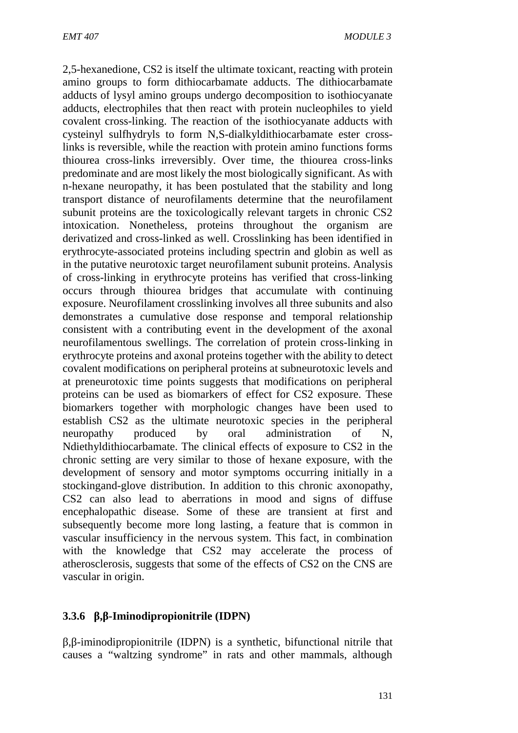2,5-hexanedione, $CS_2$ is itself the ultimate toxicant, reacting with protein amino groups to form dithiocarbamate adducts. The dithiocarbamate adducts of lysyl amino groups undergo decomposition to isothiocyanate adducts, electrophiles that then react with protein nucleophiles to yield covalent cross-linking. The reaction of the isothiocyanate adducts with cysteinyl sulfhydryls to form N,S-dialkyldithiocarbamate ester cross-links is reversible, while the reaction with protein amino functions forms thiourea cross-links irreversibly. Over time, the thiourea cross-links predominate and are most likely the most biologically significant. As with n-hexane neuropathy, it has been postulated that the stability and long transport distance of neurofilaments determine that the neurofilament subunit proteins are the toxicologically relevant targets in chronic $CS_2$ intoxication. Nonetheless, proteins throughout the organism are derivatized and cross-linked as well. Crosslinking has been identified in erythrocyte-associated proteins including spectrin and globin as well as in the putative neurotoxic target neurofilament subunit proteins. Analysis of cross-linking in erythrocyte proteins has verified that cross-linking occurs through thiourea bridges that accumulate with continuing exposure. Neurofilament crosslinking involves all three subunits and also demonstrates a cumulative dose response and temporal relationship consistent with a contributing event in the development of the axonal neurofilamentous swellings. The correlation of protein cross-linking in erythrocyte proteins and axonal proteins together with the ability to detect covalent modifications on peripheral proteins at subneurotoxic levels and at preneurotoxic time points suggests that modifications on peripheral proteins can be used as biomarkers of effect for $CS_2$ exposure. These biomarkers together with morphologic changes have been used to establish $CS_2$ as the ultimate neurotoxic species in the peripheral neuropathy produced by oral administration of N, Ndiethyldithiocarbamate. The clinical effects of exposure to $CS_2$ in the chronic setting are very similar to those of hexane exposure, with the development of sensory and motor symptoms occurring initially in a stockingand-glove distribution. In addition to this chronic axonopathy, $CS_2$ can also lead to aberrations in mood and signs of diffuse encephalopathic disease. Some of these are transient at first and subsequently become more long lasting, a feature that is common in vascular insufficiency in the nervous system. This fact, in combination with the knowledge that $CS_2$ may accelerate the process of atherosclerosis, suggests that some of the effects of $CS_2$ on the CNS are vascular in origin.

### 3.3.6 β,β-Iminodipropionitrile (IDPN)

β,β-iminodipropionitrile (IDPN) is a synthetic, bifunctional nitrile that causes a "waltzing syndrome" in rats and other mammals, although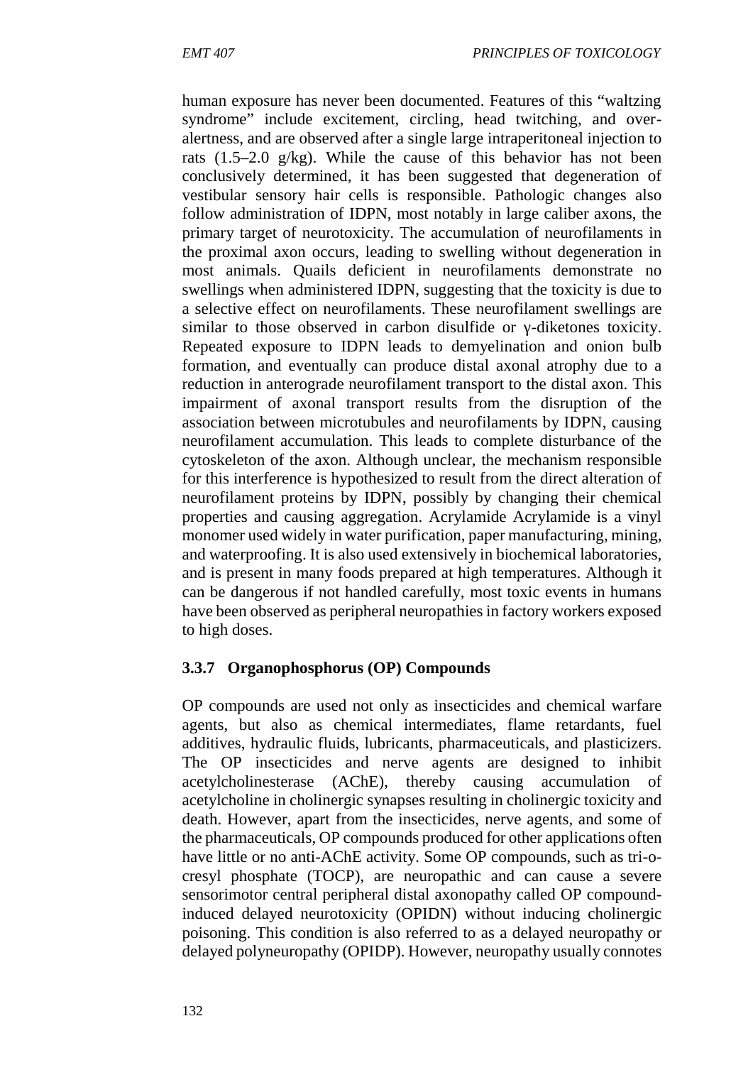human exposure has never been documented. Features of this "waltzing syndrome" include excitement, circling, head twitching, and over-alertness, and are observed after a single large intraperitoneal injection to rats (1.5–2.0 g/kg). While the cause of this behavior has not been conclusively determined, it has been suggested that degeneration of vestibular sensory hair cells is responsible. Pathologic changes also follow administration of IDPN, most notably in large caliber axons, the primary target of neurotoxicity. The accumulation of neurofilaments in the proximal axon occurs, leading to swelling without degeneration in most animals. Quails deficient in neurofilaments demonstrate no swellings when administered IDPN, suggesting that the toxicity is due to a selective effect on neurofilaments. These neurofilament swellings are similar to those observed in carbon disulfide or γ-diketones toxicity. Repeated exposure to IDPN leads to demyelination and onion bulb formation, and eventually can produce distal axonal atrophy due to a reduction in anterograde neurofilament transport to the distal axon. This impairment of axonal transport results from the disruption of the association between microtubules and neurofilaments by IDPN, causing neurofilament accumulation. This leads to complete disturbance of the cytoskeleton of the axon. Although unclear, the mechanism responsible for this interference is hypothesized to result from the direct alteration of neurofilament proteins by IDPN, possibly by changing their chemical properties and causing aggregation. Acrylamide Acrylamide is a vinyl monomer used widely in water purification, paper manufacturing, mining, and waterproofing. It is also used extensively in biochemical laboratories, and is present in many foods prepared at high temperatures. Although it can be dangerous if not handled carefully, most toxic events in humans have been observed as peripheral neuropathies in factory workers exposed to high doses.

### 3.3.7 Organophosphorus (OP) Compounds

OP compounds are used not only as insecticides and chemical warfare agents, but also as chemical intermediates, flame retardants, fuel additives, hydraulic fluids, lubricants, pharmaceuticals, and plasticizers. The OP insecticides and nerve agents are designed to inhibit acetylcholinesterase (AChE), thereby causing accumulation of acetylcholine in cholinergic synapses resulting in cholinergic toxicity and death. However, apart from the insecticides, nerve agents, and some of the pharmaceuticals, OP compounds produced for other applications often have little or no anti-AChE activity. Some OP compounds, such as tri-o-cresyl phosphate (TOCP), are neuropathic and can cause a severe sensorimotor central peripheral distal axonopathy called OP compound-induced delayed neurotoxicity (OPIDN) without inducing cholinergic poisoning. This condition is also referred to as a delayed neuropathy or delayed polyneuropathy (OPIDP). However, neuropathy usually connotes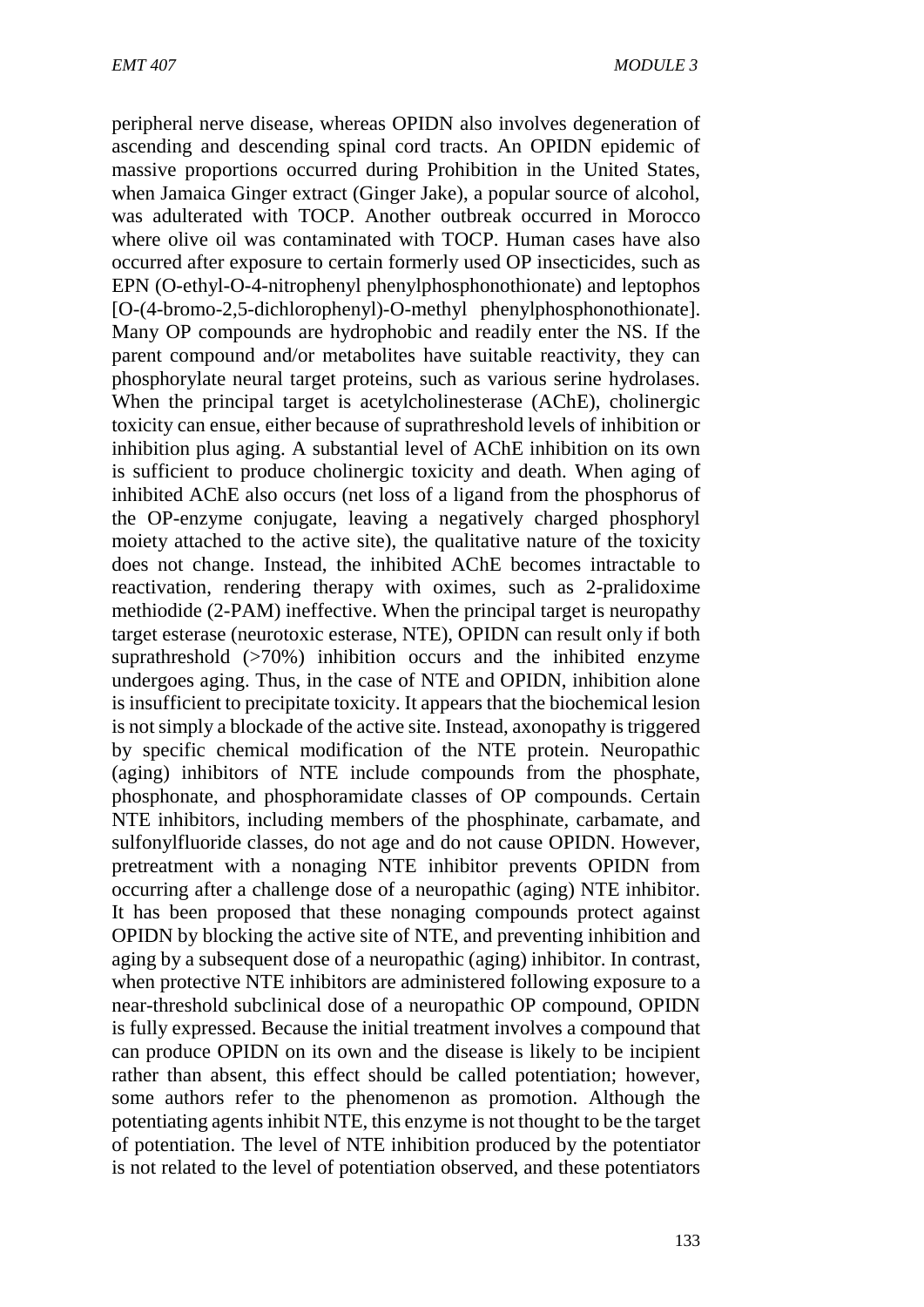peripheral nerve disease, whereas OPIDN also involves degeneration of ascending and descending spinal cord tracts. An OPIDN epidemic of massive proportions occurred during Prohibition in the United States, when Jamaica Ginger extract (Ginger Jake), a popular source of alcohol, was adulterated with TOCP. Another outbreak occurred in Morocco where olive oil was contaminated with TOCP. Human cases have also occurred after exposure to certain formerly used OP insecticides, such as EPN (O-ethyl-O-4-nitrophenyl phenylphosphonothionate) and leptophos [O-(4-bromo-2,5-dichlorophenyl)-O-methyl phenylphosphonothionate]. Many OP compounds are hydrophobic and readily enter the NS. If the parent compound and/or metabolites have suitable reactivity, they can phosphorylate neural target proteins, such as various serine hydrolases. When the principal target is acetylcholinesterase (AChE), cholinergic toxicity can ensue, either because of suprathreshold levels of inhibition or inhibition plus aging. A substantial level of AChE inhibition on its own is sufficient to produce cholinergic toxicity and death. When aging of inhibited AChE also occurs (net loss of a ligand from the phosphorus of the OP-enzyme conjugate, leaving a negatively charged phosphoryl moiety attached to the active site), the qualitative nature of the toxicity does not change. Instead, the inhibited AChE becomes intractable to reactivation, rendering therapy with oximes, such as 2-pralidoxime methiodide (2-PAM) ineffective. When the principal target is neuropathy target esterase (neurotoxic esterase, NTE), OPIDN can result only if both suprathreshold (>70%) inhibition occurs and the inhibited enzyme undergoes aging. Thus, in the case of NTE and OPIDN, inhibition alone is insufficient to precipitate toxicity. It appears that the biochemical lesion is not simply a blockade of the active site. Instead, axonopathy is triggered by specific chemical modification of the NTE protein. Neuropathic (aging) inhibitors of NTE include compounds from the phosphate, phosphonate, and phosphoramidate classes of OP compounds. Certain NTE inhibitors, including members of the phosphinate, carbamate, and sulfonylfluoride classes, do not age and do not cause OPIDN. However, pretreatment with a nonaging NTE inhibitor prevents OPIDN from occurring after a challenge dose of a neuropathic (aging) NTE inhibitor. It has been proposed that these nonaging compounds protect against OPIDN by blocking the active site of NTE, and preventing inhibition and aging by a subsequent dose of a neuropathic (aging) inhibitor. In contrast, when protective NTE inhibitors are administered following exposure to a near-threshold subclinical dose of a neuropathic OP compound, OPIDN is fully expressed. Because the initial treatment involves a compound that can produce OPIDN on its own and the disease is likely to be incipient rather than absent, this effect should be called potentiation; however, some authors refer to the phenomenon as promotion. Although the potentiating agents inhibit NTE, this enzyme is not thought to be the target of potentiation. The level of NTE inhibition produced by the potentiator is not related to the level of potentiation observed, and these potentiators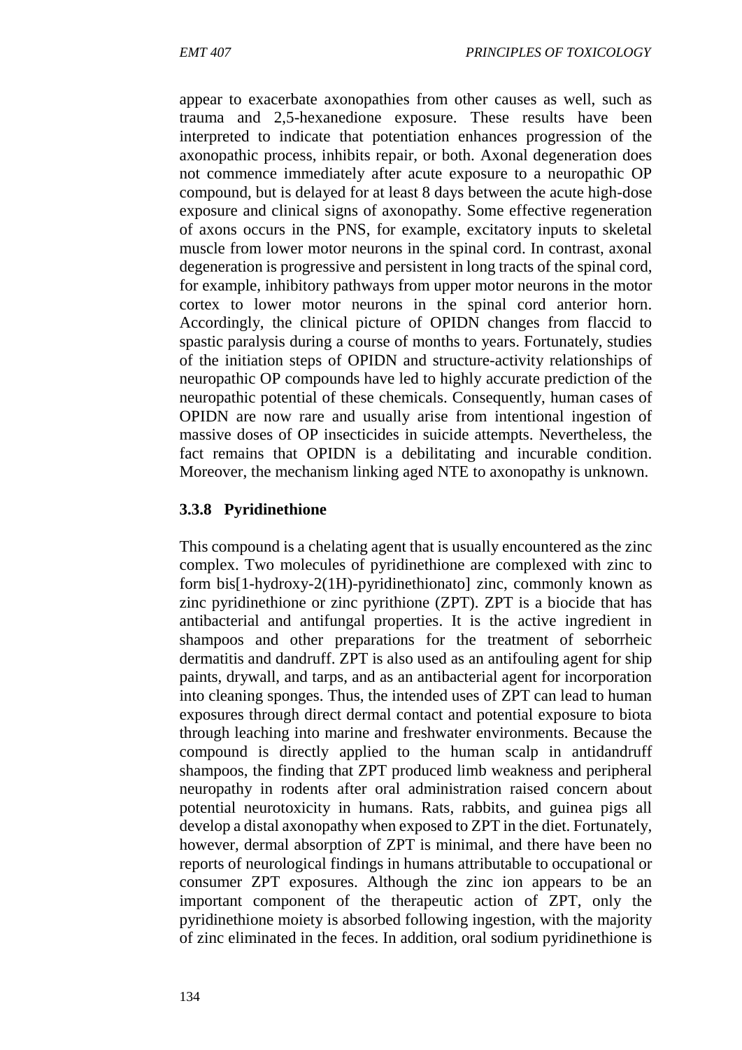appear to exacerbate axonopathies from other causes as well, such as trauma and 2,5-hexanedione exposure. These results have been interpreted to indicate that potentiation enhances progression of the axonopathic process, inhibits repair, or both. Axonal degeneration does not commence immediately after acute exposure to a neuropathic OP compound, but is delayed for at least 8 days between the acute high-dose exposure and clinical signs of axonopathy. Some effective regeneration of axons occurs in the PNS, for example, excitatory inputs to skeletal muscle from lower motor neurons in the spinal cord. In contrast, axonal degeneration is progressive and persistent in long tracts of the spinal cord, for example, inhibitory pathways from upper motor neurons in the motor cortex to lower motor neurons in the spinal cord anterior horn. Accordingly, the clinical picture of OPIDN changes from flaccid to spastic paralysis during a course of months to years. Fortunately, studies of the initiation steps of OPIDN and structure-activity relationships of neuropathic OP compounds have led to highly accurate prediction of the neuropathic potential of these chemicals. Consequently, human cases of OPIDN are now rare and usually arise from intentional ingestion of massive doses of OP insecticides in suicide attempts. Nevertheless, the fact remains that OPIDN is a debilitating and incurable condition. Moreover, the mechanism linking aged NTE to axonopathy is unknown.

### 3.3.8 Pyridinethione

This compound is a chelating agent that is usually encountered as the zinc complex. Two molecules of pyridinethione are complexed with zinc to form bis[1-hydroxy-2(1H)-pyridinethionato] zinc, commonly known as zinc pyridinethione or zinc pyrithione (ZPT). ZPT is a biocide that has antibacterial and antifungal properties. It is the active ingredient in shampoos and other preparations for the treatment of seborrheic dermatitis and dandruff. ZPT is also used as an antifouling agent for ship paints, drywall, and tarps, and as an antibacterial agent for incorporation into cleaning sponges. Thus, the intended uses of ZPT can lead to human exposures through direct dermal contact and potential exposure to biota through leaching into marine and freshwater environments. Because the compound is directly applied to the human scalp in antidandruff shampoos, the finding that ZPT produced limb weakness and peripheral neuropathy in rodents after oral administration raised concern about potential neurotoxicity in humans. Rats, rabbits, and guinea pigs all develop a distal axonopathy when exposed to ZPT in the diet. Fortunately, however, dermal absorption of ZPT is minimal, and there have been no reports of neurological findings in humans attributable to occupational or consumer ZPT exposures. Although the zinc ion appears to be an important component of the therapeutic action of ZPT, only the pyridinethione moiety is absorbed following ingestion, with the majority of zinc eliminated in the feces. In addition, oral sodium pyridinethione is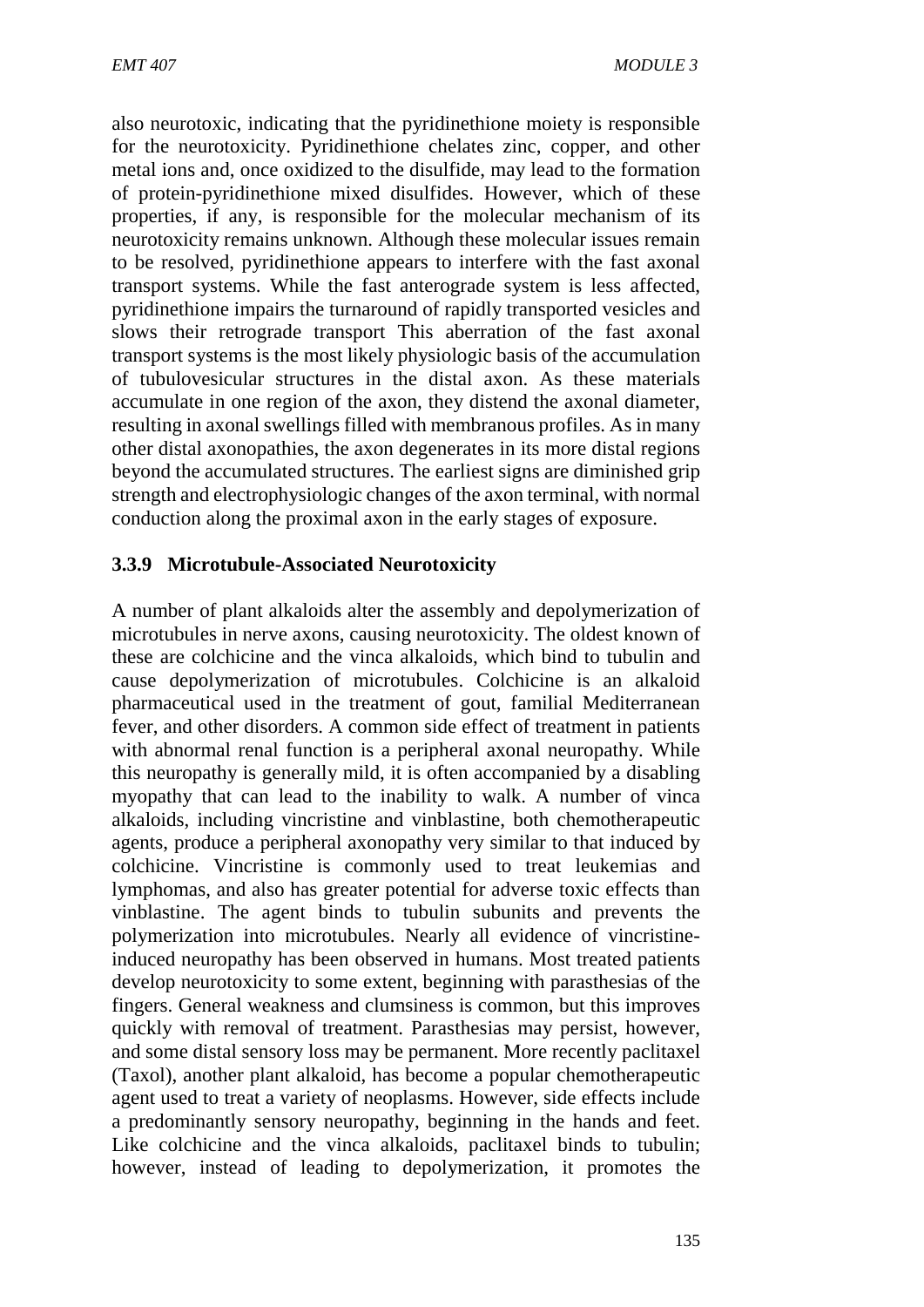also neurotoxic, indicating that the pyridinethione moiety is responsible for the neurotoxicity. Pyridinethione chelates zinc, copper, and other metal ions and, once oxidized to the disulfide, may lead to the formation of protein-pyridinethione mixed disulfides. However, which of these properties, if any, is responsible for the molecular mechanism of its neurotoxicity remains unknown. Although these molecular issues remain to be resolved, pyridinethione appears to interfere with the fast axonal transport systems. While the fast anterograde system is less affected, pyridinethione impairs the turnaround of rapidly transported vesicles and slows their retrograde transport This aberration of the fast axonal transport systems is the most likely physiologic basis of the accumulation of tubulovesicular structures in the distal axon. As these materials accumulate in one region of the axon, they distend the axonal diameter, resulting in axonal swellings filled with membranous profiles. As in many other distal axonopathies, the axon degenerates in its more distal regions beyond the accumulated structures. The earliest signs are diminished grip strength and electrophysiologic changes of the axon terminal, with normal conduction along the proximal axon in the early stages of exposure.

### 3.3.9 Microtubule-Associated Neurotoxicity

A number of plant alkaloids alter the assembly and depolymerization of microtubules in nerve axons, causing neurotoxicity. The oldest known of these are colchicine and the vinca alkaloids, which bind to tubulin and cause depolymerization of microtubules. Colchicine is an alkaloid pharmaceutical used in the treatment of gout, familial Mediterranean fever, and other disorders. A common side effect of treatment in patients with abnormal renal function is a peripheral axonal neuropathy. While this neuropathy is generally mild, it is often accompanied by a disabling myopathy that can lead to the inability to walk. A number of vinca alkaloids, including vincristine and vinblastine, both chemotherapeutic agents, produce a peripheral axonopathy very similar to that induced by colchicine. Vincristine is commonly used to treat leukemias and lymphomas, and also has greater potential for adverse toxic effects than vinblastine. The agent binds to tubulin subunits and prevents the polymerization into microtubules. Nearly all evidence of vincristine-induced neuropathy has been observed in humans. Most treated patients develop neurotoxicity to some extent, beginning with parasthesias of the fingers. General weakness and clumsiness is common, but this improves quickly with removal of treatment. Parasthesias may persist, however, and some distal sensory loss may be permanent. More recently paclitaxel (Taxol), another plant alkaloid, has become a popular chemotherapeutic agent used to treat a variety of neoplasms. However, side effects include a predominantly sensory neuropathy, beginning in the hands and feet. Like colchicine and the vinca alkaloids, paclitaxel binds to tubulin; however, instead of leading to depolymerization, it promotes the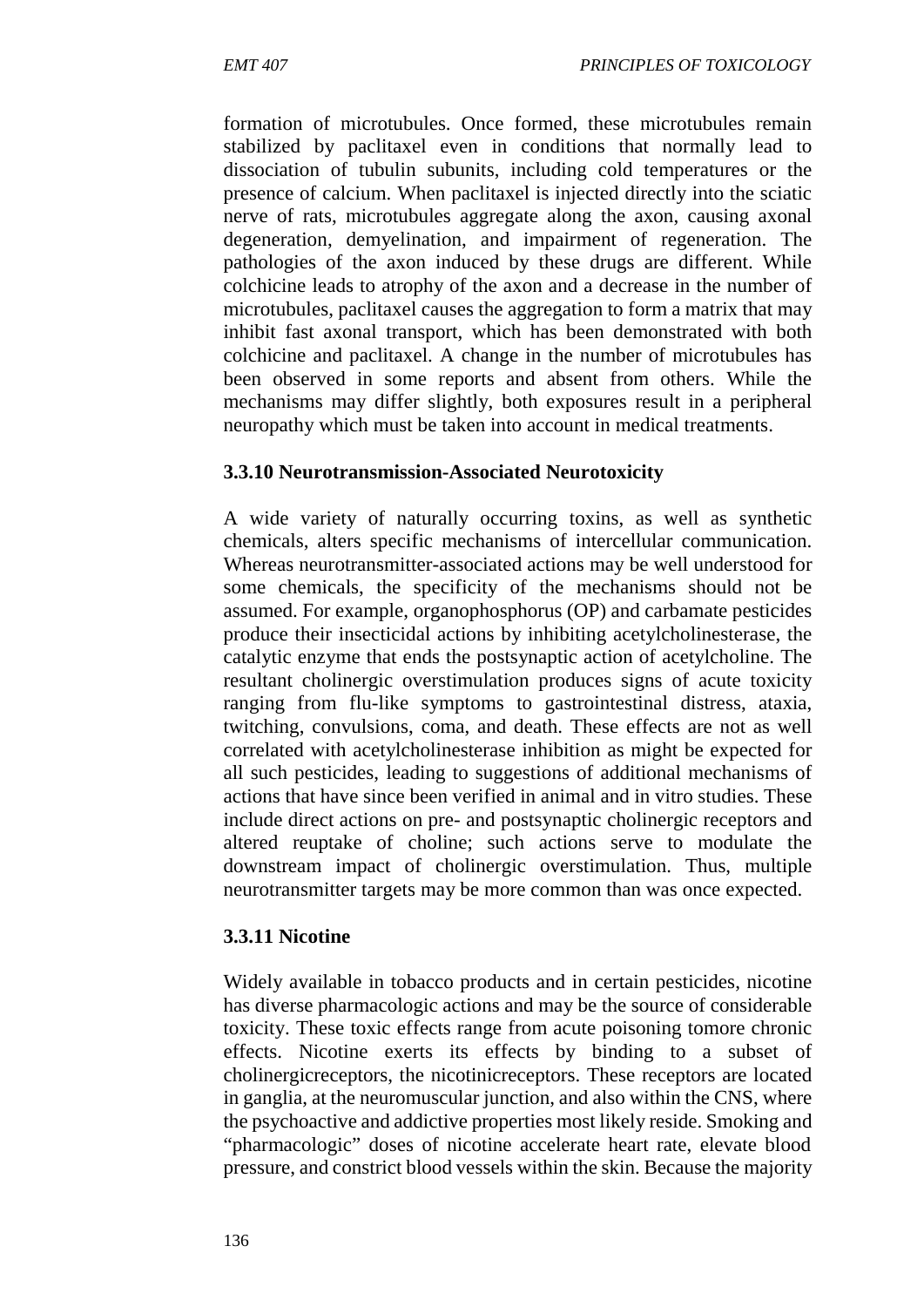formation of microtubules. Once formed, these microtubules remain stabilized by paclitaxel even in conditions that normally lead to dissociation of tubulin subunits, including cold temperatures or the presence of calcium. When paclitaxel is injected directly into the sciatic nerve of rats, microtubules aggregate along the axon, causing axonal degeneration, demyelination, and impairment of regeneration. The pathologies of the axon induced by these drugs are different. While colchicine leads to atrophy of the axon and a decrease in the number of microtubules, paclitaxel causes the aggregation to form a matrix that may inhibit fast axonal transport, which has been demonstrated with both colchicine and paclitaxel. A change in the number of microtubules has been observed in some reports and absent from others. While the mechanisms may differ slightly, both exposures result in a peripheral neuropathy which must be taken into account in medical treatments.

### 3.3.10 Neurotransmission-Associated Neurotoxicity

A wide variety of naturally occurring toxins, as well as synthetic chemicals, alters specific mechanisms of intercellular communication. Whereas neurotransmitter-associated actions may be well understood for some chemicals, the specificity of the mechanisms should not be assumed. For example, organophosphorus (OP) and carbamate pesticides produce their insecticidal actions by inhibiting acetylcholinesterase, the catalytic enzyme that ends the postsynaptic action of acetylcholine. The resultant cholinergic overstimulation produces signs of acute toxicity ranging from flu-like symptoms to gastrointestinal distress, ataxia, twitching, convulsions, coma, and death. These effects are not as well correlated with acetylcholinesterase inhibition as might be expected for all such pesticides, leading to suggestions of additional mechanisms of actions that have since been verified in animal and in vitro studies. These include direct actions on pre- and postsynaptic cholinergic receptors and altered reuptake of choline; such actions serve to modulate the downstream impact of cholinergic overstimulation. Thus, multiple neurotransmitter targets may be more common than was once expected.

### 3.3.11 Nicotine

Widely available in tobacco products and in certain pesticides, nicotine has diverse pharmacologic actions and may be the source of considerable toxicity. These toxic effects range from acute poisoning tomore chronic effects. Nicotine exerts its effects by binding to a subset of cholinergicreceptors, the nicotinicreceptors. These receptors are located in ganglia, at the neuromuscular junction, and also within the CNS, where the psychoactive and addictive properties most likely reside. Smoking and "pharmacologic" doses of nicotine accelerate heart rate, elevate blood pressure, and constrict blood vessels within the skin. Because the majority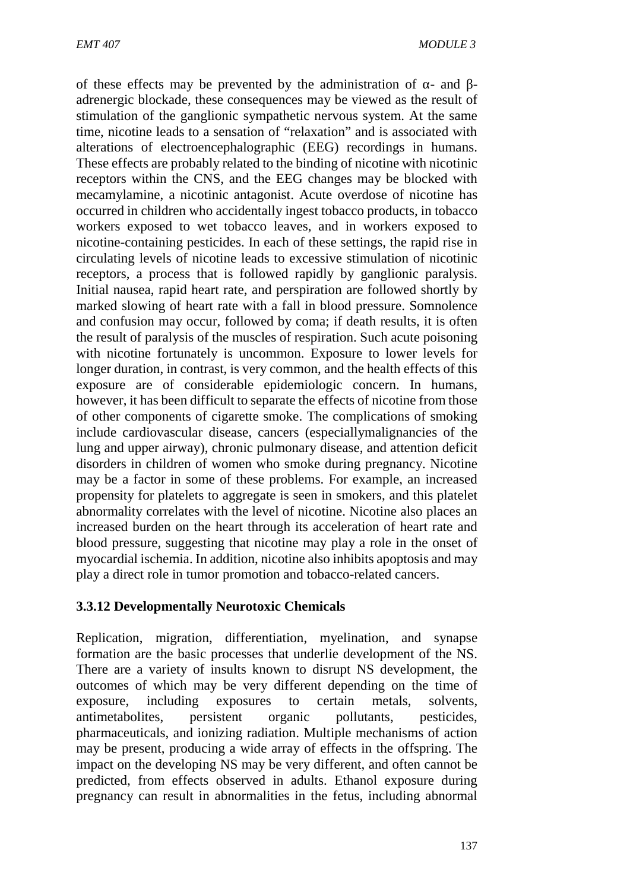of these effects may be prevented by the administration of α- and β-adrenergic blockade, these consequences may be viewed as the result of stimulation of the ganglionic sympathetic nervous system. At the same time, nicotine leads to a sensation of "relaxation" and is associated with alterations of electroencephalographic (EEG) recordings in humans. These effects are probably related to the binding of nicotine with nicotinic receptors within the CNS, and the EEG changes may be blocked with mecamylamine, a nicotinic antagonist. Acute overdose of nicotine has occurred in children who accidentally ingest tobacco products, in tobacco workers exposed to wet tobacco leaves, and in workers exposed to nicotine-containing pesticides. In each of these settings, the rapid rise in circulating levels of nicotine leads to excessive stimulation of nicotinic receptors, a process that is followed rapidly by ganglionic paralysis. Initial nausea, rapid heart rate, and perspiration are followed shortly by marked slowing of heart rate with a fall in blood pressure. Somnolence and confusion may occur, followed by coma; if death results, it is often the result of paralysis of the muscles of respiration. Such acute poisoning with nicotine fortunately is uncommon. Exposure to lower levels for longer duration, in contrast, is very common, and the health effects of this exposure are of considerable epidemiologic concern. In humans, however, it has been difficult to separate the effects of nicotine from those of other components of cigarette smoke. The complications of smoking include cardiovascular disease, cancers (especiallymalignancies of the lung and upper airway), chronic pulmonary disease, and attention deficit disorders in children of women who smoke during pregnancy. Nicotine may be a factor in some of these problems. For example, an increased propensity for platelets to aggregate is seen in smokers, and this platelet abnormality correlates with the level of nicotine. Nicotine also places an increased burden on the heart through its acceleration of heart rate and blood pressure, suggesting that nicotine may play a role in the onset of myocardial ischemia. In addition, nicotine also inhibits apoptosis and may play a direct role in tumor promotion and tobacco-related cancers.

### 3.3.12 Developmentally Neurotoxic Chemicals

Replication, migration, differentiation, myelination, and synapse formation are the basic processes that underlie development of the NS. There are a variety of insults known to disrupt NS development, the outcomes of which may be very different depending on the time of exposure, including exposures to certain metals, solvents, antimetabolites, persistent organic pollutants, pesticides, pharmaceuticals, and ionizing radiation. Multiple mechanisms of action may be present, producing a wide array of effects in the offspring. The impact on the developing NS may be very different, and often cannot be predicted, from effects observed in adults. Ethanol exposure during pregnancy can result in abnormalities in the fetus, including abnormal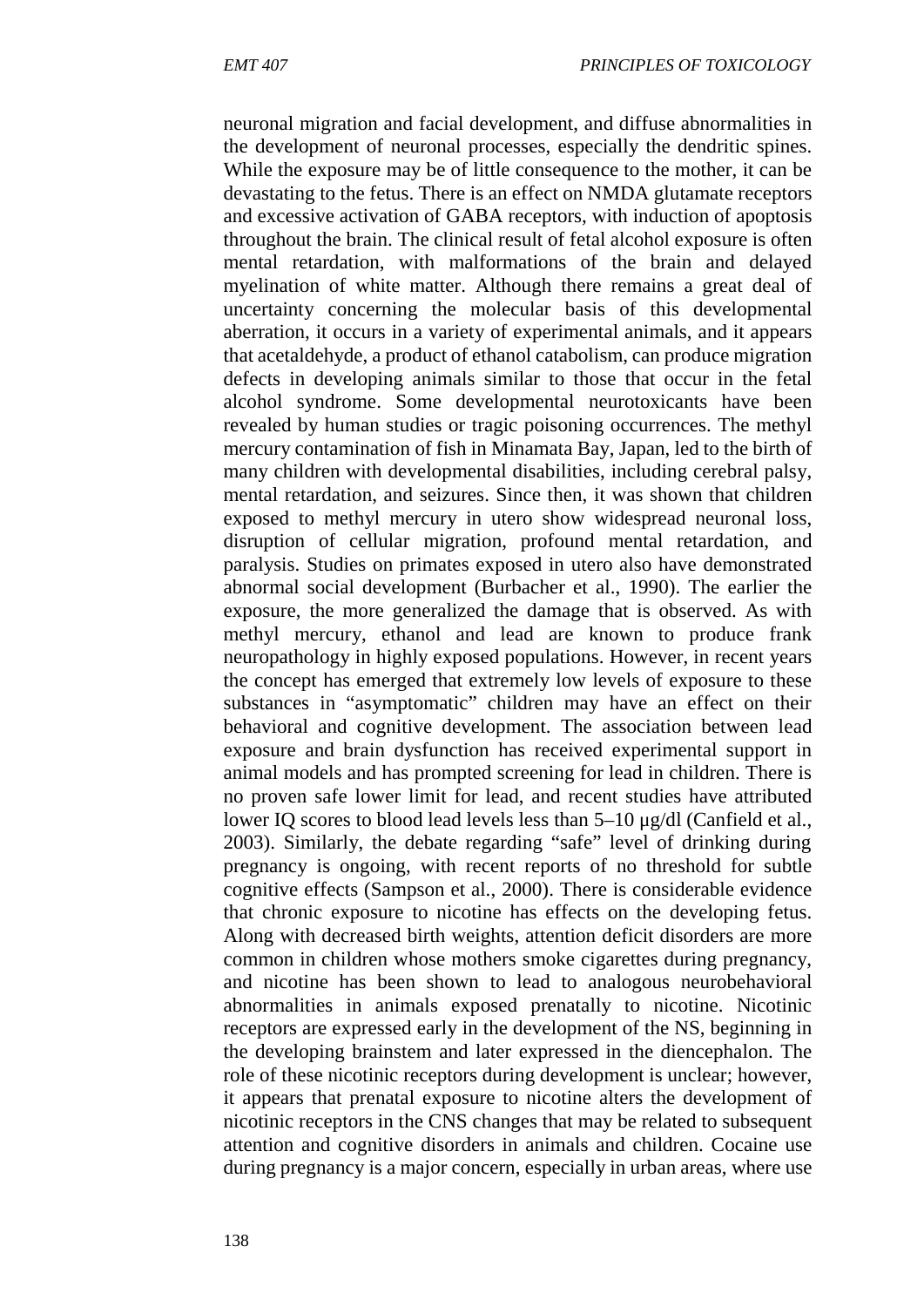neuronal migration and facial development, and diffuse abnormalities in the development of neuronal processes, especially the dendritic spines. While the exposure may be of little consequence to the mother, it can be devastating to the fetus. There is an effect on NMDA glutamate receptors and excessive activation of GABA receptors, with induction of apoptosis throughout the brain. The clinical result of fetal alcohol exposure is often mental retardation, with malformations of the brain and delayed myelination of white matter. Although there remains a great deal of uncertainty concerning the molecular basis of this developmental aberration, it occurs in a variety of experimental animals, and it appears that acetaldehyde, a product of ethanol catabolism, can produce migration defects in developing animals similar to those that occur in the fetal alcohol syndrome. Some developmental neurotoxicants have been revealed by human studies or tragic poisoning occurrences. The methyl mercury contamination of fish in Minamata Bay, Japan, led to the birth of many children with developmental disabilities, including cerebral palsy, mental retardation, and seizures. Since then, it was shown that children exposed to methyl mercury in utero show widespread neuronal loss, disruption of cellular migration, profound mental retardation, and paralysis. Studies on primates exposed in utero also have demonstrated abnormal social development (Burbacher et al., 1990). The earlier the exposure, the more generalized the damage that is observed. As with methyl mercury, ethanol and lead are known to produce frank neuropathology in highly exposed populations. However, in recent years the concept has emerged that extremely low levels of exposure to these substances in "asymptomatic" children may have an effect on their behavioral and cognitive development. The association between lead exposure and brain dysfunction has received experimental support in animal models and has prompted screening for lead in children. There is no proven safe lower limit for lead, and recent studies have attributed lower IQ scores to blood lead levels less than 5–10 μg/dl (Canfield et al., 2003). Similarly, the debate regarding "safe" level of drinking during pregnancy is ongoing, with recent reports of no threshold for subtle cognitive effects (Sampson et al., 2000). There is considerable evidence that chronic exposure to nicotine has effects on the developing fetus. Along with decreased birth weights, attention deficit disorders are more common in children whose mothers smoke cigarettes during pregnancy, and nicotine has been shown to lead to analogous neurobehavioral abnormalities in animals exposed prenatally to nicotine. Nicotinic receptors are expressed early in the development of the NS, beginning in the developing brainstem and later expressed in the diencephalon. The role of these nicotinic receptors during development is unclear; however, it appears that prenatal exposure to nicotine alters the development of nicotinic receptors in the CNS changes that may be related to subsequent attention and cognitive disorders in animals and children. Cocaine use during pregnancy is a major concern, especially in urban areas, where use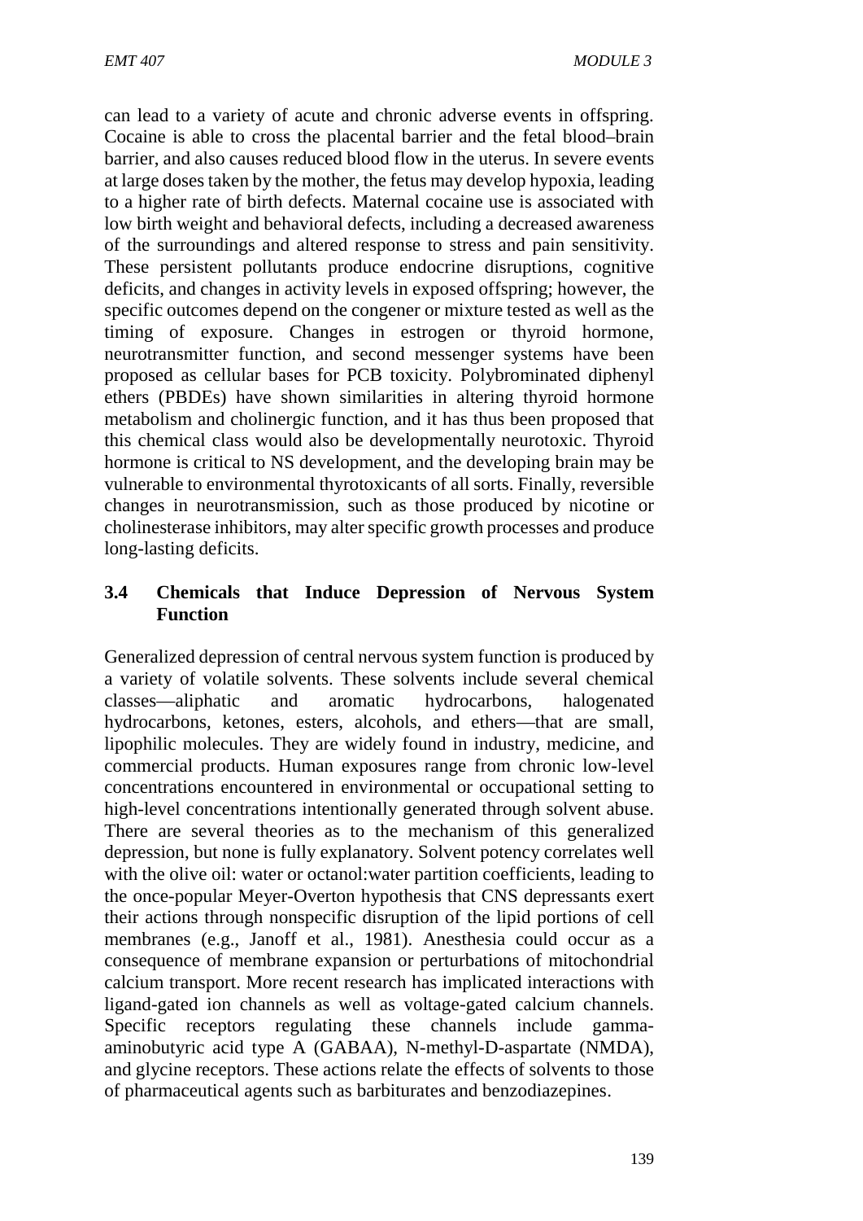can lead to a variety of acute and chronic adverse events in offspring. Cocaine is able to cross the placental barrier and the fetal blood–brain barrier, and also causes reduced blood flow in the uterus. In severe events at large doses taken by the mother, the fetus may develop hypoxia, leading to a higher rate of birth defects. Maternal cocaine use is associated with low birth weight and behavioral defects, including a decreased awareness of the surroundings and altered response to stress and pain sensitivity. These persistent pollutants produce endocrine disruptions, cognitive deficits, and changes in activity levels in exposed offspring; however, the specific outcomes depend on the congener or mixture tested as well as the timing of exposure. Changes in estrogen or thyroid hormone, neurotransmitter function, and second messenger systems have been proposed as cellular bases for PCB toxicity. Polybrominated diphenyl ethers (PBDEs) have shown similarities in altering thyroid hormone metabolism and cholinergic function, and it has thus been proposed that this chemical class would also be developmentally neurotoxic. Thyroid hormone is critical to NS development, and the developing brain may be vulnerable to environmental thyrotoxicants of all sorts. Finally, reversible changes in neurotransmission, such as those produced by nicotine or cholinesterase inhibitors, may alter specific growth processes and produce long-lasting deficits.

### 3.4 Chemicals that Induce Depression of Nervous System Function

Generalized depression of central nervous system function is produced by a variety of volatile solvents. These solvents include several chemical classes—aliphatic and aromatic hydrocarbons, halogenated hydrocarbons, ketones, esters, alcohols, and ethers—that are small, lipophilic molecules. They are widely found in industry, medicine, and commercial products. Human exposures range from chronic low-level concentrations encountered in environmental or occupational setting to high-level concentrations intentionally generated through solvent abuse. There are several theories as to the mechanism of this generalized depression, but none is fully explanatory. Solvent potency correlates well with the olive oil: water or octanol:water partition coefficients, leading to the once-popular Meyer-Overton hypothesis that CNS depressants exert their actions through nonspecific disruption of the lipid portions of cell membranes (e.g., Janoff et al., 1981). Anesthesia could occur as a consequence of membrane expansion or perturbations of mitochondrial calcium transport. More recent research has implicated interactions with ligand-gated ion channels as well as voltage-gated calcium channels. Specific receptors regulating these channels include gamma-aminobutyric acid type A (GABAA), N-methyl-D-aspartate (NMDA), and glycine receptors. These actions relate the effects of solvents to those of pharmaceutical agents such as barbiturates and benzodiazepines.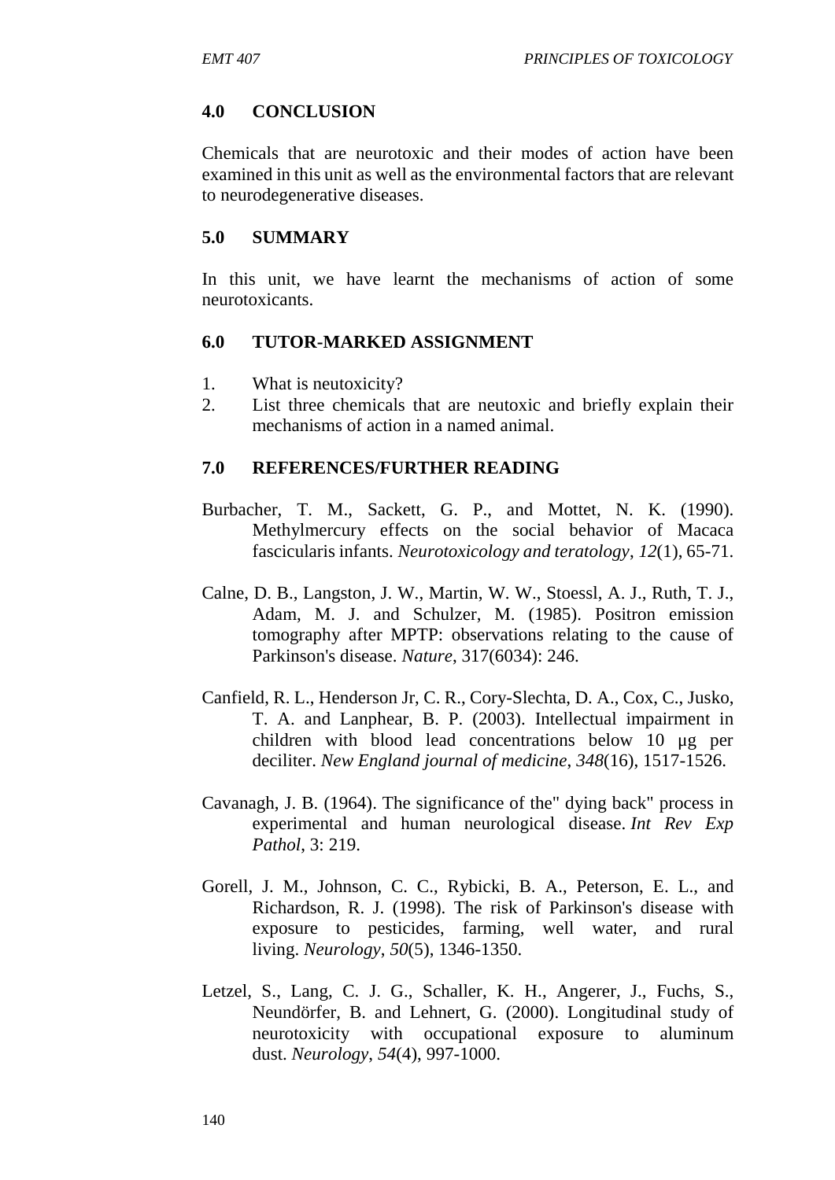## 4.0 CONCLUSION

Chemicals that are neurotoxic and their modes of action have been examined in this unit as well as the environmental factors that are relevant to neurodegenerative diseases.

## 5.0 SUMMARY

In this unit, we have learnt the mechanisms of action of some neurotoxicants.

## 6.0 TUTOR-MARKED ASSIGNMENT

1. What is neutoxicity?
2. List three chemicals that are neutoxic and briefly explain their mechanisms of action in a named animal.

## 7.0 REFERENCES/FURTHER READING

Burbacher, T. M., Sackett, G. P., and Mottet, N. K. (1990). Methylmercury effects on the social behavior of Macaca fascicularis infants. *Neurotoxicology and teratology*, *12*(1), 65-71.

Calne, D. B., Langston, J. W., Martin, W. W., Stoessl, A. J., Ruth, T. J., Adam, M. J. and Schulzer, M. (1985). Positron emission tomography after MPTP: observations relating to the cause of Parkinson's disease. *Nature*, 317(6034): 246.

Canfield, R. L., Henderson Jr, C. R., Cory-Slechta, D. A., Cox, C., Jusko, T. A. and Lanphear, B. P. (2003). Intellectual impairment in children with blood lead concentrations below 10 µg per deciliter. *New England journal of medicine*, *348*(16), 1517-1526.

Cavanagh, J. B. (1964). The significance of the" dying back" process in experimental and human neurological disease. *Int Rev Exp Pathol*, 3: 219.

Gorell, J. M., Johnson, C. C., Rybicki, B. A., Peterson, E. L., and Richardson, R. J. (1998). The risk of Parkinson's disease with exposure to pesticides, farming, well water, and rural living. *Neurology*, *50*(5), 1346-1350.

Letzel, S., Lang, C. J. G., Schaller, K. H., Angerer, J., Fuchs, S., Neundörfer, B. and Lehnert, G. (2000). Longitudinal study of neurotoxicity with occupational exposure to aluminum dust. *Neurology*, *54*(4), 997-1000.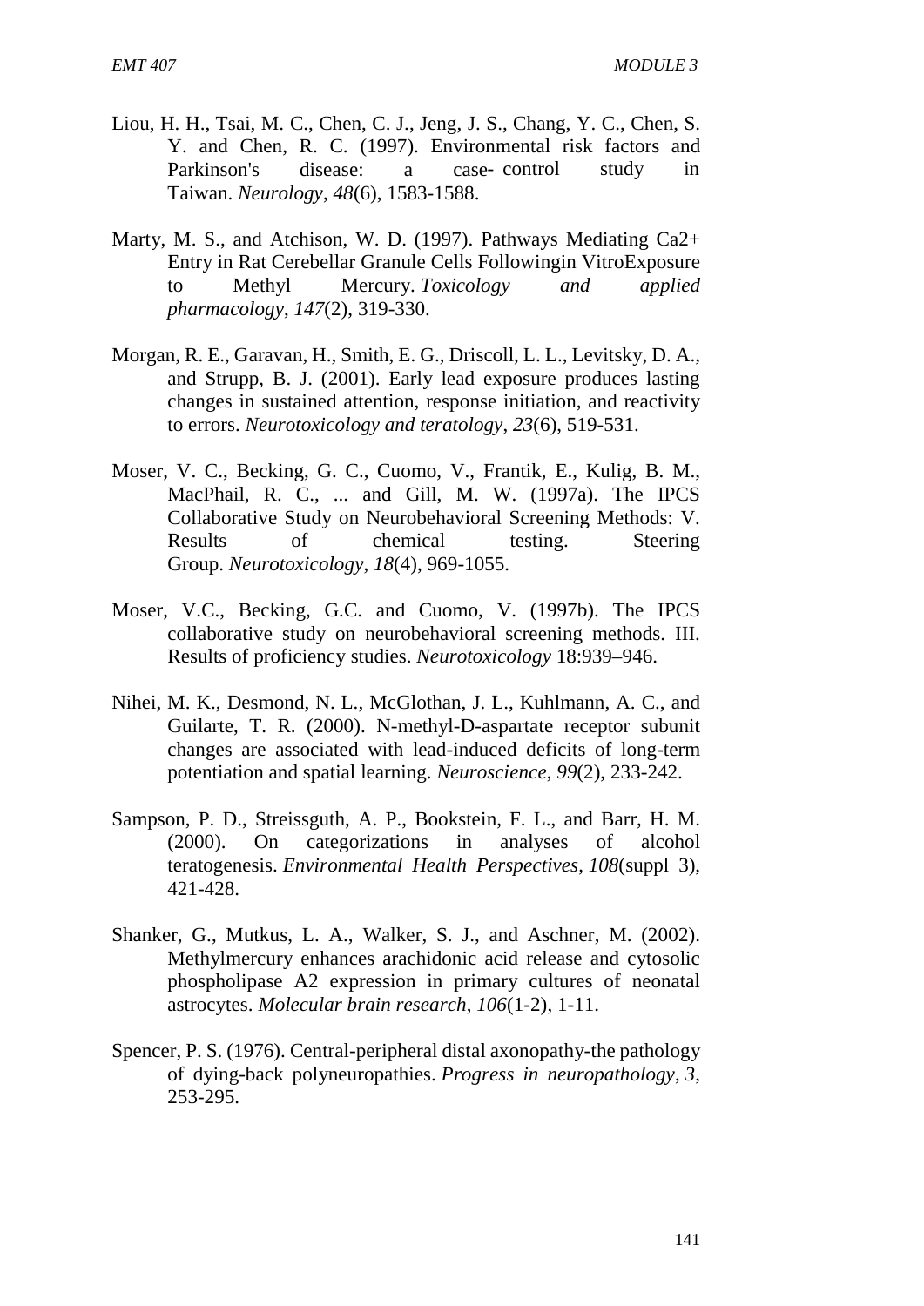Liou, H. H., Tsai, M. C., Chen, C. J., Jeng, J. S., Chang, Y. C., Chen, S. Y. and Chen, R. C. (1997). Environmental risk factors and Parkinson's disease: a case- control study in Taiwan. *Neurology*, *48*(6), 1583-1588.

Marty, M. S., and Atchison, W. D. (1997). Pathways Mediating Ca2+ Entry in Rat Cerebellar Granule Cells Followingin VitroExposure to Methyl Mercury. *Toxicology and applied pharmacology*, *147*(2), 319-330.

Morgan, R. E., Garavan, H., Smith, E. G., Driscoll, L. L., Levitsky, D. A., and Strupp, B. J. (2001). Early lead exposure produces lasting changes in sustained attention, response initiation, and reactivity to errors. *Neurotoxicology and teratology*, *23*(6), 519-531.

Moser, V. C., Becking, G. C., Cuomo, V., Frantik, E., Kulig, B. M., MacPhail, R. C., ... and Gill, M. W. (1997a). The IPCS Collaborative Study on Neurobehavioral Screening Methods: V. Results of chemical testing. Steering Group. *Neurotoxicology*, *18*(4), 969-1055.

Moser, V.C., Becking, G.C. and Cuomo, V. (1997b). The IPCS collaborative study on neurobehavioral screening methods. III. Results of proficiency studies. *Neurotoxicology* 18:939–946.

Nihei, M. K., Desmond, N. L., McGlothan, J. L., Kuhlmann, A. C., and Guilarte, T. R. (2000). N-methyl-D-aspartate receptor subunit changes are associated with lead-induced deficits of long-term potentiation and spatial learning. *Neuroscience*, *99*(2), 233-242.

Sampson, P. D., Streissguth, A. P., Bookstein, F. L., and Barr, H. M. (2000). On categorizations in analyses of alcohol teratogenesis. *Environmental Health Perspectives*, *108*(suppl 3), 421-428.

Shanker, G., Mutkus, L. A., Walker, S. J., and Aschner, M. (2002). Methylmercury enhances arachidonic acid release and cytosolic phospholipase A2 expression in primary cultures of neonatal astrocytes. *Molecular brain research*, *106*(1-2), 1-11.

Spencer, P. S. (1976). Central-peripheral distal axonopathy-the pathology of dying-back polyneuropathies. *Progress in neuropathology*, *3*, 253-295.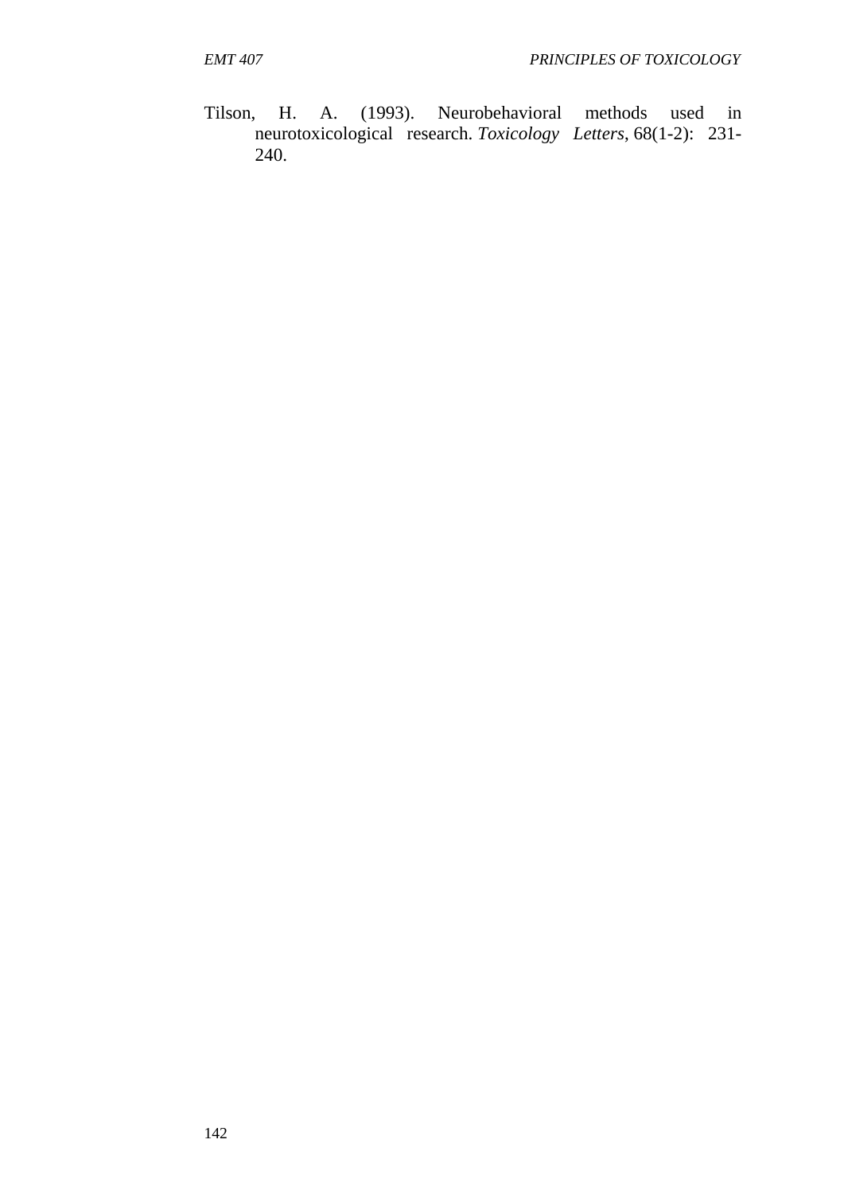Tilson, H. A. (1993). Neurobehavioral methods used in neurotoxicological research. *Toxicology Letters*, 68(1-2): 231-240.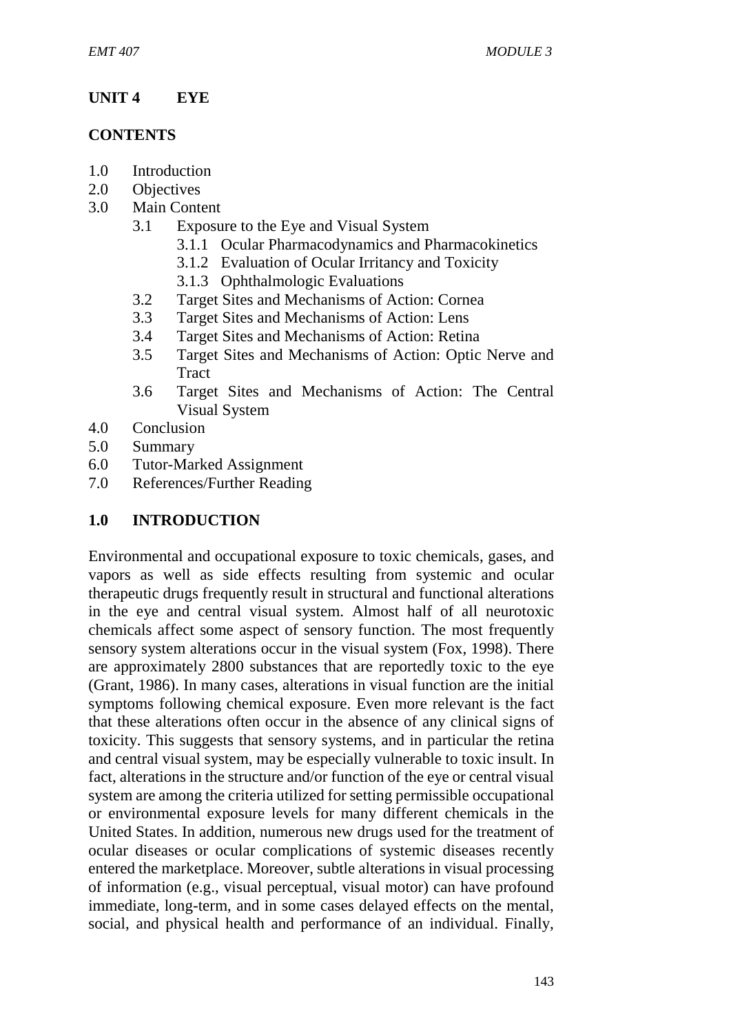## UNIT 4 EYE

### CONTENTS

- 1.0 Introduction
- 2.0 Objectives
- 3.0 Main Content
    - 3.1 Exposure to the Eye and Visual System
        - 3.1.1 Ocular Pharmacodynamics and Pharmacokinetics
        - 3.1.2 Evaluation of Ocular Irritancy and Toxicity
        - 3.1.3 Ophthalmologic Evaluations
    - 3.2 Target Sites and Mechanisms of Action: Cornea
    - 3.3 Target Sites and Mechanisms of Action: Lens
    - 3.4 Target Sites and Mechanisms of Action: Retina
    - 3.5 Target Sites and Mechanisms of Action: Optic Nerve and Tract
    - 3.6 Target Sites and Mechanisms of Action: The Central Visual System
- 4.0 Conclusion
- 5.0 Summary
- 6.0 Tutor-Marked Assignment
- 7.0 References/Further Reading

### 1.0 INTRODUCTION

Environmental and occupational exposure to toxic chemicals, gases, and vapors as well as side effects resulting from systemic and ocular therapeutic drugs frequently result in structural and functional alterations in the eye and central visual system. Almost half of all neurotoxic chemicals affect some aspect of sensory function. The most frequently sensory system alterations occur in the visual system (Fox, 1998). There are approximately 2800 substances that are reportedly toxic to the eye (Grant, 1986). In many cases, alterations in visual function are the initial symptoms following chemical exposure. Even more relevant is the fact that these alterations often occur in the absence of any clinical signs of toxicity. This suggests that sensory systems, and in particular the retina and central visual system, may be especially vulnerable to toxic insult. In fact, alterations in the structure and/or function of the eye or central visual system are among the criteria utilized for setting permissible occupational or environmental exposure levels for many different chemicals in the United States. In addition, numerous new drugs used for the treatment of ocular diseases or ocular complications of systemic diseases recently entered the marketplace. Moreover, subtle alterations in visual processing of information (e.g., visual perceptual, visual motor) can have profound immediate, long-term, and in some cases delayed effects on the mental, social, and physical health and performance of an individual. Finally,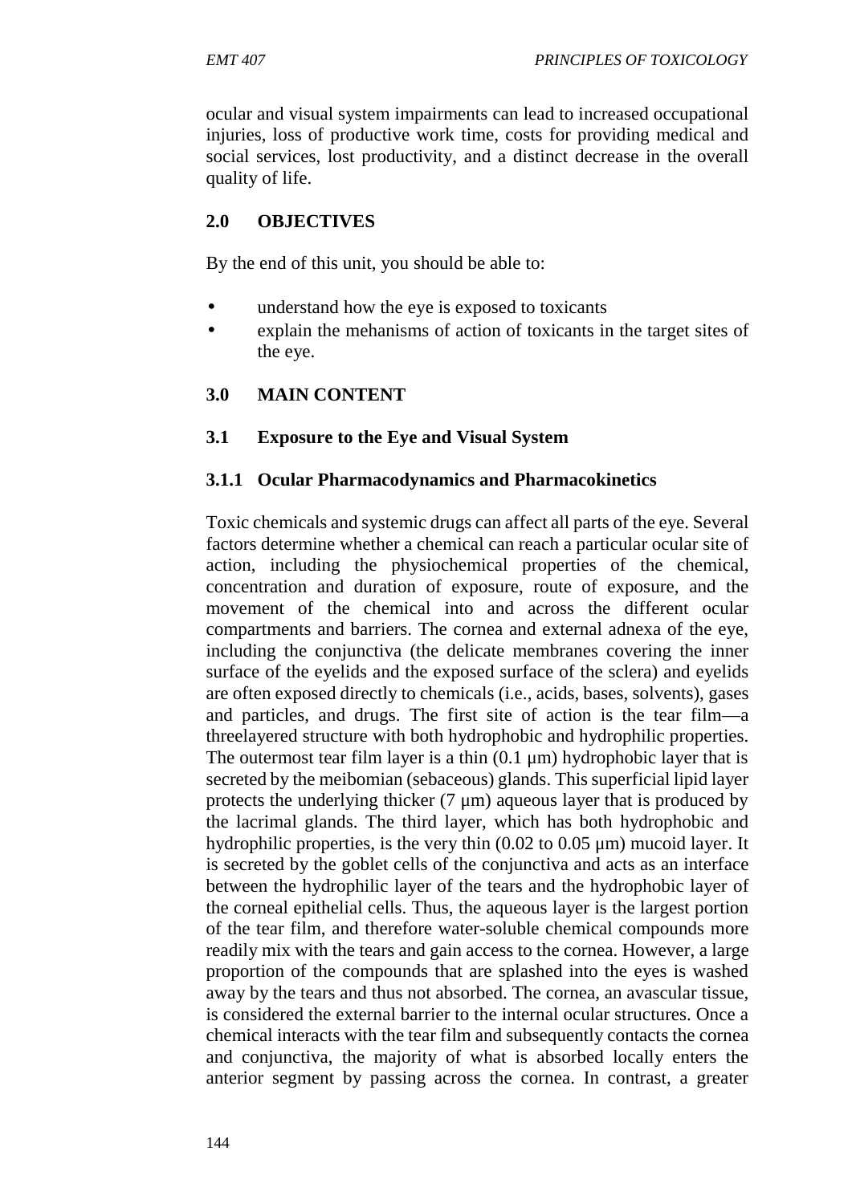ocular and visual system impairments can lead to increased occupational injuries, loss of productive work time, costs for providing medical and social services, lost productivity, and a distinct decrease in the overall quality of life.

## 2.0 OBJECTIVES

By the end of this unit, you should be able to:

- understand how the eye is exposed to toxicants
- explain the mehanisms of action of toxicants in the target sites of the eye.

## 3.0 MAIN CONTENT

### 3.1 Exposure to the Eye and Visual System

#### 3.1.1 Ocular Pharmacodynamics and Pharmacokinetics

Toxic chemicals and systemic drugs can affect all parts of the eye. Several factors determine whether a chemical can reach a particular ocular site of action, including the physiochemical properties of the chemical, concentration and duration of exposure, route of exposure, and the movement of the chemical into and across the different ocular compartments and barriers. The cornea and external adnexa of the eye, including the conjunctiva (the delicate membranes covering the inner surface of the eyelids and the exposed surface of the sclera) and eyelids are often exposed directly to chemicals (i.e., acids, bases, solvents), gases and particles, and drugs. The first site of action is the tear film—a threelayered structure with both hydrophobic and hydrophilic properties. The outermost tear film layer is a thin (0.1 μm) hydrophobic layer that is secreted by the meibomian (sebaceous) glands. This superficial lipid layer protects the underlying thicker (7 μm) aqueous layer that is produced by the lacrimal glands. The third layer, which has both hydrophobic and hydrophilic properties, is the very thin (0.02 to 0.05 μm) mucoid layer. It is secreted by the goblet cells of the conjunctiva and acts as an interface between the hydrophilic layer of the tears and the hydrophobic layer of the corneal epithelial cells. Thus, the aqueous layer is the largest portion of the tear film, and therefore water-soluble chemical compounds more readily mix with the tears and gain access to the cornea. However, a large proportion of the compounds that are splashed into the eyes is washed away by the tears and thus not absorbed. The cornea, an avascular tissue, is considered the external barrier to the internal ocular structures. Once a chemical interacts with the tear film and subsequently contacts the cornea and conjunctiva, the majority of what is absorbed locally enters the anterior segment by passing across the cornea. In contrast, a greater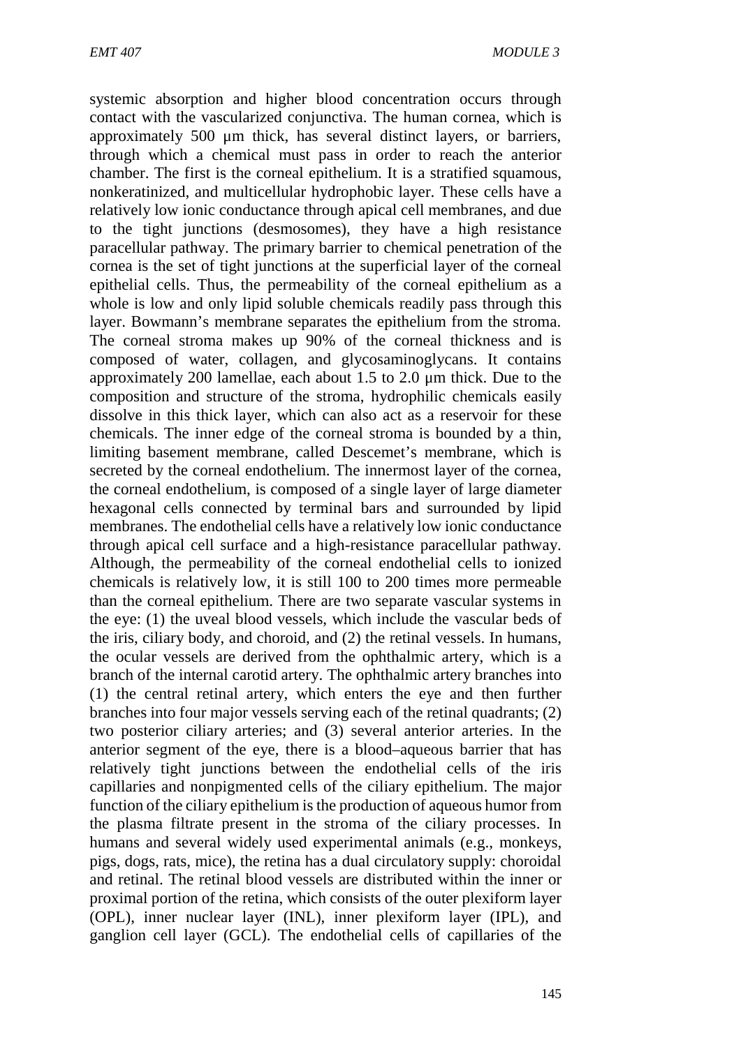systemic absorption and higher blood concentration occurs through contact with the vascularized conjunctiva. The human cornea, which is approximately 500 µm thick, has several distinct layers, or barriers, through which a chemical must pass in order to reach the anterior chamber. The first is the corneal epithelium. It is a stratified squamous, nonkeratinized, and multicellular hydrophobic layer. These cells have a relatively low ionic conductance through apical cell membranes, and due to the tight junctions (desmosomes), they have a high resistance paracellular pathway. The primary barrier to chemical penetration of the cornea is the set of tight junctions at the superficial layer of the corneal epithelial cells. Thus, the permeability of the corneal epithelium as a whole is low and only lipid soluble chemicals readily pass through this layer. Bowmann's membrane separates the epithelium from the stroma. The corneal stroma makes up 90% of the corneal thickness and is composed of water, collagen, and glycosaminoglycans. It contains approximately 200 lamellae, each about 1.5 to 2.0 µm thick. Due to the composition and structure of the stroma, hydrophilic chemicals easily dissolve in this thick layer, which can also act as a reservoir for these chemicals. The inner edge of the corneal stroma is bounded by a thin, limiting basement membrane, called Descemet's membrane, which is secreted by the corneal endothelium. The innermost layer of the cornea, the corneal endothelium, is composed of a single layer of large diameter hexagonal cells connected by terminal bars and surrounded by lipid membranes. The endothelial cells have a relatively low ionic conductance through apical cell surface and a high-resistance paracellular pathway. Although, the permeability of the corneal endothelial cells to ionized chemicals is relatively low, it is still 100 to 200 times more permeable than the corneal epithelium. There are two separate vascular systems in the eye: (1) the uveal blood vessels, which include the vascular beds of the iris, ciliary body, and choroid, and (2) the retinal vessels. In humans, the ocular vessels are derived from the ophthalmic artery, which is a branch of the internal carotid artery. The ophthalmic artery branches into (1) the central retinal artery, which enters the eye and then further branches into four major vessels serving each of the retinal quadrants; (2) two posterior ciliary arteries; and (3) several anterior arteries. In the anterior segment of the eye, there is a blood–aqueous barrier that has relatively tight junctions between the endothelial cells of the iris capillaries and nonpigmented cells of the ciliary epithelium. The major function of the ciliary epithelium is the production of aqueous humor from the plasma filtrate present in the stroma of the ciliary processes. In humans and several widely used experimental animals (e.g., monkeys, pigs, dogs, rats, mice), the retina has a dual circulatory supply: choroidal and retinal. The retinal blood vessels are distributed within the inner or proximal portion of the retina, which consists of the outer plexiform layer (OPL), inner nuclear layer (INL), inner plexiform layer (IPL), and ganglion cell layer (GCL). The endothelial cells of capillaries of the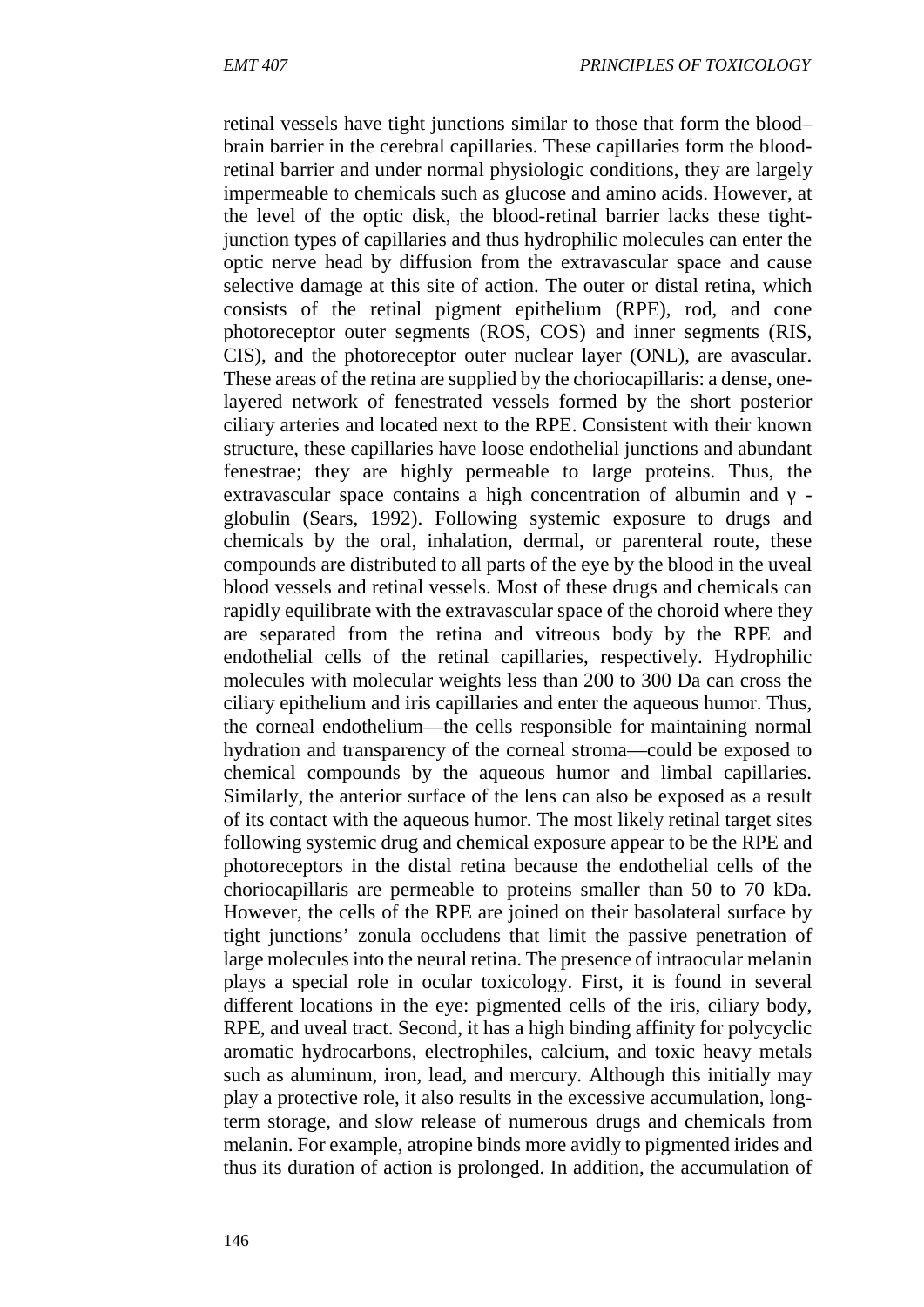retinal vessels have tight junctions similar to those that form the blood–brain barrier in the cerebral capillaries. These capillaries form the blood-retinal barrier and under normal physiologic conditions, they are largely impermeable to chemicals such as glucose and amino acids. However, at the level of the optic disk, the blood-retinal barrier lacks these tight-junction types of capillaries and thus hydrophilic molecules can enter the optic nerve head by diffusion from the extravascular space and cause selective damage at this site of action. The outer or distal retina, which consists of the retinal pigment epithelium (RPE), rod, and cone photoreceptor outer segments (ROS, COS) and inner segments (RIS, CIS), and the photoreceptor outer nuclear layer (ONL), are avascular. These areas of the retina are supplied by the choriocapillaris: a dense, one-layered network of fenestrated vessels formed by the short posterior ciliary arteries and located next to the RPE. Consistent with their known structure, these capillaries have loose endothelial junctions and abundant fenestrae; they are highly permeable to large proteins. Thus, the extravascular space contains a high concentration of albumin and γ - globulin (Sears, 1992). Following systemic exposure to drugs and chemicals by the oral, inhalation, dermal, or parenteral route, these compounds are distributed to all parts of the eye by the blood in the uveal blood vessels and retinal vessels. Most of these drugs and chemicals can rapidly equilibrate with the extravascular space of the choroid where they are separated from the retina and vitreous body by the RPE and endothelial cells of the retinal capillaries, respectively. Hydrophilic molecules with molecular weights less than 200 to 300 Da can cross the ciliary epithelium and iris capillaries and enter the aqueous humor. Thus, the corneal endothelium—the cells responsible for maintaining normal hydration and transparency of the corneal stroma—could be exposed to chemical compounds by the aqueous humor and limbal capillaries. Similarly, the anterior surface of the lens can also be exposed as a result of its contact with the aqueous humor. The most likely retinal target sites following systemic drug and chemical exposure appear to be the RPE and photoreceptors in the distal retina because the endothelial cells of the choriocapillaris are permeable to proteins smaller than 50 to 70 kDa. However, the cells of the RPE are joined on their basolateral surface by tight junctions' zonula occludens that limit the passive penetration of large molecules into the neural retina. The presence of intraocular melanin plays a special role in ocular toxicology. First, it is found in several different locations in the eye: pigmented cells of the iris, ciliary body, RPE, and uveal tract. Second, it has a high binding affinity for polycyclic aromatic hydrocarbons, electrophiles, calcium, and toxic heavy metals such as aluminum, iron, lead, and mercury. Although this initially may play a protective role, it also results in the excessive accumulation, long-term storage, and slow release of numerous drugs and chemicals from melanin. For example, atropine binds more avidly to pigmented irides and thus its duration of action is prolonged. In addition, the accumulation of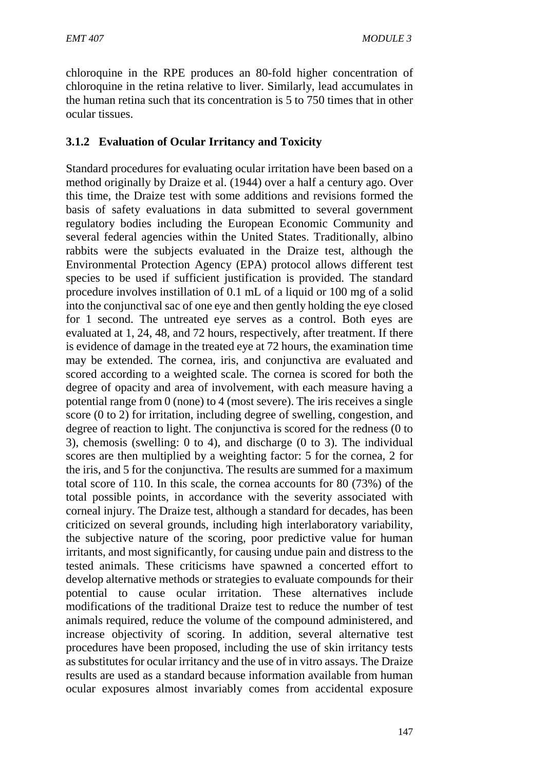chloroquine in the RPE produces an 80-fold higher concentration of chloroquine in the retina relative to liver. Similarly, lead accumulates in the human retina such that its concentration is 5 to 750 times that in other ocular tissues.

### 3.1.2 Evaluation of Ocular Irritancy and Toxicity

Standard procedures for evaluating ocular irritation have been based on a method originally by Draize et al. (1944) over a half a century ago. Over this time, the Draize test with some additions and revisions formed the basis of safety evaluations in data submitted to several government regulatory bodies including the European Economic Community and several federal agencies within the United States. Traditionally, albino rabbits were the subjects evaluated in the Draize test, although the Environmental Protection Agency (EPA) protocol allows different test species to be used if sufficient justification is provided. The standard procedure involves instillation of 0.1 mL of a liquid or 100 mg of a solid into the conjunctival sac of one eye and then gently holding the eye closed for 1 second. The untreated eye serves as a control. Both eyes are evaluated at 1, 24, 48, and 72 hours, respectively, after treatment. If there is evidence of damage in the treated eye at 72 hours, the examination time may be extended. The cornea, iris, and conjunctiva are evaluated and scored according to a weighted scale. The cornea is scored for both the degree of opacity and area of involvement, with each measure having a potential range from 0 (none) to 4 (most severe). The iris receives a single score (0 to 2) for irritation, including degree of swelling, congestion, and degree of reaction to light. The conjunctiva is scored for the redness (0 to 3), chemosis (swelling: 0 to 4), and discharge (0 to 3). The individual scores are then multiplied by a weighting factor: 5 for the cornea, 2 for the iris, and 5 for the conjunctiva. The results are summed for a maximum total score of 110. In this scale, the cornea accounts for 80 (73%) of the total possible points, in accordance with the severity associated with corneal injury. The Draize test, although a standard for decades, has been criticized on several grounds, including high interlaboratory variability, the subjective nature of the scoring, poor predictive value for human irritants, and most significantly, for causing undue pain and distress to the tested animals. These criticisms have spawned a concerted effort to develop alternative methods or strategies to evaluate compounds for their potential to cause ocular irritation. These alternatives include modifications of the traditional Draize test to reduce the number of test animals required, reduce the volume of the compound administered, and increase objectivity of scoring. In addition, several alternative test procedures have been proposed, including the use of skin irritancy tests as substitutes for ocular irritancy and the use of in vitro assays. The Draize results are used as a standard because information available from human ocular exposures almost invariably comes from accidental exposure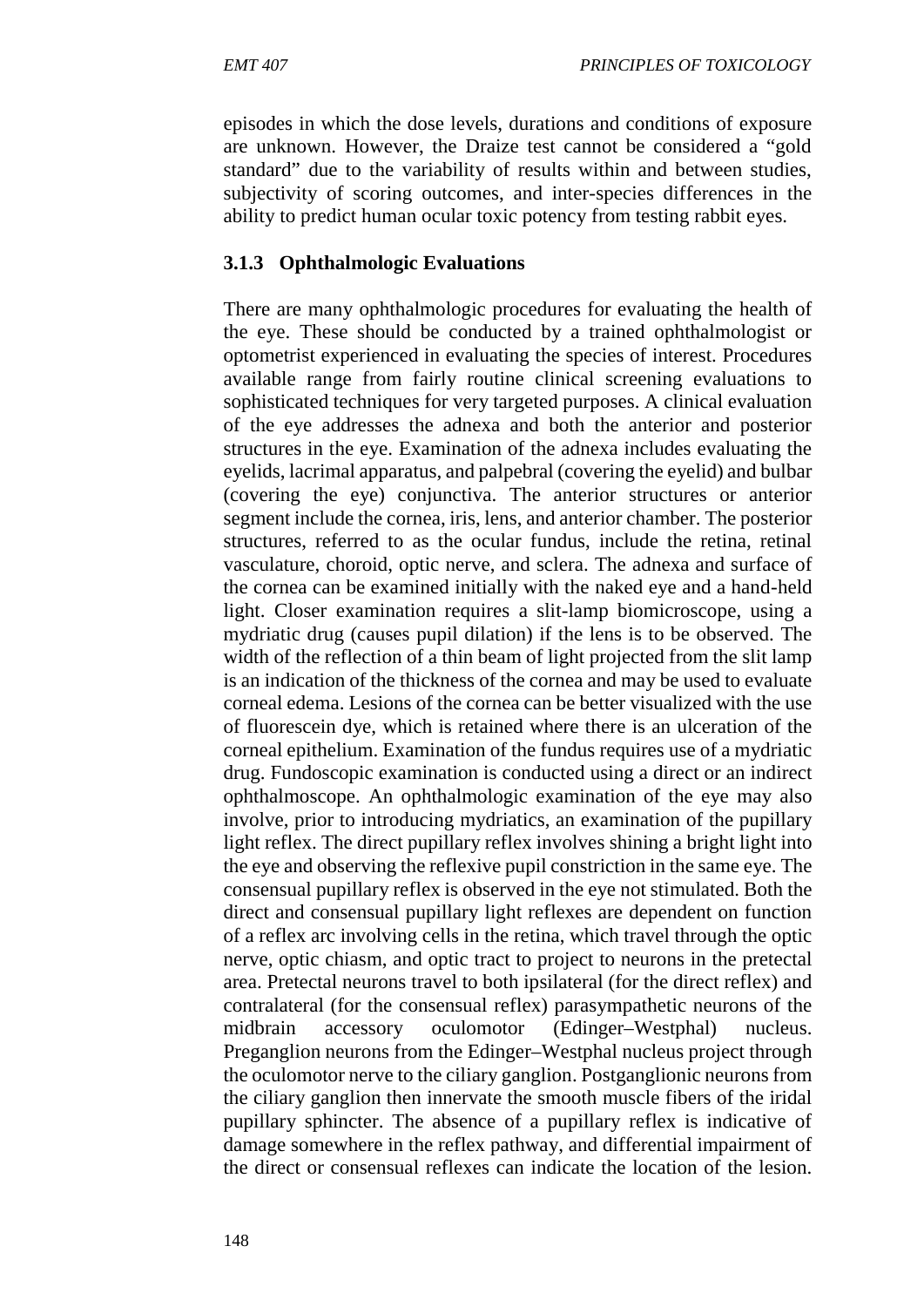episodes in which the dose levels, durations and conditions of exposure are unknown. However, the Draize test cannot be considered a "gold standard" due to the variability of results within and between studies, subjectivity of scoring outcomes, and inter-species differences in the ability to predict human ocular toxic potency from testing rabbit eyes.

### 3.1.3 Ophthalmologic Evaluations

There are many ophthalmologic procedures for evaluating the health of the eye. These should be conducted by a trained ophthalmologist or optometrist experienced in evaluating the species of interest. Procedures available range from fairly routine clinical screening evaluations to sophisticated techniques for very targeted purposes. A clinical evaluation of the eye addresses the adnexa and both the anterior and posterior structures in the eye. Examination of the adnexa includes evaluating the eyelids, lacrimal apparatus, and palpebral (covering the eyelid) and bulbar (covering the eye) conjunctiva. The anterior structures or anterior segment include the cornea, iris, lens, and anterior chamber. The posterior structures, referred to as the ocular fundus, include the retina, retinal vasculature, choroid, optic nerve, and sclera. The adnexa and surface of the cornea can be examined initially with the naked eye and a hand-held light. Closer examination requires a slit-lamp biomicroscope, using a mydriatic drug (causes pupil dilation) if the lens is to be observed. The width of the reflection of a thin beam of light projected from the slit lamp is an indication of the thickness of the cornea and may be used to evaluate corneal edema. Lesions of the cornea can be better visualized with the use of fluorescein dye, which is retained where there is an ulceration of the corneal epithelium. Examination of the fundus requires use of a mydriatic drug. Fundoscopic examination is conducted using a direct or an indirect ophthalmoscope. An ophthalmologic examination of the eye may also involve, prior to introducing mydriatics, an examination of the pupillary light reflex. The direct pupillary reflex involves shining a bright light into the eye and observing the reflexive pupil constriction in the same eye. The consensual pupillary reflex is observed in the eye not stimulated. Both the direct and consensual pupillary light reflexes are dependent on function of a reflex arc involving cells in the retina, which travel through the optic nerve, optic chiasm, and optic tract to project to neurons in the pretectal area. Pretectal neurons travel to both ipsilateral (for the direct reflex) and contralateral (for the consensual reflex) parasympathetic neurons of the midbrain accessory oculomotor (Edinger–Westphal) nucleus. Preganglion neurons from the Edinger–Westphal nucleus project through the oculomotor nerve to the ciliary ganglion. Postganglionic neurons from the ciliary ganglion then innervate the smooth muscle fibers of the iridal pupillary sphincter. The absence of a pupillary reflex is indicative of damage somewhere in the reflex pathway, and differential impairment of the direct or consensual reflexes can indicate the location of the lesion.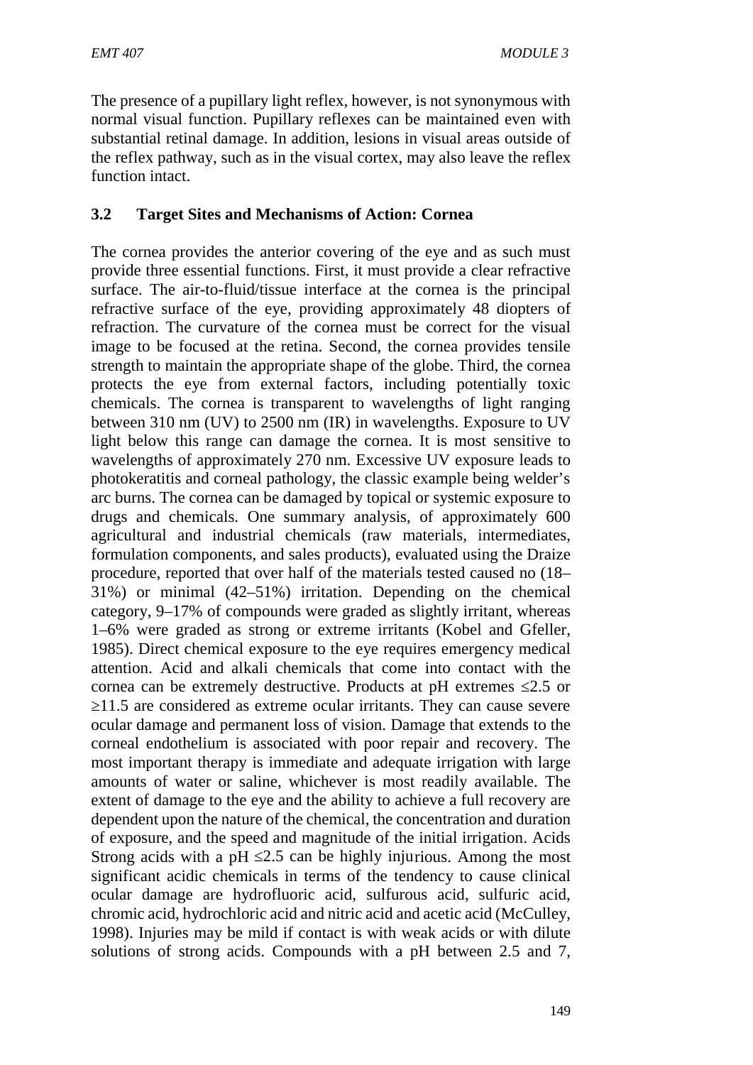The presence of a pupillary light reflex, however, is not synonymous with normal visual function. Pupillary reflexes can be maintained even with substantial retinal damage. In addition, lesions in visual areas outside of the reflex pathway, such as in the visual cortex, may also leave the reflex function intact.

### 3.2 Target Sites and Mechanisms of Action: Cornea

The cornea provides the anterior covering of the eye and as such must provide three essential functions. First, it must provide a clear refractive surface. The air-to-fluid/tissue interface at the cornea is the principal refractive surface of the eye, providing approximately 48 diopters of refraction. The curvature of the cornea must be correct for the visual image to be focused at the retina. Second, the cornea provides tensile strength to maintain the appropriate shape of the globe. Third, the cornea protects the eye from external factors, including potentially toxic chemicals. The cornea is transparent to wavelengths of light ranging between 310 nm (UV) to 2500 nm (IR) in wavelengths. Exposure to UV light below this range can damage the cornea. It is most sensitive to wavelengths of approximately 270 nm. Excessive UV exposure leads to photokeratitis and corneal pathology, the classic example being welder's arc burns. The cornea can be damaged by topical or systemic exposure to drugs and chemicals. One summary analysis, of approximately 600 agricultural and industrial chemicals (raw materials, intermediates, formulation components, and sales products), evaluated using the Draize procedure, reported that over half of the materials tested caused no (18–31%) or minimal (42–51%) irritation. Depending on the chemical category, 9–17% of compounds were graded as slightly irritant, whereas 1–6% were graded as strong or extreme irritants (Kobel and Gfeller, 1985). Direct chemical exposure to the eye requires emergency medical attention. Acid and alkali chemicals that come into contact with the cornea can be extremely destructive. Products at pH extremes $\leq 2.5$ or $\geq 11.5$ are considered as extreme ocular irritants. They can cause severe ocular damage and permanent loss of vision. Damage that extends to the corneal endothelium is associated with poor repair and recovery. The most important therapy is immediate and adequate irrigation with large amounts of water or saline, whichever is most readily available. The extent of damage to the eye and the ability to achieve a full recovery are dependent upon the nature of the chemical, the concentration and duration of exposure, and the speed and magnitude of the initial irrigation. Acids Strong acids with a pH $\leq 2.5$ can be highly injurious. Among the most significant acidic chemicals in terms of the tendency to cause clinical ocular damage are hydrofluoric acid, sulfurous acid, sulfuric acid, chromic acid, hydrochloric acid and nitric acid and acetic acid (McCulley, 1998). Injuries may be mild if contact is with weak acids or with dilute solutions of strong acids. Compounds with a pH between 2.5 and 7,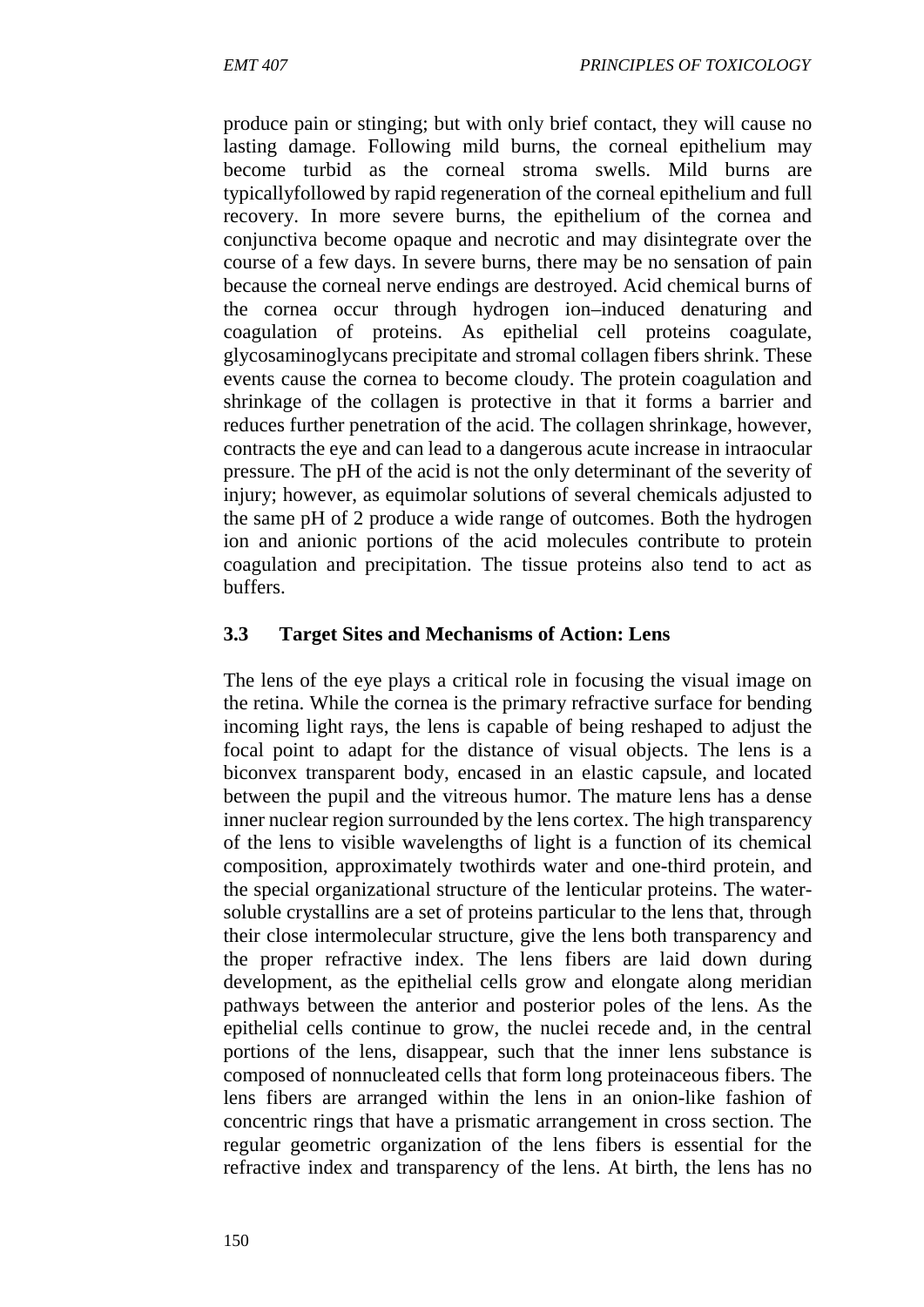produce pain or stinging; but with only brief contact, they will cause no lasting damage. Following mild burns, the corneal epithelium may become turbid as the corneal stroma swells. Mild burns are typicallyfollowed by rapid regeneration of the corneal epithelium and full recovery. In more severe burns, the epithelium of the cornea and conjunctiva become opaque and necrotic and may disintegrate over the course of a few days. In severe burns, there may be no sensation of pain because the corneal nerve endings are destroyed. Acid chemical burns of the cornea occur through hydrogen ion–induced denaturing and coagulation of proteins. As epithelial cell proteins coagulate, glycosaminoglycans precipitate and stromal collagen fibers shrink. These events cause the cornea to become cloudy. The protein coagulation and shrinkage of the collagen is protective in that it forms a barrier and reduces further penetration of the acid. The collagen shrinkage, however, contracts the eye and can lead to a dangerous acute increase in intraocular pressure. The pH of the acid is not the only determinant of the severity of injury; however, as equimolar solutions of several chemicals adjusted to the same pH of 2 produce a wide range of outcomes. Both the hydrogen ion and anionic portions of the acid molecules contribute to protein coagulation and precipitation. The tissue proteins also tend to act as buffers.

### 3.3 Target Sites and Mechanisms of Action: Lens

The lens of the eye plays a critical role in focusing the visual image on the retina. While the cornea is the primary refractive surface for bending incoming light rays, the lens is capable of being reshaped to adjust the focal point to adapt for the distance of visual objects. The lens is a biconvex transparent body, encased in an elastic capsule, and located between the pupil and the vitreous humor. The mature lens has a dense inner nuclear region surrounded by the lens cortex. The high transparency of the lens to visible wavelengths of light is a function of its chemical composition, approximately twothirds water and one-third protein, and the special organizational structure of the lenticular proteins. The water-soluble crystallins are a set of proteins particular to the lens that, through their close intermolecular structure, give the lens both transparency and the proper refractive index. The lens fibers are laid down during development, as the epithelial cells grow and elongate along meridian pathways between the anterior and posterior poles of the lens. As the epithelial cells continue to grow, the nuclei recede and, in the central portions of the lens, disappear, such that the inner lens substance is composed of nonnucleated cells that form long proteinaceous fibers. The lens fibers are arranged within the lens in an onion-like fashion of concentric rings that have a prismatic arrangement in cross section. The regular geometric organization of the lens fibers is essential for the refractive index and transparency of the lens. At birth, the lens has no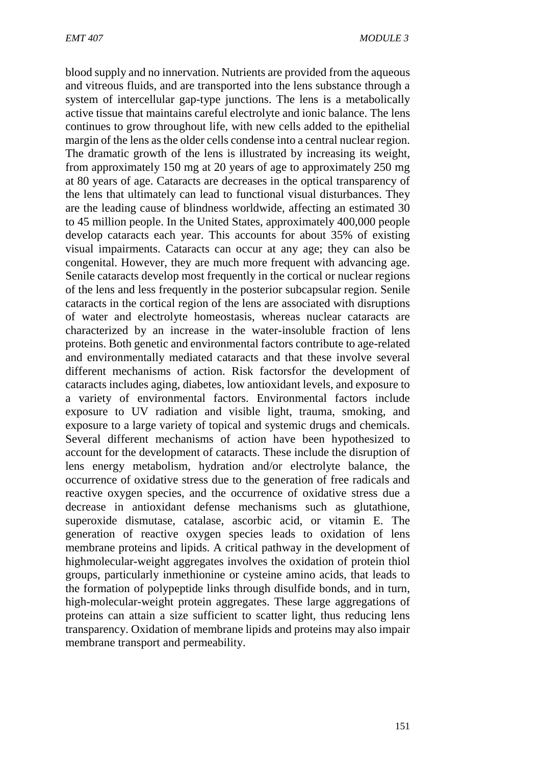blood supply and no innervation. Nutrients are provided from the aqueous and vitreous fluids, and are transported into the lens substance through a system of intercellular gap-type junctions. The lens is a metabolically active tissue that maintains careful electrolyte and ionic balance. The lens continues to grow throughout life, with new cells added to the epithelial margin of the lens as the older cells condense into a central nuclear region. The dramatic growth of the lens is illustrated by increasing its weight, from approximately 150 mg at 20 years of age to approximately 250 mg at 80 years of age. Cataracts are decreases in the optical transparency of the lens that ultimately can lead to functional visual disturbances. They are the leading cause of blindness worldwide, affecting an estimated 30 to 45 million people. In the United States, approximately 400,000 people develop cataracts each year. This accounts for about 35% of existing visual impairments. Cataracts can occur at any age; they can also be congenital. However, they are much more frequent with advancing age. Senile cataracts develop most frequently in the cortical or nuclear regions of the lens and less frequently in the posterior subcapsular region. Senile cataracts in the cortical region of the lens are associated with disruptions of water and electrolyte homeostasis, whereas nuclear cataracts are characterized by an increase in the water-insoluble fraction of lens proteins. Both genetic and environmental factors contribute to age-related and environmentally mediated cataracts and that these involve several different mechanisms of action. Risk factorsfor the development of cataracts includes aging, diabetes, low antioxidant levels, and exposure to a variety of environmental factors. Environmental factors include exposure to UV radiation and visible light, trauma, smoking, and exposure to a large variety of topical and systemic drugs and chemicals. Several different mechanisms of action have been hypothesized to account for the development of cataracts. These include the disruption of lens energy metabolism, hydration and/or electrolyte balance, the occurrence of oxidative stress due to the generation of free radicals and reactive oxygen species, and the occurrence of oxidative stress due a decrease in antioxidant defense mechanisms such as glutathione, superoxide dismutase, catalase, ascorbic acid, or vitamin E. The generation of reactive oxygen species leads to oxidation of lens membrane proteins and lipids. A critical pathway in the development of highmolecular-weight aggregates involves the oxidation of protein thiol groups, particularly inmethionine or cysteine amino acids, that leads to the formation of polypeptide links through disulfide bonds, and in turn, high-molecular-weight protein aggregates. These large aggregations of proteins can attain a size sufficient to scatter light, thus reducing lens transparency. Oxidation of membrane lipids and proteins may also impair membrane transport and permeability.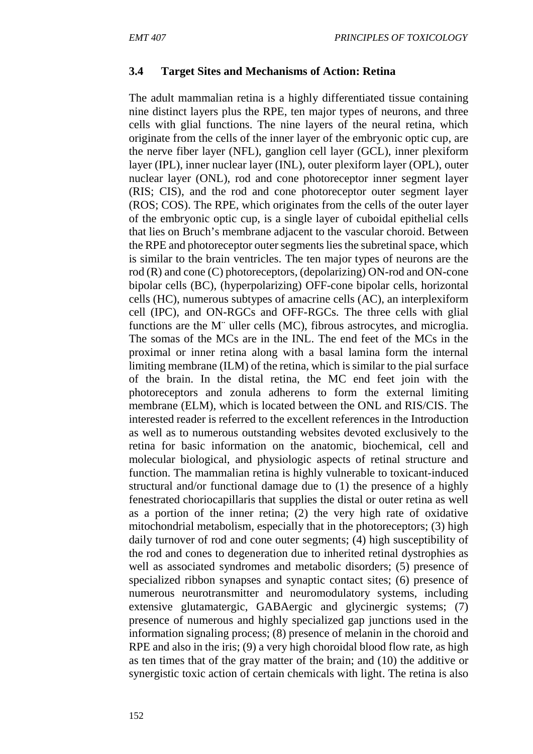### 3.4 Target Sites and Mechanisms of Action: Retina

The adult mammalian retina is a highly differentiated tissue containing nine distinct layers plus the RPE, ten major types of neurons, and three cells with glial functions. The nine layers of the neural retina, which originate from the cells of the inner layer of the embryonic optic cup, are the nerve fiber layer (NFL), ganglion cell layer (GCL), inner plexiform layer (IPL), inner nuclear layer (INL), outer plexiform layer (OPL), outer nuclear layer (ONL), rod and cone photoreceptor inner segment layer (RIS; CIS), and the rod and cone photoreceptor outer segment layer (ROS; COS). The RPE, which originates from the cells of the outer layer of the embryonic optic cup, is a single layer of cuboidal epithelial cells that lies on Bruch's membrane adjacent to the vascular choroid. Between the RPE and photoreceptor outer segments lies the subretinal space, which is similar to the brain ventricles. The ten major types of neurons are the rod (R) and cone (C) photoreceptors, (depolarizing) ON-rod and ON-cone bipolar cells (BC), (hyperpolarizing) OFF-cone bipolar cells, horizontal cells (HC), numerous subtypes of amacrine cells (AC), an interplexiform cell (IPC), and ON-RGCs and OFF-RGCs. The three cells with glial functions are the M¨ uller cells (MC), fibrous astrocytes, and microglia. The somas of the MCs are in the INL. The end feet of the MCs in the proximal or inner retina along with a basal lamina form the internal limiting membrane (ILM) of the retina, which is similar to the pial surface of the brain. In the distal retina, the MC end feet join with the photoreceptors and zonula adherens to form the external limiting membrane (ELM), which is located between the ONL and RIS/CIS. The interested reader is referred to the excellent references in the Introduction as well as to numerous outstanding websites devoted exclusively to the retina for basic information on the anatomic, biochemical, cell and molecular biological, and physiologic aspects of retinal structure and function. The mammalian retina is highly vulnerable to toxicant-induced structural and/or functional damage due to (1) the presence of a highly fenestrated choriocapillaris that supplies the distal or outer retina as well as a portion of the inner retina; (2) the very high rate of oxidative mitochondrial metabolism, especially that in the photoreceptors; (3) high daily turnover of rod and cone outer segments; (4) high susceptibility of the rod and cones to degeneration due to inherited retinal dystrophies as well as associated syndromes and metabolic disorders; (5) presence of specialized ribbon synapses and synaptic contact sites; (6) presence of numerous neurotransmitter and neuromodulatory systems, including extensive glutamatergic, GABAergic and glycinergic systems; (7) presence of numerous and highly specialized gap junctions used in the information signaling process; (8) presence of melanin in the choroid and RPE and also in the iris; (9) a very high choroidal blood flow rate, as high as ten times that of the gray matter of the brain; and (10) the additive or synergistic toxic action of certain chemicals with light. The retina is also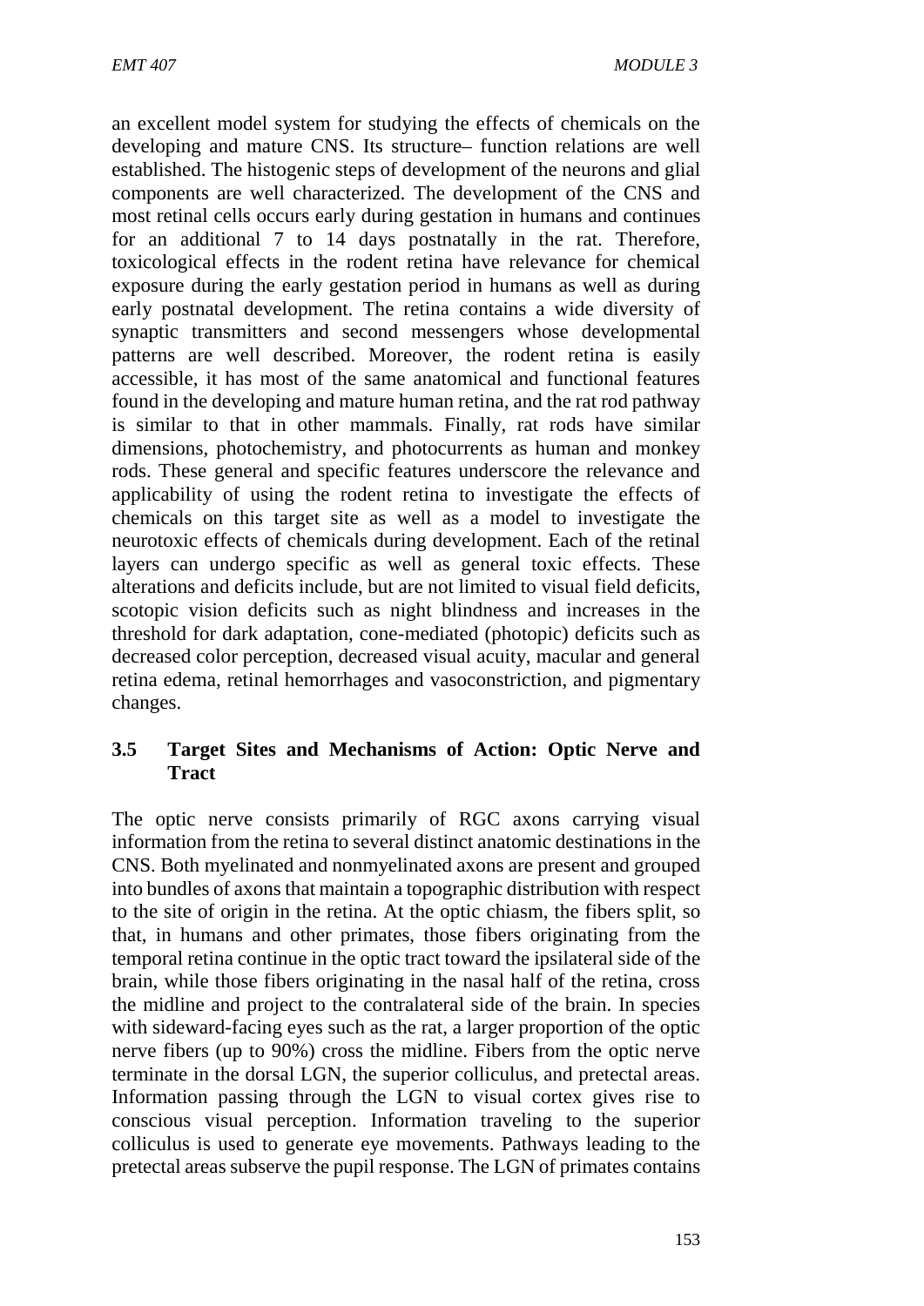an excellent model system for studying the effects of chemicals on the developing and mature CNS. Its structure– function relations are well established. The histogenic steps of development of the neurons and glial components are well characterized. The development of the CNS and most retinal cells occurs early during gestation in humans and continues for an additional 7 to 14 days postnatally in the rat. Therefore, toxicological effects in the rodent retina have relevance for chemical exposure during the early gestation period in humans as well as during early postnatal development. The retina contains a wide diversity of synaptic transmitters and second messengers whose developmental patterns are well described. Moreover, the rodent retina is easily accessible, it has most of the same anatomical and functional features found in the developing and mature human retina, and the rat rod pathway is similar to that in other mammals. Finally, rat rods have similar dimensions, photochemistry, and photocurrents as human and monkey rods. These general and specific features underscore the relevance and applicability of using the rodent retina to investigate the effects of chemicals on this target site as well as a model to investigate the neurotoxic effects of chemicals during development. Each of the retinal layers can undergo specific as well as general toxic effects. These alterations and deficits include, but are not limited to visual field deficits, scotopic vision deficits such as night blindness and increases in the threshold for dark adaptation, cone-mediated (photopic) deficits such as decreased color perception, decreased visual acuity, macular and general retina edema, retinal hemorrhages and vasoconstriction, and pigmentary changes.

### 3.5 Target Sites and Mechanisms of Action: Optic Nerve and Tract

The optic nerve consists primarily of RGC axons carrying visual information from the retina to several distinct anatomic destinations in the CNS. Both myelinated and nonmyelinated axons are present and grouped into bundles of axons that maintain a topographic distribution with respect to the site of origin in the retina. At the optic chiasm, the fibers split, so that, in humans and other primates, those fibers originating from the temporal retina continue in the optic tract toward the ipsilateral side of the brain, while those fibers originating in the nasal half of the retina, cross the midline and project to the contralateral side of the brain. In species with sideward-facing eyes such as the rat, a larger proportion of the optic nerve fibers (up to 90%) cross the midline. Fibers from the optic nerve terminate in the dorsal LGN, the superior colliculus, and pretectal areas. Information passing through the LGN to visual cortex gives rise to conscious visual perception. Information traveling to the superior colliculus is used to generate eye movements. Pathways leading to the pretectal areas subserve the pupil response. The LGN of primates contains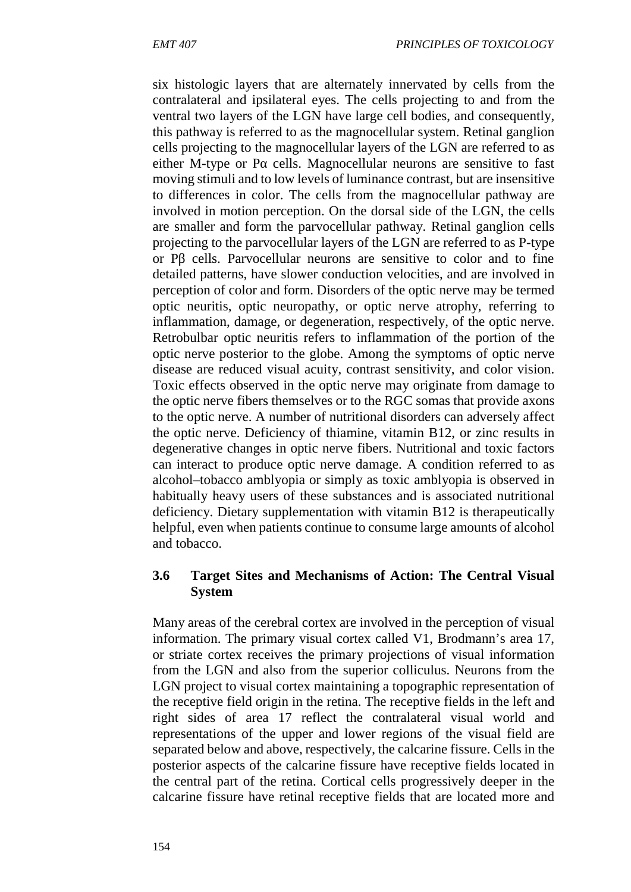six histologic layers that are alternately innervated by cells from the contralateral and ipsilateral eyes. The cells projecting to and from the ventral two layers of the LGN have large cell bodies, and consequently, this pathway is referred to as the magnocellular system. Retinal ganglion cells projecting to the magnocellular layers of the LGN are referred to as either M-type or Pα cells. Magnocellular neurons are sensitive to fast moving stimuli and to low levels of luminance contrast, but are insensitive to differences in color. The cells from the magnocellular pathway are involved in motion perception. On the dorsal side of the LGN, the cells are smaller and form the parvocellular pathway. Retinal ganglion cells projecting to the parvocellular layers of the LGN are referred to as P-type or Pβ cells. Parvocellular neurons are sensitive to color and to fine detailed patterns, have slower conduction velocities, and are involved in perception of color and form. Disorders of the optic nerve may be termed optic neuritis, optic neuropathy, or optic nerve atrophy, referring to inflammation, damage, or degeneration, respectively, of the optic nerve. Retrobulbar optic neuritis refers to inflammation of the portion of the optic nerve posterior to the globe. Among the symptoms of optic nerve disease are reduced visual acuity, contrast sensitivity, and color vision. Toxic effects observed in the optic nerve may originate from damage to the optic nerve fibers themselves or to the RGC somas that provide axons to the optic nerve. A number of nutritional disorders can adversely affect the optic nerve. Deficiency of thiamine, vitamin B12, or zinc results in degenerative changes in optic nerve fibers. Nutritional and toxic factors can interact to produce optic nerve damage. A condition referred to as alcohol–tobacco amblyopia or simply as toxic amblyopia is observed in habitually heavy users of these substances and is associated nutritional deficiency. Dietary supplementation with vitamin B12 is therapeutically helpful, even when patients continue to consume large amounts of alcohol and tobacco.

### 3.6 Target Sites and Mechanisms of Action: The Central Visual System

Many areas of the cerebral cortex are involved in the perception of visual information. The primary visual cortex called V1, Brodmann's area 17, or striate cortex receives the primary projections of visual information from the LGN and also from the superior colliculus. Neurons from the LGN project to visual cortex maintaining a topographic representation of the receptive field origin in the retina. The receptive fields in the left and right sides of area 17 reflect the contralateral visual world and representations of the upper and lower regions of the visual field are separated below and above, respectively, the calcarine fissure. Cells in the posterior aspects of the calcarine fissure have receptive fields located in the central part of the retina. Cortical cells progressively deeper in the calcarine fissure have retinal receptive fields that are located more and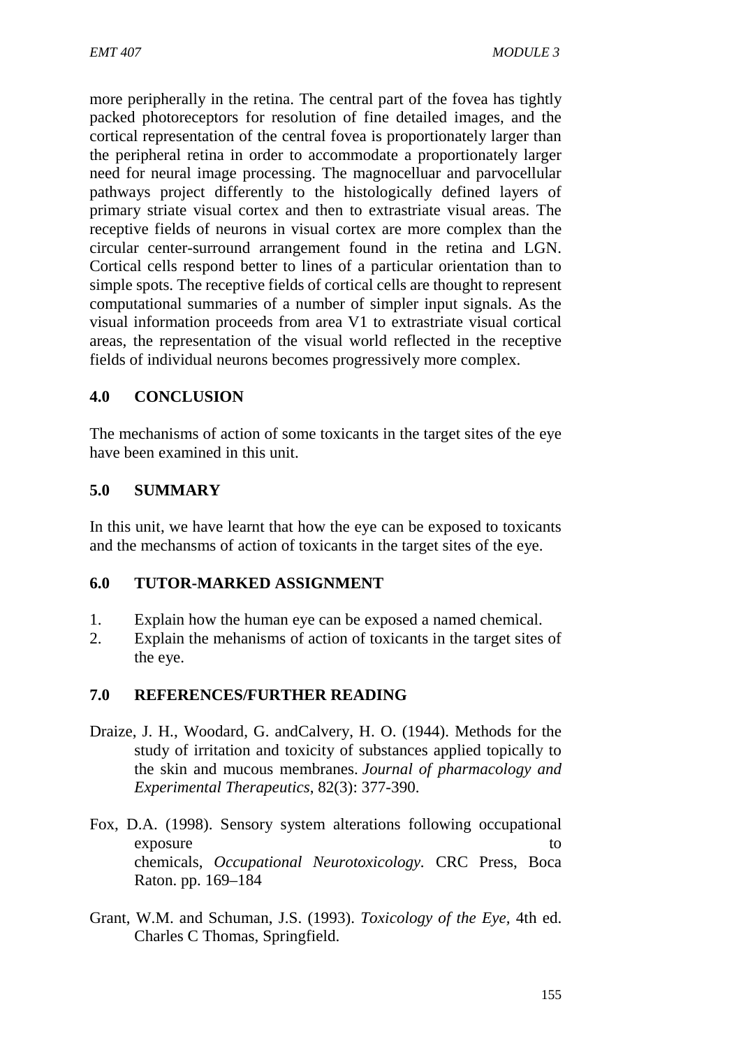more peripherally in the retina. The central part of the fovea has tightly packed photoreceptors for resolution of fine detailed images, and the cortical representation of the central fovea is proportionately larger than the peripheral retina in order to accommodate a proportionately larger need for neural image processing. The magnocelluar and parvocellular pathways project differently to the histologically defined layers of primary striate visual cortex and then to extrastriate visual areas. The receptive fields of neurons in visual cortex are more complex than the circular center-surround arrangement found in the retina and LGN. Cortical cells respond better to lines of a particular orientation than to simple spots. The receptive fields of cortical cells are thought to represent computational summaries of a number of simpler input signals. As the visual information proceeds from area V1 to extrastriate visual cortical areas, the representation of the visual world reflected in the receptive fields of individual neurons becomes progressively more complex.

## 4.0 CONCLUSION

The mechanisms of action of some toxicants in the target sites of the eye have been examined in this unit.

## 5.0 SUMMARY

In this unit, we have learnt that how the eye can be exposed to toxicants and the mechansms of action of toxicants in the target sites of the eye.

## 6.0 TUTOR-MARKED ASSIGNMENT

1. Explain how the human eye can be exposed a named chemical.
2. Explain the mehanisms of action of toxicants in the target sites of the eye.

## 7.0 REFERENCES/FURTHER READING

Draize, J. H., Woodard, G. andCalvery, H. O. (1944). Methods for the study of irritation and toxicity of substances applied topically to the skin and mucous membranes. *Journal of pharmacology and Experimental Therapeutics*, 82(3): 377-390.

Fox, D.A. (1998). Sensory system alterations following occupational exposure to chemicals, *Occupational Neurotoxicology.* CRC Press, Boca Raton. pp. 169–184

Grant, W.M. and Schuman, J.S. (1993). *Toxicology of the Eye,* 4th ed. Charles C Thomas, Springfield.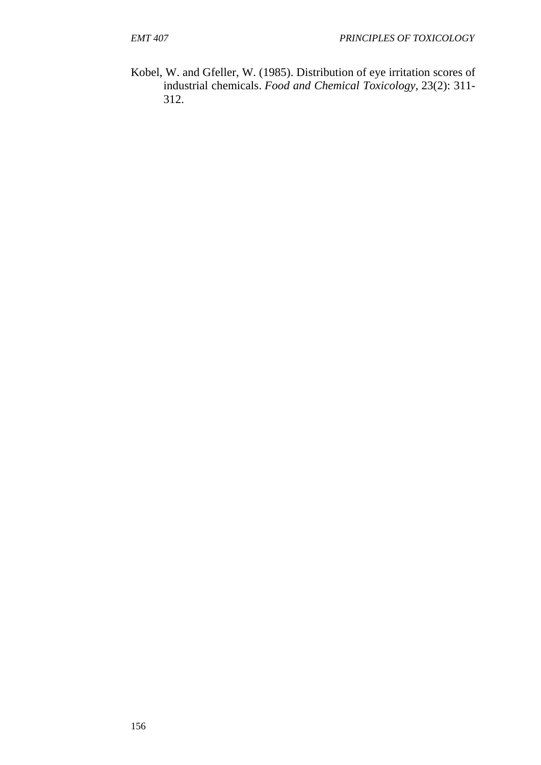Kobel, W. and Gfeller, W. (1985). Distribution of eye irritation scores of industrial chemicals. *Food and Chemical Toxicology*, 23(2): 311-312.